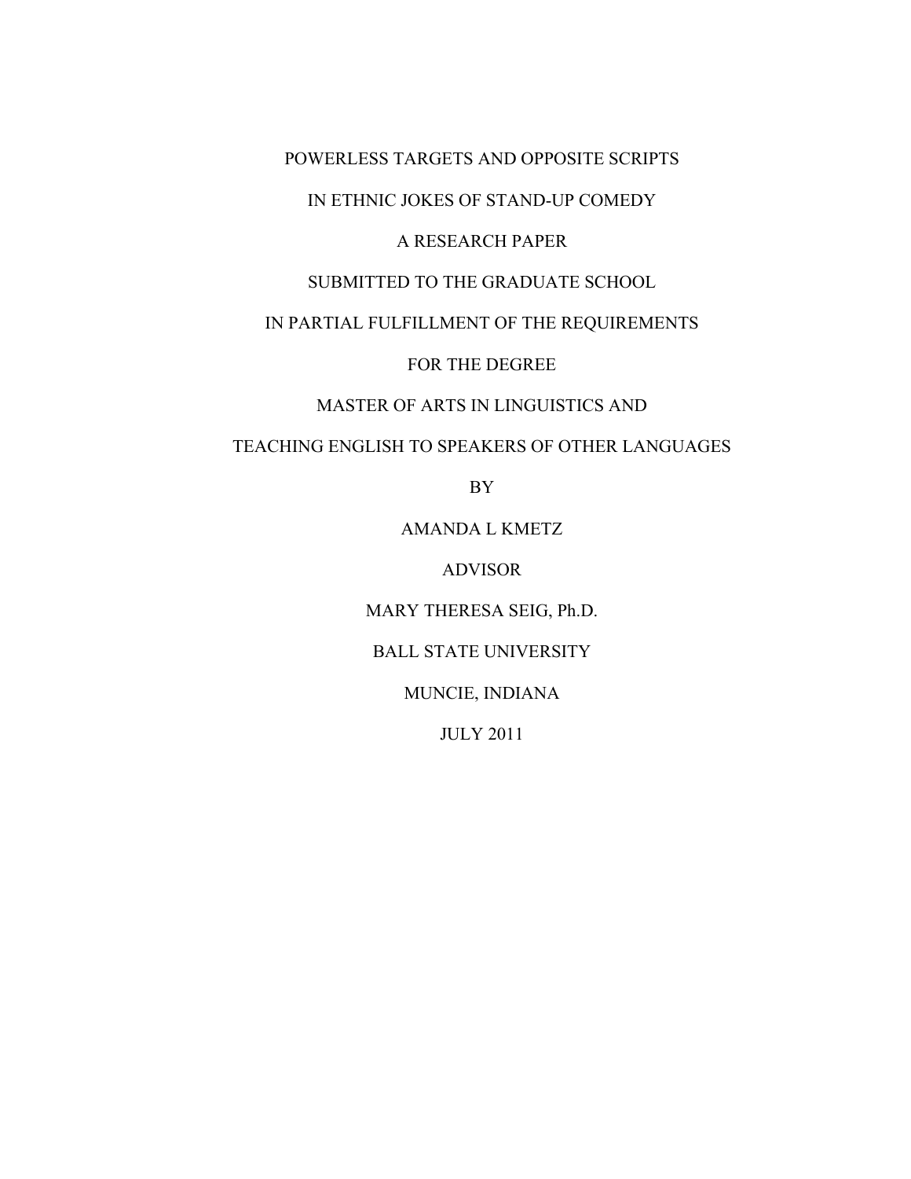# POWERLESS TARGETS AND OPPOSITE SCRIPTS

# IN ETHNIC JOKES OF STAND-UP COMEDY

A RESEARCH PAPER

SUBMITTED TO THE GRADUATE SCHOOL

IN PARTIAL FULFILLMENT OF THE REQUIREMENTS

FOR THE DEGREE

MASTER OF ARTS IN LINGUISTICS AND

TEACHING ENGLISH TO SPEAKERS OF OTHER LANGUAGES

BY

AMANDA L KMETZ

ADVISOR

MARY THERESA SEIG, Ph.D.

BALL STATE UNIVERSITY

MUNCIE, INDIANA

JULY 2011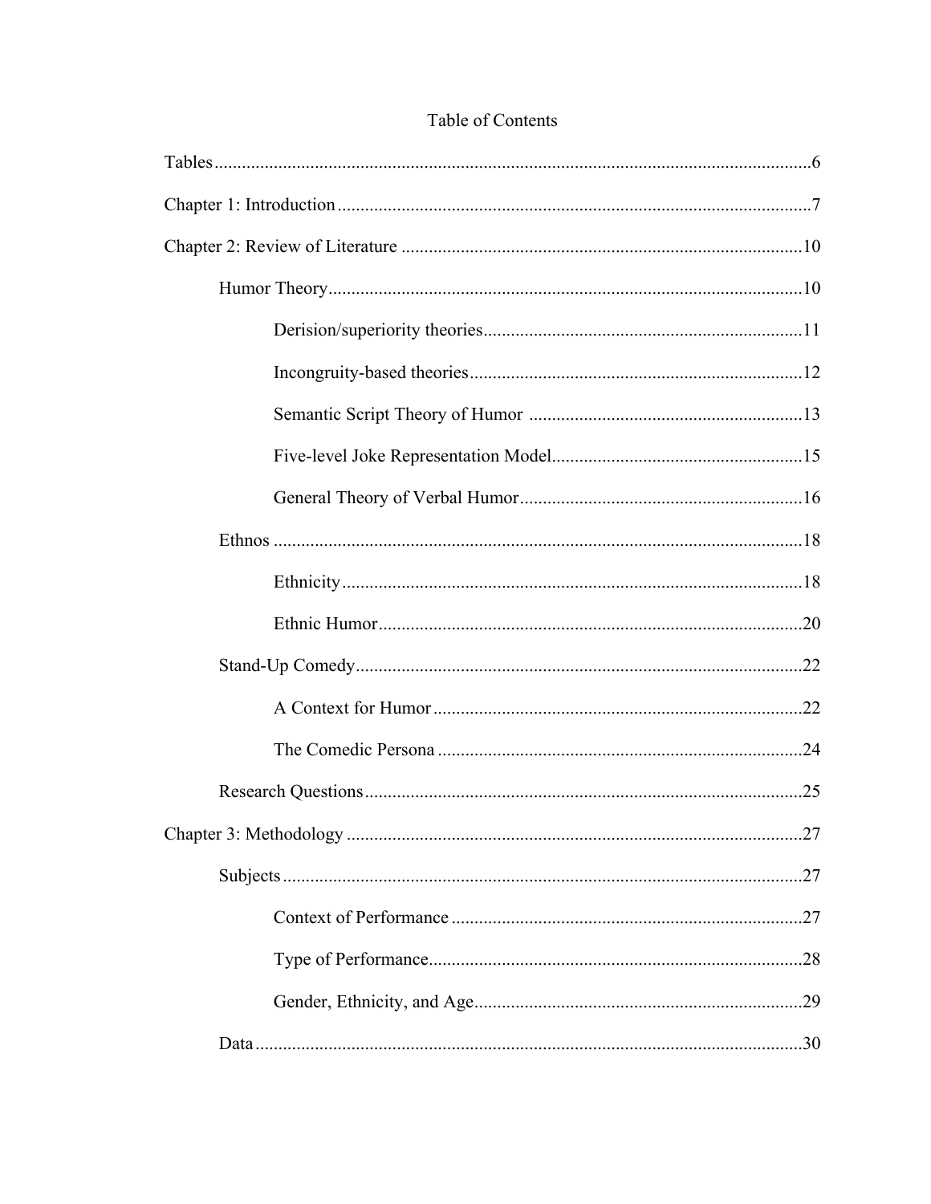# Table of Contents

Tables .......................................................................................................................6

Chapter 1: Introduction ...........................................................................................7

Chapter 2: Review of Literature ..............................................................................10

- Humor Theory ....................................................................................................10
  - Derision/superiority theories ........................................................................11
  - Incongruity-based theories ...........................................................................12
  - Semantic Script Theory of Humor ...............................................................13
  - Five-level Joke Representation Model .........................................................15
  - General Theory of Verbal Humor .................................................................16
- Ethnos ................................................................................................................18
  - Ethnicity .......................................................................................................18
  - Ethnic Humor ...............................................................................................20
- Stand-Up Comedy ..............................................................................................22
  - A Context for Humor ...................................................................................22
  - The Comedic Persona ..................................................................................24
- Research Questions ............................................................................................25

Chapter 3: Methodology ........................................................................................27

- Subjects ..............................................................................................................27
  - Context of Performance ...............................................................................27
  - Type of Performance ....................................................................................28
  - Gender, Ethnicity, and Age ..........................................................................29
- Data ....................................................................................................................30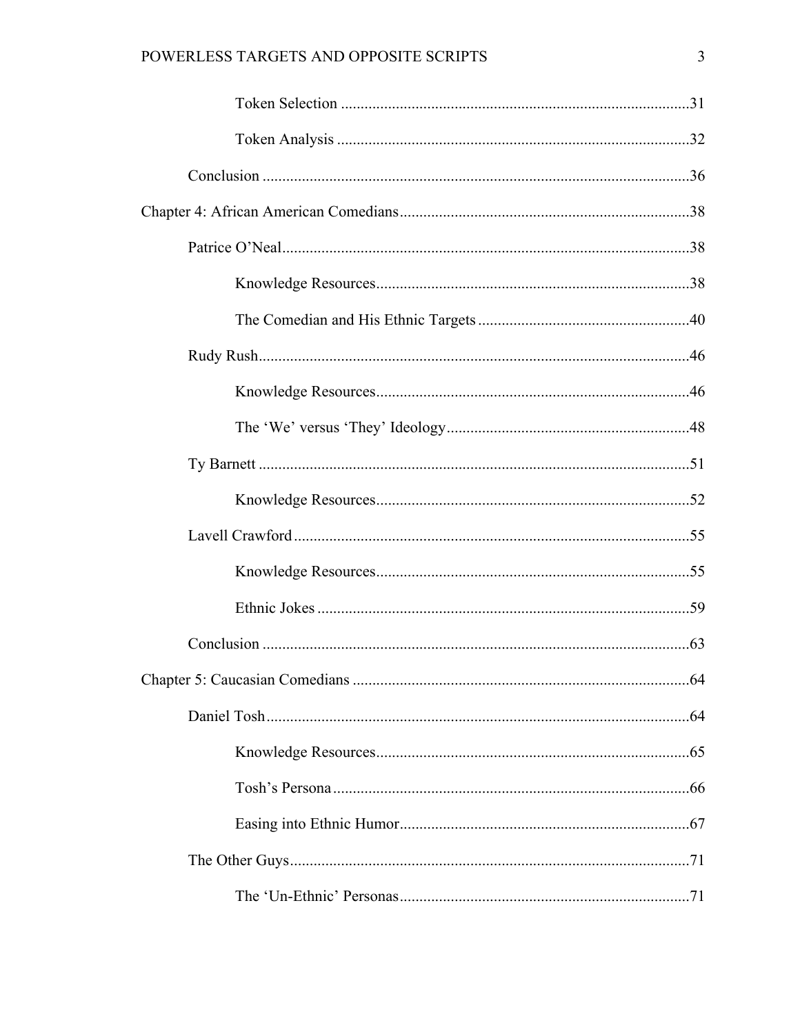Token Selection .......................................................................................31

Token Analysis .........................................................................................32

Conclusion ............................................................................................................36

Chapter 4: African American Comedians..........................................................................38

Patrice O'Neal.......................................................................................................38

Knowledge Resources...............................................................................38

The Comedian and His Ethnic Targets.....................................................40

Rudy Rush.............................................................................................................46

Knowledge Resources...............................................................................46

The 'We' versus 'They' Ideology.............................................................48

Ty Barnett .............................................................................................................51

Knowledge Resources...............................................................................52

Lavell Crawford....................................................................................................55

Knowledge Resources...............................................................................55

Ethnic Jokes ..............................................................................................59

Conclusion ............................................................................................................63

Chapter 5: Caucasian Comedians .....................................................................................64

Daniel Tosh...........................................................................................................64

Knowledge Resources...............................................................................65

Tosh's Persona..........................................................................................66

Easing into Ethnic Humor.........................................................................67

The Other Guys.....................................................................................................71

The 'Un-Ethnic' Personas.........................................................................71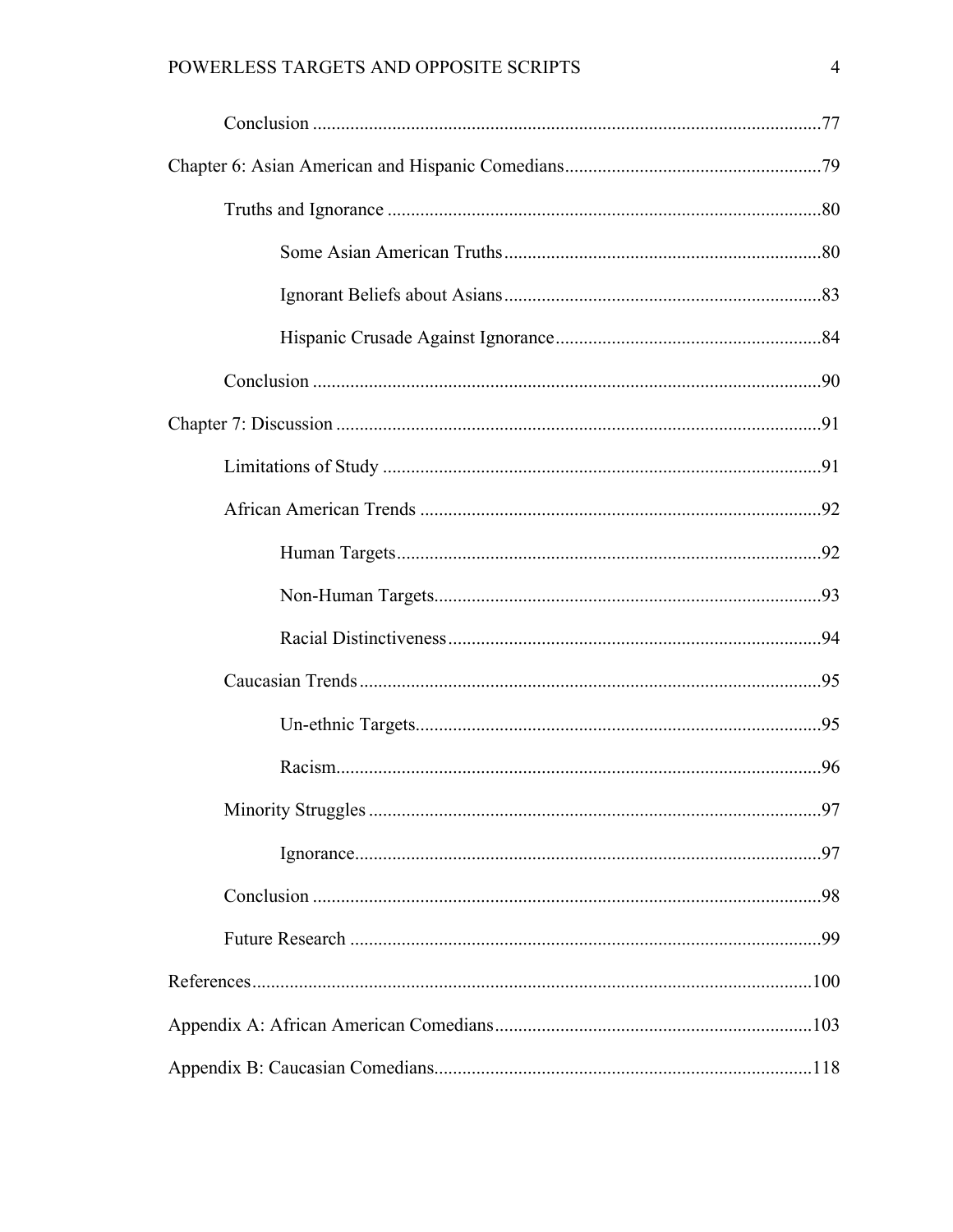Conclusion ... 77

Chapter 6: Asian American and Hispanic Comedians ... 79

Truths and Ignorance ... 80

Some Asian American Truths ... 80

Ignorant Beliefs about Asians ... 83

Hispanic Crusade Against Ignorance ... 84

Conclusion ... 90

Chapter 7: Discussion ... 91

Limitations of Study ... 91

African American Trends ... 92

Human Targets ... 92

Non-Human Targets ... 93

Racial Distinctiveness ... 94

Caucasian Trends ... 95

Un-ethnic Targets ... 95

Racism ... 96

Minority Struggles ... 97

Ignorance ... 97

Conclusion ... 98

Future Research ... 99

References ... 100

Appendix A: African American Comedians ... 103

Appendix B: Caucasian Comedians ... 118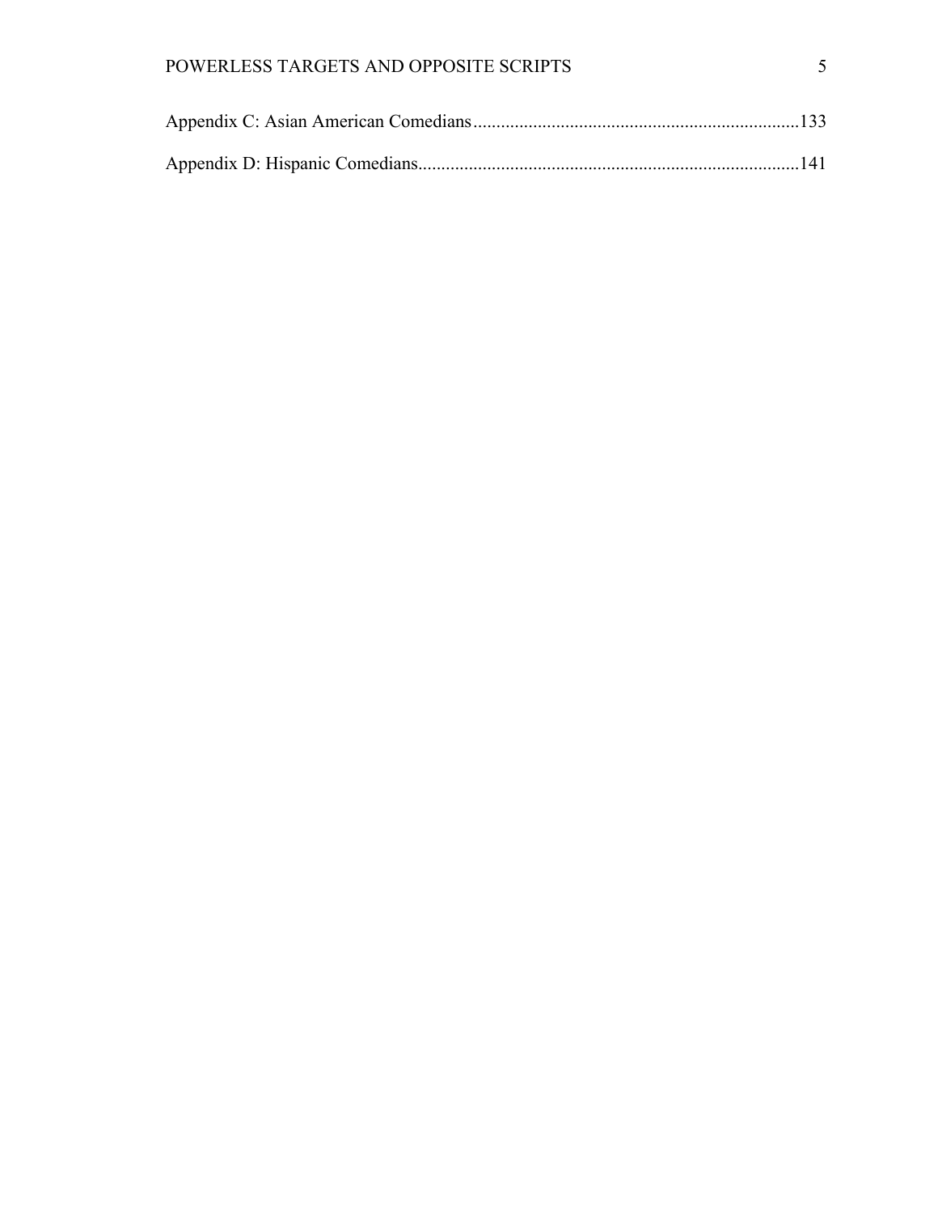Appendix C: Asian American Comedians......................................................................133

Appendix D: Hispanic Comedians..................................................................................141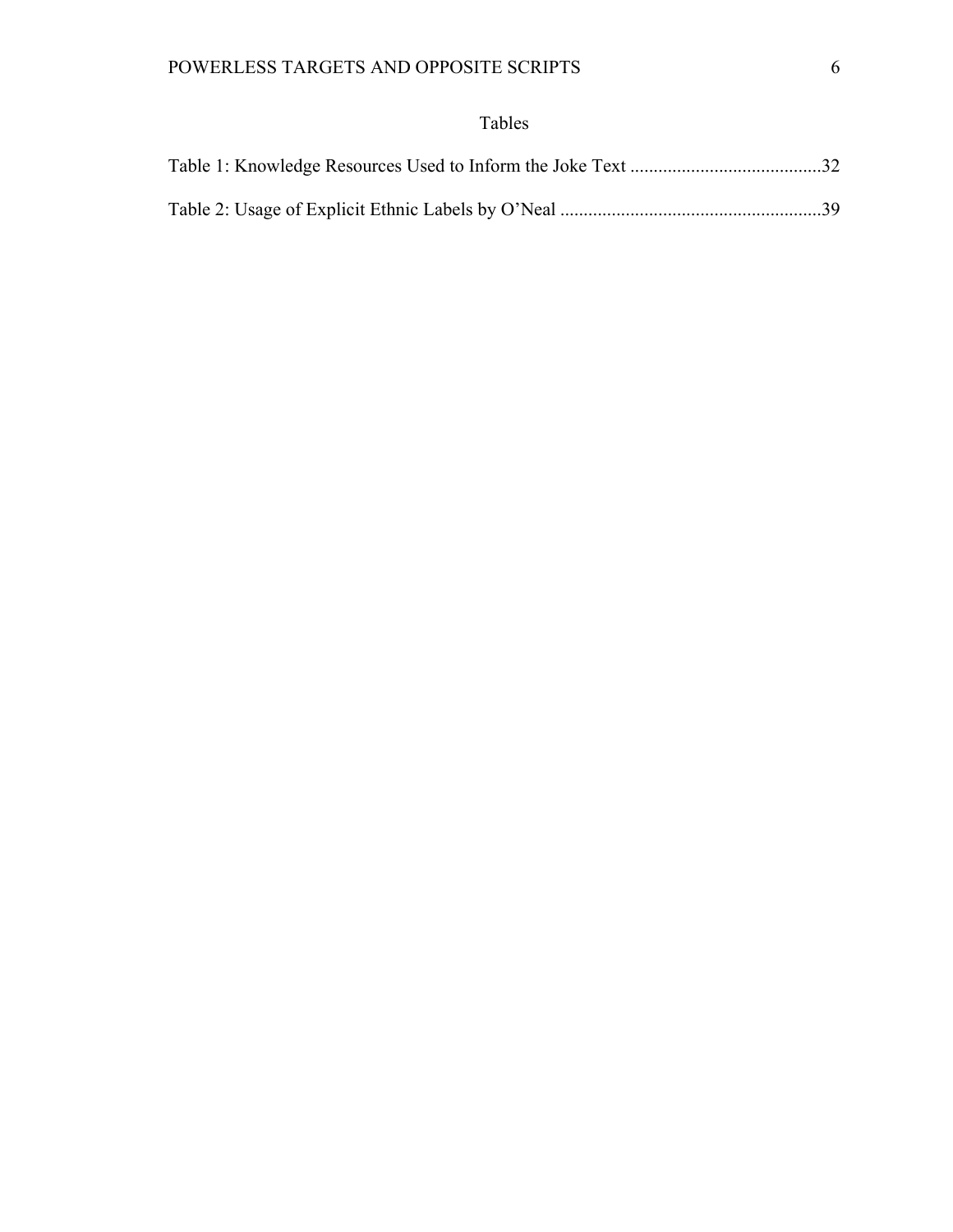# Tables

Table 1: Knowledge Resources Used to Inform the Joke Text ........................................32

Table 2: Usage of Explicit Ethnic Labels by O'Neal .......................................................39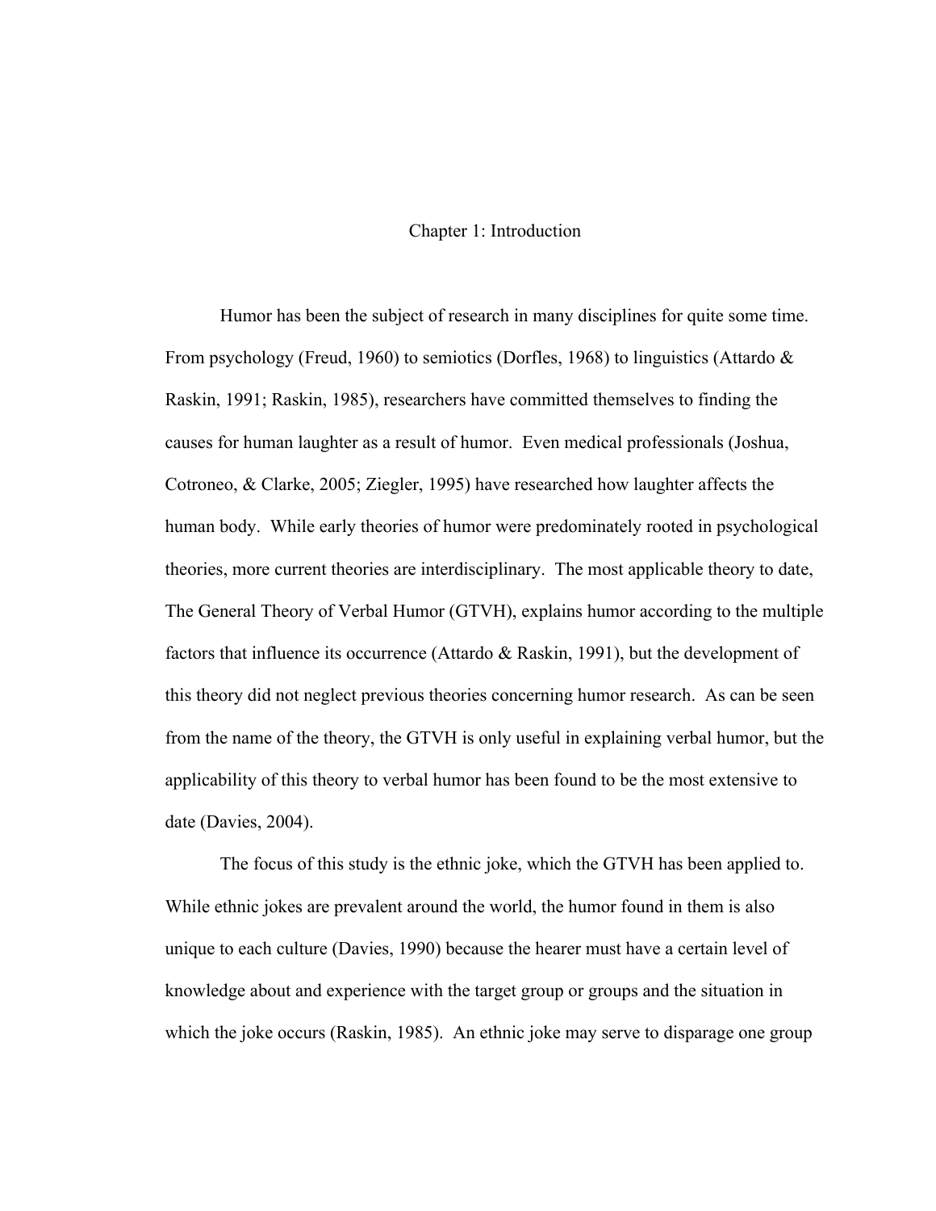# Chapter 1: Introduction

Humor has been the subject of research in many disciplines for quite some time. From psychology (Freud, 1960) to semiotics (Dorfles, 1968) to linguistics (Attardo & Raskin, 1991; Raskin, 1985), researchers have committed themselves to finding the causes for human laughter as a result of humor. Even medical professionals (Joshua, Cotroneo, & Clarke, 2005; Ziegler, 1995) have researched how laughter affects the human body. While early theories of humor were predominately rooted in psychological theories, more current theories are interdisciplinary. The most applicable theory to date, The General Theory of Verbal Humor (GTVH), explains humor according to the multiple factors that influence its occurrence (Attardo & Raskin, 1991), but the development of this theory did not neglect previous theories concerning humor research. As can be seen from the name of the theory, the GTVH is only useful in explaining verbal humor, but the applicability of this theory to verbal humor has been found to be the most extensive to date (Davies, 2004).

The focus of this study is the ethnic joke, which the GTVH has been applied to. While ethnic jokes are prevalent around the world, the humor found in them is also unique to each culture (Davies, 1990) because the hearer must have a certain level of knowledge about and experience with the target group or groups and the situation in which the joke occurs (Raskin, 1985). An ethnic joke may serve to disparage one group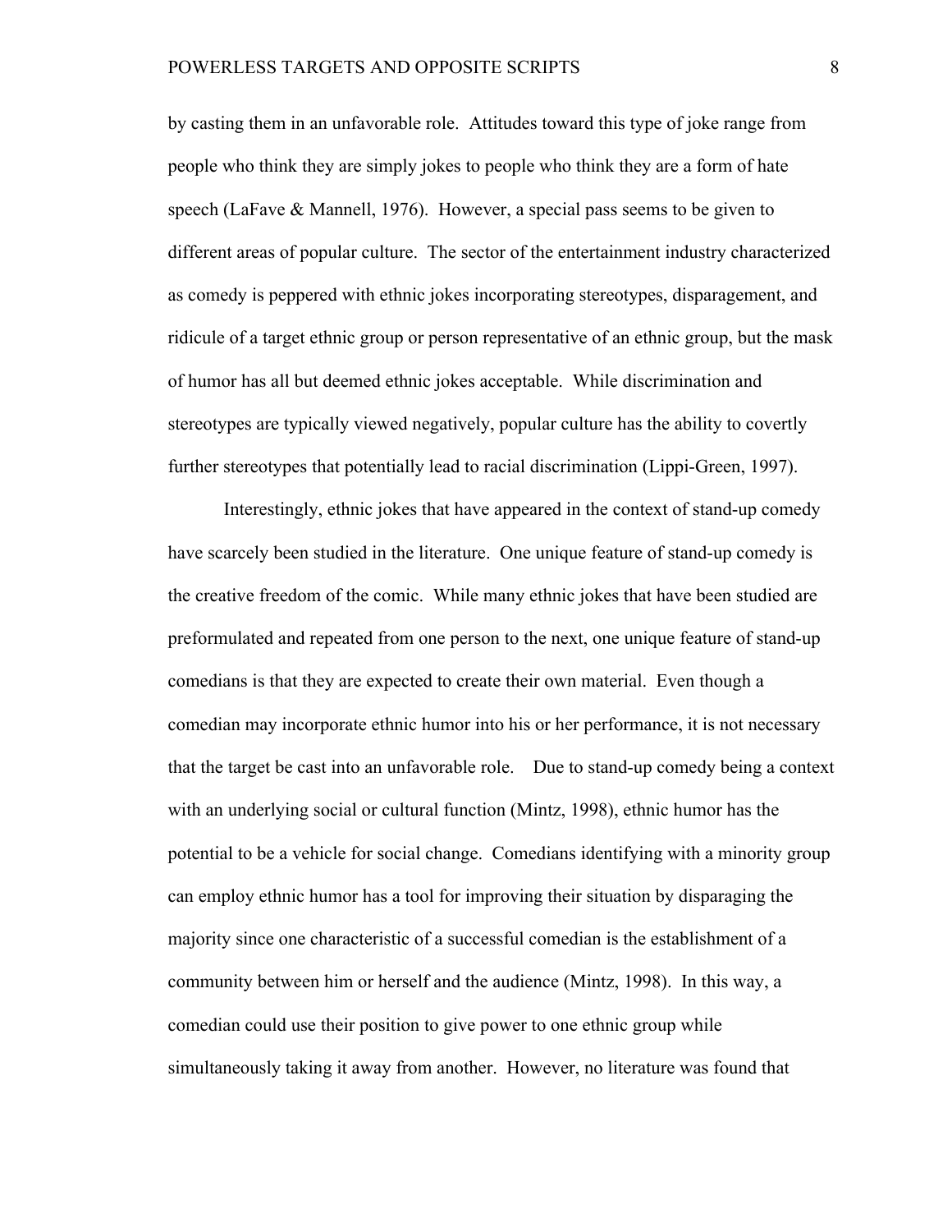by casting them in an unfavorable role. Attitudes toward this type of joke range from people who think they are simply jokes to people who think they are a form of hate speech (LaFave & Mannell, 1976). However, a special pass seems to be given to different areas of popular culture. The sector of the entertainment industry characterized as comedy is peppered with ethnic jokes incorporating stereotypes, disparagement, and ridicule of a target ethnic group or person representative of an ethnic group, but the mask of humor has all but deemed ethnic jokes acceptable. While discrimination and stereotypes are typically viewed negatively, popular culture has the ability to covertly further stereotypes that potentially lead to racial discrimination (Lippi-Green, 1997).

Interestingly, ethnic jokes that have appeared in the context of stand-up comedy have scarcely been studied in the literature. One unique feature of stand-up comedy is the creative freedom of the comic. While many ethnic jokes that have been studied are preformulated and repeated from one person to the next, one unique feature of stand-up comedians is that they are expected to create their own material. Even though a comedian may incorporate ethnic humor into his or her performance, it is not necessary that the target be cast into an unfavorable role. Due to stand-up comedy being a context with an underlying social or cultural function (Mintz, 1998), ethnic humor has the potential to be a vehicle for social change. Comedians identifying with a minority group can employ ethnic humor has a tool for improving their situation by disparaging the majority since one characteristic of a successful comedian is the establishment of a community between him or herself and the audience (Mintz, 1998). In this way, a comedian could use their position to give power to one ethnic group while simultaneously taking it away from another. However, no literature was found that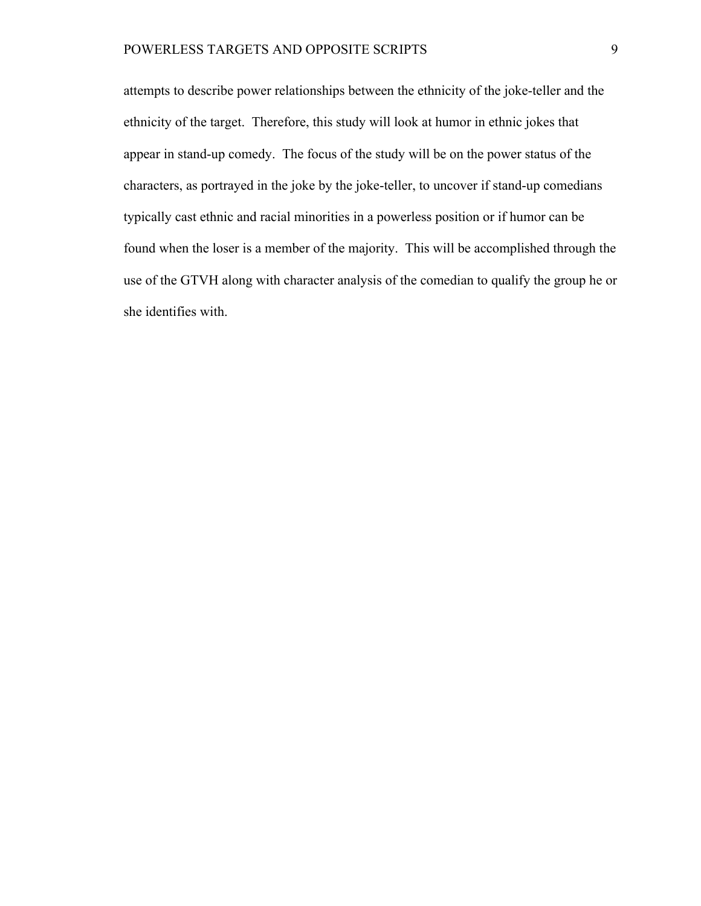attempts to describe power relationships between the ethnicity of the joke-teller and the ethnicity of the target. Therefore, this study will look at humor in ethnic jokes that appear in stand-up comedy. The focus of the study will be on the power status of the characters, as portrayed in the joke by the joke-teller, to uncover if stand-up comedians typically cast ethnic and racial minorities in a powerless position or if humor can be found when the loser is a member of the majority. This will be accomplished through the use of the GTVH along with character analysis of the comedian to qualify the group he or she identifies with.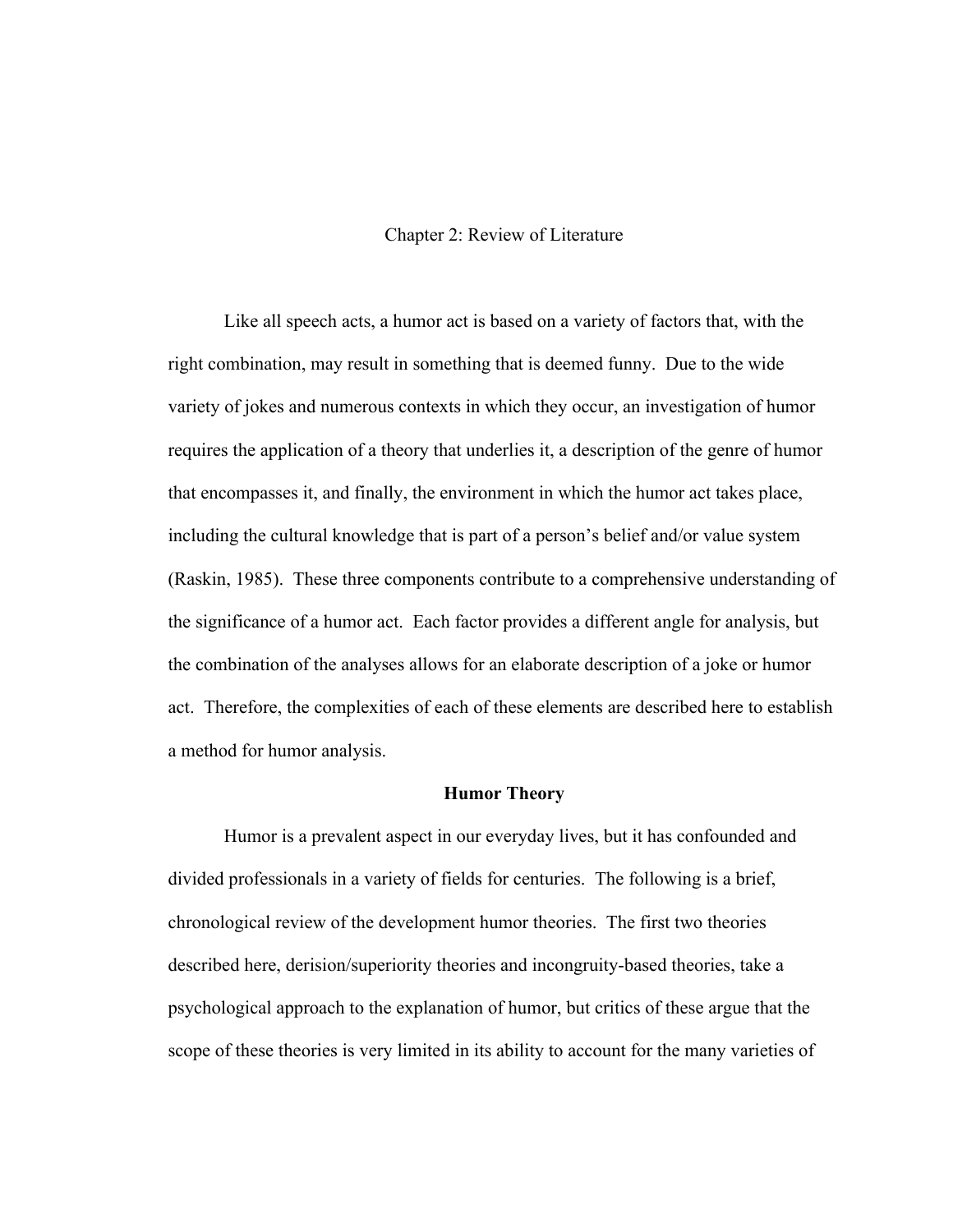# Chapter 2: Review of Literature

Like all speech acts, a humor act is based on a variety of factors that, with the right combination, may result in something that is deemed funny. Due to the wide variety of jokes and numerous contexts in which they occur, an investigation of humor requires the application of a theory that underlies it, a description of the genre of humor that encompasses it, and finally, the environment in which the humor act takes place, including the cultural knowledge that is part of a person's belief and/or value system (Raskin, 1985). These three components contribute to a comprehensive understanding of the significance of a humor act. Each factor provides a different angle for analysis, but the combination of the analyses allows for an elaborate description of a joke or humor act. Therefore, the complexities of each of these elements are described here to establish a method for humor analysis.

## Humor Theory

Humor is a prevalent aspect in our everyday lives, but it has confounded and divided professionals in a variety of fields for centuries. The following is a brief, chronological review of the development humor theories. The first two theories described here, derision/superiority theories and incongruity-based theories, take a psychological approach to the explanation of humor, but critics of these argue that the scope of these theories is very limited in its ability to account for the many varieties of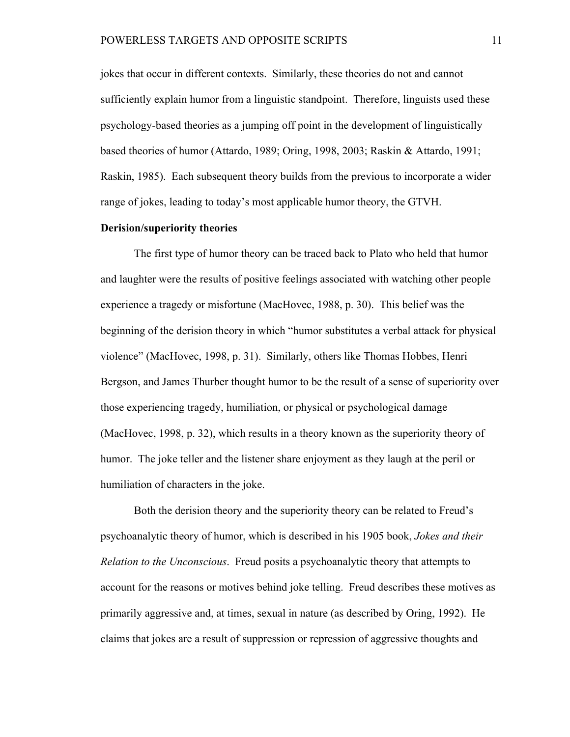jokes that occur in different contexts. Similarly, these theories do not and cannot sufficiently explain humor from a linguistic standpoint. Therefore, linguists used these psychology-based theories as a jumping off point in the development of linguistically based theories of humor (Attardo, 1989; Oring, 1998, 2003; Raskin & Attardo, 1991; Raskin, 1985). Each subsequent theory builds from the previous to incorporate a wider range of jokes, leading to today's most applicable humor theory, the GTVH.

**Derision/superiority theories**

The first type of humor theory can be traced back to Plato who held that humor and laughter were the results of positive feelings associated with watching other people experience a tragedy or misfortune (MacHovec, 1988, p. 30). This belief was the beginning of the derision theory in which "humor substitutes a verbal attack for physical violence" (MacHovec, 1998, p. 31). Similarly, others like Thomas Hobbes, Henri Bergson, and James Thurber thought humor to be the result of a sense of superiority over those experiencing tragedy, humiliation, or physical or psychological damage (MacHovec, 1998, p. 32), which results in a theory known as the superiority theory of humor. The joke teller and the listener share enjoyment as they laugh at the peril or humiliation of characters in the joke.

Both the derision theory and the superiority theory can be related to Freud's psychoanalytic theory of humor, which is described in his 1905 book, *Jokes and their Relation to the Unconscious*. Freud posits a psychoanalytic theory that attempts to account for the reasons or motives behind joke telling. Freud describes these motives as primarily aggressive and, at times, sexual in nature (as described by Oring, 1992). He claims that jokes are a result of suppression or repression of aggressive thoughts and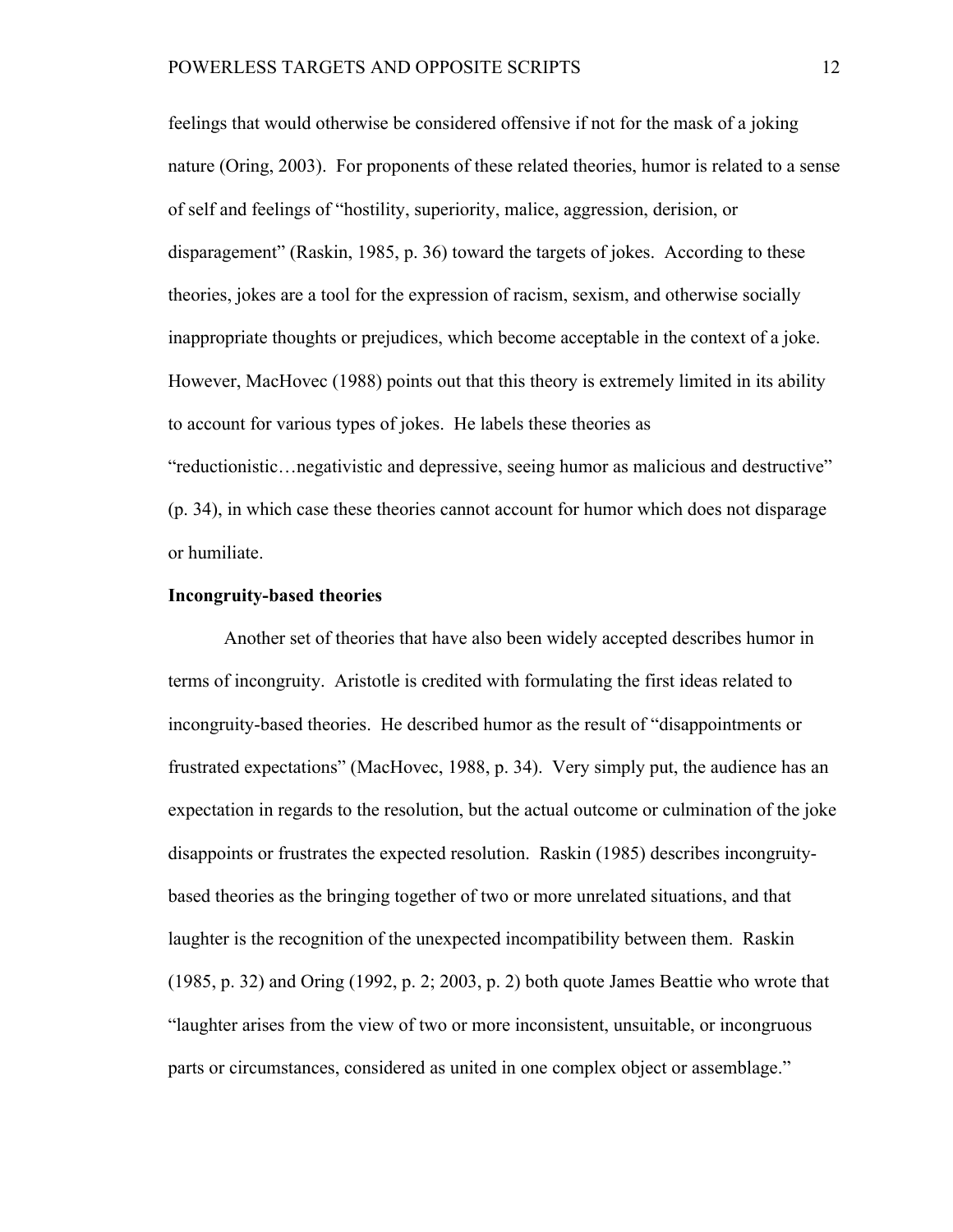feelings that would otherwise be considered offensive if not for the mask of a joking nature (Oring, 2003). For proponents of these related theories, humor is related to a sense of self and feelings of "hostility, superiority, malice, aggression, derision, or disparagement" (Raskin, 1985, p. 36) toward the targets of jokes. According to these theories, jokes are a tool for the expression of racism, sexism, and otherwise socially inappropriate thoughts or prejudices, which become acceptable in the context of a joke. However, MacHovec (1988) points out that this theory is extremely limited in its ability to account for various types of jokes. He labels these theories as "reductionistic…negativistic and depressive, seeing humor as malicious and destructive" (p. 34), in which case these theories cannot account for humor which does not disparage or humiliate.

**Incongruity-based theories**

Another set of theories that have also been widely accepted describes humor in terms of incongruity. Aristotle is credited with formulating the first ideas related to incongruity-based theories. He described humor as the result of "disappointments or frustrated expectations" (MacHovec, 1988, p. 34). Very simply put, the audience has an expectation in regards to the resolution, but the actual outcome or culmination of the joke disappoints or frustrates the expected resolution. Raskin (1985) describes incongruity-based theories as the bringing together of two or more unrelated situations, and that laughter is the recognition of the unexpected incompatibility between them. Raskin (1985, p. 32) and Oring (1992, p. 2; 2003, p. 2) both quote James Beattie who wrote that "laughter arises from the view of two or more inconsistent, unsuitable, or incongruous parts or circumstances, considered as united in one complex object or assemblage."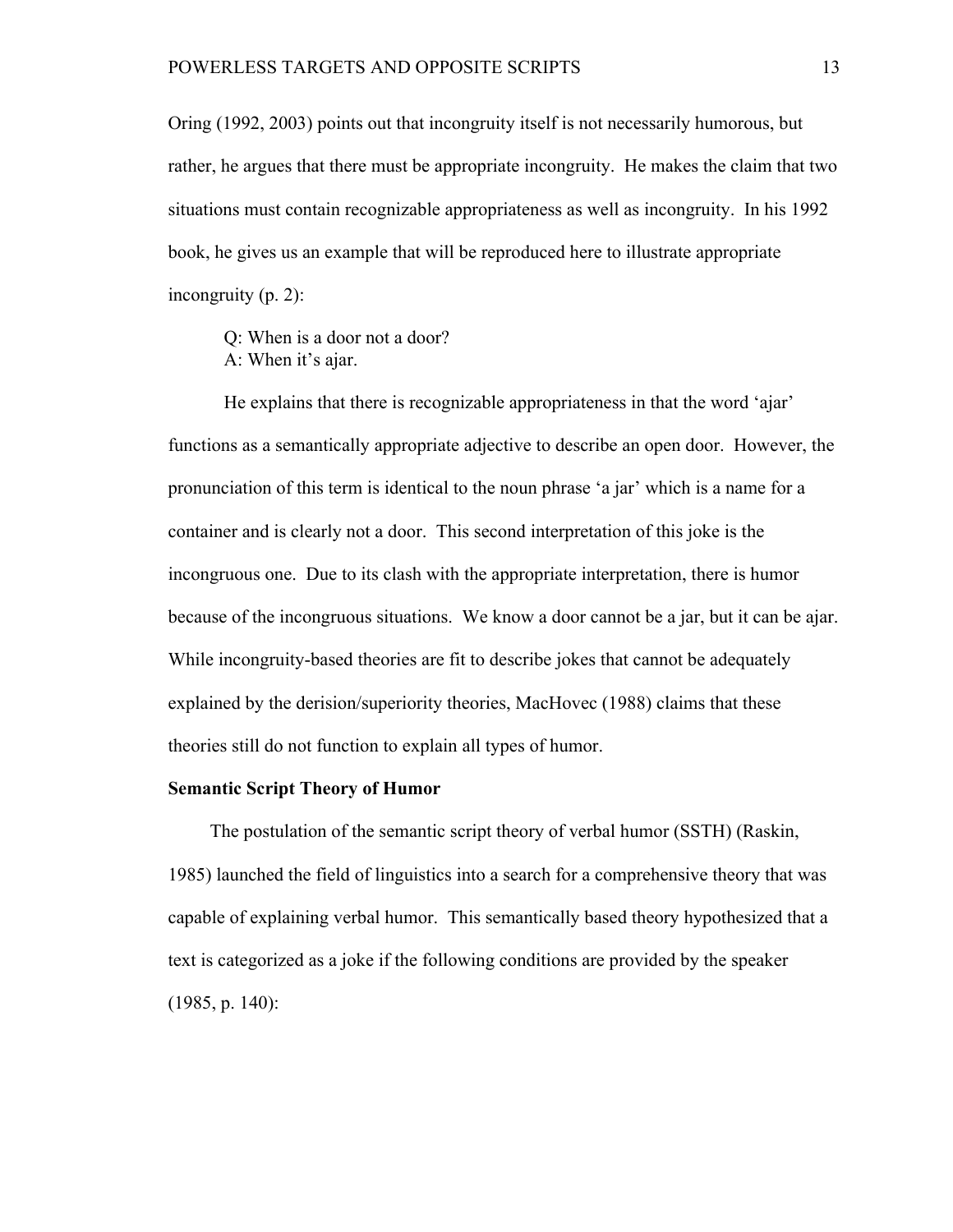Oring (1992, 2003) points out that incongruity itself is not necessarily humorous, but rather, he argues that there must be appropriate incongruity. He makes the claim that two situations must contain recognizable appropriateness as well as incongruity. In his 1992 book, he gives us an example that will be reproduced here to illustrate appropriate incongruity (p. 2):

> Q: When is a door not a door?
> A: When it's ajar.

He explains that there is recognizable appropriateness in that the word 'ajar' functions as a semantically appropriate adjective to describe an open door. However, the pronunciation of this term is identical to the noun phrase 'a jar' which is a name for a container and is clearly not a door. This second interpretation of this joke is the incongruous one. Due to its clash with the appropriate interpretation, there is humor because of the incongruous situations. We know a door cannot be a jar, but it can be ajar. While incongruity-based theories are fit to describe jokes that cannot be adequately explained by the derision/superiority theories, MacHovec (1988) claims that these theories still do not function to explain all types of humor.

**Semantic Script Theory of Humor**

The postulation of the semantic script theory of verbal humor (SSTH) (Raskin, 1985) launched the field of linguistics into a search for a comprehensive theory that was capable of explaining verbal humor. This semantically based theory hypothesized that a text is categorized as a joke if the following conditions are provided by the speaker (1985, p. 140):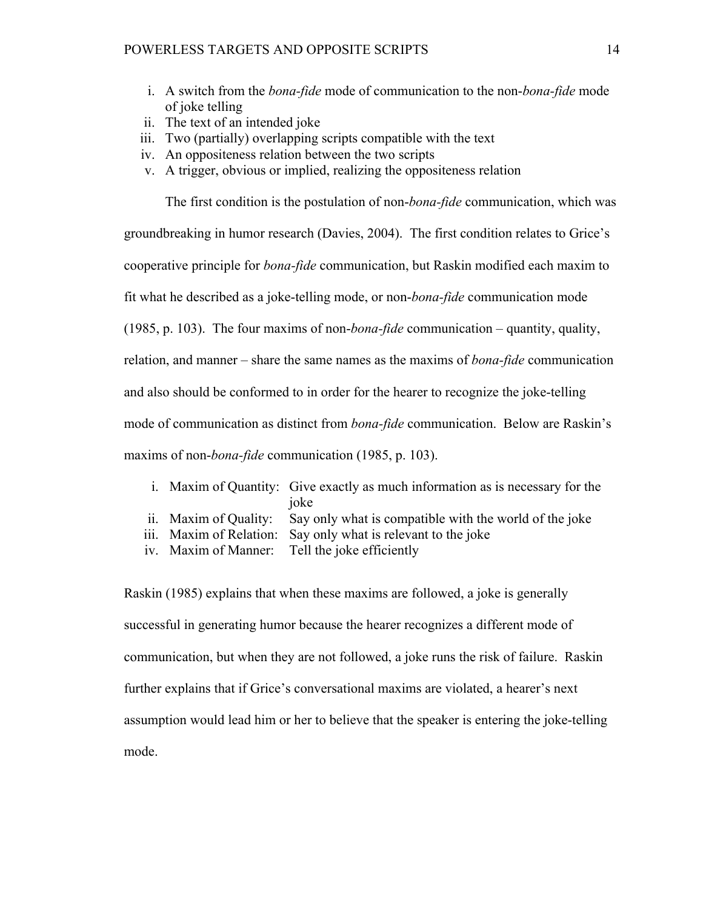i. A switch from the *bona-fide* mode of communication to the non-*bona-fide* mode of joke telling
ii. The text of an intended joke
iii. Two (partially) overlapping scripts compatible with the text
iv. An oppositeness relation between the two scripts
v. A trigger, obvious or implied, realizing the oppositeness relation

The first condition is the postulation of non-*bona-fide* communication, which was groundbreaking in humor research (Davies, 2004). The first condition relates to Grice's cooperative principle for *bona-fide* communication, but Raskin modified each maxim to fit what he described as a joke-telling mode, or non-*bona-fide* communication mode (1985, p. 103). The four maxims of non-*bona-fide* communication – quantity, quality, relation, and manner – share the same names as the maxims of *bona-fide* communication and also should be conformed to in order for the hearer to recognize the joke-telling mode of communication as distinct from *bona-fide* communication. Below are Raskin's maxims of non-*bona-fide* communication (1985, p. 103).

i. Maxim of Quantity: Give exactly as much information as is necessary for the joke
ii. Maxim of Quality: Say only what is compatible with the world of the joke
iii. Maxim of Relation: Say only what is relevant to the joke
iv. Maxim of Manner: Tell the joke efficiently

Raskin (1985) explains that when these maxims are followed, a joke is generally successful in generating humor because the hearer recognizes a different mode of communication, but when they are not followed, a joke runs the risk of failure. Raskin further explains that if Grice's conversational maxims are violated, a hearer's next assumption would lead him or her to believe that the speaker is entering the joke-telling mode.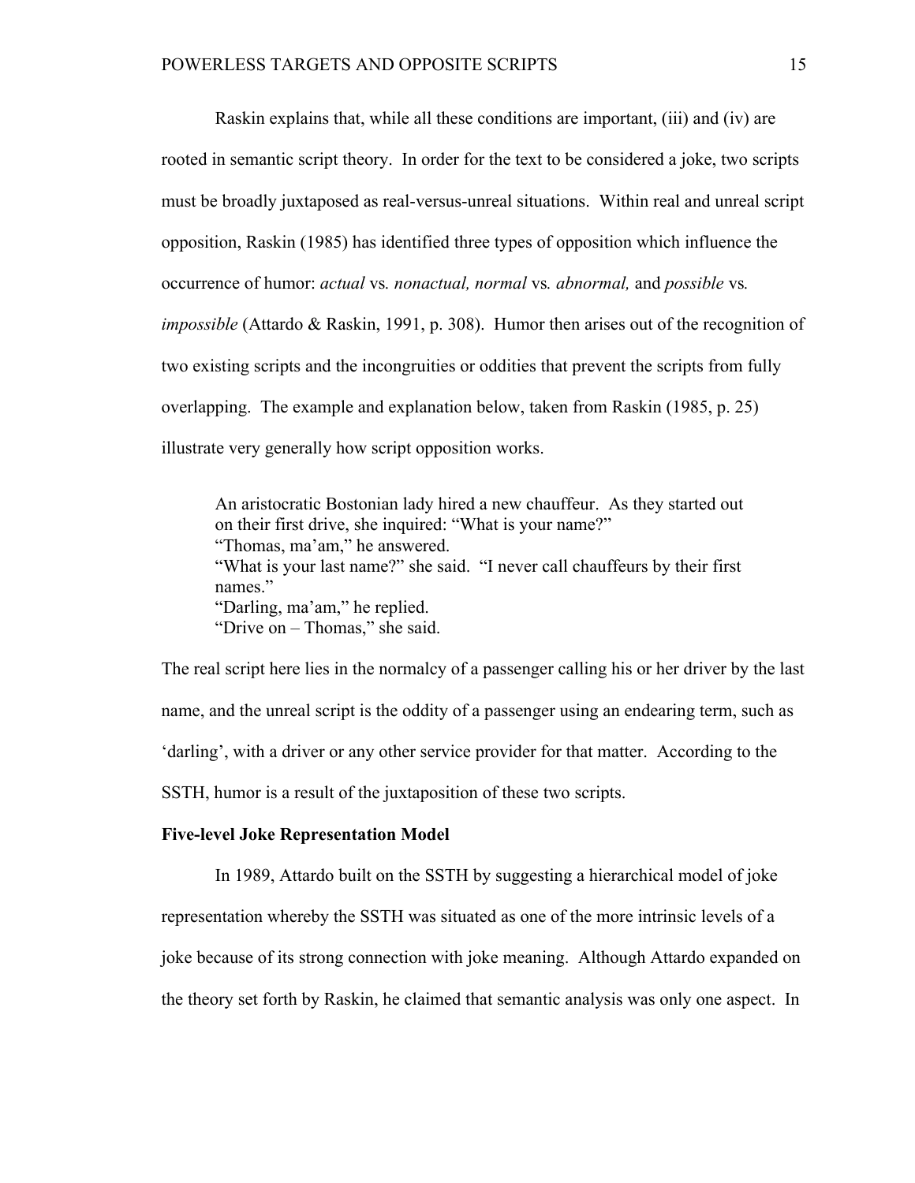Raskin explains that, while all these conditions are important, (iii) and (iv) are rooted in semantic script theory. In order for the text to be considered a joke, two scripts must be broadly juxtaposed as real-versus-unreal situations. Within real and unreal script opposition, Raskin (1985) has identified three types of opposition which influence the occurrence of humor: *actual* vs*. nonactual, normal* vs*. abnormal,* and *possible* vs*. impossible* (Attardo & Raskin, 1991, p. 308). Humor then arises out of the recognition of two existing scripts and the incongruities or oddities that prevent the scripts from fully overlapping. The example and explanation below, taken from Raskin (1985, p. 25) illustrate very generally how script opposition works.

> An aristocratic Bostonian lady hired a new chauffeur. As they started out on their first drive, she inquired: "What is your name?"
> "Thomas, ma'am," he answered.
> "What is your last name?" she said. "I never call chauffeurs by their first names."
> "Darling, ma'am," he replied.
> "Drive on – Thomas," she said.

The real script here lies in the normalcy of a passenger calling his or her driver by the last name, and the unreal script is the oddity of a passenger using an endearing term, such as 'darling', with a driver or any other service provider for that matter. According to the SSTH, humor is a result of the juxtaposition of these two scripts.

**Five-level Joke Representation Model**

In 1989, Attardo built on the SSTH by suggesting a hierarchical model of joke representation whereby the SSTH was situated as one of the more intrinsic levels of a joke because of its strong connection with joke meaning. Although Attardo expanded on the theory set forth by Raskin, he claimed that semantic analysis was only one aspect. In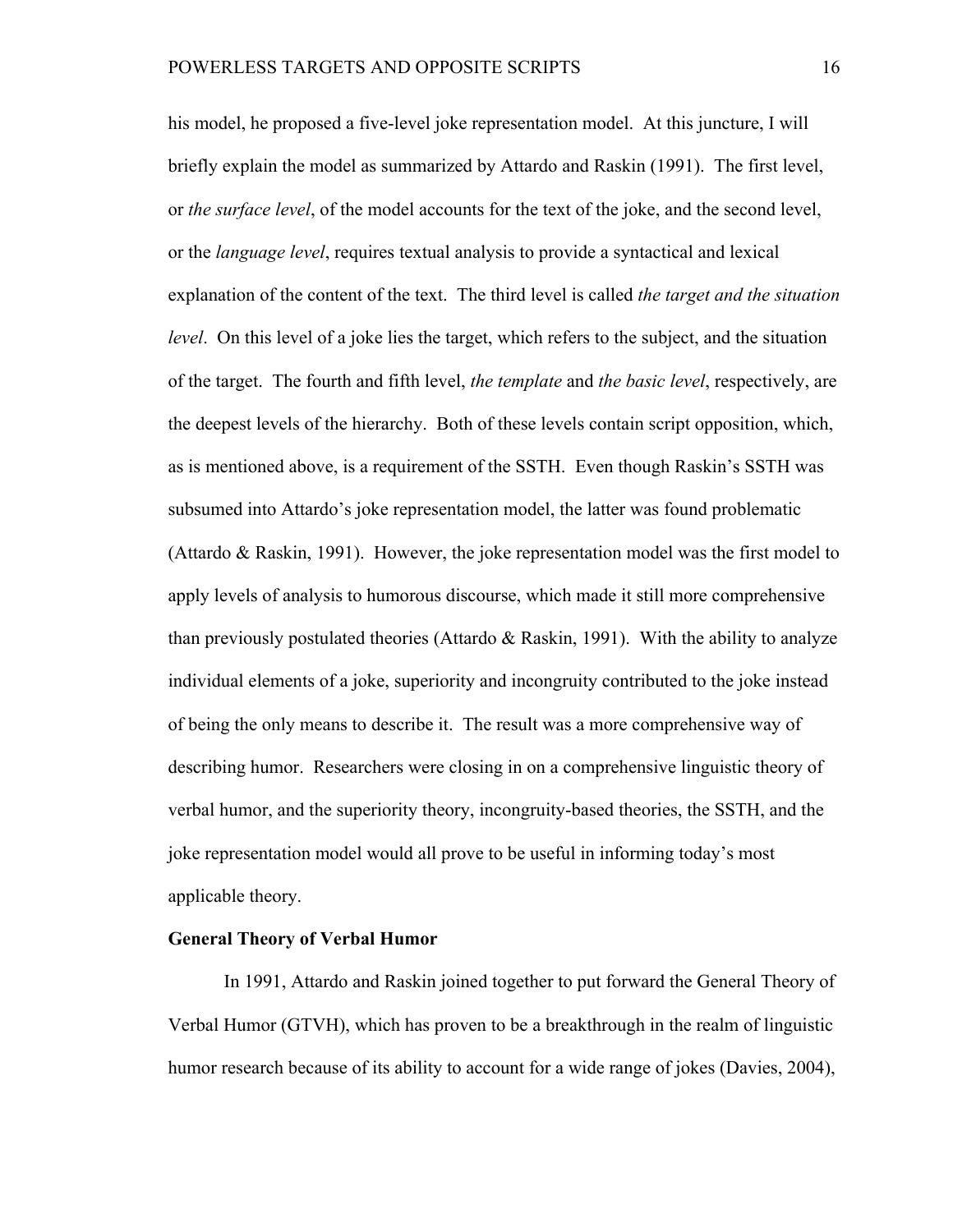his model, he proposed a five-level joke representation model. At this juncture, I will briefly explain the model as summarized by Attardo and Raskin (1991). The first level, or *the surface level*, of the model accounts for the text of the joke, and the second level, or the *language level*, requires textual analysis to provide a syntactical and lexical explanation of the content of the text. The third level is called *the target and the situation level*. On this level of a joke lies the target, which refers to the subject, and the situation of the target. The fourth and fifth level, *the template* and *the basic level*, respectively, are the deepest levels of the hierarchy. Both of these levels contain script opposition, which, as is mentioned above, is a requirement of the SSTH. Even though Raskin's SSTH was subsumed into Attardo's joke representation model, the latter was found problematic (Attardo & Raskin, 1991). However, the joke representation model was the first model to apply levels of analysis to humorous discourse, which made it still more comprehensive than previously postulated theories (Attardo & Raskin, 1991). With the ability to analyze individual elements of a joke, superiority and incongruity contributed to the joke instead of being the only means to describe it. The result was a more comprehensive way of describing humor. Researchers were closing in on a comprehensive linguistic theory of verbal humor, and the superiority theory, incongruity-based theories, the SSTH, and the joke representation model would all prove to be useful in informing today's most applicable theory.

**General Theory of Verbal Humor**

In 1991, Attardo and Raskin joined together to put forward the General Theory of Verbal Humor (GTVH), which has proven to be a breakthrough in the realm of linguistic humor research because of its ability to account for a wide range of jokes (Davies, 2004),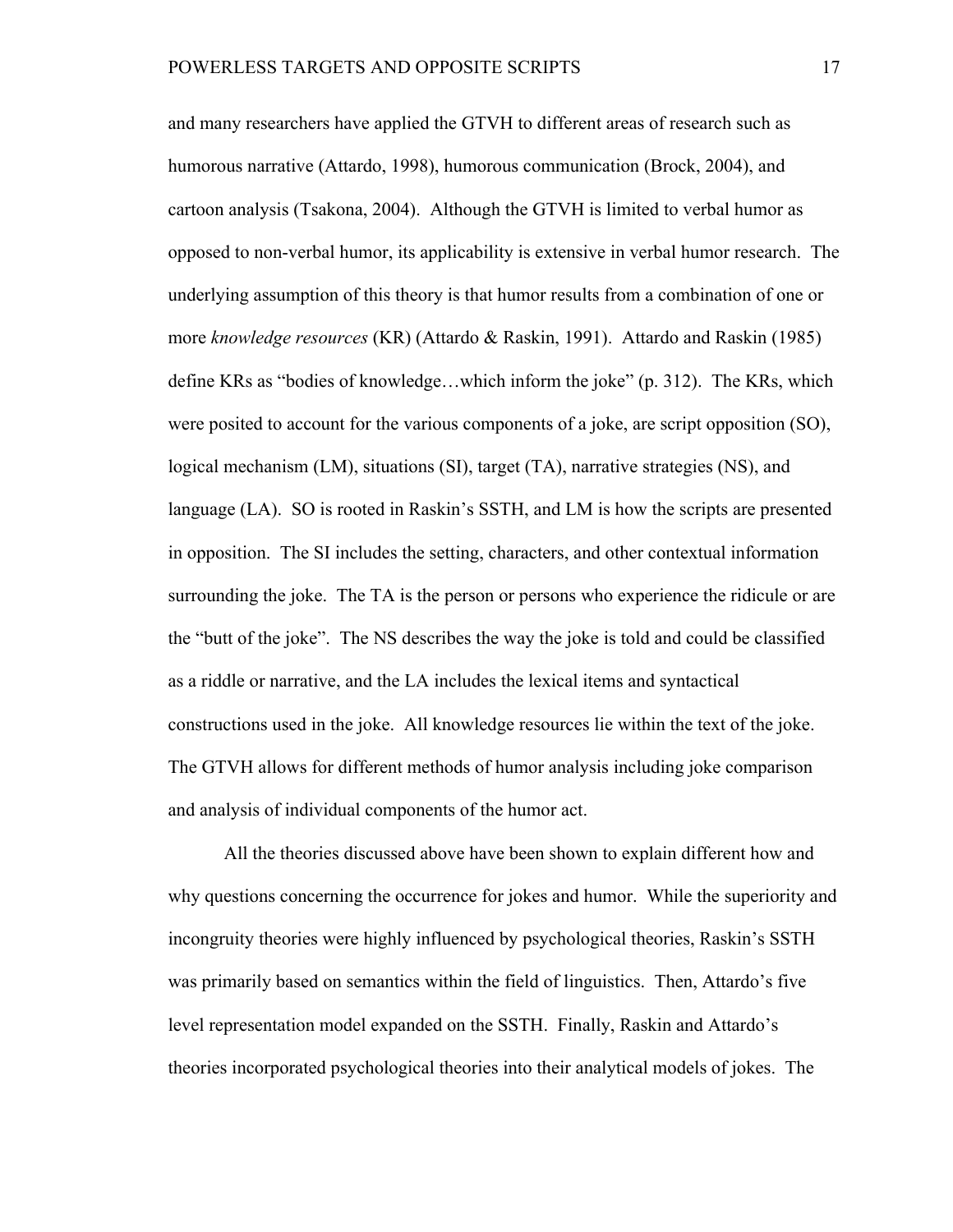and many researchers have applied the GTVH to different areas of research such as humorous narrative (Attardo, 1998), humorous communication (Brock, 2004), and cartoon analysis (Tsakona, 2004). Although the GTVH is limited to verbal humor as opposed to non-verbal humor, its applicability is extensive in verbal humor research. The underlying assumption of this theory is that humor results from a combination of one or more *knowledge resources* (KR) (Attardo & Raskin, 1991). Attardo and Raskin (1985) define KRs as "bodies of knowledge…which inform the joke" (p. 312). The KRs, which were posited to account for the various components of a joke, are script opposition (SO), logical mechanism (LM), situations (SI), target (TA), narrative strategies (NS), and language (LA). SO is rooted in Raskin's SSTH, and LM is how the scripts are presented in opposition. The SI includes the setting, characters, and other contextual information surrounding the joke. The TA is the person or persons who experience the ridicule or are the "butt of the joke". The NS describes the way the joke is told and could be classified as a riddle or narrative, and the LA includes the lexical items and syntactical constructions used in the joke. All knowledge resources lie within the text of the joke. The GTVH allows for different methods of humor analysis including joke comparison and analysis of individual components of the humor act.

All the theories discussed above have been shown to explain different how and why questions concerning the occurrence for jokes and humor. While the superiority and incongruity theories were highly influenced by psychological theories, Raskin's SSTH was primarily based on semantics within the field of linguistics. Then, Attardo's five level representation model expanded on the SSTH. Finally, Raskin and Attardo's theories incorporated psychological theories into their analytical models of jokes. The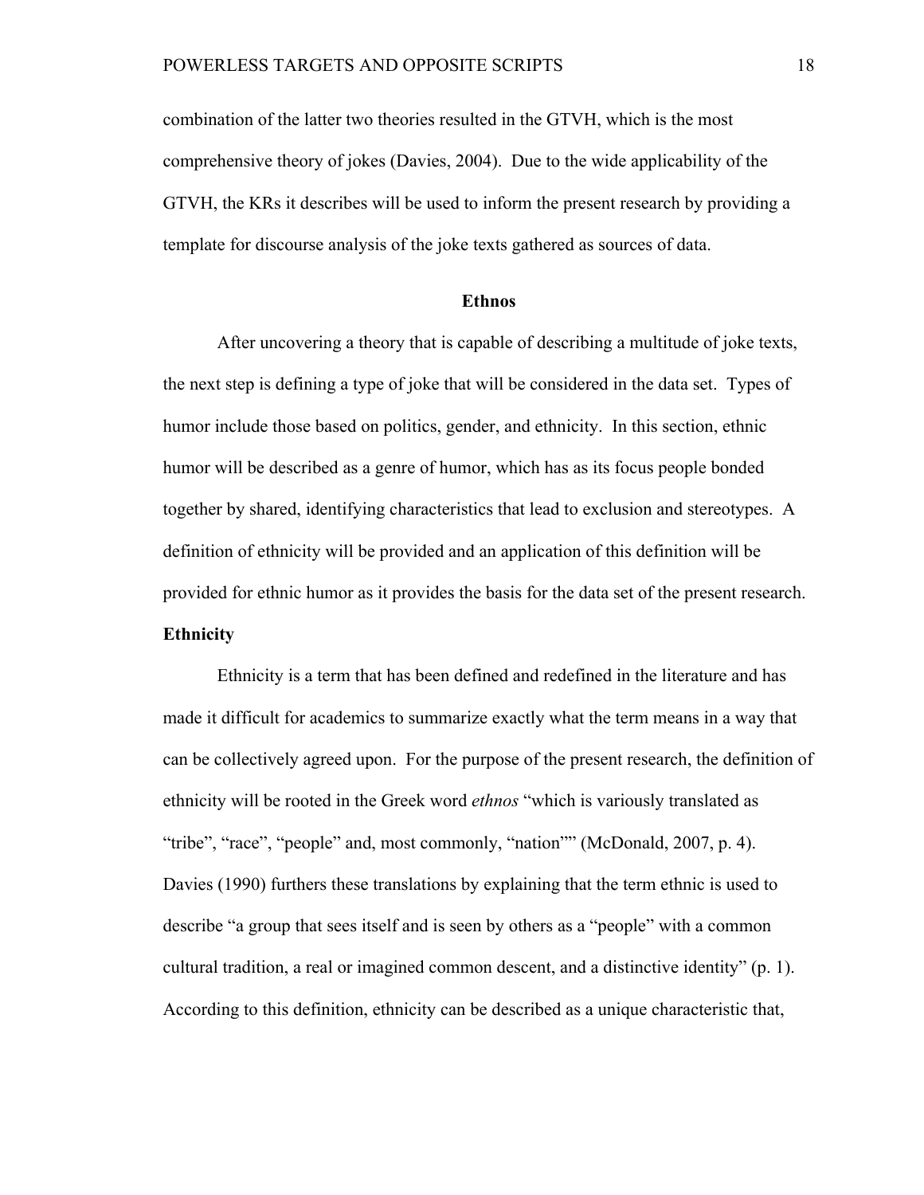combination of the latter two theories resulted in the GTVH, which is the most comprehensive theory of jokes (Davies, 2004). Due to the wide applicability of the GTVH, the KRs it describes will be used to inform the present research by providing a template for discourse analysis of the joke texts gathered as sources of data.

## Ethnos

After uncovering a theory that is capable of describing a multitude of joke texts, the next step is defining a type of joke that will be considered in the data set. Types of humor include those based on politics, gender, and ethnicity. In this section, ethnic humor will be described as a genre of humor, which has as its focus people bonded together by shared, identifying characteristics that lead to exclusion and stereotypes. A definition of ethnicity will be provided and an application of this definition will be provided for ethnic humor as it provides the basis for the data set of the present research.

### Ethnicity

Ethnicity is a term that has been defined and redefined in the literature and has made it difficult for academics to summarize exactly what the term means in a way that can be collectively agreed upon. For the purpose of the present research, the definition of ethnicity will be rooted in the Greek word *ethnos* "which is variously translated as "tribe", "race", "people" and, most commonly, "nation"" (McDonald, 2007, p. 4). Davies (1990) furthers these translations by explaining that the term ethnic is used to describe "a group that sees itself and is seen by others as a "people" with a common cultural tradition, a real or imagined common descent, and a distinctive identity" (p. 1). According to this definition, ethnicity can be described as a unique characteristic that,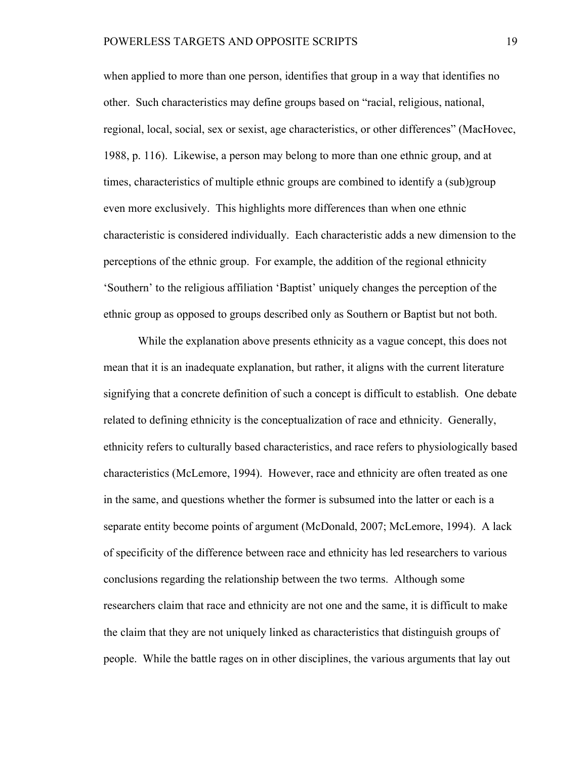when applied to more than one person, identifies that group in a way that identifies no other. Such characteristics may define groups based on "racial, religious, national, regional, local, social, sex or sexist, age characteristics, or other differences" (MacHovec, 1988, p. 116). Likewise, a person may belong to more than one ethnic group, and at times, characteristics of multiple ethnic groups are combined to identify a (sub)group even more exclusively. This highlights more differences than when one ethnic characteristic is considered individually. Each characteristic adds a new dimension to the perceptions of the ethnic group. For example, the addition of the regional ethnicity 'Southern' to the religious affiliation 'Baptist' uniquely changes the perception of the ethnic group as opposed to groups described only as Southern or Baptist but not both.

While the explanation above presents ethnicity as a vague concept, this does not mean that it is an inadequate explanation, but rather, it aligns with the current literature signifying that a concrete definition of such a concept is difficult to establish. One debate related to defining ethnicity is the conceptualization of race and ethnicity. Generally, ethnicity refers to culturally based characteristics, and race refers to physiologically based characteristics (McLemore, 1994). However, race and ethnicity are often treated as one in the same, and questions whether the former is subsumed into the latter or each is a separate entity become points of argument (McDonald, 2007; McLemore, 1994). A lack of specificity of the difference between race and ethnicity has led researchers to various conclusions regarding the relationship between the two terms. Although some researchers claim that race and ethnicity are not one and the same, it is difficult to make the claim that they are not uniquely linked as characteristics that distinguish groups of people. While the battle rages on in other disciplines, the various arguments that lay out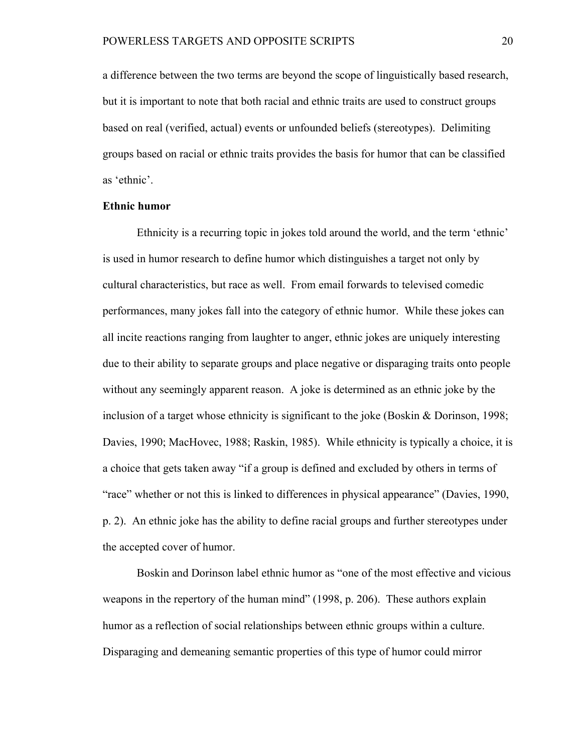a difference between the two terms are beyond the scope of linguistically based research, but it is important to note that both racial and ethnic traits are used to construct groups based on real (verified, actual) events or unfounded beliefs (stereotypes). Delimiting groups based on racial or ethnic traits provides the basis for humor that can be classified as 'ethnic'.

**Ethnic humor**

Ethnicity is a recurring topic in jokes told around the world, and the term 'ethnic' is used in humor research to define humor which distinguishes a target not only by cultural characteristics, but race as well. From email forwards to televised comedic performances, many jokes fall into the category of ethnic humor. While these jokes can all incite reactions ranging from laughter to anger, ethnic jokes are uniquely interesting due to their ability to separate groups and place negative or disparaging traits onto people without any seemingly apparent reason. A joke is determined as an ethnic joke by the inclusion of a target whose ethnicity is significant to the joke (Boskin & Dorinson, 1998; Davies, 1990; MacHovec, 1988; Raskin, 1985). While ethnicity is typically a choice, it is a choice that gets taken away "if a group is defined and excluded by others in terms of "race" whether or not this is linked to differences in physical appearance" (Davies, 1990, p. 2). An ethnic joke has the ability to define racial groups and further stereotypes under the accepted cover of humor.

Boskin and Dorinson label ethnic humor as "one of the most effective and vicious weapons in the repertory of the human mind" (1998, p. 206). These authors explain humor as a reflection of social relationships between ethnic groups within a culture. Disparaging and demeaning semantic properties of this type of humor could mirror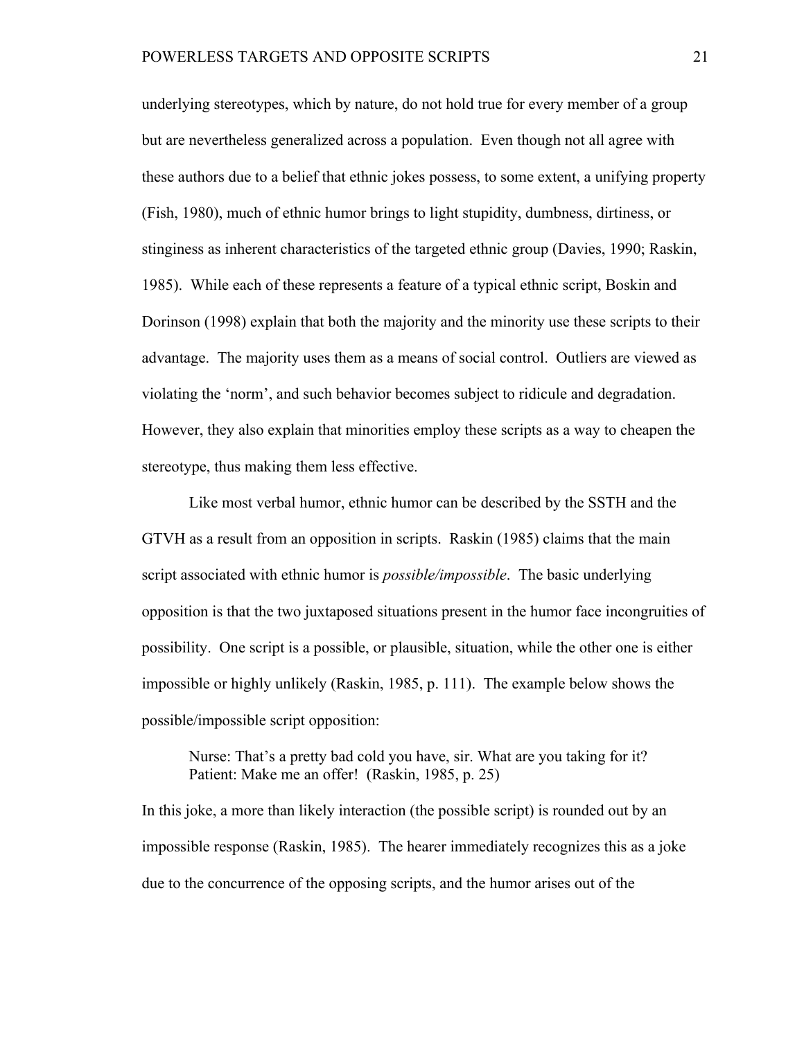underlying stereotypes, which by nature, do not hold true for every member of a group but are nevertheless generalized across a population. Even though not all agree with these authors due to a belief that ethnic jokes possess, to some extent, a unifying property (Fish, 1980), much of ethnic humor brings to light stupidity, dumbness, dirtiness, or stinginess as inherent characteristics of the targeted ethnic group (Davies, 1990; Raskin, 1985). While each of these represents a feature of a typical ethnic script, Boskin and Dorinson (1998) explain that both the majority and the minority use these scripts to their advantage. The majority uses them as a means of social control. Outliers are viewed as violating the 'norm', and such behavior becomes subject to ridicule and degradation. However, they also explain that minorities employ these scripts as a way to cheapen the stereotype, thus making them less effective.

Like most verbal humor, ethnic humor can be described by the SSTH and the GTVH as a result from an opposition in scripts. Raskin (1985) claims that the main script associated with ethnic humor is *possible/impossible*. The basic underlying opposition is that the two juxtaposed situations present in the humor face incongruities of possibility. One script is a possible, or plausible, situation, while the other one is either impossible or highly unlikely (Raskin, 1985, p. 111). The example below shows the possible/impossible script opposition:

> Nurse: That's a pretty bad cold you have, sir. What are you taking for it?
> Patient: Make me an offer! (Raskin, 1985, p. 25)

In this joke, a more than likely interaction (the possible script) is rounded out by an impossible response (Raskin, 1985). The hearer immediately recognizes this as a joke due to the concurrence of the opposing scripts, and the humor arises out of the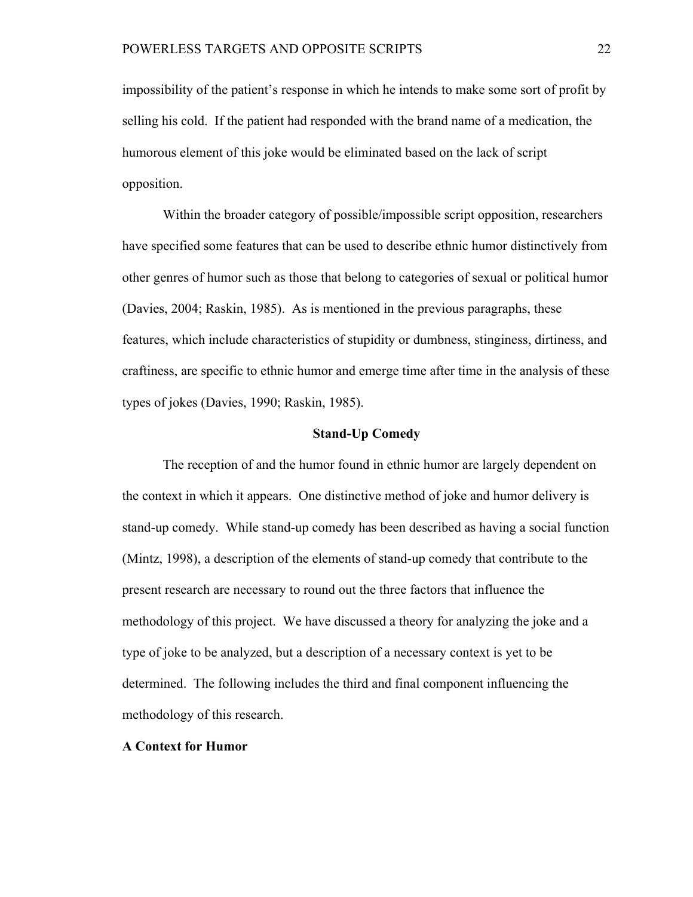impossibility of the patient's response in which he intends to make some sort of profit by selling his cold. If the patient had responded with the brand name of a medication, the humorous element of this joke would be eliminated based on the lack of script opposition.

Within the broader category of possible/impossible script opposition, researchers have specified some features that can be used to describe ethnic humor distinctively from other genres of humor such as those that belong to categories of sexual or political humor (Davies, 2004; Raskin, 1985). As is mentioned in the previous paragraphs, these features, which include characteristics of stupidity or dumbness, stinginess, dirtiness, and craftiness, are specific to ethnic humor and emerge time after time in the analysis of these types of jokes (Davies, 1990; Raskin, 1985).

## Stand-Up Comedy

The reception of and the humor found in ethnic humor are largely dependent on the context in which it appears. One distinctive method of joke and humor delivery is stand-up comedy. While stand-up comedy has been described as having a social function (Mintz, 1998), a description of the elements of stand-up comedy that contribute to the present research are necessary to round out the three factors that influence the methodology of this project. We have discussed a theory for analyzing the joke and a type of joke to be analyzed, but a description of a necessary context is yet to be determined. The following includes the third and final component influencing the methodology of this research.

### A Context for Humor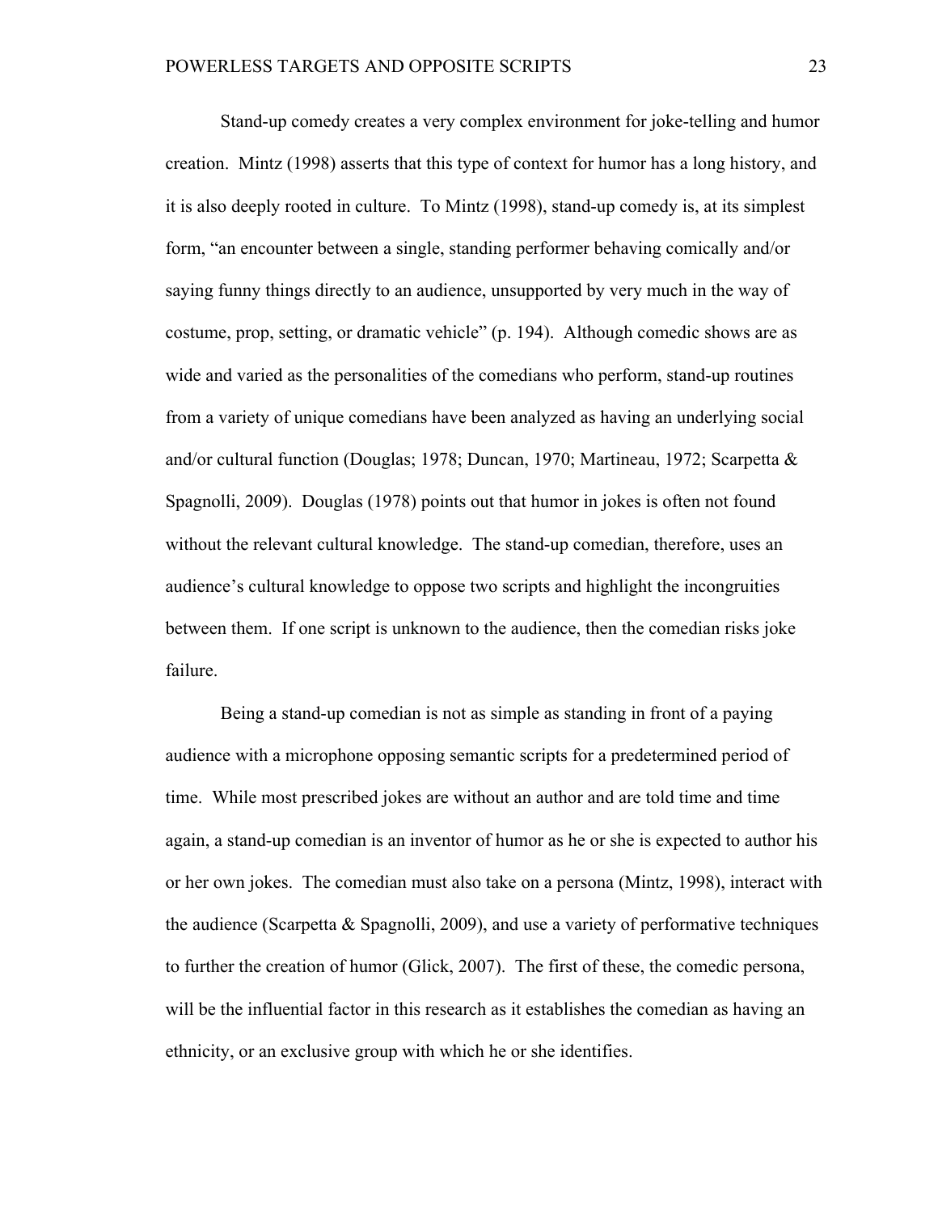Stand-up comedy creates a very complex environment for joke-telling and humor creation. Mintz (1998) asserts that this type of context for humor has a long history, and it is also deeply rooted in culture. To Mintz (1998), stand-up comedy is, at its simplest form, "an encounter between a single, standing performer behaving comically and/or saying funny things directly to an audience, unsupported by very much in the way of costume, prop, setting, or dramatic vehicle" (p. 194). Although comedic shows are as wide and varied as the personalities of the comedians who perform, stand-up routines from a variety of unique comedians have been analyzed as having an underlying social and/or cultural function (Douglas; 1978; Duncan, 1970; Martineau, 1972; Scarpetta & Spagnolli, 2009). Douglas (1978) points out that humor in jokes is often not found without the relevant cultural knowledge. The stand-up comedian, therefore, uses an audience's cultural knowledge to oppose two scripts and highlight the incongruities between them. If one script is unknown to the audience, then the comedian risks joke failure.

Being a stand-up comedian is not as simple as standing in front of a paying audience with a microphone opposing semantic scripts for a predetermined period of time. While most prescribed jokes are without an author and are told time and time again, a stand-up comedian is an inventor of humor as he or she is expected to author his or her own jokes. The comedian must also take on a persona (Mintz, 1998), interact with the audience (Scarpetta & Spagnolli, 2009), and use a variety of performative techniques to further the creation of humor (Glick, 2007). The first of these, the comedic persona, will be the influential factor in this research as it establishes the comedian as having an ethnicity, or an exclusive group with which he or she identifies.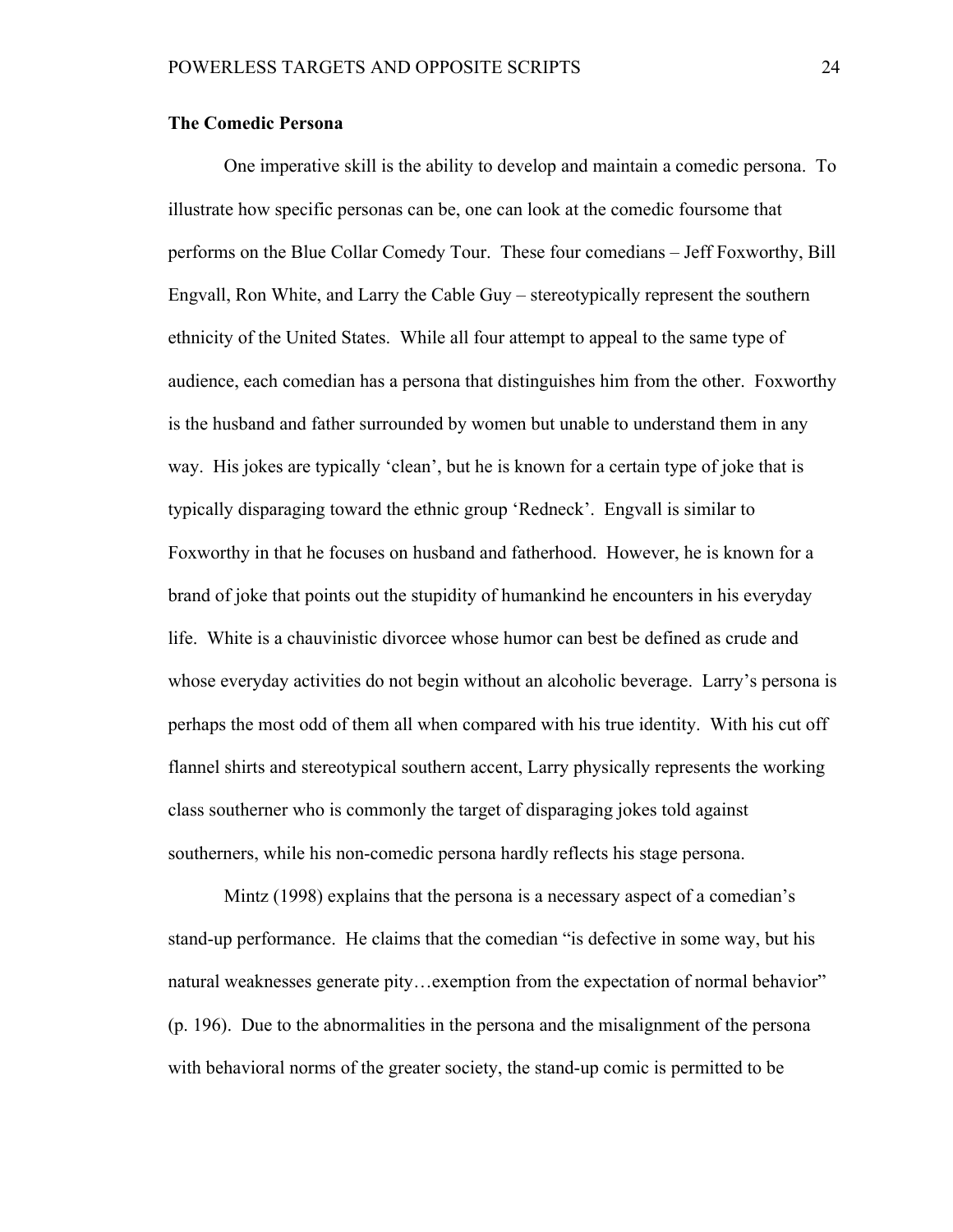**The Comedic Persona**

One imperative skill is the ability to develop and maintain a comedic persona. To illustrate how specific personas can be, one can look at the comedic foursome that performs on the Blue Collar Comedy Tour. These four comedians – Jeff Foxworthy, Bill Engvall, Ron White, and Larry the Cable Guy – stereotypically represent the southern ethnicity of the United States. While all four attempt to appeal to the same type of audience, each comedian has a persona that distinguishes him from the other. Foxworthy is the husband and father surrounded by women but unable to understand them in any way. His jokes are typically 'clean', but he is known for a certain type of joke that is typically disparaging toward the ethnic group 'Redneck'. Engvall is similar to Foxworthy in that he focuses on husband and fatherhood. However, he is known for a brand of joke that points out the stupidity of humankind he encounters in his everyday life. White is a chauvinistic divorcee whose humor can best be defined as crude and whose everyday activities do not begin without an alcoholic beverage. Larry's persona is perhaps the most odd of them all when compared with his true identity. With his cut off flannel shirts and stereotypical southern accent, Larry physically represents the working class southerner who is commonly the target of disparaging jokes told against southerners, while his non-comedic persona hardly reflects his stage persona.

Mintz (1998) explains that the persona is a necessary aspect of a comedian's stand-up performance. He claims that the comedian "is defective in some way, but his natural weaknesses generate pity…exemption from the expectation of normal behavior" (p. 196). Due to the abnormalities in the persona and the misalignment of the persona with behavioral norms of the greater society, the stand-up comic is permitted to be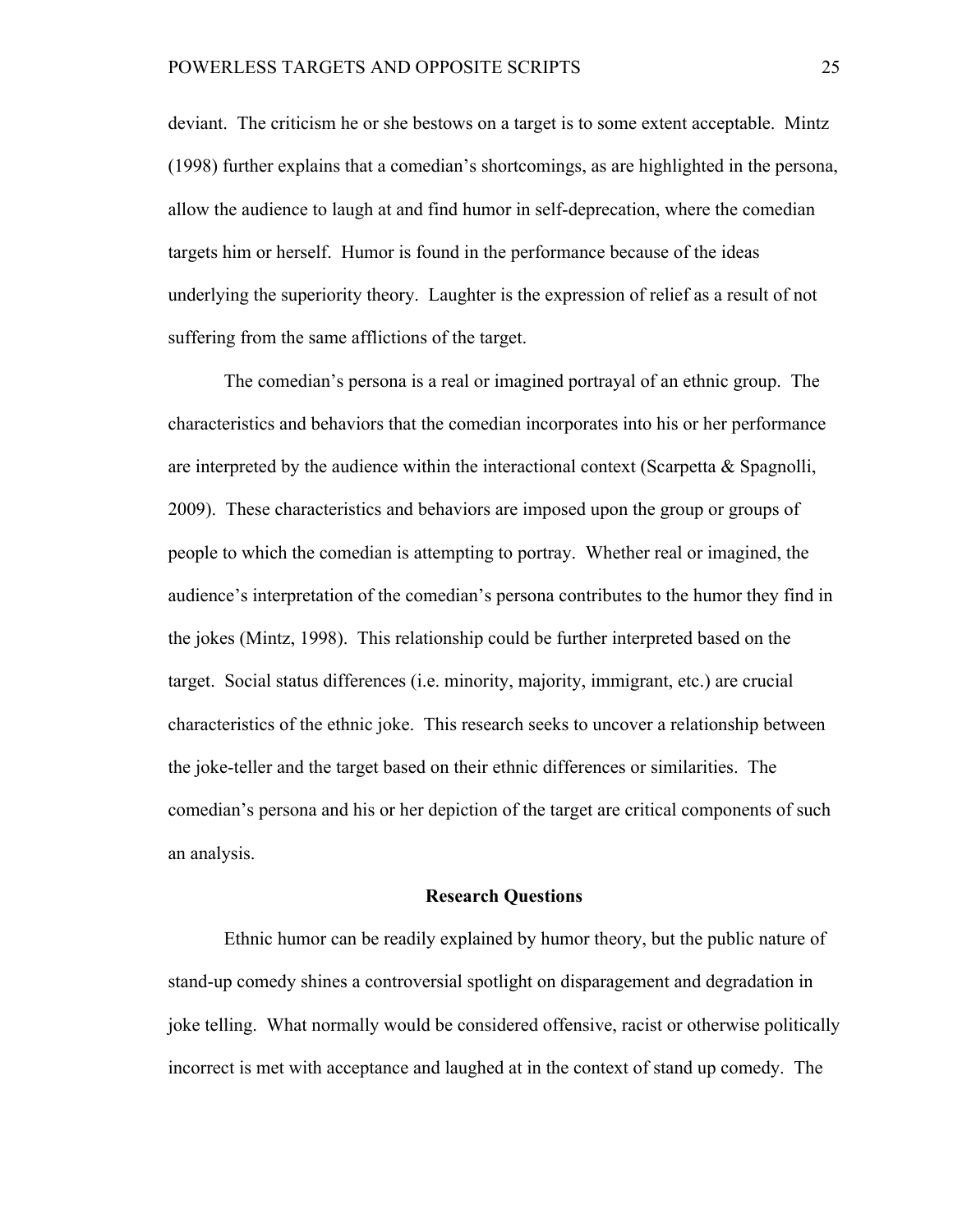deviant. The criticism he or she bestows on a target is to some extent acceptable. Mintz (1998) further explains that a comedian's shortcomings, as are highlighted in the persona, allow the audience to laugh at and find humor in self-deprecation, where the comedian targets him or herself. Humor is found in the performance because of the ideas underlying the superiority theory. Laughter is the expression of relief as a result of not suffering from the same afflictions of the target.

The comedian's persona is a real or imagined portrayal of an ethnic group. The characteristics and behaviors that the comedian incorporates into his or her performance are interpreted by the audience within the interactional context (Scarpetta & Spagnolli, 2009). These characteristics and behaviors are imposed upon the group or groups of people to which the comedian is attempting to portray. Whether real or imagined, the audience's interpretation of the comedian's persona contributes to the humor they find in the jokes (Mintz, 1998). This relationship could be further interpreted based on the target. Social status differences (i.e. minority, majority, immigrant, etc.) are crucial characteristics of the ethnic joke. This research seeks to uncover a relationship between the joke-teller and the target based on their ethnic differences or similarities. The comedian's persona and his or her depiction of the target are critical components of such an analysis.

## Research Questions

Ethnic humor can be readily explained by humor theory, but the public nature of stand-up comedy shines a controversial spotlight on disparagement and degradation in joke telling. What normally would be considered offensive, racist or otherwise politically incorrect is met with acceptance and laughed at in the context of stand up comedy. The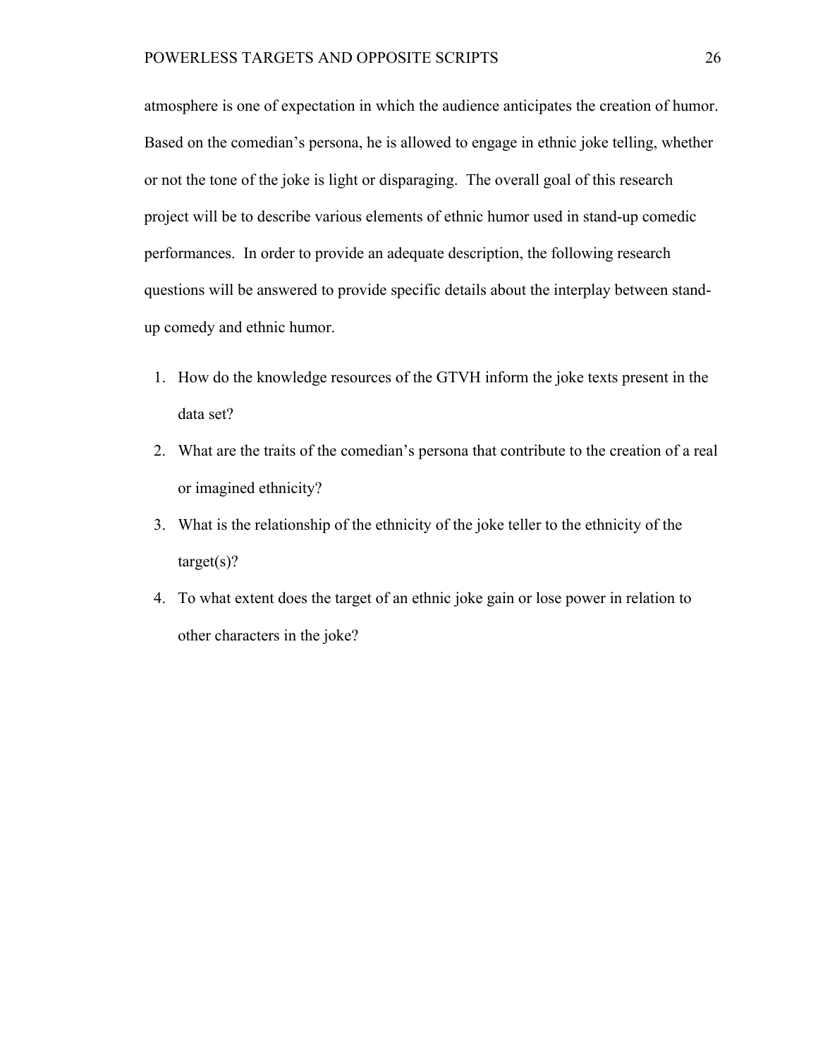atmosphere is one of expectation in which the audience anticipates the creation of humor. Based on the comedian's persona, he is allowed to engage in ethnic joke telling, whether or not the tone of the joke is light or disparaging. The overall goal of this research project will be to describe various elements of ethnic humor used in stand-up comedic performances. In order to provide an adequate description, the following research questions will be answered to provide specific details about the interplay between stand-up comedy and ethnic humor.

1. How do the knowledge resources of the GTVH inform the joke texts present in the data set?
2. What are the traits of the comedian's persona that contribute to the creation of a real or imagined ethnicity?
3. What is the relationship of the ethnicity of the joke teller to the ethnicity of the target(s)?
4. To what extent does the target of an ethnic joke gain or lose power in relation to other characters in the joke?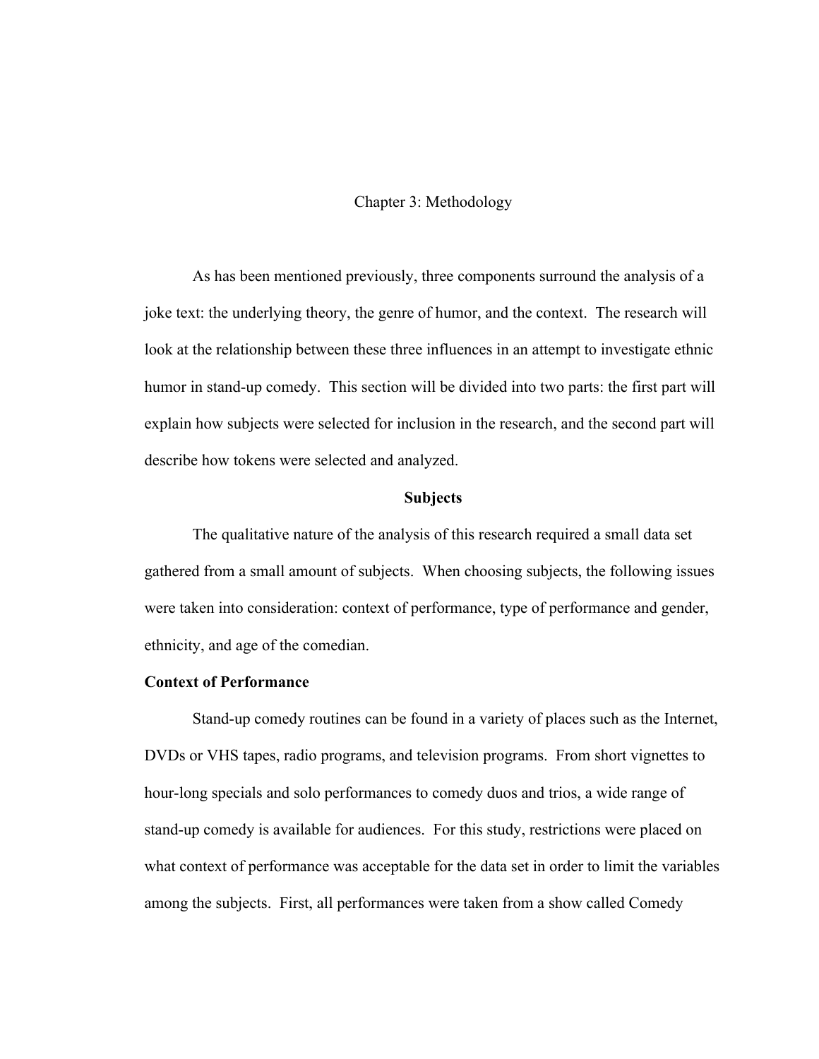# Chapter 3: Methodology

As has been mentioned previously, three components surround the analysis of a joke text: the underlying theory, the genre of humor, and the context. The research will look at the relationship between these three influences in an attempt to investigate ethnic humor in stand-up comedy. This section will be divided into two parts: the first part will explain how subjects were selected for inclusion in the research, and the second part will describe how tokens were selected and analyzed.

## Subjects

The qualitative nature of the analysis of this research required a small data set gathered from a small amount of subjects. When choosing subjects, the following issues were taken into consideration: context of performance, type of performance and gender, ethnicity, and age of the comedian.

### Context of Performance

Stand-up comedy routines can be found in a variety of places such as the Internet, DVDs or VHS tapes, radio programs, and television programs. From short vignettes to hour-long specials and solo performances to comedy duos and trios, a wide range of stand-up comedy is available for audiences. For this study, restrictions were placed on what context of performance was acceptable for the data set in order to limit the variables among the subjects. First, all performances were taken from a show called Comedy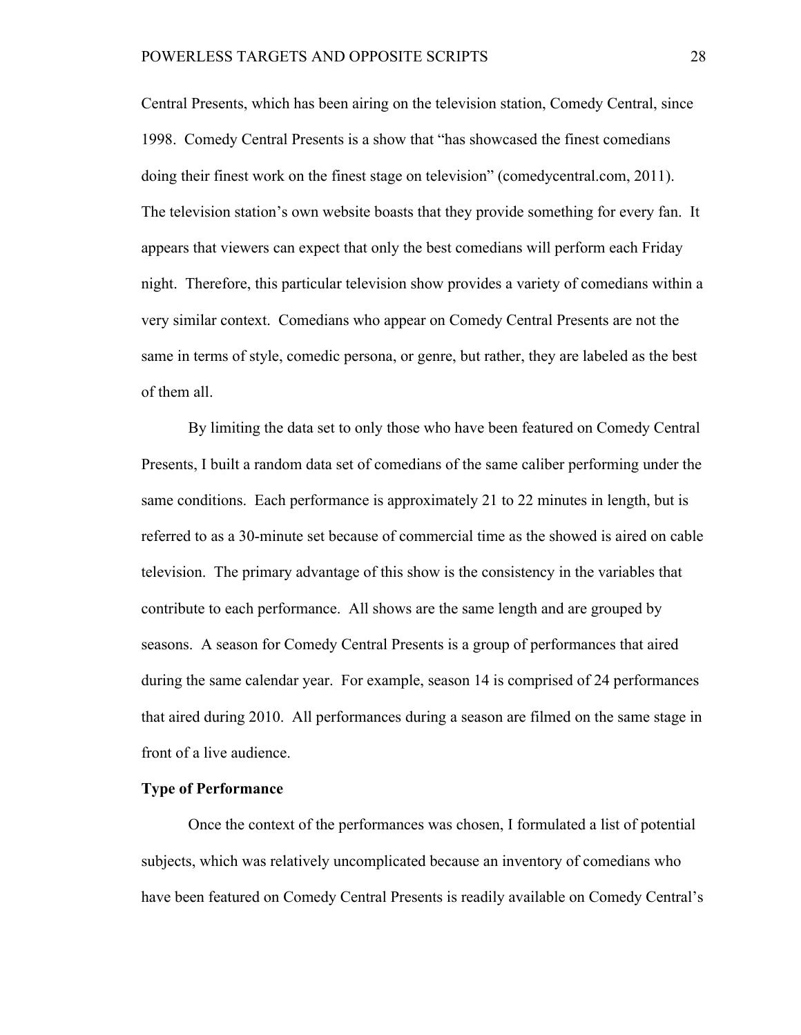Central Presents, which has been airing on the television station, Comedy Central, since 1998. Comedy Central Presents is a show that "has showcased the finest comedians doing their finest work on the finest stage on television" (comedycentral.com, 2011). The television station's own website boasts that they provide something for every fan. It appears that viewers can expect that only the best comedians will perform each Friday night. Therefore, this particular television show provides a variety of comedians within a very similar context. Comedians who appear on Comedy Central Presents are not the same in terms of style, comedic persona, or genre, but rather, they are labeled as the best of them all.

By limiting the data set to only those who have been featured on Comedy Central Presents, I built a random data set of comedians of the same caliber performing under the same conditions. Each performance is approximately 21 to 22 minutes in length, but is referred to as a 30-minute set because of commercial time as the showed is aired on cable television. The primary advantage of this show is the consistency in the variables that contribute to each performance. All shows are the same length and are grouped by seasons. A season for Comedy Central Presents is a group of performances that aired during the same calendar year. For example, season 14 is comprised of 24 performances that aired during 2010. All performances during a season are filmed on the same stage in front of a live audience.

**Type of Performance**

Once the context of the performances was chosen, I formulated a list of potential subjects, which was relatively uncomplicated because an inventory of comedians who have been featured on Comedy Central Presents is readily available on Comedy Central's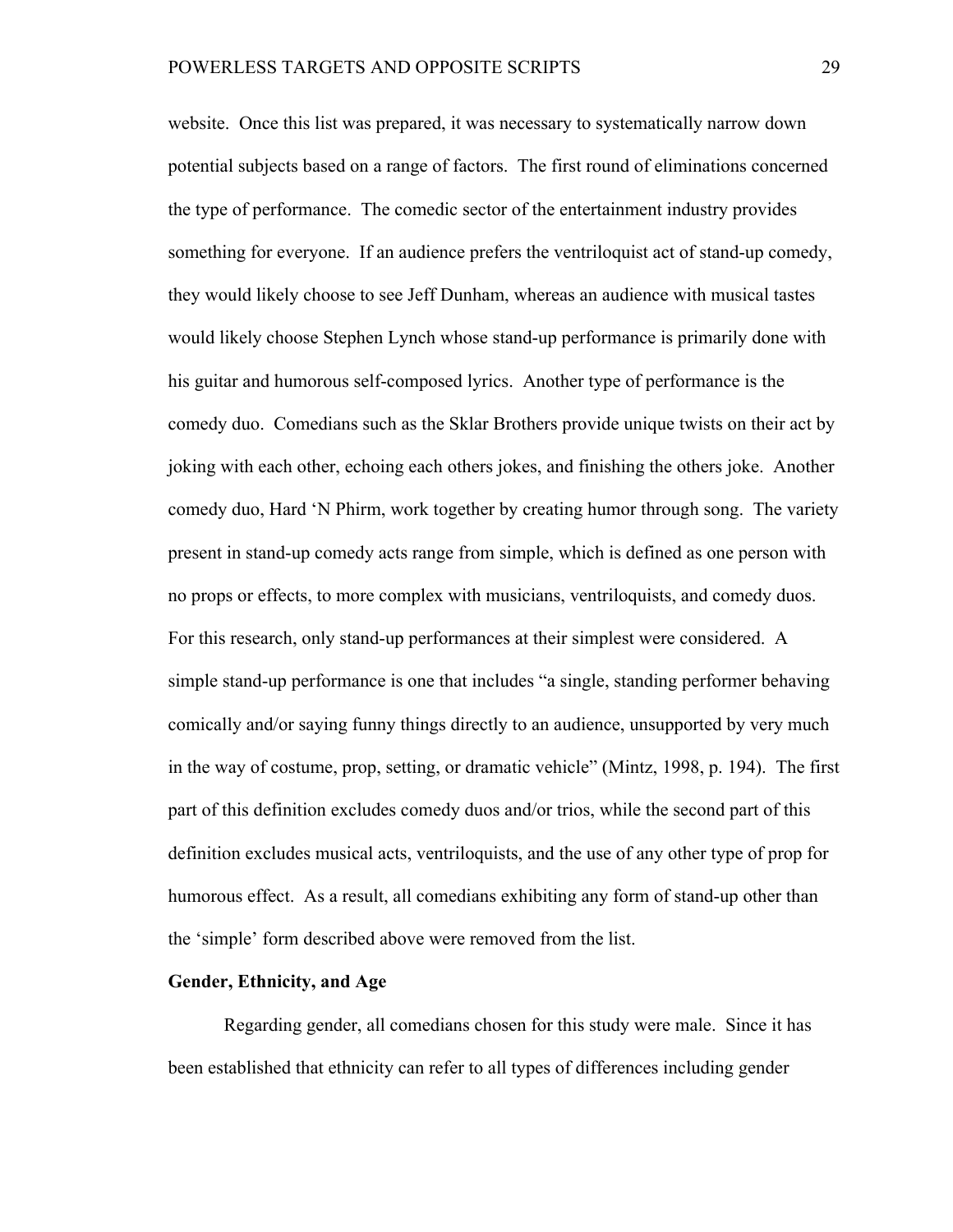website. Once this list was prepared, it was necessary to systematically narrow down potential subjects based on a range of factors. The first round of eliminations concerned the type of performance. The comedic sector of the entertainment industry provides something for everyone. If an audience prefers the ventriloquist act of stand-up comedy, they would likely choose to see Jeff Dunham, whereas an audience with musical tastes would likely choose Stephen Lynch whose stand-up performance is primarily done with his guitar and humorous self-composed lyrics. Another type of performance is the comedy duo. Comedians such as the Sklar Brothers provide unique twists on their act by joking with each other, echoing each others jokes, and finishing the others joke. Another comedy duo, Hard 'N Phirm, work together by creating humor through song. The variety present in stand-up comedy acts range from simple, which is defined as one person with no props or effects, to more complex with musicians, ventriloquists, and comedy duos. For this research, only stand-up performances at their simplest were considered. A simple stand-up performance is one that includes "a single, standing performer behaving comically and/or saying funny things directly to an audience, unsupported by very much in the way of costume, prop, setting, or dramatic vehicle" (Mintz, 1998, p. 194). The first part of this definition excludes comedy duos and/or trios, while the second part of this definition excludes musical acts, ventriloquists, and the use of any other type of prop for humorous effect. As a result, all comedians exhibiting any form of stand-up other than the 'simple' form described above were removed from the list.

**Gender, Ethnicity, and Age**

Regarding gender, all comedians chosen for this study were male. Since it has been established that ethnicity can refer to all types of differences including gender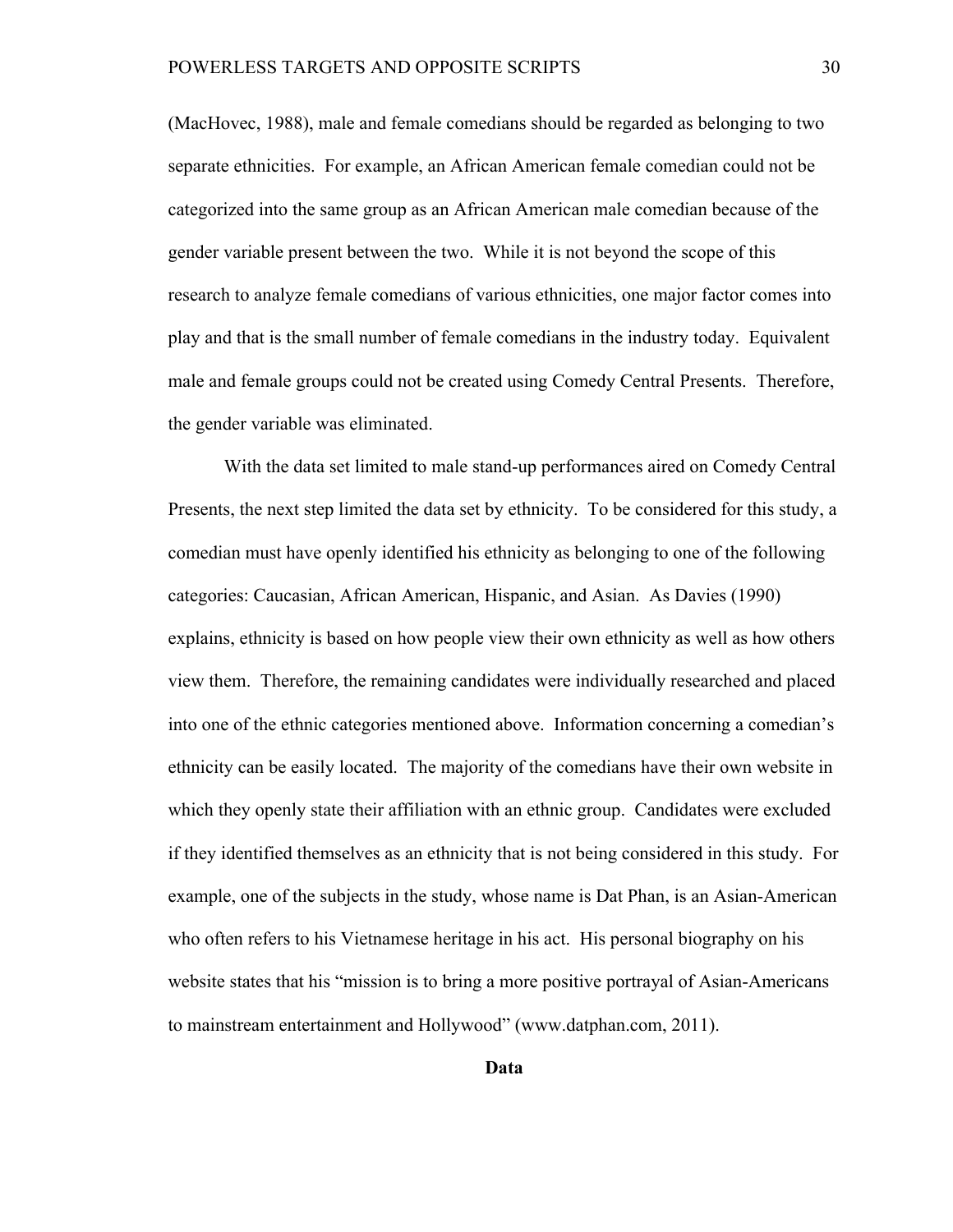(MacHovec, 1988), male and female comedians should be regarded as belonging to two separate ethnicities. For example, an African American female comedian could not be categorized into the same group as an African American male comedian because of the gender variable present between the two. While it is not beyond the scope of this research to analyze female comedians of various ethnicities, one major factor comes into play and that is the small number of female comedians in the industry today. Equivalent male and female groups could not be created using Comedy Central Presents. Therefore, the gender variable was eliminated.

With the data set limited to male stand-up performances aired on Comedy Central Presents, the next step limited the data set by ethnicity. To be considered for this study, a comedian must have openly identified his ethnicity as belonging to one of the following categories: Caucasian, African American, Hispanic, and Asian. As Davies (1990) explains, ethnicity is based on how people view their own ethnicity as well as how others view them. Therefore, the remaining candidates were individually researched and placed into one of the ethnic categories mentioned above. Information concerning a comedian's ethnicity can be easily located. The majority of the comedians have their own website in which they openly state their affiliation with an ethnic group. Candidates were excluded if they identified themselves as an ethnicity that is not being considered in this study. For example, one of the subjects in the study, whose name is Dat Phan, is an Asian-American who often refers to his Vietnamese heritage in his act. His personal biography on his website states that his "mission is to bring a more positive portrayal of Asian-Americans to mainstream entertainment and Hollywood" (www.datphan.com, 2011).

**Data**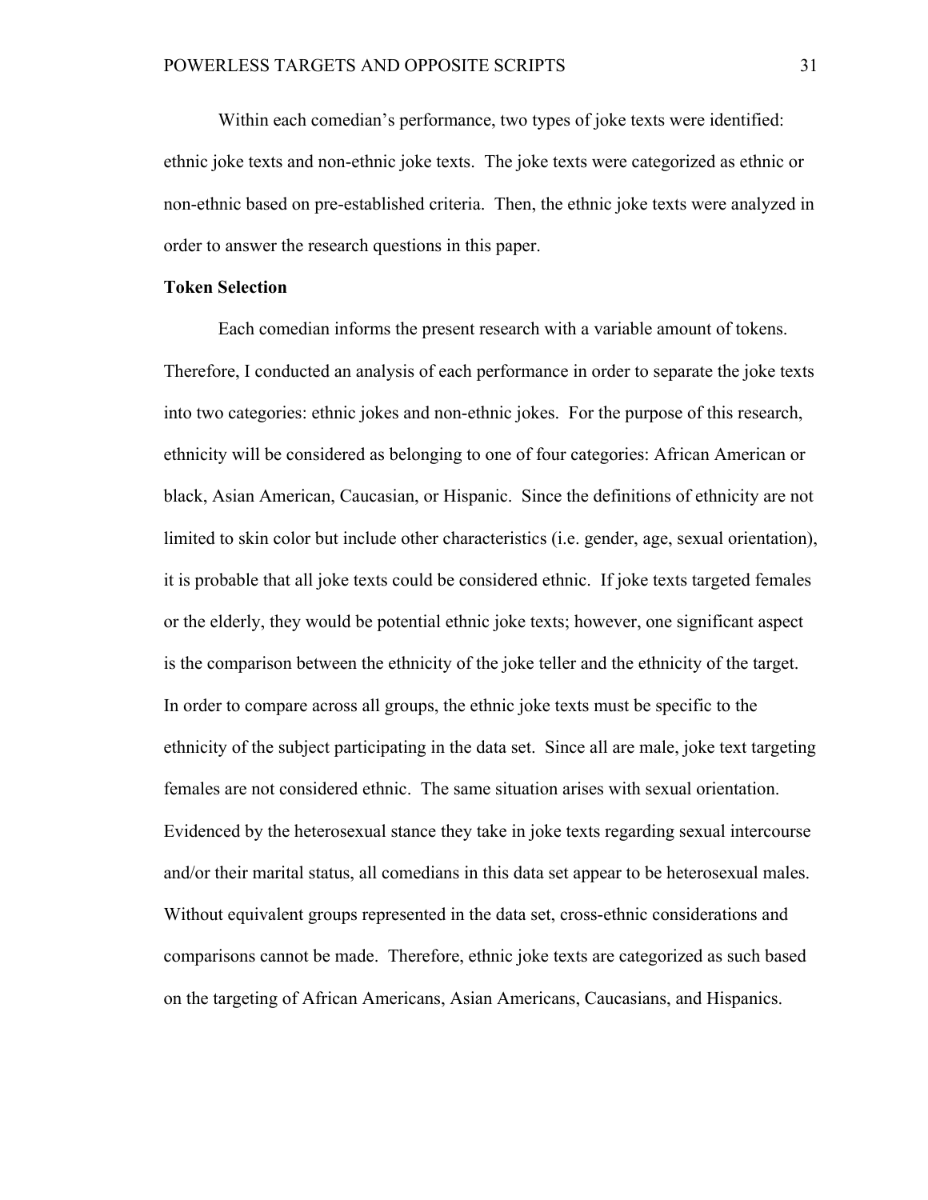Within each comedian's performance, two types of joke texts were identified: ethnic joke texts and non-ethnic joke texts. The joke texts were categorized as ethnic or non-ethnic based on pre-established criteria. Then, the ethnic joke texts were analyzed in order to answer the research questions in this paper.

**Token Selection**

Each comedian informs the present research with a variable amount of tokens. Therefore, I conducted an analysis of each performance in order to separate the joke texts into two categories: ethnic jokes and non-ethnic jokes. For the purpose of this research, ethnicity will be considered as belonging to one of four categories: African American or black, Asian American, Caucasian, or Hispanic. Since the definitions of ethnicity are not limited to skin color but include other characteristics (i.e. gender, age, sexual orientation), it is probable that all joke texts could be considered ethnic. If joke texts targeted females or the elderly, they would be potential ethnic joke texts; however, one significant aspect is the comparison between the ethnicity of the joke teller and the ethnicity of the target. In order to compare across all groups, the ethnic joke texts must be specific to the ethnicity of the subject participating in the data set. Since all are male, joke text targeting females are not considered ethnic. The same situation arises with sexual orientation. Evidenced by the heterosexual stance they take in joke texts regarding sexual intercourse and/or their marital status, all comedians in this data set appear to be heterosexual males. Without equivalent groups represented in the data set, cross-ethnic considerations and comparisons cannot be made. Therefore, ethnic joke texts are categorized as such based on the targeting of African Americans, Asian Americans, Caucasians, and Hispanics.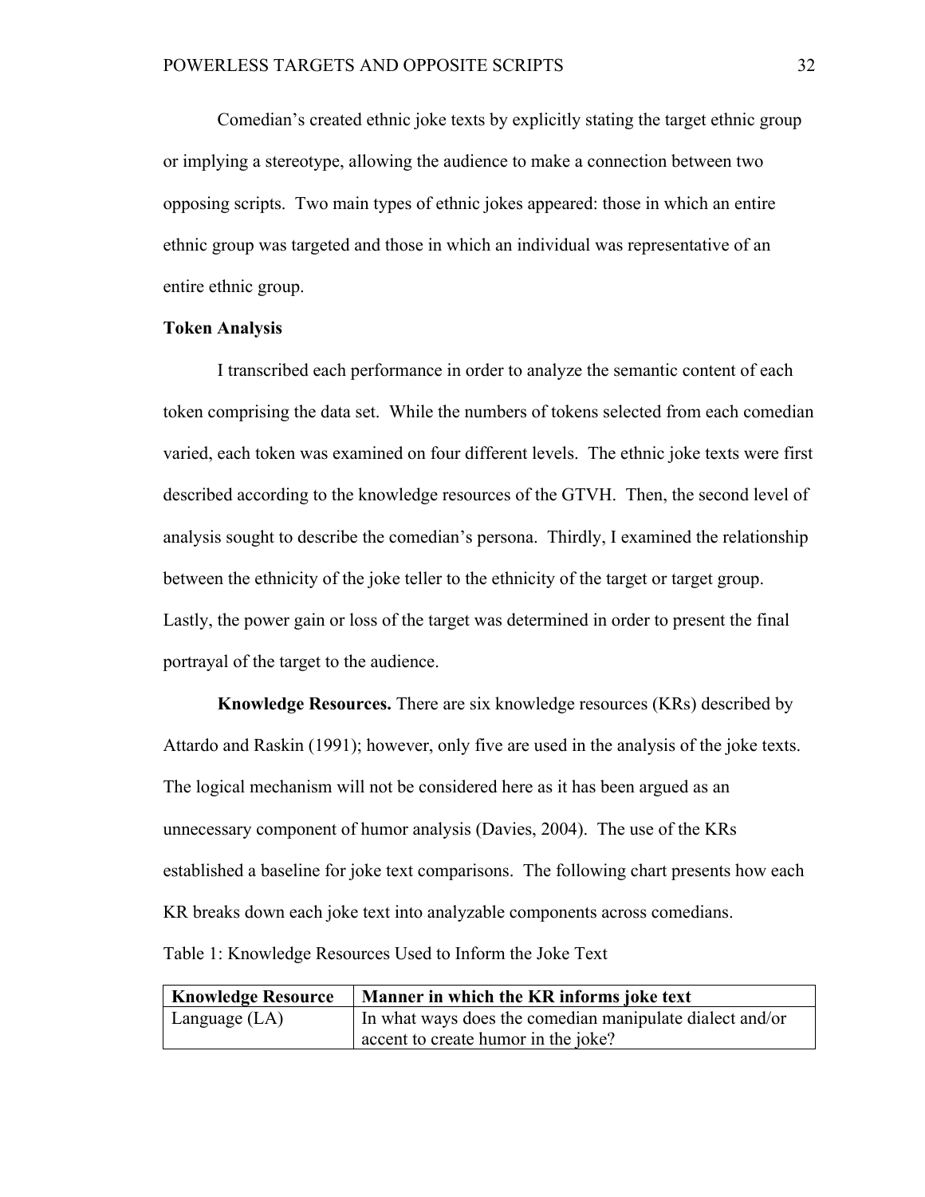Comedian's created ethnic joke texts by explicitly stating the target ethnic group or implying a stereotype, allowing the audience to make a connection between two opposing scripts. Two main types of ethnic jokes appeared: those in which an entire ethnic group was targeted and those in which an individual was representative of an entire ethnic group.

**Token Analysis**

I transcribed each performance in order to analyze the semantic content of each token comprising the data set. While the numbers of tokens selected from each comedian varied, each token was examined on four different levels. The ethnic joke texts were first described according to the knowledge resources of the GTVH. Then, the second level of analysis sought to describe the comedian's persona. Thirdly, I examined the relationship between the ethnicity of the joke teller to the ethnicity of the target or target group. Lastly, the power gain or loss of the target was determined in order to present the final portrayal of the target to the audience.

**Knowledge Resources.** There are six knowledge resources (KRs) described by Attardo and Raskin (1991); however, only five are used in the analysis of the joke texts. The logical mechanism will not be considered here as it has been argued as an unnecessary component of humor analysis (Davies, 2004). The use of the KRs established a baseline for joke text comparisons. The following chart presents how each KR breaks down each joke text into analyzable components across comedians.

Table 1: Knowledge Resources Used to Inform the Joke Text

| Knowledge Resource | Manner in which the KR informs joke text |
|---|---|
| Language (LA) | In what ways does the comedian manipulate dialect and/or accent to create humor in the joke? |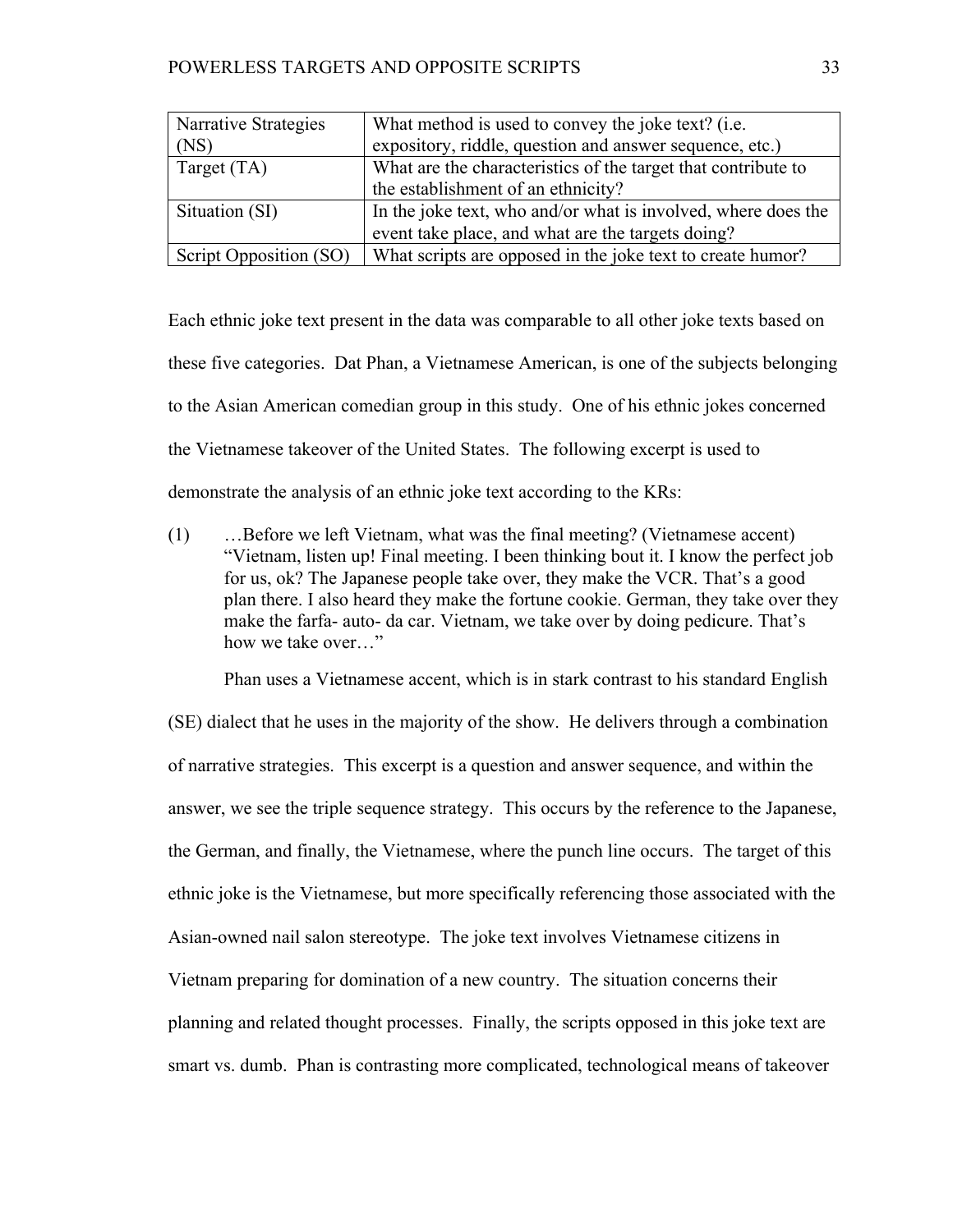| Narrative Strategies (NS) | What method is used to convey the joke text? (i.e. expository, riddle, question and answer sequence, etc.) |
|---|---|
| Target (TA) | What are the characteristics of the target that contribute to the establishment of an ethnicity? |
| Situation (SI) | In the joke text, who and/or what is involved, where does the event take place, and what are the targets doing? |
| Script Opposition (SO) | What scripts are opposed in the joke text to create humor? |

Each ethnic joke text present in the data was comparable to all other joke texts based on these five categories. Dat Phan, a Vietnamese American, is one of the subjects belonging to the Asian American comedian group in this study. One of his ethnic jokes concerned the Vietnamese takeover of the United States. The following excerpt is used to demonstrate the analysis of an ethnic joke text according to the KRs:

(1) …Before we left Vietnam, what was the final meeting? (Vietnamese accent) "Vietnam, listen up! Final meeting. I been thinking bout it. I know the perfect job for us, ok? The Japanese people take over, they make the VCR. That's a good plan there. I also heard they make the fortune cookie. German, they take over they make the farfa- auto- da car. Vietnam, we take over by doing pedicure. That's how we take over…"

Phan uses a Vietnamese accent, which is in stark contrast to his standard English (SE) dialect that he uses in the majority of the show. He delivers through a combination of narrative strategies. This excerpt is a question and answer sequence, and within the answer, we see the triple sequence strategy. This occurs by the reference to the Japanese, the German, and finally, the Vietnamese, where the punch line occurs. The target of this ethnic joke is the Vietnamese, but more specifically referencing those associated with the Asian-owned nail salon stereotype. The joke text involves Vietnamese citizens in Vietnam preparing for domination of a new country. The situation concerns their planning and related thought processes. Finally, the scripts opposed in this joke text are smart vs. dumb. Phan is contrasting more complicated, technological means of takeover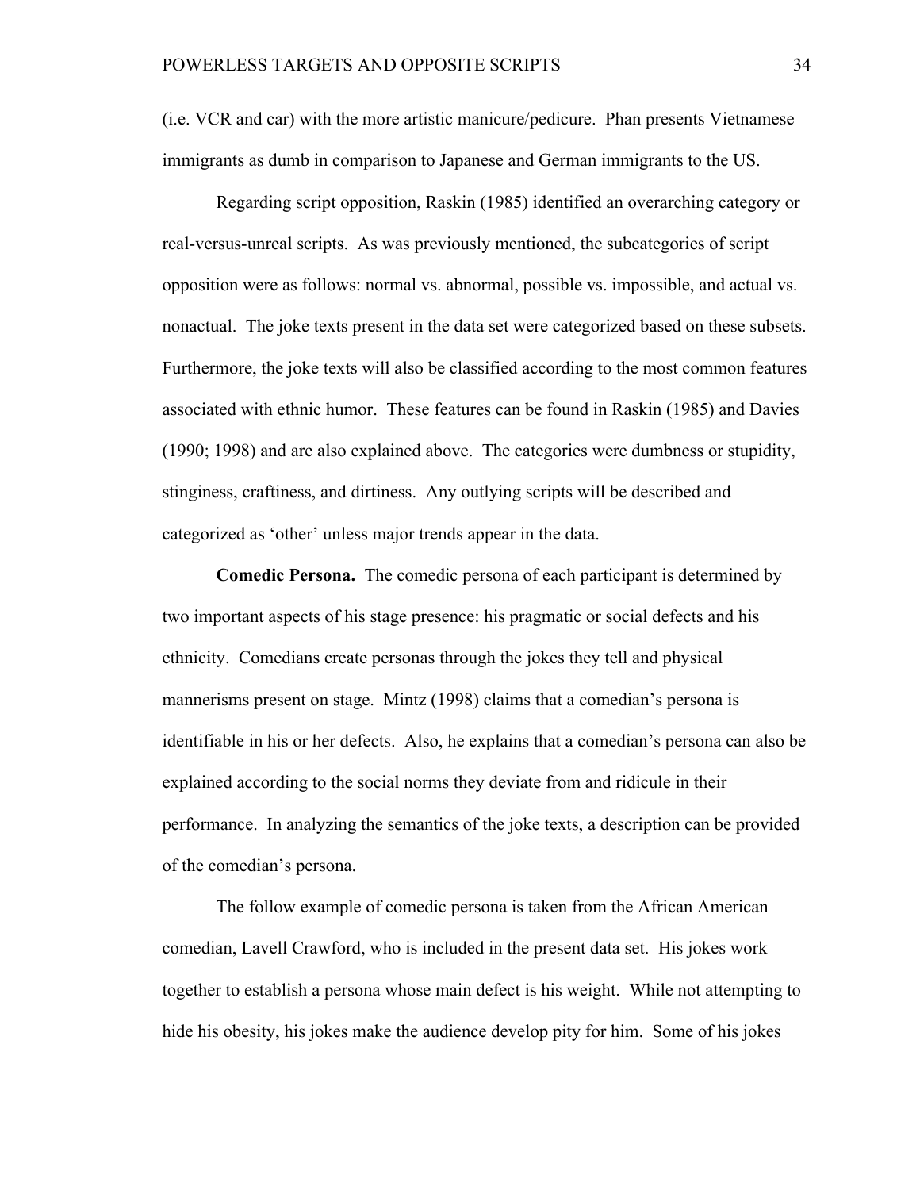(i.e. VCR and car) with the more artistic manicure/pedicure. Phan presents Vietnamese immigrants as dumb in comparison to Japanese and German immigrants to the US.

Regarding script opposition, Raskin (1985) identified an overarching category or real-versus-unreal scripts. As was previously mentioned, the subcategories of script opposition were as follows: normal vs. abnormal, possible vs. impossible, and actual vs. nonactual. The joke texts present in the data set were categorized based on these subsets. Furthermore, the joke texts will also be classified according to the most common features associated with ethnic humor. These features can be found in Raskin (1985) and Davies (1990; 1998) and are also explained above. The categories were dumbness or stupidity, stinginess, craftiness, and dirtiness. Any outlying scripts will be described and categorized as 'other' unless major trends appear in the data.

**Comedic Persona.** The comedic persona of each participant is determined by two important aspects of his stage presence: his pragmatic or social defects and his ethnicity. Comedians create personas through the jokes they tell and physical mannerisms present on stage. Mintz (1998) claims that a comedian's persona is identifiable in his or her defects. Also, he explains that a comedian's persona can also be explained according to the social norms they deviate from and ridicule in their performance. In analyzing the semantics of the joke texts, a description can be provided of the comedian's persona.

The follow example of comedic persona is taken from the African American comedian, Lavell Crawford, who is included in the present data set. His jokes work together to establish a persona whose main defect is his weight. While not attempting to hide his obesity, his jokes make the audience develop pity for him. Some of his jokes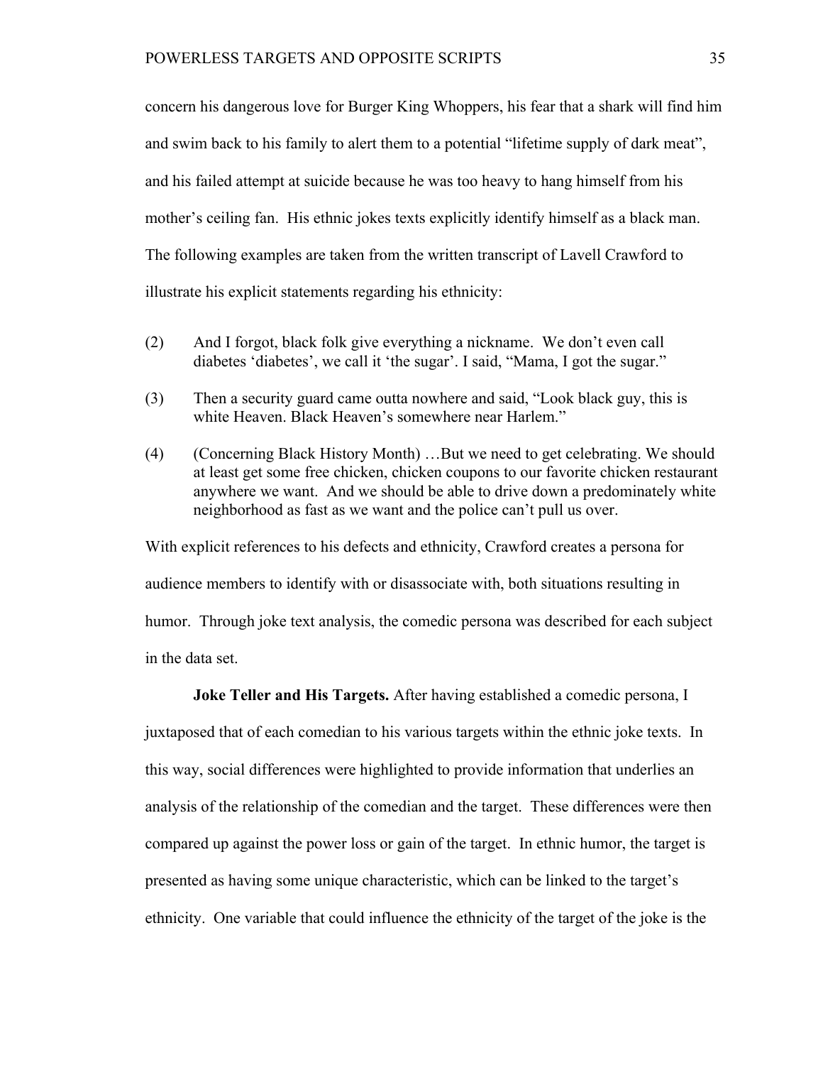concern his dangerous love for Burger King Whoppers, his fear that a shark will find him and swim back to his family to alert them to a potential "lifetime supply of dark meat", and his failed attempt at suicide because he was too heavy to hang himself from his mother's ceiling fan. His ethnic jokes texts explicitly identify himself as a black man. The following examples are taken from the written transcript of Lavell Crawford to illustrate his explicit statements regarding his ethnicity:

(2) And I forgot, black folk give everything a nickname. We don't even call diabetes 'diabetes', we call it 'the sugar'. I said, "Mama, I got the sugar."

(3) Then a security guard came outta nowhere and said, "Look black guy, this is white Heaven. Black Heaven's somewhere near Harlem."

(4) (Concerning Black History Month) …But we need to get celebrating. We should at least get some free chicken, chicken coupons to our favorite chicken restaurant anywhere we want. And we should be able to drive down a predominately white neighborhood as fast as we want and the police can't pull us over.

With explicit references to his defects and ethnicity, Crawford creates a persona for audience members to identify with or disassociate with, both situations resulting in humor. Through joke text analysis, the comedic persona was described for each subject in the data set.

**Joke Teller and His Targets.** After having established a comedic persona, I juxtaposed that of each comedian to his various targets within the ethnic joke texts. In this way, social differences were highlighted to provide information that underlies an analysis of the relationship of the comedian and the target. These differences were then compared up against the power loss or gain of the target. In ethnic humor, the target is presented as having some unique characteristic, which can be linked to the target's ethnicity. One variable that could influence the ethnicity of the target of the joke is the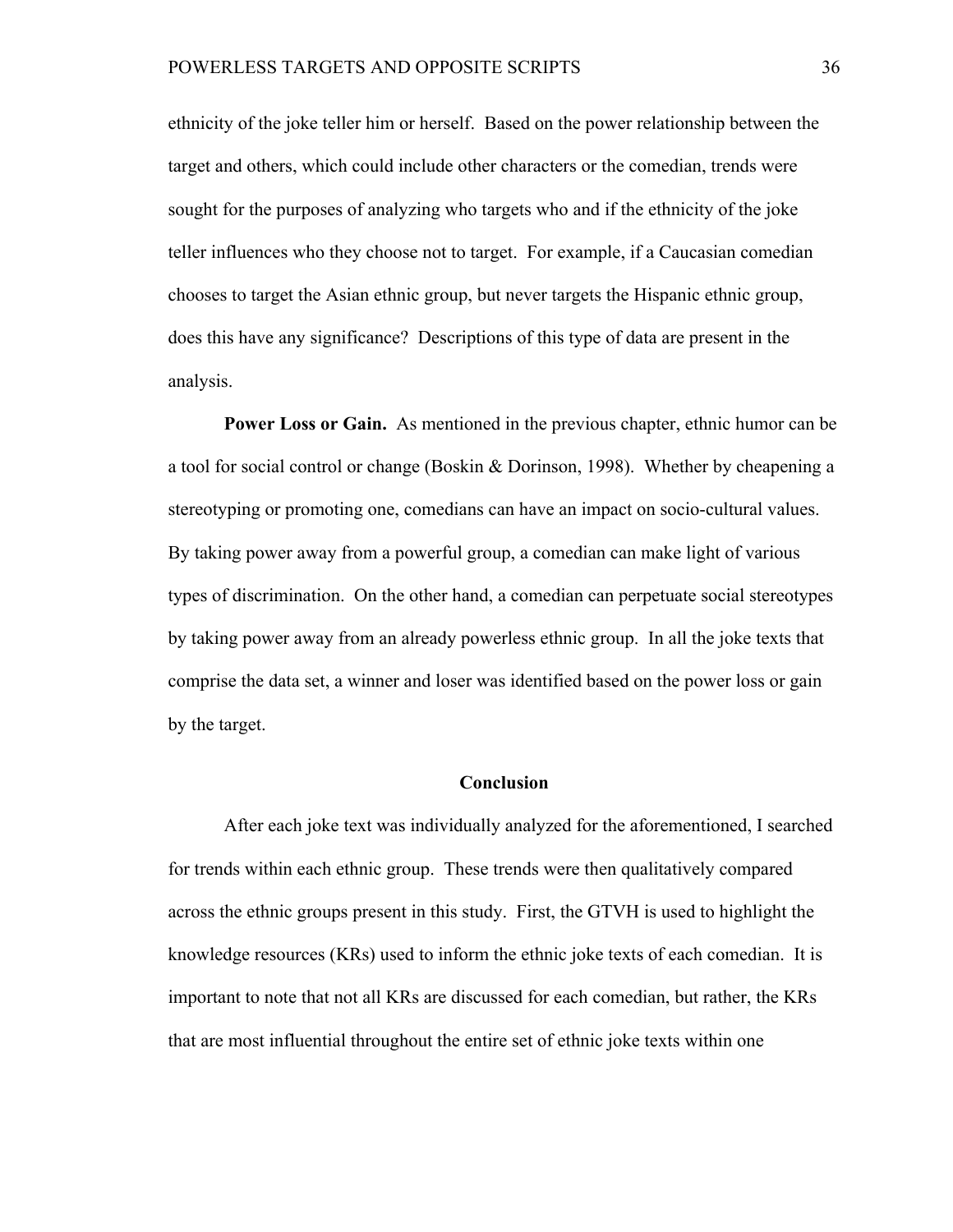ethnicity of the joke teller him or herself. Based on the power relationship between the target and others, which could include other characters or the comedian, trends were sought for the purposes of analyzing who targets who and if the ethnicity of the joke teller influences who they choose not to target. For example, if a Caucasian comedian chooses to target the Asian ethnic group, but never targets the Hispanic ethnic group, does this have any significance? Descriptions of this type of data are present in the analysis.

**Power Loss or Gain.** As mentioned in the previous chapter, ethnic humor can be a tool for social control or change (Boskin & Dorinson, 1998). Whether by cheapening a stereotyping or promoting one, comedians can have an impact on socio-cultural values. By taking power away from a powerful group, a comedian can make light of various types of discrimination. On the other hand, a comedian can perpetuate social stereotypes by taking power away from an already powerless ethnic group. In all the joke texts that comprise the data set, a winner and loser was identified based on the power loss or gain by the target.

## Conclusion

After each joke text was individually analyzed for the aforementioned, I searched for trends within each ethnic group. These trends were then qualitatively compared across the ethnic groups present in this study. First, the GTVH is used to highlight the knowledge resources (KRs) used to inform the ethnic joke texts of each comedian. It is important to note that not all KRs are discussed for each comedian, but rather, the KRs that are most influential throughout the entire set of ethnic joke texts within one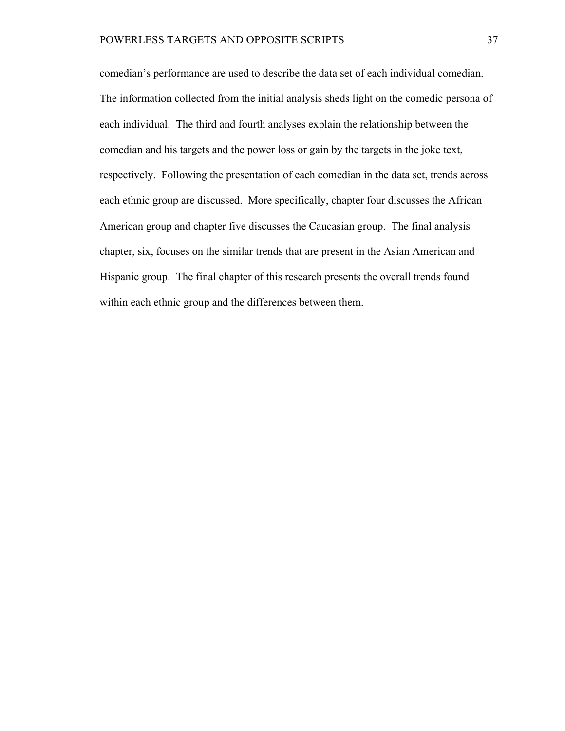comedian's performance are used to describe the data set of each individual comedian. The information collected from the initial analysis sheds light on the comedic persona of each individual. The third and fourth analyses explain the relationship between the comedian and his targets and the power loss or gain by the targets in the joke text, respectively. Following the presentation of each comedian in the data set, trends across each ethnic group are discussed. More specifically, chapter four discusses the African American group and chapter five discusses the Caucasian group. The final analysis chapter, six, focuses on the similar trends that are present in the Asian American and Hispanic group. The final chapter of this research presents the overall trends found within each ethnic group and the differences between them.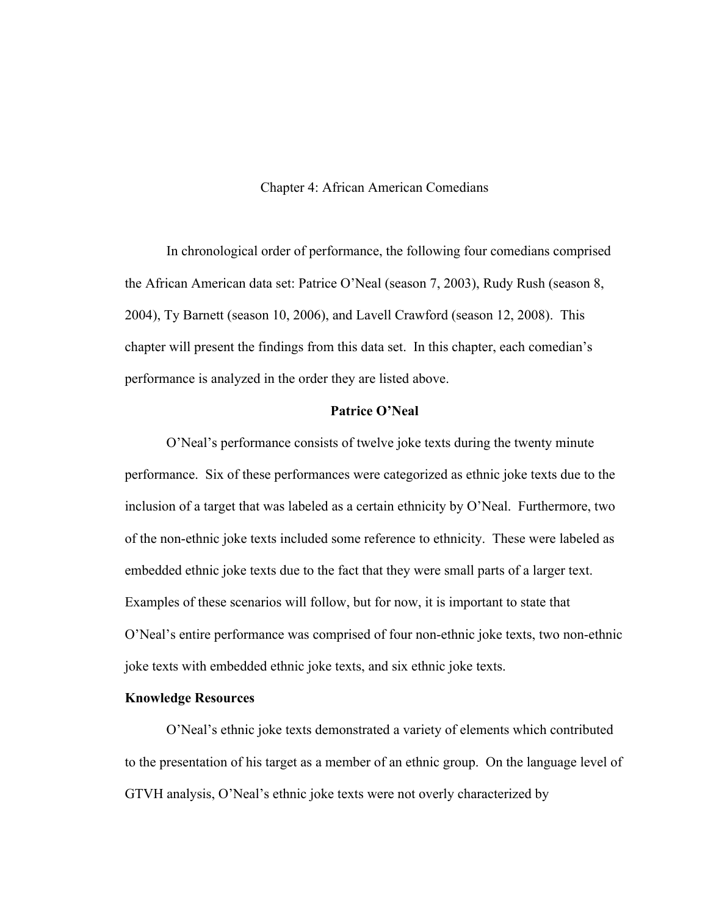# Chapter 4: African American Comedians

In chronological order of performance, the following four comedians comprised the African American data set: Patrice O'Neal (season 7, 2003), Rudy Rush (season 8, 2004), Ty Barnett (season 10, 2006), and Lavell Crawford (season 12, 2008). This chapter will present the findings from this data set. In this chapter, each comedian's performance is analyzed in the order they are listed above.

## Patrice O'Neal

O'Neal's performance consists of twelve joke texts during the twenty minute performance. Six of these performances were categorized as ethnic joke texts due to the inclusion of a target that was labeled as a certain ethnicity by O'Neal. Furthermore, two of the non-ethnic joke texts included some reference to ethnicity. These were labeled as embedded ethnic joke texts due to the fact that they were small parts of a larger text. Examples of these scenarios will follow, but for now, it is important to state that O'Neal's entire performance was comprised of four non-ethnic joke texts, two non-ethnic joke texts with embedded ethnic joke texts, and six ethnic joke texts.

### Knowledge Resources

O'Neal's ethnic joke texts demonstrated a variety of elements which contributed to the presentation of his target as a member of an ethnic group. On the language level of GTVH analysis, O'Neal's ethnic joke texts were not overly characterized by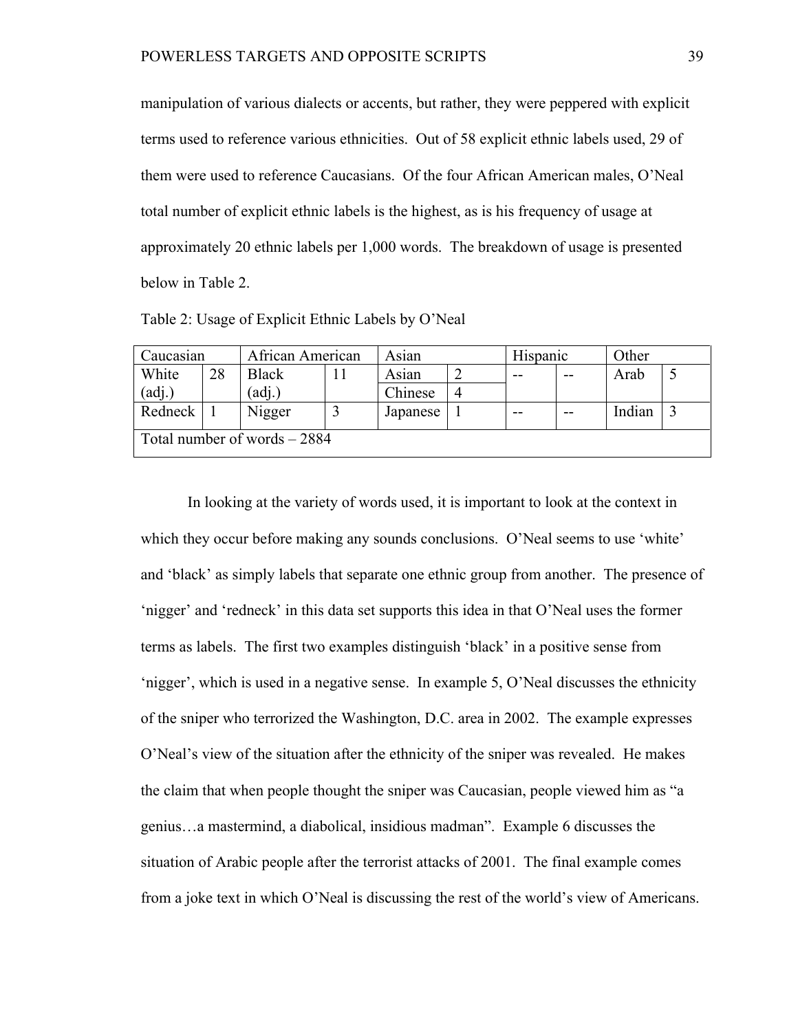manipulation of various dialects or accents, but rather, they were peppered with explicit terms used to reference various ethnicities. Out of 58 explicit ethnic labels used, 29 of them were used to reference Caucasians. Of the four African American males, O'Neal total number of explicit ethnic labels is the highest, as is his frequency of usage at approximately 20 ethnic labels per 1,000 words. The breakdown of usage is presented below in Table 2.

Table 2: Usage of Explicit Ethnic Labels by O'Neal

| Caucasian | | African American | | Asian | | Hispanic | | Other | |
|---|---|---|---|---|---|---|---|---|---|
| White (adj.) | 28 | Black (adj.) | 11 | Asian | 2 | -- | -- | Arab | 5 |
| | | | | Chinese | 4 | | | | |
| Redneck | 1 | Nigger | 3 | Japanese | 1 | -- | -- | Indian | 3 |
| Total number of words – 2884 | | | | | | | | | |

In looking at the variety of words used, it is important to look at the context in which they occur before making any sounds conclusions. O'Neal seems to use 'white' and 'black' as simply labels that separate one ethnic group from another. The presence of 'nigger' and 'redneck' in this data set supports this idea in that O'Neal uses the former terms as labels. The first two examples distinguish 'black' in a positive sense from 'nigger', which is used in a negative sense. In example 5, O'Neal discusses the ethnicity of the sniper who terrorized the Washington, D.C. area in 2002. The example expresses O'Neal's view of the situation after the ethnicity of the sniper was revealed. He makes the claim that when people thought the sniper was Caucasian, people viewed him as "a genius…a mastermind, a diabolical, insidious madman". Example 6 discusses the situation of Arabic people after the terrorist attacks of 2001. The final example comes from a joke text in which O'Neal is discussing the rest of the world's view of Americans.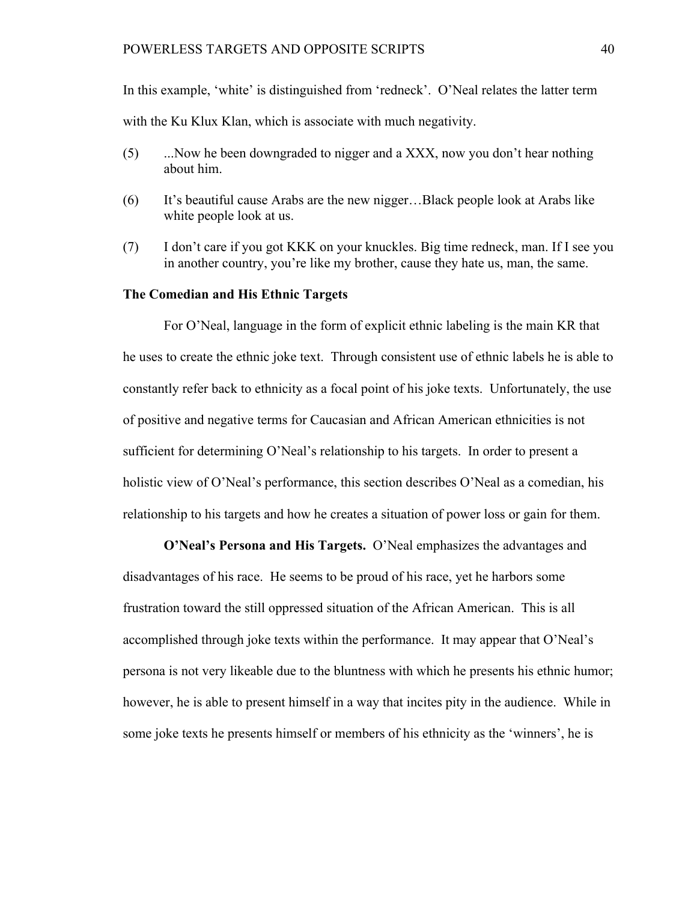In this example, 'white' is distinguished from 'redneck'. O'Neal relates the latter term with the Ku Klux Klan, which is associate with much negativity.

(5) ...Now he been downgraded to nigger and a XXX, now you don't hear nothing about him.

(6) It's beautiful cause Arabs are the new nigger…Black people look at Arabs like white people look at us.

(7) I don't care if you got KKK on your knuckles. Big time redneck, man. If I see you in another country, you're like my brother, cause they hate us, man, the same.

### The Comedian and His Ethnic Targets

For O'Neal, language in the form of explicit ethnic labeling is the main KR that he uses to create the ethnic joke text. Through consistent use of ethnic labels he is able to constantly refer back to ethnicity as a focal point of his joke texts. Unfortunately, the use of positive and negative terms for Caucasian and African American ethnicities is not sufficient for determining O'Neal's relationship to his targets. In order to present a holistic view of O'Neal's performance, this section describes O'Neal as a comedian, his relationship to his targets and how he creates a situation of power loss or gain for them.

**O'Neal's Persona and His Targets.** O'Neal emphasizes the advantages and disadvantages of his race. He seems to be proud of his race, yet he harbors some frustration toward the still oppressed situation of the African American. This is all accomplished through joke texts within the performance. It may appear that O'Neal's persona is not very likeable due to the bluntness with which he presents his ethnic humor; however, he is able to present himself in a way that incites pity in the audience. While in some joke texts he presents himself or members of his ethnicity as the 'winners', he is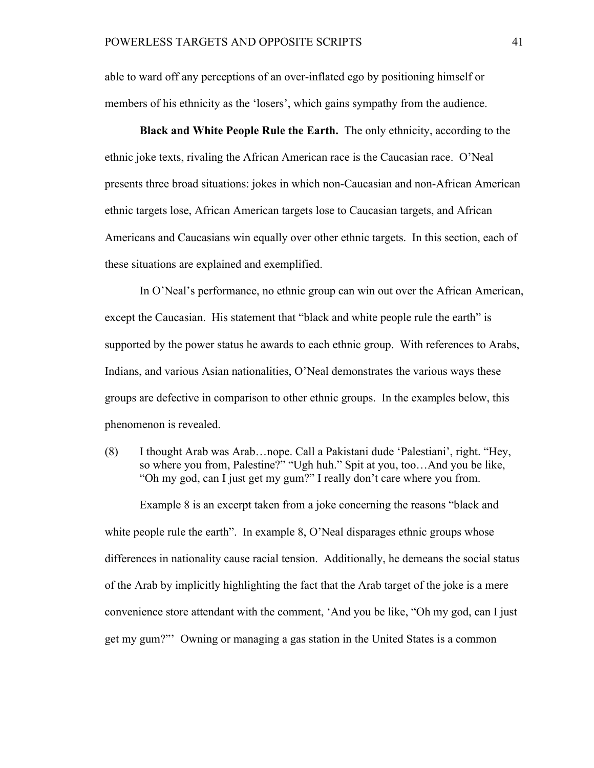able to ward off any perceptions of an over-inflated ego by positioning himself or members of his ethnicity as the 'losers', which gains sympathy from the audience.

**Black and White People Rule the Earth.** The only ethnicity, according to the ethnic joke texts, rivaling the African American race is the Caucasian race. O'Neal presents three broad situations: jokes in which non-Caucasian and non-African American ethnic targets lose, African American targets lose to Caucasian targets, and African Americans and Caucasians win equally over other ethnic targets. In this section, each of these situations are explained and exemplified.

In O'Neal's performance, no ethnic group can win out over the African American, except the Caucasian. His statement that "black and white people rule the earth" is supported by the power status he awards to each ethnic group. With references to Arabs, Indians, and various Asian nationalities, O'Neal demonstrates the various ways these groups are defective in comparison to other ethnic groups. In the examples below, this phenomenon is revealed.

(8) I thought Arab was Arab…nope. Call a Pakistani dude 'Palestiani', right. "Hey, so where you from, Palestine?" "Ugh huh." Spit at you, too…And you be like, "Oh my god, can I just get my gum?" I really don't care where you from.

Example 8 is an excerpt taken from a joke concerning the reasons "black and white people rule the earth". In example 8, O'Neal disparages ethnic groups whose differences in nationality cause racial tension. Additionally, he demeans the social status of the Arab by implicitly highlighting the fact that the Arab target of the joke is a mere convenience store attendant with the comment, 'And you be like, "Oh my god, can I just get my gum?"' Owning or managing a gas station in the United States is a common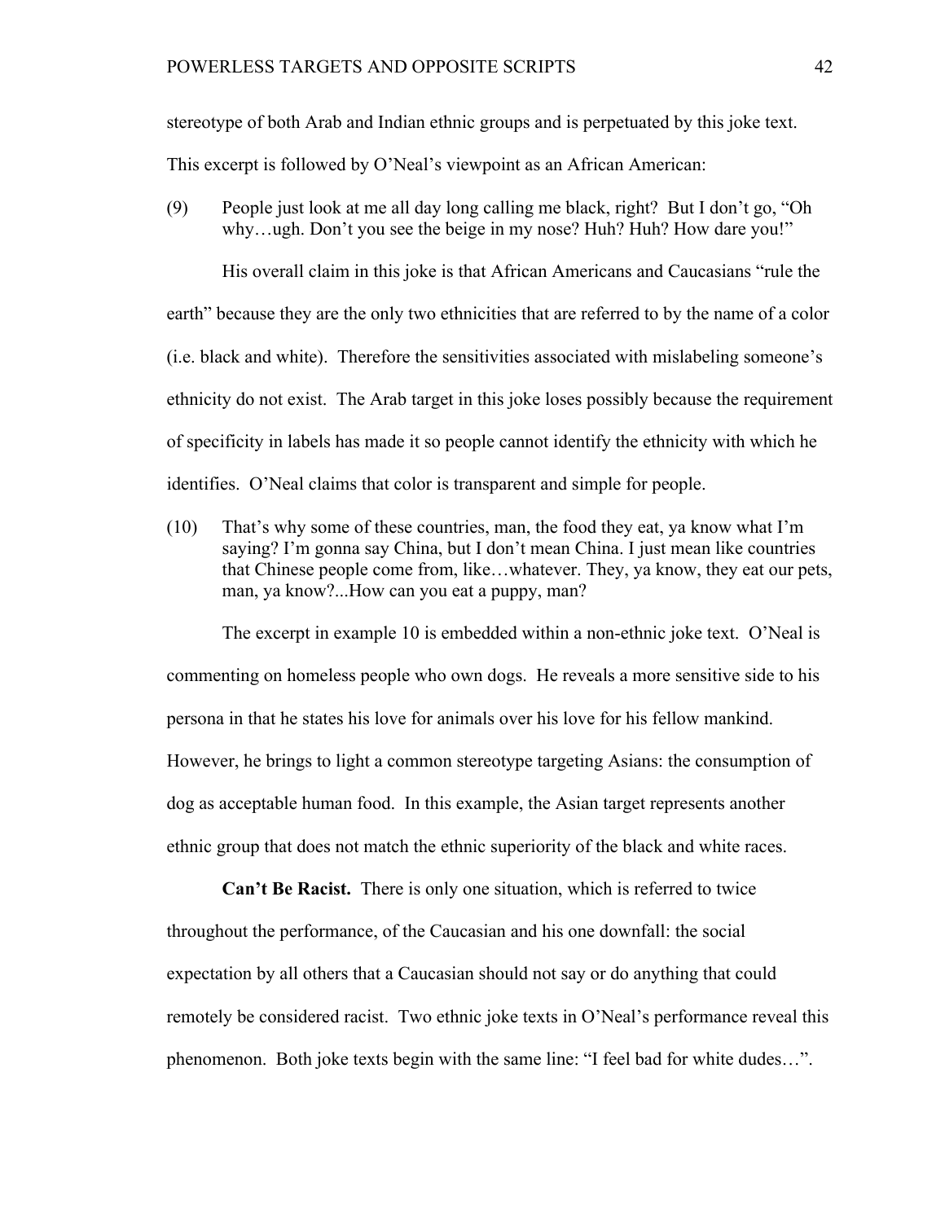stereotype of both Arab and Indian ethnic groups and is perpetuated by this joke text. This excerpt is followed by O'Neal's viewpoint as an African American:

(9) People just look at me all day long calling me black, right? But I don't go, "Oh why…ugh. Don't you see the beige in my nose? Huh? Huh? How dare you!"

His overall claim in this joke is that African Americans and Caucasians "rule the earth" because they are the only two ethnicities that are referred to by the name of a color (i.e. black and white). Therefore the sensitivities associated with mislabeling someone's ethnicity do not exist. The Arab target in this joke loses possibly because the requirement of specificity in labels has made it so people cannot identify the ethnicity with which he identifies. O'Neal claims that color is transparent and simple for people.

(10) That's why some of these countries, man, the food they eat, ya know what I'm saying? I'm gonna say China, but I don't mean China. I just mean like countries that Chinese people come from, like…whatever. They, ya know, they eat our pets, man, ya know?...How can you eat a puppy, man?

The excerpt in example 10 is embedded within a non-ethnic joke text. O'Neal is commenting on homeless people who own dogs. He reveals a more sensitive side to his persona in that he states his love for animals over his love for his fellow mankind. However, he brings to light a common stereotype targeting Asians: the consumption of dog as acceptable human food. In this example, the Asian target represents another ethnic group that does not match the ethnic superiority of the black and white races.

**Can't Be Racist.** There is only one situation, which is referred to twice throughout the performance, of the Caucasian and his one downfall: the social expectation by all others that a Caucasian should not say or do anything that could remotely be considered racist. Two ethnic joke texts in O'Neal's performance reveal this phenomenon. Both joke texts begin with the same line: "I feel bad for white dudes…".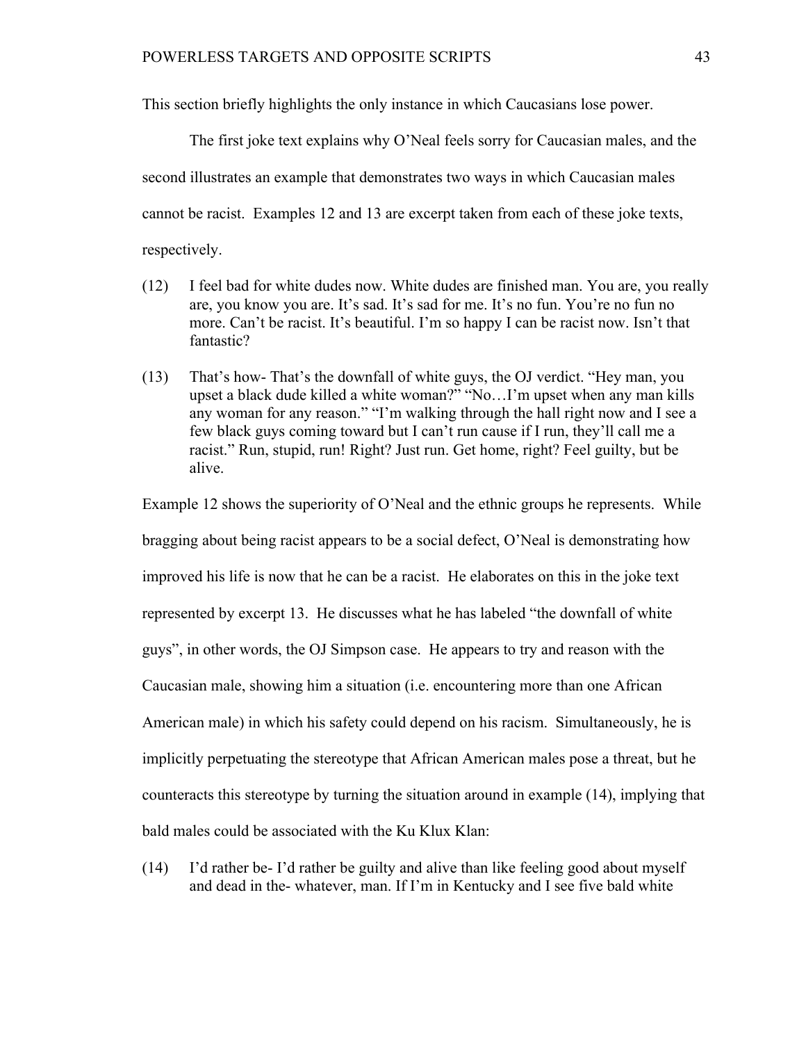This section briefly highlights the only instance in which Caucasians lose power.

The first joke text explains why O'Neal feels sorry for Caucasian males, and the second illustrates an example that demonstrates two ways in which Caucasian males cannot be racist. Examples 12 and 13 are excerpt taken from each of these joke texts, respectively.

(12) I feel bad for white dudes now. White dudes are finished man. You are, you really are, you know you are. It's sad. It's sad for me. It's no fun. You're no fun no more. Can't be racist. It's beautiful. I'm so happy I can be racist now. Isn't that fantastic?

(13) That's how- That's the downfall of white guys, the OJ verdict. "Hey man, you upset a black dude killed a white woman?" "No…I'm upset when any man kills any woman for any reason." "I'm walking through the hall right now and I see a few black guys coming toward but I can't run cause if I run, they'll call me a racist." Run, stupid, run! Right? Just run. Get home, right? Feel guilty, but be alive.

Example 12 shows the superiority of O'Neal and the ethnic groups he represents. While bragging about being racist appears to be a social defect, O'Neal is demonstrating how improved his life is now that he can be a racist. He elaborates on this in the joke text represented by excerpt 13. He discusses what he has labeled "the downfall of white guys", in other words, the OJ Simpson case. He appears to try and reason with the Caucasian male, showing him a situation (i.e. encountering more than one African American male) in which his safety could depend on his racism. Simultaneously, he is implicitly perpetuating the stereotype that African American males pose a threat, but he counteracts this stereotype by turning the situation around in example (14), implying that bald males could be associated with the Ku Klux Klan:

(14) I'd rather be- I'd rather be guilty and alive than like feeling good about myself and dead in the- whatever, man. If I'm in Kentucky and I see five bald white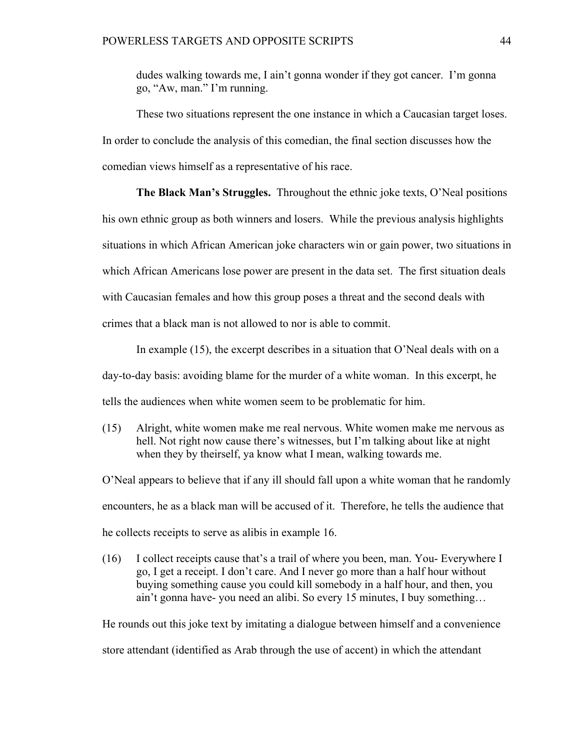dudes walking towards me, I ain't gonna wonder if they got cancer. I'm gonna go, "Aw, man." I'm running.

These two situations represent the one instance in which a Caucasian target loses. In order to conclude the analysis of this comedian, the final section discusses how the comedian views himself as a representative of his race.

**The Black Man's Struggles.** Throughout the ethnic joke texts, O'Neal positions his own ethnic group as both winners and losers. While the previous analysis highlights situations in which African American joke characters win or gain power, two situations in which African Americans lose power are present in the data set. The first situation deals with Caucasian females and how this group poses a threat and the second deals with crimes that a black man is not allowed to nor is able to commit.

In example (15), the excerpt describes in a situation that O'Neal deals with on a day-to-day basis: avoiding blame for the murder of a white woman. In this excerpt, he tells the audiences when white women seem to be problematic for him.

(15) Alright, white women make me real nervous. White women make me nervous as hell. Not right now cause there's witnesses, but I'm talking about like at night when they by theirself, ya know what I mean, walking towards me.

O'Neal appears to believe that if any ill should fall upon a white woman that he randomly encounters, he as a black man will be accused of it. Therefore, he tells the audience that he collects receipts to serve as alibis in example 16.

(16) I collect receipts cause that's a trail of where you been, man. You- Everywhere I go, I get a receipt. I don't care. And I never go more than a half hour without buying something cause you could kill somebody in a half hour, and then, you ain't gonna have- you need an alibi. So every 15 minutes, I buy something…

He rounds out this joke text by imitating a dialogue between himself and a convenience store attendant (identified as Arab through the use of accent) in which the attendant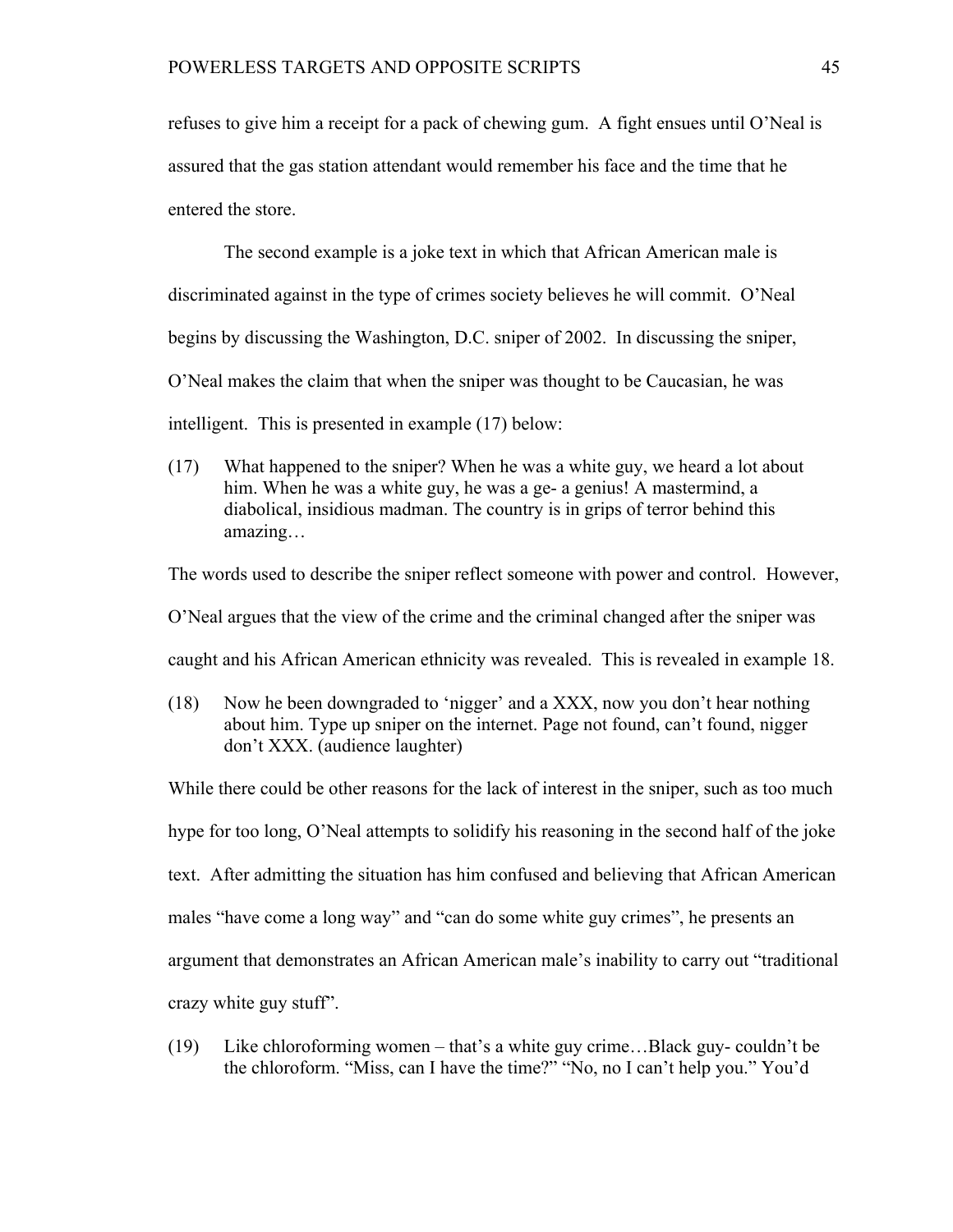refuses to give him a receipt for a pack of chewing gum. A fight ensues until O'Neal is assured that the gas station attendant would remember his face and the time that he entered the store.

The second example is a joke text in which that African American male is discriminated against in the type of crimes society believes he will commit. O'Neal begins by discussing the Washington, D.C. sniper of 2002. In discussing the sniper, O'Neal makes the claim that when the sniper was thought to be Caucasian, he was intelligent. This is presented in example (17) below:

(17) What happened to the sniper? When he was a white guy, we heard a lot about him. When he was a white guy, he was a ge- a genius! A mastermind, a diabolical, insidious madman. The country is in grips of terror behind this amazing…

The words used to describe the sniper reflect someone with power and control. However, O'Neal argues that the view of the crime and the criminal changed after the sniper was caught and his African American ethnicity was revealed. This is revealed in example 18.

(18) Now he been downgraded to 'nigger' and a XXX, now you don't hear nothing about him. Type up sniper on the internet. Page not found, can't found, nigger don't XXX. (audience laughter)

While there could be other reasons for the lack of interest in the sniper, such as too much hype for too long, O'Neal attempts to solidify his reasoning in the second half of the joke text. After admitting the situation has him confused and believing that African American males "have come a long way" and "can do some white guy crimes", he presents an argument that demonstrates an African American male's inability to carry out "traditional crazy white guy stuff".

(19) Like chloroforming women – that's a white guy crime…Black guy- couldn't be the chloroform. "Miss, can I have the time?" "No, no I can't help you." You'd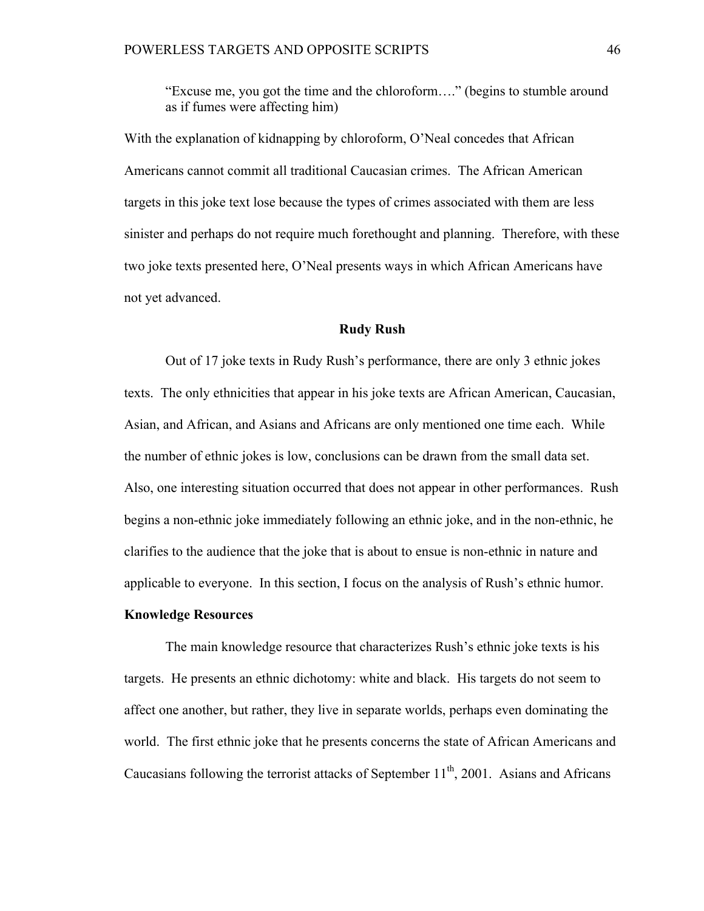> "Excuse me, you got the time and the chloroform…." (begins to stumble around as if fumes were affecting him)

With the explanation of kidnapping by chloroform, O'Neal concedes that African Americans cannot commit all traditional Caucasian crimes. The African American targets in this joke text lose because the types of crimes associated with them are less sinister and perhaps do not require much forethought and planning. Therefore, with these two joke texts presented here, O'Neal presents ways in which African Americans have not yet advanced.

## Rudy Rush

Out of 17 joke texts in Rudy Rush's performance, there are only 3 ethnic jokes texts. The only ethnicities that appear in his joke texts are African American, Caucasian, Asian, and African, and Asians and Africans are only mentioned one time each. While the number of ethnic jokes is low, conclusions can be drawn from the small data set. Also, one interesting situation occurred that does not appear in other performances. Rush begins a non-ethnic joke immediately following an ethnic joke, and in the non-ethnic, he clarifies to the audience that the joke that is about to ensue is non-ethnic in nature and applicable to everyone. In this section, I focus on the analysis of Rush's ethnic humor.

### Knowledge Resources

The main knowledge resource that characterizes Rush's ethnic joke texts is his targets. He presents an ethnic dichotomy: white and black. His targets do not seem to affect one another, but rather, they live in separate worlds, perhaps even dominating the world. The first ethnic joke that he presents concerns the state of African Americans and Caucasians following the terrorist attacks of September 11th, 2001. Asians and Africans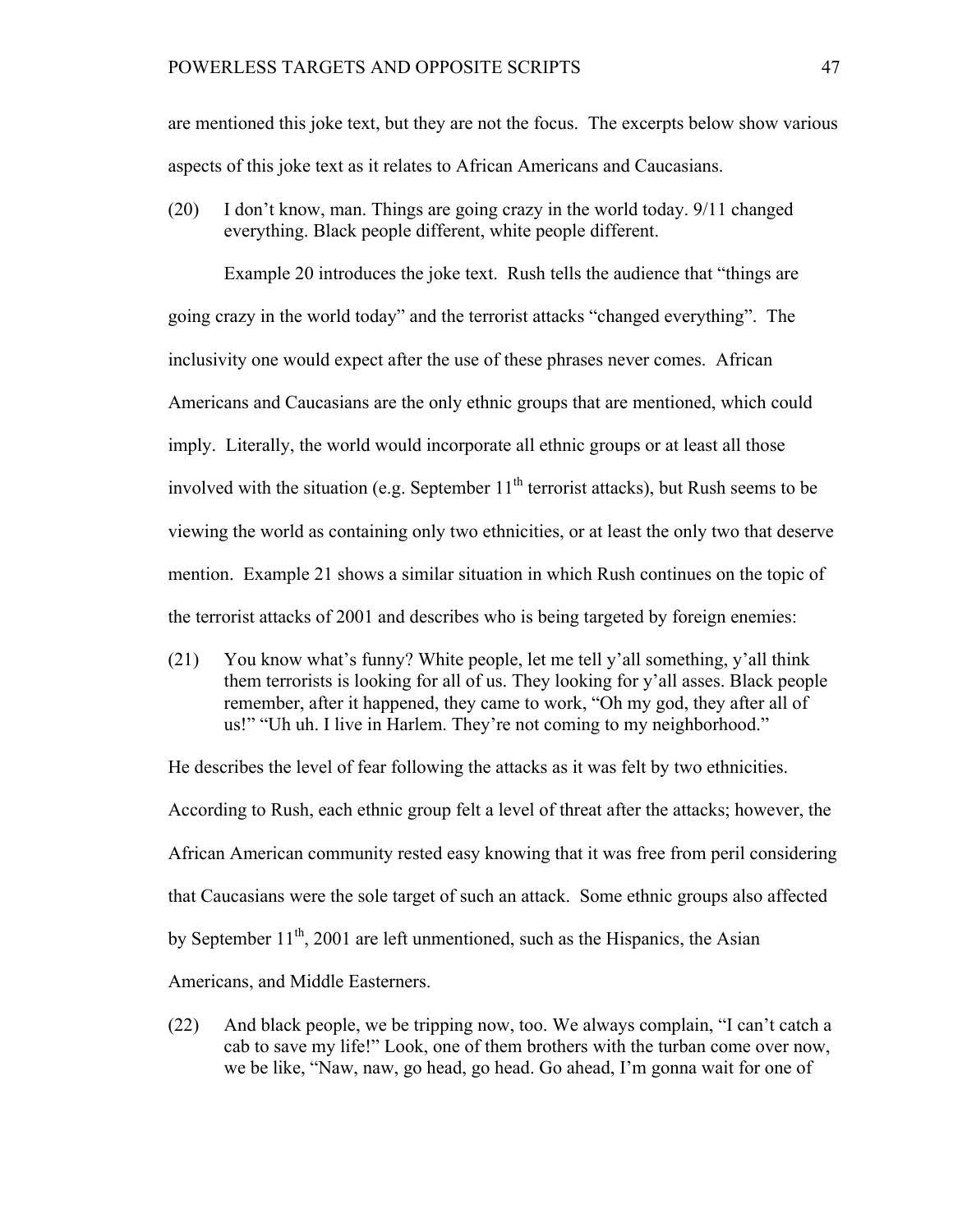are mentioned this joke text, but they are not the focus. The excerpts below show various aspects of this joke text as it relates to African Americans and Caucasians.

(20) I don't know, man. Things are going crazy in the world today. 9/11 changed everything. Black people different, white people different.

Example 20 introduces the joke text. Rush tells the audience that "things are going crazy in the world today" and the terrorist attacks "changed everything". The inclusivity one would expect after the use of these phrases never comes. African Americans and Caucasians are the only ethnic groups that are mentioned, which could imply. Literally, the world would incorporate all ethnic groups or at least all those involved with the situation (e.g. September 11th terrorist attacks), but Rush seems to be viewing the world as containing only two ethnicities, or at least the only two that deserve mention. Example 21 shows a similar situation in which Rush continues on the topic of the terrorist attacks of 2001 and describes who is being targeted by foreign enemies:

(21) You know what's funny? White people, let me tell y'all something, y'all think them terrorists is looking for all of us. They looking for y'all asses. Black people remember, after it happened, they came to work, "Oh my god, they after all of us!" "Uh uh. I live in Harlem. They're not coming to my neighborhood."

He describes the level of fear following the attacks as it was felt by two ethnicities. According to Rush, each ethnic group felt a level of threat after the attacks; however, the African American community rested easy knowing that it was free from peril considering that Caucasians were the sole target of such an attack. Some ethnic groups also affected by September 11th, 2001 are left unmentioned, such as the Hispanics, the Asian Americans, and Middle Easterners.

(22) And black people, we be tripping now, too. We always complain, "I can't catch a cab to save my life!" Look, one of them brothers with the turban come over now, we be like, "Naw, naw, go head, go head. Go ahead, I'm gonna wait for one of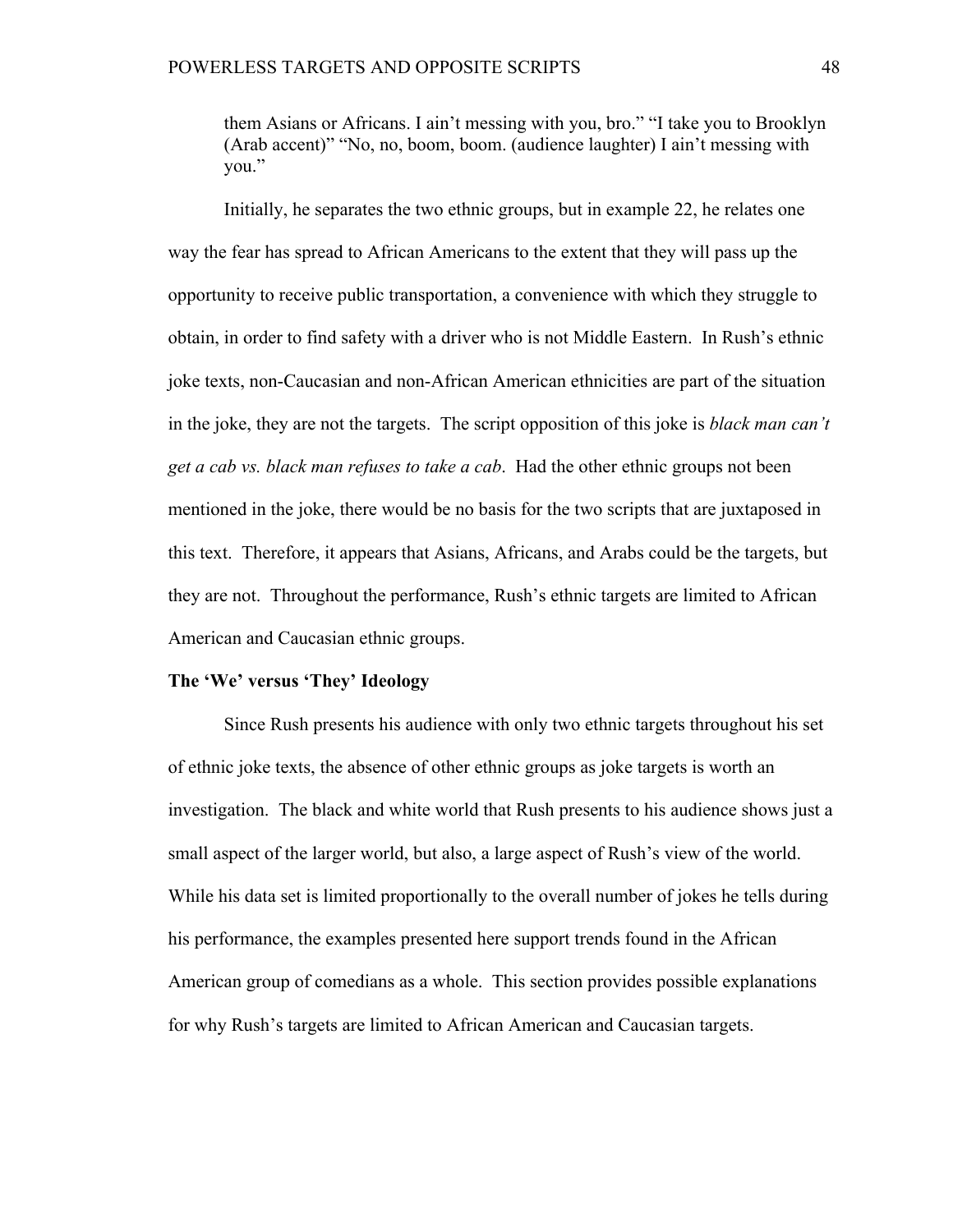> them Asians or Africans. I ain't messing with you, bro." "I take you to Brooklyn (Arab accent)" "No, no, boom, boom. (audience laughter) I ain't messing with you."

Initially, he separates the two ethnic groups, but in example 22, he relates one way the fear has spread to African Americans to the extent that they will pass up the opportunity to receive public transportation, a convenience with which they struggle to obtain, in order to find safety with a driver who is not Middle Eastern. In Rush's ethnic joke texts, non-Caucasian and non-African American ethnicities are part of the situation in the joke, they are not the targets. The script opposition of this joke is *black man can't get a cab vs. black man refuses to take a cab*. Had the other ethnic groups not been mentioned in the joke, there would be no basis for the two scripts that are juxtaposed in this text. Therefore, it appears that Asians, Africans, and Arabs could be the targets, but they are not. Throughout the performance, Rush's ethnic targets are limited to African American and Caucasian ethnic groups.

**The 'We' versus 'They' Ideology**

Since Rush presents his audience with only two ethnic targets throughout his set of ethnic joke texts, the absence of other ethnic groups as joke targets is worth an investigation. The black and white world that Rush presents to his audience shows just a small aspect of the larger world, but also, a large aspect of Rush's view of the world. While his data set is limited proportionally to the overall number of jokes he tells during his performance, the examples presented here support trends found in the African American group of comedians as a whole. This section provides possible explanations for why Rush's targets are limited to African American and Caucasian targets.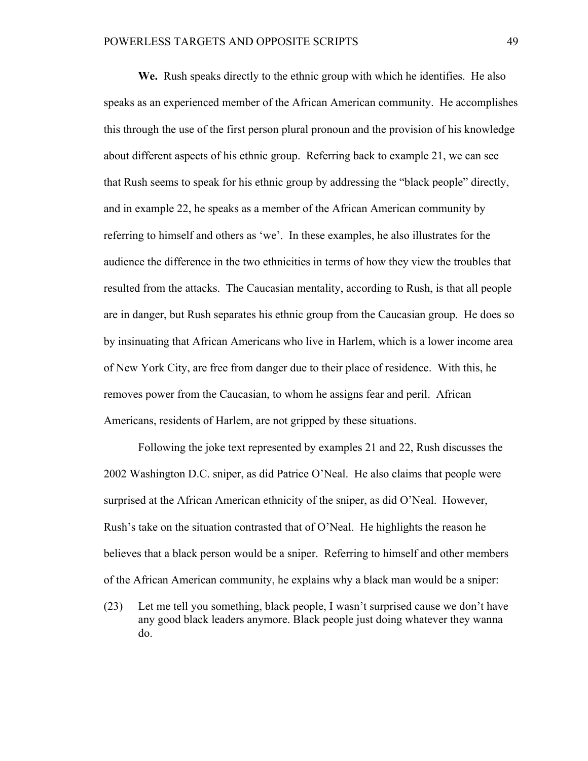**We.** Rush speaks directly to the ethnic group with which he identifies. He also speaks as an experienced member of the African American community. He accomplishes this through the use of the first person plural pronoun and the provision of his knowledge about different aspects of his ethnic group. Referring back to example 21, we can see that Rush seems to speak for his ethnic group by addressing the "black people" directly, and in example 22, he speaks as a member of the African American community by referring to himself and others as 'we'. In these examples, he also illustrates for the audience the difference in the two ethnicities in terms of how they view the troubles that resulted from the attacks. The Caucasian mentality, according to Rush, is that all people are in danger, but Rush separates his ethnic group from the Caucasian group. He does so by insinuating that African Americans who live in Harlem, which is a lower income area of New York City, are free from danger due to their place of residence. With this, he removes power from the Caucasian, to whom he assigns fear and peril. African Americans, residents of Harlem, are not gripped by these situations.

Following the joke text represented by examples 21 and 22, Rush discusses the 2002 Washington D.C. sniper, as did Patrice O'Neal. He also claims that people were surprised at the African American ethnicity of the sniper, as did O'Neal. However, Rush's take on the situation contrasted that of O'Neal. He highlights the reason he believes that a black person would be a sniper. Referring to himself and other members of the African American community, he explains why a black man would be a sniper:

(23) Let me tell you something, black people, I wasn't surprised cause we don't have any good black leaders anymore. Black people just doing whatever they wanna do.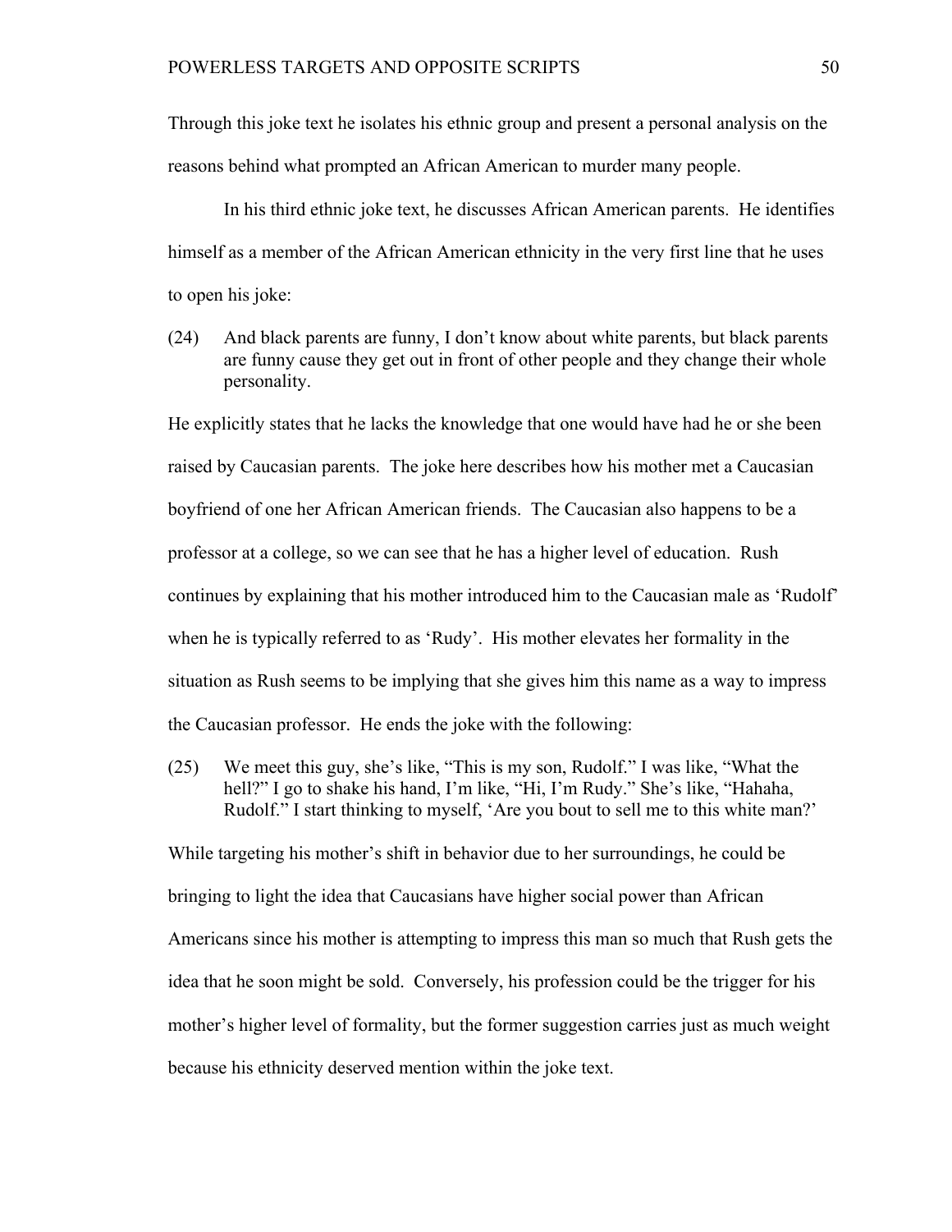Through this joke text he isolates his ethnic group and present a personal analysis on the reasons behind what prompted an African American to murder many people.

In his third ethnic joke text, he discusses African American parents. He identifies himself as a member of the African American ethnicity in the very first line that he uses to open his joke:

(24) And black parents are funny, I don't know about white parents, but black parents are funny cause they get out in front of other people and they change their whole personality.

He explicitly states that he lacks the knowledge that one would have had he or she been raised by Caucasian parents. The joke here describes how his mother met a Caucasian boyfriend of one her African American friends. The Caucasian also happens to be a professor at a college, so we can see that he has a higher level of education. Rush continues by explaining that his mother introduced him to the Caucasian male as 'Rudolf' when he is typically referred to as 'Rudy'. His mother elevates her formality in the situation as Rush seems to be implying that she gives him this name as a way to impress the Caucasian professor. He ends the joke with the following:

(25) We meet this guy, she's like, "This is my son, Rudolf." I was like, "What the hell?" I go to shake his hand, I'm like, "Hi, I'm Rudy." She's like, "Hahaha, Rudolf." I start thinking to myself, 'Are you bout to sell me to this white man?'

While targeting his mother's shift in behavior due to her surroundings, he could be bringing to light the idea that Caucasians have higher social power than African Americans since his mother is attempting to impress this man so much that Rush gets the idea that he soon might be sold. Conversely, his profession could be the trigger for his mother's higher level of formality, but the former suggestion carries just as much weight because his ethnicity deserved mention within the joke text.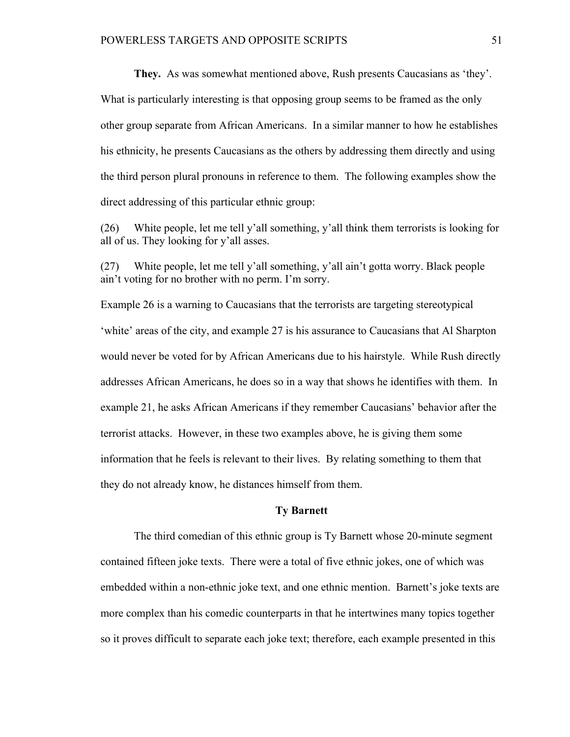**They.** As was somewhat mentioned above, Rush presents Caucasians as 'they'. What is particularly interesting is that opposing group seems to be framed as the only other group separate from African Americans. In a similar manner to how he establishes his ethnicity, he presents Caucasians as the others by addressing them directly and using the third person plural pronouns in reference to them. The following examples show the direct addressing of this particular ethnic group:

(26) White people, let me tell y'all something, y'all think them terrorists is looking for all of us. They looking for y'all asses.

(27) White people, let me tell y'all something, y'all ain't gotta worry. Black people ain't voting for no brother with no perm. I'm sorry.

Example 26 is a warning to Caucasians that the terrorists are targeting stereotypical 'white' areas of the city, and example 27 is his assurance to Caucasians that Al Sharpton would never be voted for by African Americans due to his hairstyle. While Rush directly addresses African Americans, he does so in a way that shows he identifies with them. In example 21, he asks African Americans if they remember Caucasians' behavior after the terrorist attacks. However, in these two examples above, he is giving them some information that he feels is relevant to their lives. By relating something to them that they do not already know, he distances himself from them.

## Ty Barnett

The third comedian of this ethnic group is Ty Barnett whose 20-minute segment contained fifteen joke texts. There were a total of five ethnic jokes, one of which was embedded within a non-ethnic joke text, and one ethnic mention. Barnett's joke texts are more complex than his comedic counterparts in that he intertwines many topics together so it proves difficult to separate each joke text; therefore, each example presented in this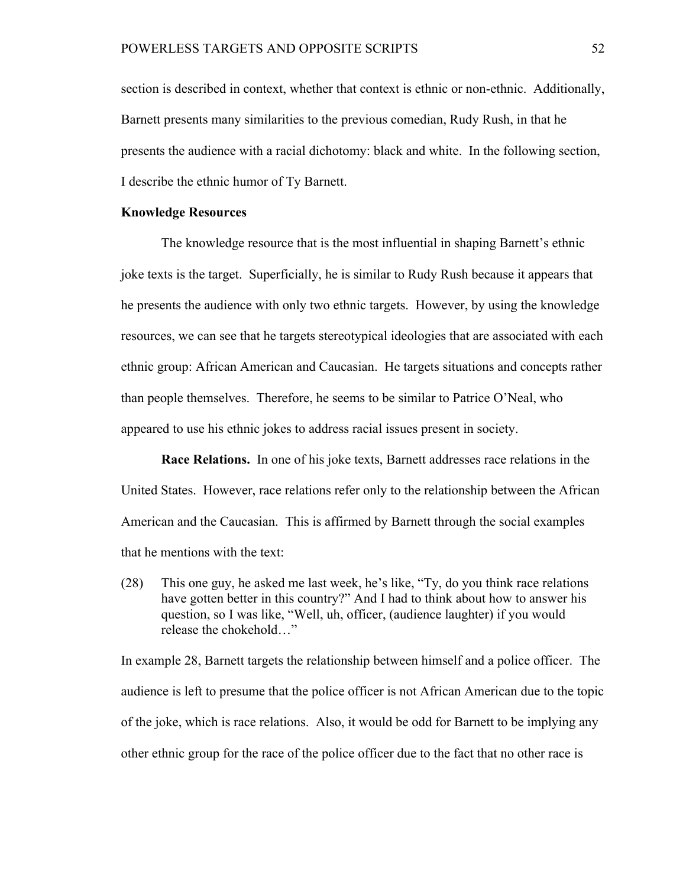section is described in context, whether that context is ethnic or non-ethnic. Additionally, Barnett presents many similarities to the previous comedian, Rudy Rush, in that he presents the audience with a racial dichotomy: black and white. In the following section, I describe the ethnic humor of Ty Barnett.

**Knowledge Resources**

The knowledge resource that is the most influential in shaping Barnett's ethnic joke texts is the target. Superficially, he is similar to Rudy Rush because it appears that he presents the audience with only two ethnic targets. However, by using the knowledge resources, we can see that he targets stereotypical ideologies that are associated with each ethnic group: African American and Caucasian. He targets situations and concepts rather than people themselves. Therefore, he seems to be similar to Patrice O'Neal, who appeared to use his ethnic jokes to address racial issues present in society.

**Race Relations.** In one of his joke texts, Barnett addresses race relations in the United States. However, race relations refer only to the relationship between the African American and the Caucasian. This is affirmed by Barnett through the social examples that he mentions with the text:

(28) This one guy, he asked me last week, he's like, "Ty, do you think race relations have gotten better in this country?" And I had to think about how to answer his question, so I was like, "Well, uh, officer, (audience laughter) if you would release the chokehold…"

In example 28, Barnett targets the relationship between himself and a police officer. The audience is left to presume that the police officer is not African American due to the topic of the joke, which is race relations. Also, it would be odd for Barnett to be implying any other ethnic group for the race of the police officer due to the fact that no other race is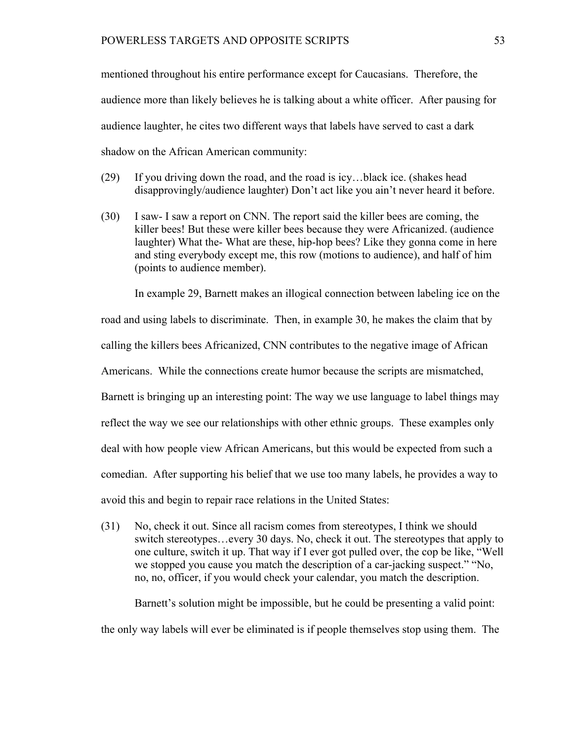mentioned throughout his entire performance except for Caucasians. Therefore, the audience more than likely believes he is talking about a white officer. After pausing for audience laughter, he cites two different ways that labels have served to cast a dark shadow on the African American community:

(29) If you driving down the road, and the road is icy…black ice. (shakes head disapprovingly/audience laughter) Don't act like you ain't never heard it before.

(30) I saw- I saw a report on CNN. The report said the killer bees are coming, the killer bees! But these were killer bees because they were Africanized. (audience laughter) What the- What are these, hip-hop bees? Like they gonna come in here and sting everybody except me, this row (motions to audience), and half of him (points to audience member).

In example 29, Barnett makes an illogical connection between labeling ice on the road and using labels to discriminate. Then, in example 30, he makes the claim that by calling the killers bees Africanized, CNN contributes to the negative image of African Americans. While the connections create humor because the scripts are mismatched, Barnett is bringing up an interesting point: The way we use language to label things may reflect the way we see our relationships with other ethnic groups. These examples only deal with how people view African Americans, but this would be expected from such a comedian. After supporting his belief that we use too many labels, he provides a way to avoid this and begin to repair race relations in the United States:

(31) No, check it out. Since all racism comes from stereotypes, I think we should switch stereotypes…every 30 days. No, check it out. The stereotypes that apply to one culture, switch it up. That way if I ever got pulled over, the cop be like, "Well we stopped you cause you match the description of a car-jacking suspect." "No, no, no, officer, if you would check your calendar, you match the description.

Barnett's solution might be impossible, but he could be presenting a valid point: the only way labels will ever be eliminated is if people themselves stop using them. The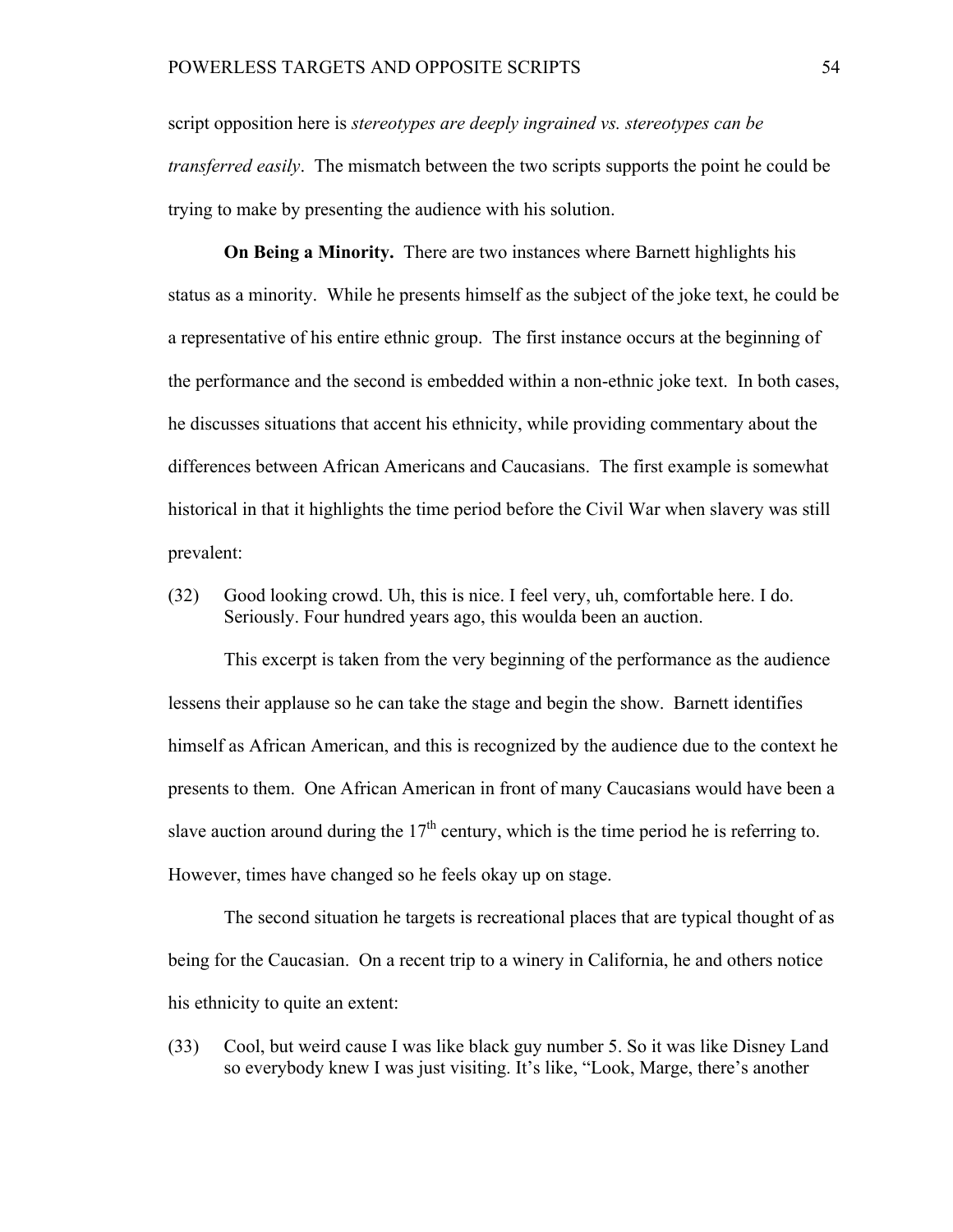script opposition here is *stereotypes are deeply ingrained vs. stereotypes can be transferred easily*. The mismatch between the two scripts supports the point he could be trying to make by presenting the audience with his solution.

**On Being a Minority.** There are two instances where Barnett highlights his status as a minority. While he presents himself as the subject of the joke text, he could be a representative of his entire ethnic group. The first instance occurs at the beginning of the performance and the second is embedded within a non-ethnic joke text. In both cases, he discusses situations that accent his ethnicity, while providing commentary about the differences between African Americans and Caucasians. The first example is somewhat historical in that it highlights the time period before the Civil War when slavery was still prevalent:

(32) Good looking crowd. Uh, this is nice. I feel very, uh, comfortable here. I do. Seriously. Four hundred years ago, this woulda been an auction.

This excerpt is taken from the very beginning of the performance as the audience lessens their applause so he can take the stage and begin the show. Barnett identifies himself as African American, and this is recognized by the audience due to the context he presents to them. One African American in front of many Caucasians would have been a slave auction around during the 17th century, which is the time period he is referring to. However, times have changed so he feels okay up on stage.

The second situation he targets is recreational places that are typical thought of as being for the Caucasian. On a recent trip to a winery in California, he and others notice his ethnicity to quite an extent:

(33) Cool, but weird cause I was like black guy number 5. So it was like Disney Land so everybody knew I was just visiting. It's like, "Look, Marge, there's another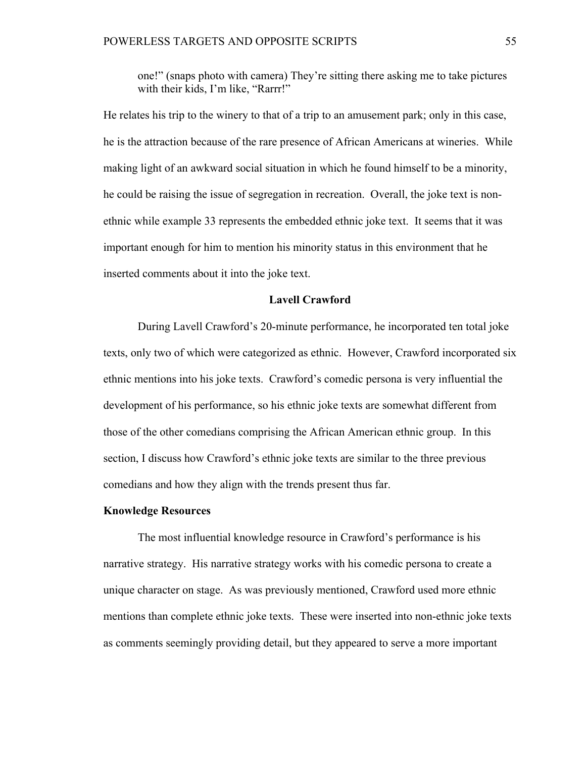> one!" (snaps photo with camera) They're sitting there asking me to take pictures with their kids, I'm like, "Rarrr!"

He relates his trip to the winery to that of a trip to an amusement park; only in this case, he is the attraction because of the rare presence of African Americans at wineries. While making light of an awkward social situation in which he found himself to be a minority, he could be raising the issue of segregation in recreation. Overall, the joke text is non-ethnic while example 33 represents the embedded ethnic joke text. It seems that it was important enough for him to mention his minority status in this environment that he inserted comments about it into the joke text.

## Lavell Crawford

During Lavell Crawford's 20-minute performance, he incorporated ten total joke texts, only two of which were categorized as ethnic. However, Crawford incorporated six ethnic mentions into his joke texts. Crawford's comedic persona is very influential the development of his performance, so his ethnic joke texts are somewhat different from those of the other comedians comprising the African American ethnic group. In this section, I discuss how Crawford's ethnic joke texts are similar to the three previous comedians and how they align with the trends present thus far.

### Knowledge Resources

The most influential knowledge resource in Crawford's performance is his narrative strategy. His narrative strategy works with his comedic persona to create a unique character on stage. As was previously mentioned, Crawford used more ethnic mentions than complete ethnic joke texts. These were inserted into non-ethnic joke texts as comments seemingly providing detail, but they appeared to serve a more important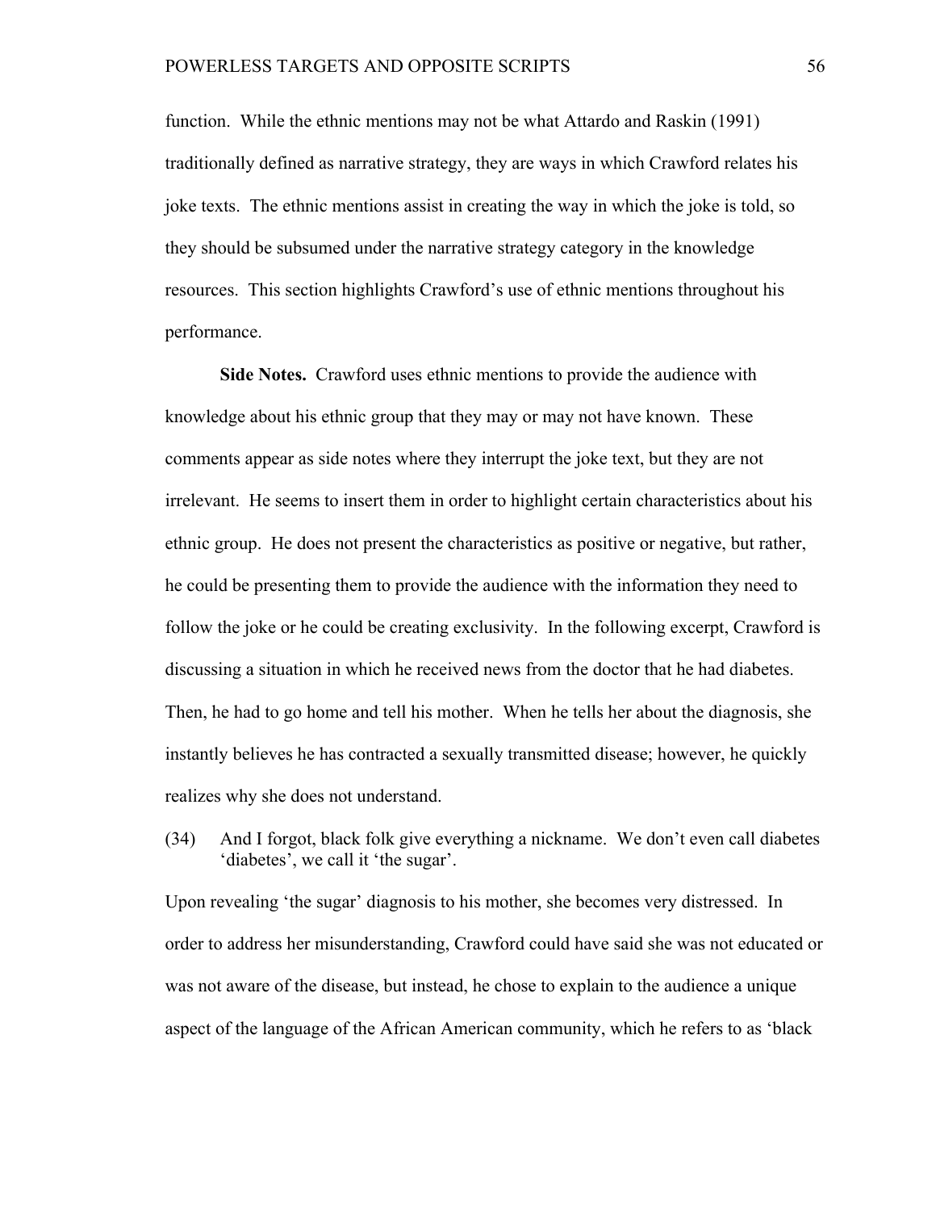function. While the ethnic mentions may not be what Attardo and Raskin (1991) traditionally defined as narrative strategy, they are ways in which Crawford relates his joke texts. The ethnic mentions assist in creating the way in which the joke is told, so they should be subsumed under the narrative strategy category in the knowledge resources. This section highlights Crawford's use of ethnic mentions throughout his performance.

**Side Notes.** Crawford uses ethnic mentions to provide the audience with knowledge about his ethnic group that they may or may not have known. These comments appear as side notes where they interrupt the joke text, but they are not irrelevant. He seems to insert them in order to highlight certain characteristics about his ethnic group. He does not present the characteristics as positive or negative, but rather, he could be presenting them to provide the audience with the information they need to follow the joke or he could be creating exclusivity. In the following excerpt, Crawford is discussing a situation in which he received news from the doctor that he had diabetes. Then, he had to go home and tell his mother. When he tells her about the diagnosis, she instantly believes he has contracted a sexually transmitted disease; however, he quickly realizes why she does not understand.

(34) And I forgot, black folk give everything a nickname. We don't even call diabetes 'diabetes', we call it 'the sugar'.

Upon revealing 'the sugar' diagnosis to his mother, she becomes very distressed. In order to address her misunderstanding, Crawford could have said she was not educated or was not aware of the disease, but instead, he chose to explain to the audience a unique aspect of the language of the African American community, which he refers to as 'black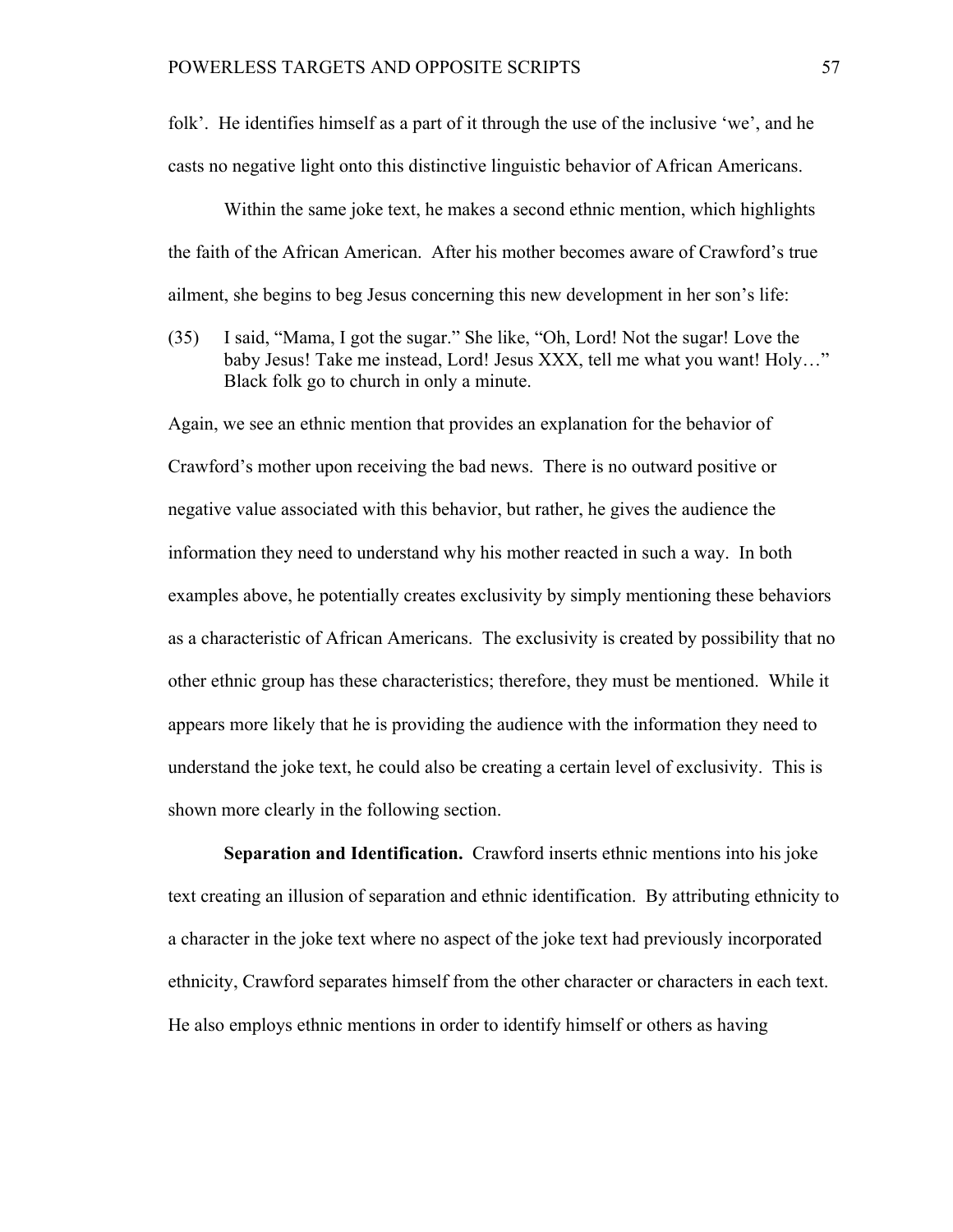folk'. He identifies himself as a part of it through the use of the inclusive 'we', and he casts no negative light onto this distinctive linguistic behavior of African Americans.

Within the same joke text, he makes a second ethnic mention, which highlights the faith of the African American. After his mother becomes aware of Crawford's true ailment, she begins to beg Jesus concerning this new development in her son's life:

(35) I said, "Mama, I got the sugar." She like, "Oh, Lord! Not the sugar! Love the baby Jesus! Take me instead, Lord! Jesus XXX, tell me what you want! Holy…" Black folk go to church in only a minute.

Again, we see an ethnic mention that provides an explanation for the behavior of Crawford's mother upon receiving the bad news. There is no outward positive or negative value associated with this behavior, but rather, he gives the audience the information they need to understand why his mother reacted in such a way. In both examples above, he potentially creates exclusivity by simply mentioning these behaviors as a characteristic of African Americans. The exclusivity is created by possibility that no other ethnic group has these characteristics; therefore, they must be mentioned. While it appears more likely that he is providing the audience with the information they need to understand the joke text, he could also be creating a certain level of exclusivity. This is shown more clearly in the following section.

**Separation and Identification.** Crawford inserts ethnic mentions into his joke text creating an illusion of separation and ethnic identification. By attributing ethnicity to a character in the joke text where no aspect of the joke text had previously incorporated ethnicity, Crawford separates himself from the other character or characters in each text. He also employs ethnic mentions in order to identify himself or others as having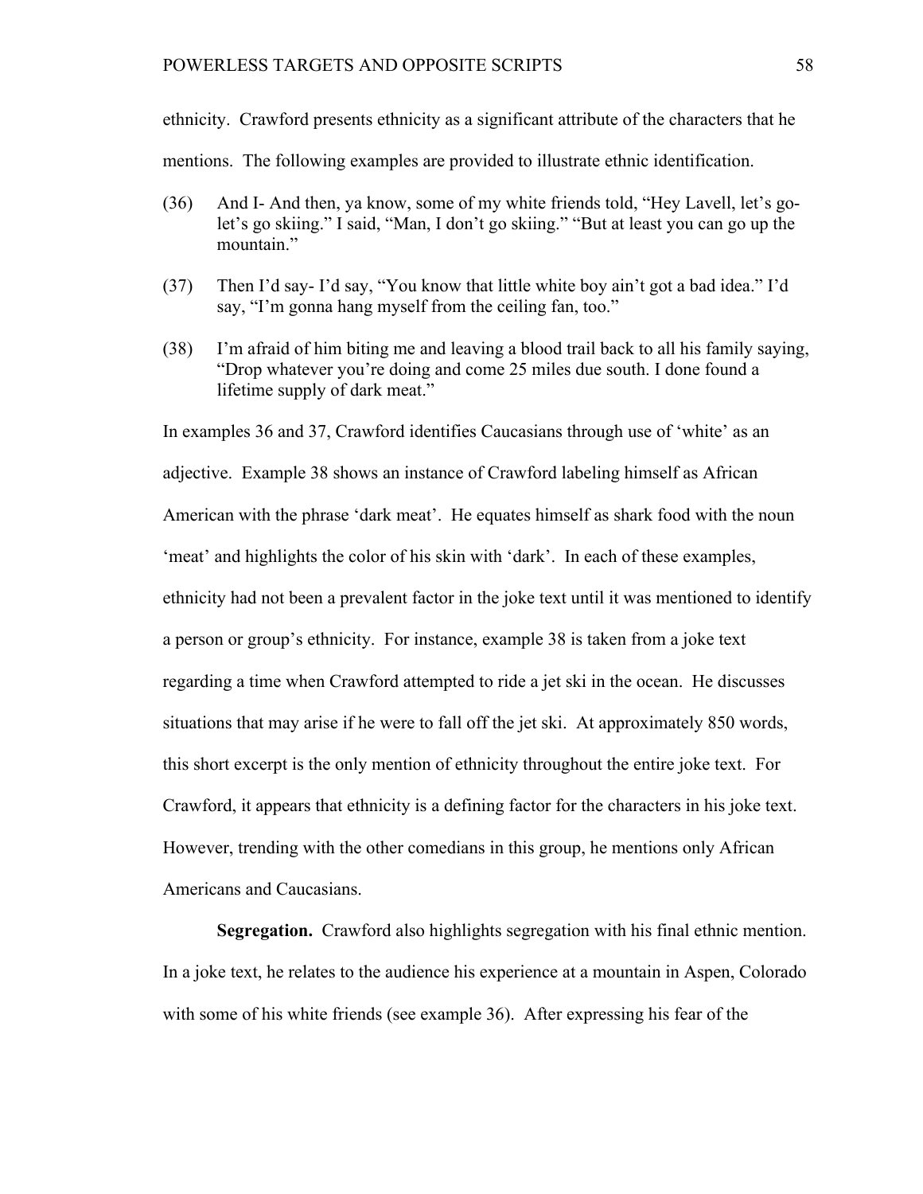ethnicity. Crawford presents ethnicity as a significant attribute of the characters that he mentions. The following examples are provided to illustrate ethnic identification.

(36) And I- And then, ya know, some of my white friends told, "Hey Lavell, let's go- let's go skiing." I said, "Man, I don't go skiing." "But at least you can go up the mountain."

(37) Then I'd say- I'd say, "You know that little white boy ain't got a bad idea." I'd say, "I'm gonna hang myself from the ceiling fan, too."

(38) I'm afraid of him biting me and leaving a blood trail back to all his family saying, "Drop whatever you're doing and come 25 miles due south. I done found a lifetime supply of dark meat."

In examples 36 and 37, Crawford identifies Caucasians through use of 'white' as an adjective. Example 38 shows an instance of Crawford labeling himself as African American with the phrase 'dark meat'. He equates himself as shark food with the noun 'meat' and highlights the color of his skin with 'dark'. In each of these examples, ethnicity had not been a prevalent factor in the joke text until it was mentioned to identify a person or group's ethnicity. For instance, example 38 is taken from a joke text regarding a time when Crawford attempted to ride a jet ski in the ocean. He discusses situations that may arise if he were to fall off the jet ski. At approximately 850 words, this short excerpt is the only mention of ethnicity throughout the entire joke text. For Crawford, it appears that ethnicity is a defining factor for the characters in his joke text. However, trending with the other comedians in this group, he mentions only African Americans and Caucasians.

**Segregation.** Crawford also highlights segregation with his final ethnic mention. In a joke text, he relates to the audience his experience at a mountain in Aspen, Colorado with some of his white friends (see example 36). After expressing his fear of the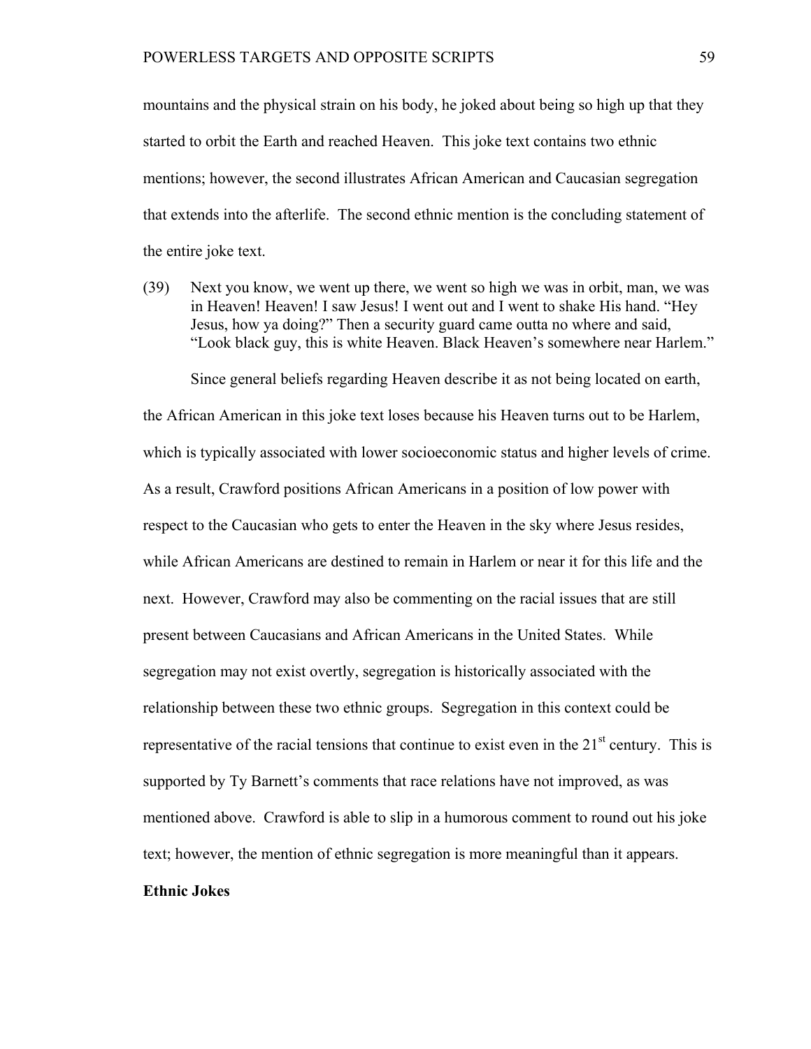mountains and the physical strain on his body, he joked about being so high up that they started to orbit the Earth and reached Heaven. This joke text contains two ethnic mentions; however, the second illustrates African American and Caucasian segregation that extends into the afterlife. The second ethnic mention is the concluding statement of the entire joke text.

(39) Next you know, we went up there, we went so high we was in orbit, man, we was in Heaven! Heaven! I saw Jesus! I went out and I went to shake His hand. "Hey Jesus, how ya doing?" Then a security guard came outta no where and said, "Look black guy, this is white Heaven. Black Heaven's somewhere near Harlem."

Since general beliefs regarding Heaven describe it as not being located on earth, the African American in this joke text loses because his Heaven turns out to be Harlem, which is typically associated with lower socioeconomic status and higher levels of crime. As a result, Crawford positions African Americans in a position of low power with respect to the Caucasian who gets to enter the Heaven in the sky where Jesus resides, while African Americans are destined to remain in Harlem or near it for this life and the next. However, Crawford may also be commenting on the racial issues that are still present between Caucasians and African Americans in the United States. While segregation may not exist overtly, segregation is historically associated with the relationship between these two ethnic groups. Segregation in this context could be representative of the racial tensions that continue to exist even in the 21st century. This is supported by Ty Barnett's comments that race relations have not improved, as was mentioned above. Crawford is able to slip in a humorous comment to round out his joke text; however, the mention of ethnic segregation is more meaningful than it appears.

**Ethnic Jokes**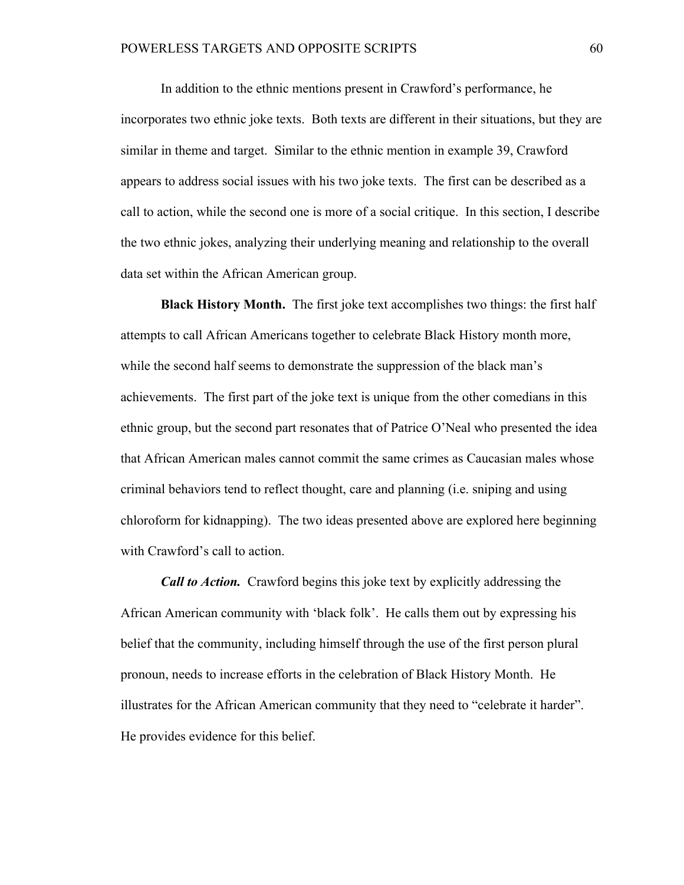In addition to the ethnic mentions present in Crawford's performance, he incorporates two ethnic joke texts. Both texts are different in their situations, but they are similar in theme and target. Similar to the ethnic mention in example 39, Crawford appears to address social issues with his two joke texts. The first can be described as a call to action, while the second one is more of a social critique. In this section, I describe the two ethnic jokes, analyzing their underlying meaning and relationship to the overall data set within the African American group.

**Black History Month.** The first joke text accomplishes two things: the first half attempts to call African Americans together to celebrate Black History month more, while the second half seems to demonstrate the suppression of the black man's achievements. The first part of the joke text is unique from the other comedians in this ethnic group, but the second part resonates that of Patrice O'Neal who presented the idea that African American males cannot commit the same crimes as Caucasian males whose criminal behaviors tend to reflect thought, care and planning (i.e. sniping and using chloroform for kidnapping). The two ideas presented above are explored here beginning with Crawford's call to action.

***Call to Action.*** Crawford begins this joke text by explicitly addressing the African American community with 'black folk'. He calls them out by expressing his belief that the community, including himself through the use of the first person plural pronoun, needs to increase efforts in the celebration of Black History Month. He illustrates for the African American community that they need to "celebrate it harder". He provides evidence for this belief.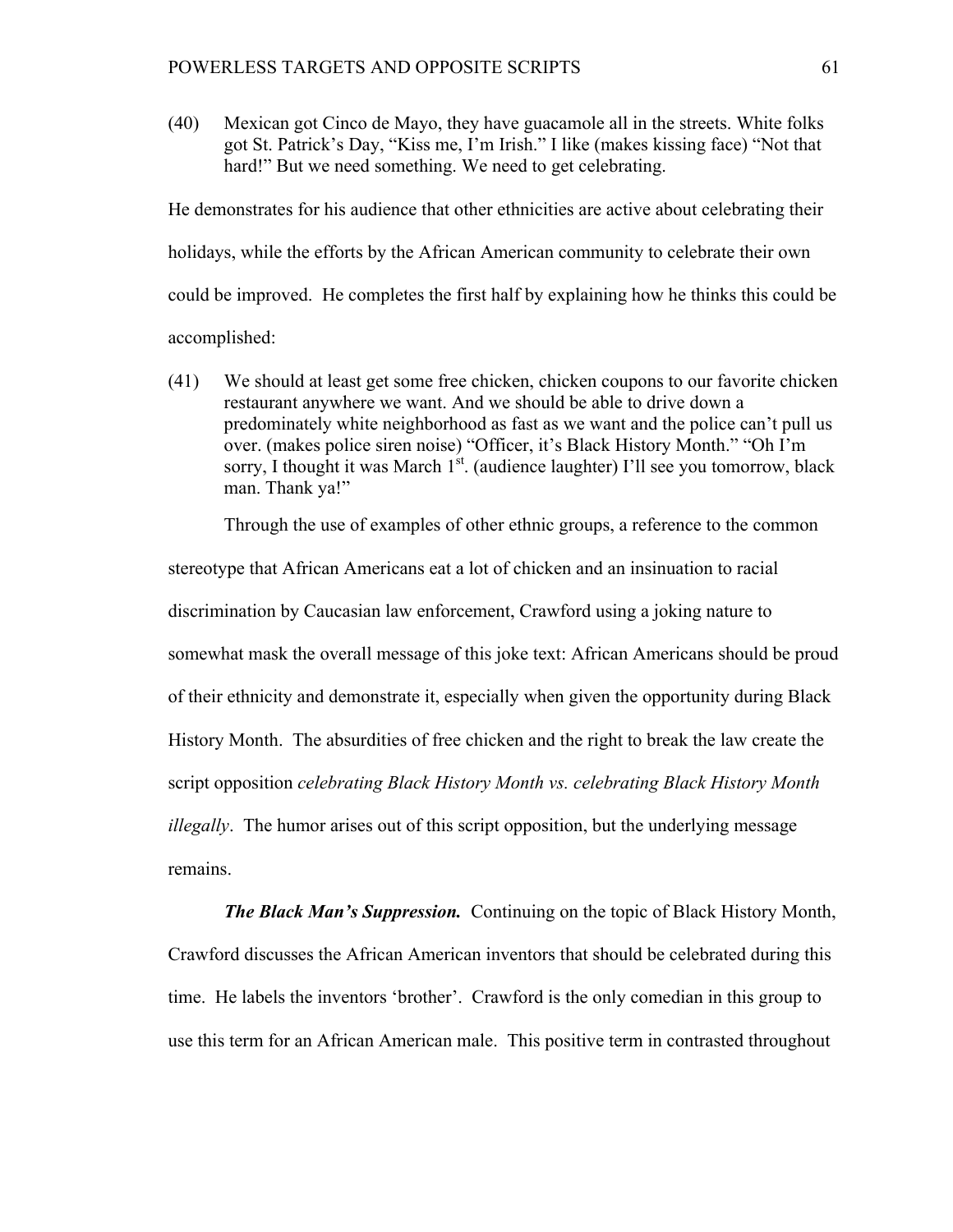(40) Mexican got Cinco de Mayo, they have guacamole all in the streets. White folks got St. Patrick's Day, "Kiss me, I'm Irish." I like (makes kissing face) "Not that hard!" But we need something. We need to get celebrating.

He demonstrates for his audience that other ethnicities are active about celebrating their holidays, while the efforts by the African American community to celebrate their own could be improved. He completes the first half by explaining how he thinks this could be accomplished:

(41) We should at least get some free chicken, chicken coupons to our favorite chicken restaurant anywhere we want. And we should be able to drive down a predominately white neighborhood as fast as we want and the police can't pull us over. (makes police siren noise) "Officer, it's Black History Month." "Oh I'm sorry, I thought it was March 1st. (audience laughter) I'll see you tomorrow, black man. Thank ya!"

Through the use of examples of other ethnic groups, a reference to the common stereotype that African Americans eat a lot of chicken and an insinuation to racial discrimination by Caucasian law enforcement, Crawford using a joking nature to somewhat mask the overall message of this joke text: African Americans should be proud of their ethnicity and demonstrate it, especially when given the opportunity during Black History Month. The absurdities of free chicken and the right to break the law create the script opposition *celebrating Black History Month vs. celebrating Black History Month illegally*. The humor arises out of this script opposition, but the underlying message remains.

***The Black Man's Suppression.*** Continuing on the topic of Black History Month, Crawford discusses the African American inventors that should be celebrated during this time. He labels the inventors 'brother'. Crawford is the only comedian in this group to use this term for an African American male. This positive term in contrasted throughout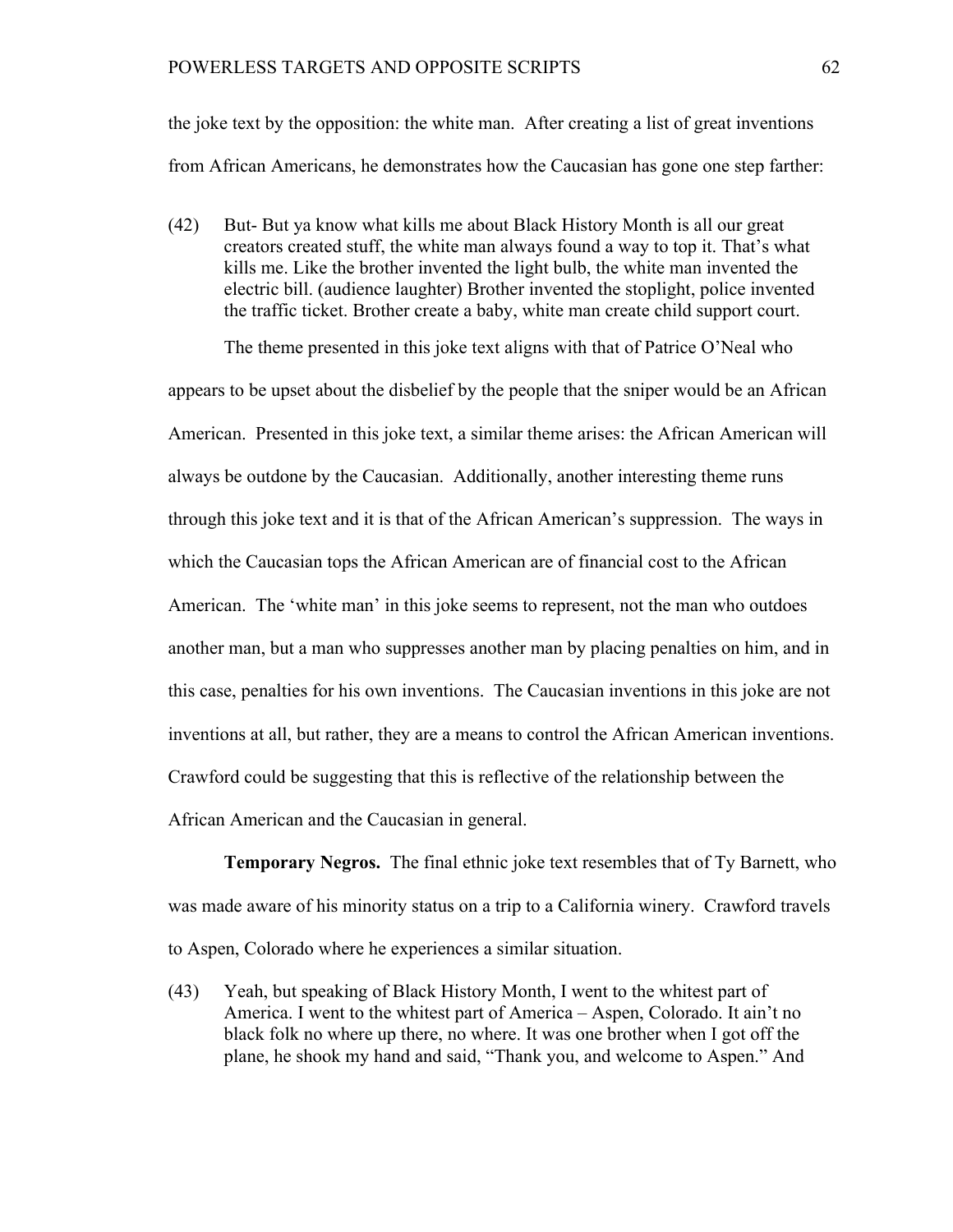the joke text by the opposition: the white man. After creating a list of great inventions from African Americans, he demonstrates how the Caucasian has gone one step farther:

(42) But- But ya know what kills me about Black History Month is all our great creators created stuff, the white man always found a way to top it. That's what kills me. Like the brother invented the light bulb, the white man invented the electric bill. (audience laughter) Brother invented the stoplight, police invented the traffic ticket. Brother create a baby, white man create child support court.

The theme presented in this joke text aligns with that of Patrice O'Neal who appears to be upset about the disbelief by the people that the sniper would be an African American. Presented in this joke text, a similar theme arises: the African American will always be outdone by the Caucasian. Additionally, another interesting theme runs through this joke text and it is that of the African American's suppression. The ways in which the Caucasian tops the African American are of financial cost to the African American. The 'white man' in this joke seems to represent, not the man who outdoes another man, but a man who suppresses another man by placing penalties on him, and in this case, penalties for his own inventions. The Caucasian inventions in this joke are not inventions at all, but rather, they are a means to control the African American inventions. Crawford could be suggesting that this is reflective of the relationship between the African American and the Caucasian in general.

**Temporary Negros.** The final ethnic joke text resembles that of Ty Barnett, who was made aware of his minority status on a trip to a California winery. Crawford travels to Aspen, Colorado where he experiences a similar situation.

(43) Yeah, but speaking of Black History Month, I went to the whitest part of America. I went to the whitest part of America – Aspen, Colorado. It ain't no black folk no where up there, no where. It was one brother when I got off the plane, he shook my hand and said, "Thank you, and welcome to Aspen." And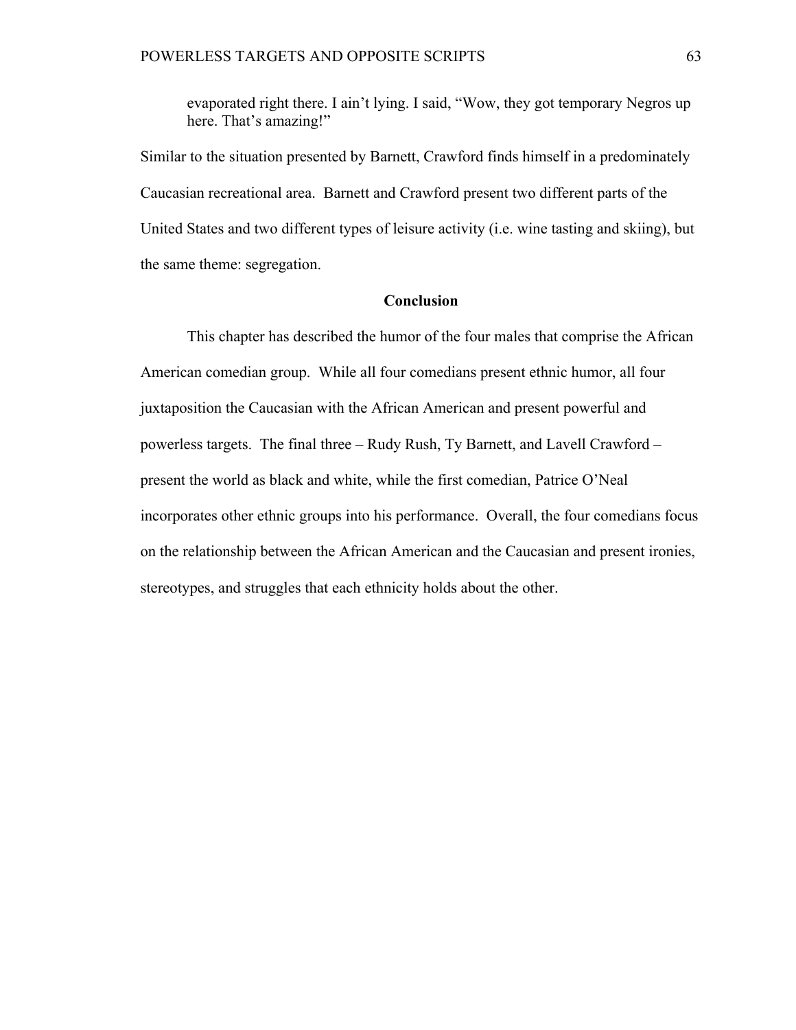> evaporated right there. I ain't lying. I said, "Wow, they got temporary Negros up here. That's amazing!"

Similar to the situation presented by Barnett, Crawford finds himself in a predominately Caucasian recreational area. Barnett and Crawford present two different parts of the United States and two different types of leisure activity (i.e. wine tasting and skiing), but the same theme: segregation.

### Conclusion

This chapter has described the humor of the four males that comprise the African American comedian group. While all four comedians present ethnic humor, all four juxtaposition the Caucasian with the African American and present powerful and powerless targets. The final three – Rudy Rush, Ty Barnett, and Lavell Crawford – present the world as black and white, while the first comedian, Patrice O'Neal incorporates other ethnic groups into his performance. Overall, the four comedians focus on the relationship between the African American and the Caucasian and present ironies, stereotypes, and struggles that each ethnicity holds about the other.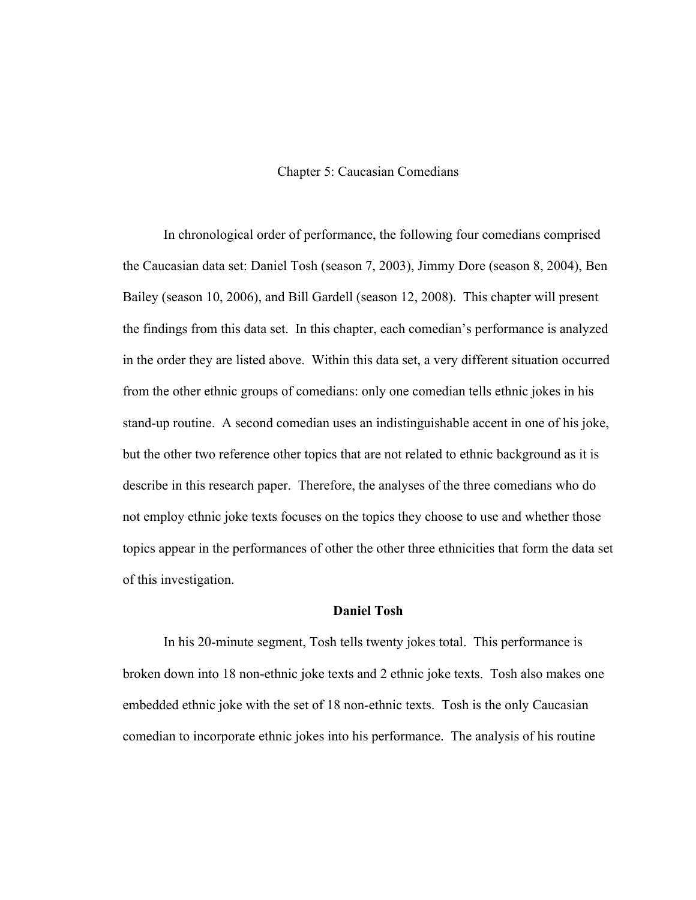# Chapter 5: Caucasian Comedians

In chronological order of performance, the following four comedians comprised the Caucasian data set: Daniel Tosh (season 7, 2003), Jimmy Dore (season 8, 2004), Ben Bailey (season 10, 2006), and Bill Gardell (season 12, 2008). This chapter will present the findings from this data set. In this chapter, each comedian's performance is analyzed in the order they are listed above. Within this data set, a very different situation occurred from the other ethnic groups of comedians: only one comedian tells ethnic jokes in his stand-up routine. A second comedian uses an indistinguishable accent in one of his joke, but the other two reference other topics that are not related to ethnic background as it is describe in this research paper. Therefore, the analyses of the three comedians who do not employ ethnic joke texts focuses on the topics they choose to use and whether those topics appear in the performances of other the other three ethnicities that form the data set of this investigation.

## Daniel Tosh

In his 20-minute segment, Tosh tells twenty jokes total. This performance is broken down into 18 non-ethnic joke texts and 2 ethnic joke texts. Tosh also makes one embedded ethnic joke with the set of 18 non-ethnic texts. Tosh is the only Caucasian comedian to incorporate ethnic jokes into his performance. The analysis of his routine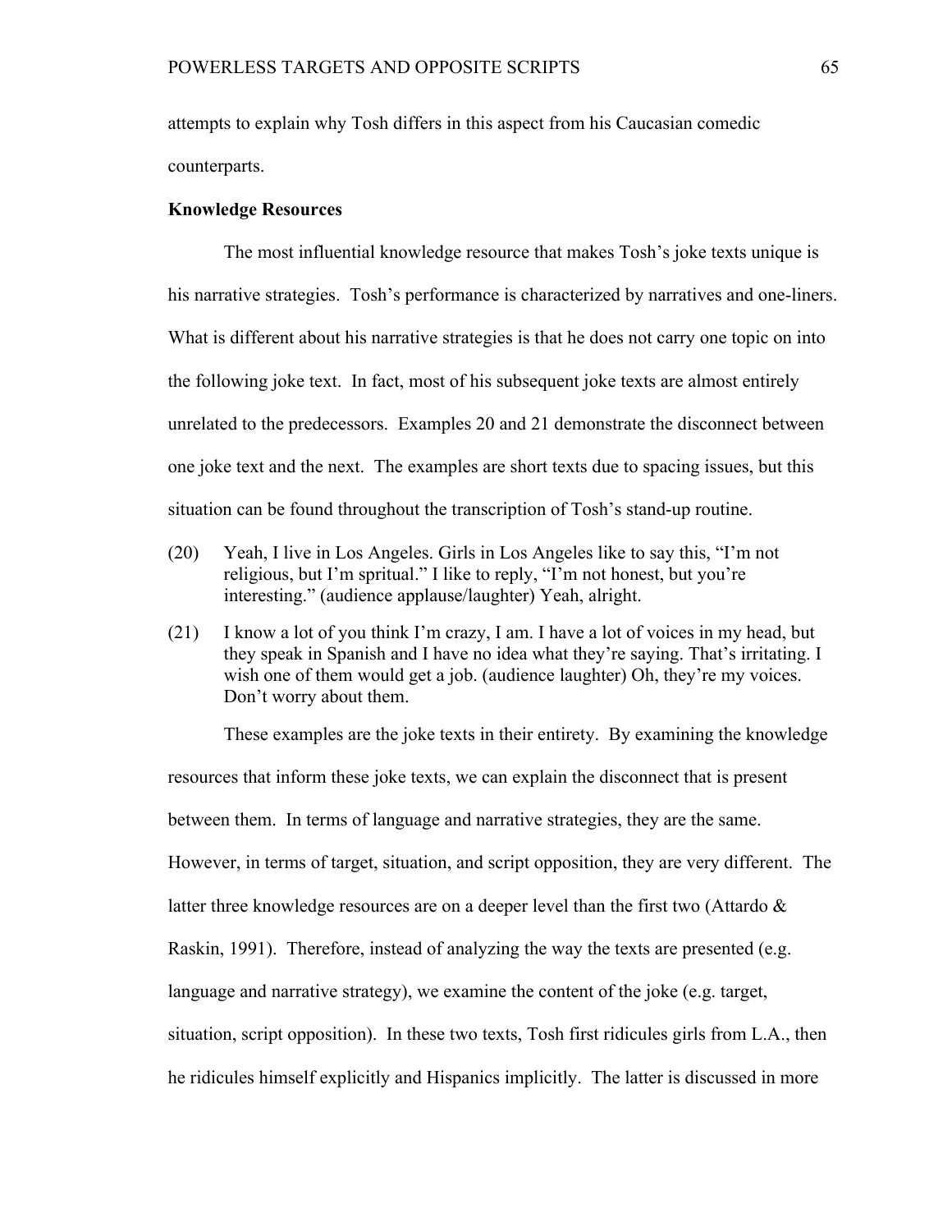attempts to explain why Tosh differs in this aspect from his Caucasian comedic counterparts.

**Knowledge Resources**

The most influential knowledge resource that makes Tosh's joke texts unique is his narrative strategies. Tosh's performance is characterized by narratives and one-liners. What is different about his narrative strategies is that he does not carry one topic on into the following joke text. In fact, most of his subsequent joke texts are almost entirely unrelated to the predecessors. Examples 20 and 21 demonstrate the disconnect between one joke text and the next. The examples are short texts due to spacing issues, but this situation can be found throughout the transcription of Tosh's stand-up routine.

(20) Yeah, I live in Los Angeles. Girls in Los Angeles like to say this, "I'm not religious, but I'm spritual." I like to reply, "I'm not honest, but you're interesting." (audience applause/laughter) Yeah, alright.

(21) I know a lot of you think I'm crazy, I am. I have a lot of voices in my head, but they speak in Spanish and I have no idea what they're saying. That's irritating. I wish one of them would get a job. (audience laughter) Oh, they're my voices. Don't worry about them.

These examples are the joke texts in their entirety. By examining the knowledge resources that inform these joke texts, we can explain the disconnect that is present between them. In terms of language and narrative strategies, they are the same. However, in terms of target, situation, and script opposition, they are very different. The latter three knowledge resources are on a deeper level than the first two (Attardo & Raskin, 1991). Therefore, instead of analyzing the way the texts are presented (e.g. language and narrative strategy), we examine the content of the joke (e.g. target, situation, script opposition). In these two texts, Tosh first ridicules girls from L.A., then he ridicules himself explicitly and Hispanics implicitly. The latter is discussed in more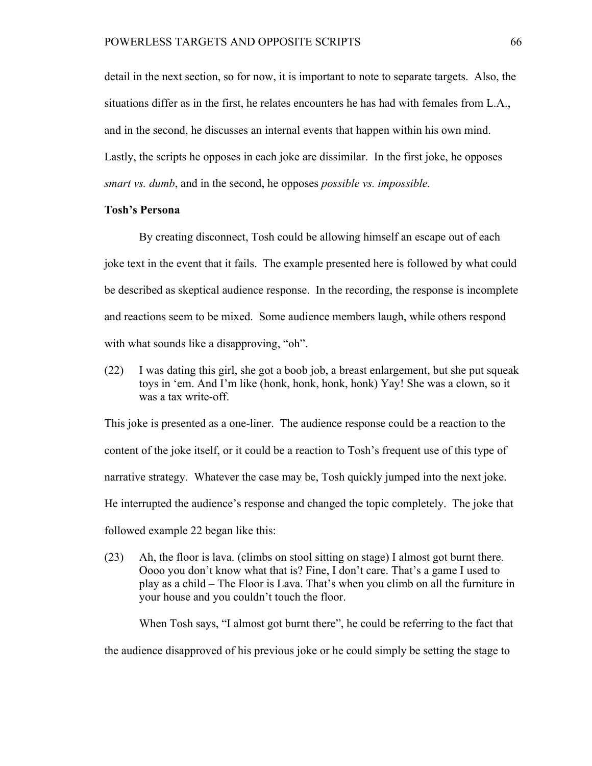detail in the next section, so for now, it is important to note to separate targets. Also, the situations differ as in the first, he relates encounters he has had with females from L.A., and in the second, he discusses an internal events that happen within his own mind. Lastly, the scripts he opposes in each joke are dissimilar. In the first joke, he opposes *smart vs. dumb*, and in the second, he opposes *possible vs. impossible.*

**Tosh's Persona**

By creating disconnect, Tosh could be allowing himself an escape out of each joke text in the event that it fails. The example presented here is followed by what could be described as skeptical audience response. In the recording, the response is incomplete and reactions seem to be mixed. Some audience members laugh, while others respond with what sounds like a disapproving, "oh".

(22) I was dating this girl, she got a boob job, a breast enlargement, but she put squeak toys in 'em. And I'm like (honk, honk, honk, honk) Yay! She was a clown, so it was a tax write-off.

This joke is presented as a one-liner. The audience response could be a reaction to the content of the joke itself, or it could be a reaction to Tosh's frequent use of this type of narrative strategy. Whatever the case may be, Tosh quickly jumped into the next joke. He interrupted the audience's response and changed the topic completely. The joke that followed example 22 began like this:

(23) Ah, the floor is lava. (climbs on stool sitting on stage) I almost got burnt there. Oooo you don't know what that is? Fine, I don't care. That's a game I used to play as a child – The Floor is Lava. That's when you climb on all the furniture in your house and you couldn't touch the floor.

When Tosh says, "I almost got burnt there", he could be referring to the fact that the audience disapproved of his previous joke or he could simply be setting the stage to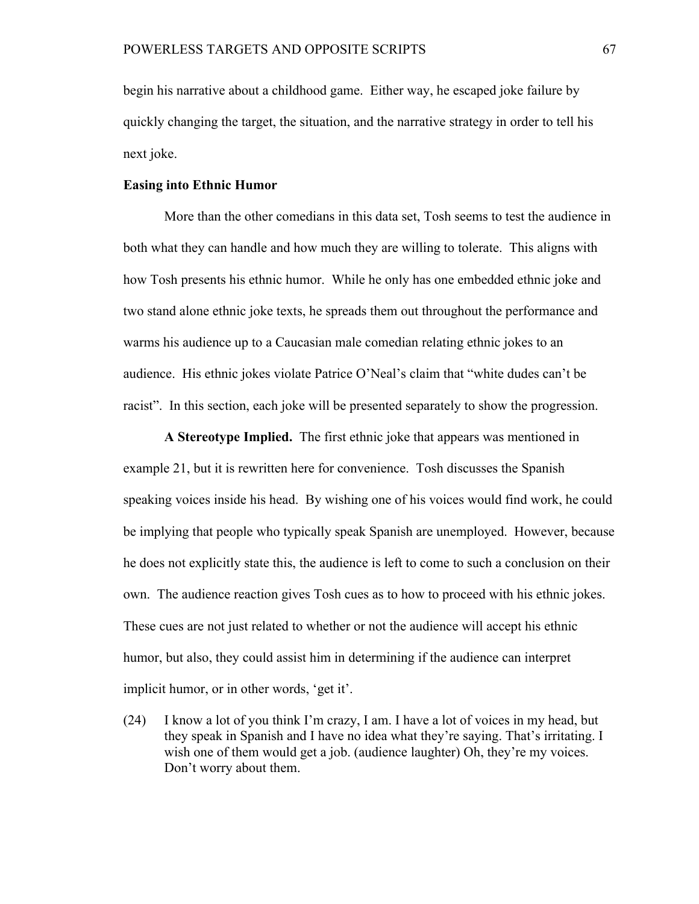begin his narrative about a childhood game. Either way, he escaped joke failure by quickly changing the target, the situation, and the narrative strategy in order to tell his next joke.

**Easing into Ethnic Humor**

More than the other comedians in this data set, Tosh seems to test the audience in both what they can handle and how much they are willing to tolerate. This aligns with how Tosh presents his ethnic humor. While he only has one embedded ethnic joke and two stand alone ethnic joke texts, he spreads them out throughout the performance and warms his audience up to a Caucasian male comedian relating ethnic jokes to an audience. His ethnic jokes violate Patrice O'Neal's claim that "white dudes can't be racist". In this section, each joke will be presented separately to show the progression.

**A Stereotype Implied.** The first ethnic joke that appears was mentioned in example 21, but it is rewritten here for convenience. Tosh discusses the Spanish speaking voices inside his head. By wishing one of his voices would find work, he could be implying that people who typically speak Spanish are unemployed. However, because he does not explicitly state this, the audience is left to come to such a conclusion on their own. The audience reaction gives Tosh cues as to how to proceed with his ethnic jokes. These cues are not just related to whether or not the audience will accept his ethnic humor, but also, they could assist him in determining if the audience can interpret implicit humor, or in other words, 'get it'.

(24) I know a lot of you think I'm crazy, I am. I have a lot of voices in my head, but they speak in Spanish and I have no idea what they're saying. That's irritating. I wish one of them would get a job. (audience laughter) Oh, they're my voices. Don't worry about them.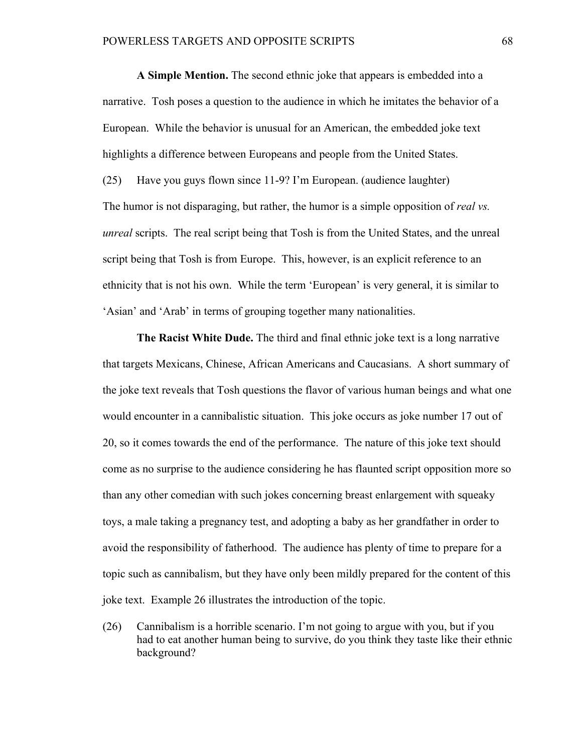**A Simple Mention.** The second ethnic joke that appears is embedded into a narrative. Tosh poses a question to the audience in which he imitates the behavior of a European. While the behavior is unusual for an American, the embedded joke text highlights a difference between Europeans and people from the United States.

(25) Have you guys flown since 11-9? I'm European. (audience laughter)

The humor is not disparaging, but rather, the humor is a simple opposition of *real vs. unreal* scripts. The real script being that Tosh is from the United States, and the unreal script being that Tosh is from Europe. This, however, is an explicit reference to an ethnicity that is not his own. While the term 'European' is very general, it is similar to 'Asian' and 'Arab' in terms of grouping together many nationalities.

**The Racist White Dude.** The third and final ethnic joke text is a long narrative that targets Mexicans, Chinese, African Americans and Caucasians. A short summary of the joke text reveals that Tosh questions the flavor of various human beings and what one would encounter in a cannibalistic situation. This joke occurs as joke number 17 out of 20, so it comes towards the end of the performance. The nature of this joke text should come as no surprise to the audience considering he has flaunted script opposition more so than any other comedian with such jokes concerning breast enlargement with squeaky toys, a male taking a pregnancy test, and adopting a baby as her grandfather in order to avoid the responsibility of fatherhood. The audience has plenty of time to prepare for a topic such as cannibalism, but they have only been mildly prepared for the content of this joke text. Example 26 illustrates the introduction of the topic.

(26) Cannibalism is a horrible scenario. I'm not going to argue with you, but if you had to eat another human being to survive, do you think they taste like their ethnic background?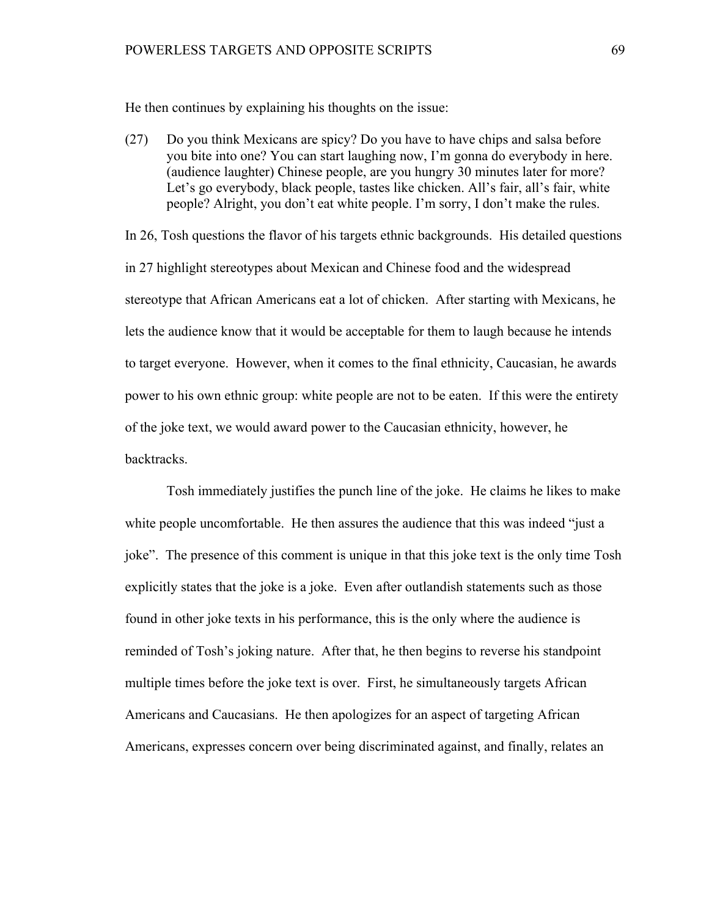He then continues by explaining his thoughts on the issue:

(27) Do you think Mexicans are spicy? Do you have to have chips and salsa before you bite into one? You can start laughing now, I'm gonna do everybody in here. (audience laughter) Chinese people, are you hungry 30 minutes later for more? Let's go everybody, black people, tastes like chicken. All's fair, all's fair, white people? Alright, you don't eat white people. I'm sorry, I don't make the rules.

In 26, Tosh questions the flavor of his targets ethnic backgrounds. His detailed questions in 27 highlight stereotypes about Mexican and Chinese food and the widespread stereotype that African Americans eat a lot of chicken. After starting with Mexicans, he lets the audience know that it would be acceptable for them to laugh because he intends to target everyone. However, when it comes to the final ethnicity, Caucasian, he awards power to his own ethnic group: white people are not to be eaten. If this were the entirety of the joke text, we would award power to the Caucasian ethnicity, however, he backtracks.

Tosh immediately justifies the punch line of the joke. He claims he likes to make white people uncomfortable. He then assures the audience that this was indeed "just a joke". The presence of this comment is unique in that this joke text is the only time Tosh explicitly states that the joke is a joke. Even after outlandish statements such as those found in other joke texts in his performance, this is the only where the audience is reminded of Tosh's joking nature. After that, he then begins to reverse his standpoint multiple times before the joke text is over. First, he simultaneously targets African Americans and Caucasians. He then apologizes for an aspect of targeting African Americans, expresses concern over being discriminated against, and finally, relates an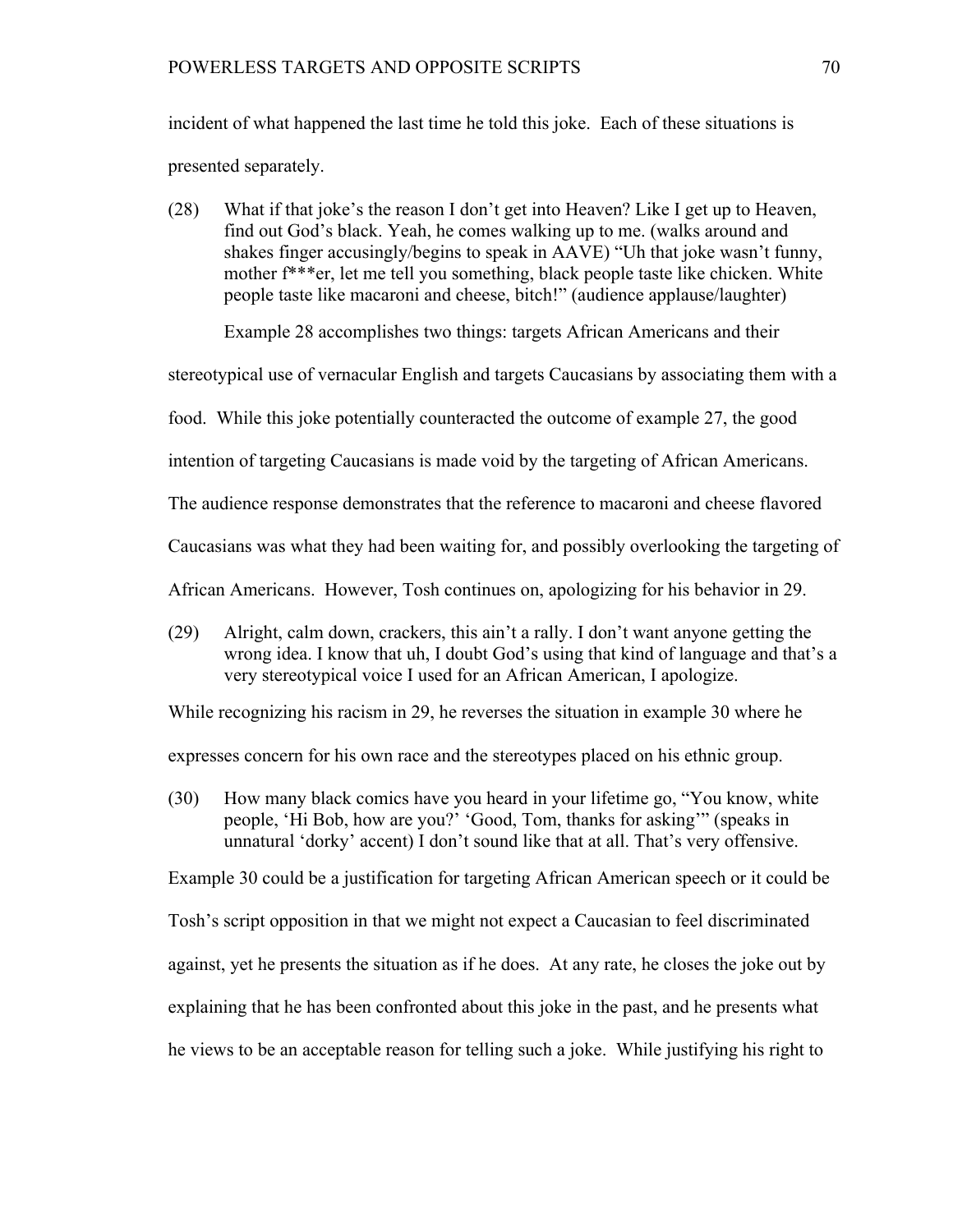incident of what happened the last time he told this joke. Each of these situations is presented separately.

(28) What if that joke's the reason I don't get into Heaven? Like I get up to Heaven, find out God's black. Yeah, he comes walking up to me. (walks around and shakes finger accusingly/begins to speak in AAVE) "Uh that joke wasn't funny, mother f***er, let me tell you something, black people taste like chicken. White people taste like macaroni and cheese, bitch!" (audience applause/laughter)

Example 28 accomplishes two things: targets African Americans and their stereotypical use of vernacular English and targets Caucasians by associating them with a food. While this joke potentially counteracted the outcome of example 27, the good intention of targeting Caucasians is made void by the targeting of African Americans. The audience response demonstrates that the reference to macaroni and cheese flavored Caucasians was what they had been waiting for, and possibly overlooking the targeting of African Americans. However, Tosh continues on, apologizing for his behavior in 29.

(29) Alright, calm down, crackers, this ain't a rally. I don't want anyone getting the wrong idea. I know that uh, I doubt God's using that kind of language and that's a very stereotypical voice I used for an African American, I apologize.

While recognizing his racism in 29, he reverses the situation in example 30 where he expresses concern for his own race and the stereotypes placed on his ethnic group.

(30) How many black comics have you heard in your lifetime go, "You know, white people, 'Hi Bob, how are you?' 'Good, Tom, thanks for asking'" (speaks in unnatural 'dorky' accent) I don't sound like that at all. That's very offensive.

Example 30 could be a justification for targeting African American speech or it could be Tosh's script opposition in that we might not expect a Caucasian to feel discriminated against, yet he presents the situation as if he does. At any rate, he closes the joke out by explaining that he has been confronted about this joke in the past, and he presents what he views to be an acceptable reason for telling such a joke. While justifying his right to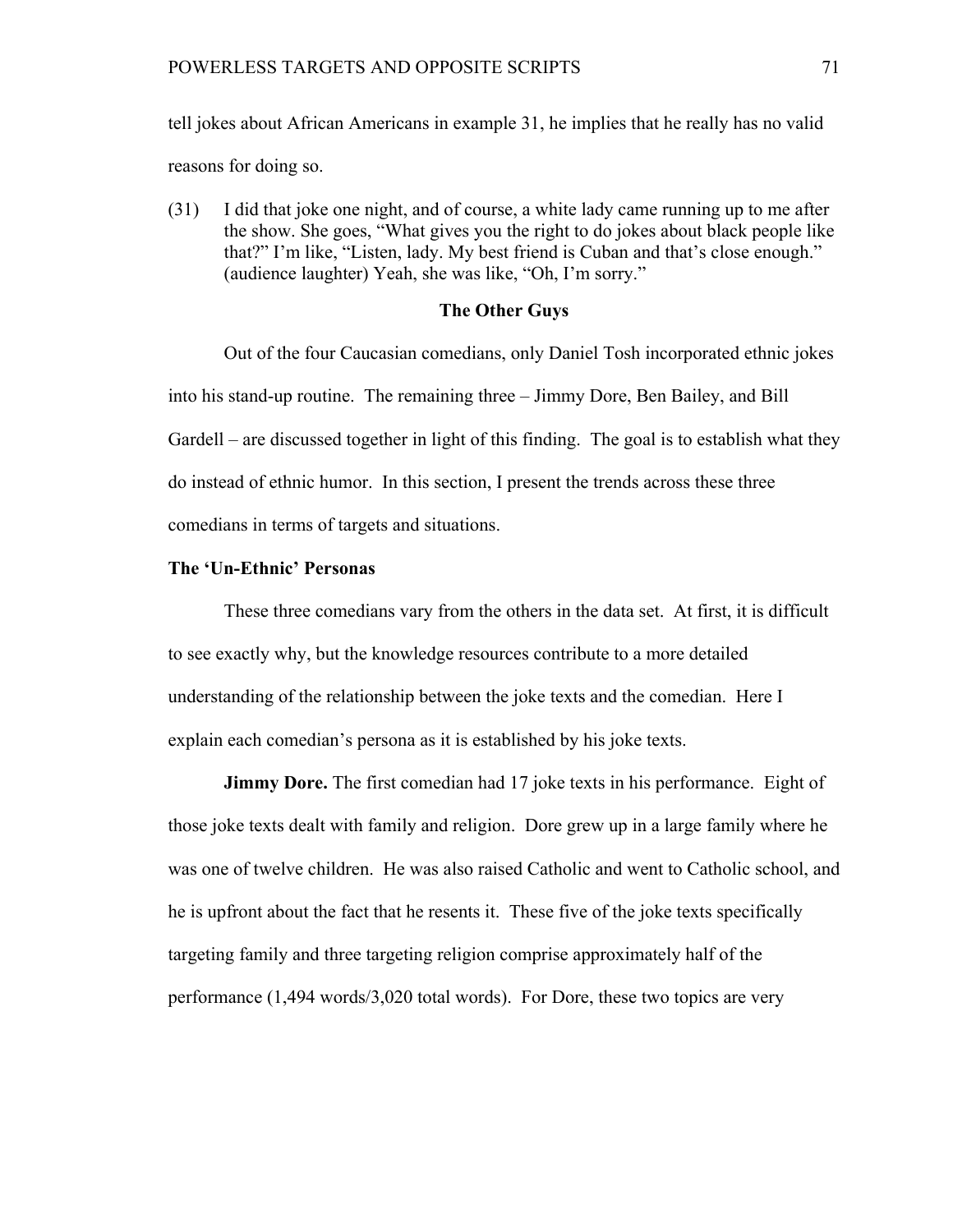tell jokes about African Americans in example 31, he implies that he really has no valid reasons for doing so.

(31) I did that joke one night, and of course, a white lady came running up to me after the show. She goes, "What gives you the right to do jokes about black people like that?" I'm like, "Listen, lady. My best friend is Cuban and that's close enough." (audience laughter) Yeah, she was like, "Oh, I'm sorry."

## The Other Guys

Out of the four Caucasian comedians, only Daniel Tosh incorporated ethnic jokes into his stand-up routine. The remaining three – Jimmy Dore, Ben Bailey, and Bill Gardell – are discussed together in light of this finding. The goal is to establish what they do instead of ethnic humor. In this section, I present the trends across these three comedians in terms of targets and situations.

### The 'Un-Ethnic' Personas

These three comedians vary from the others in the data set. At first, it is difficult to see exactly why, but the knowledge resources contribute to a more detailed understanding of the relationship between the joke texts and the comedian. Here I explain each comedian's persona as it is established by his joke texts.

**Jimmy Dore.** The first comedian had 17 joke texts in his performance. Eight of those joke texts dealt with family and religion. Dore grew up in a large family where he was one of twelve children. He was also raised Catholic and went to Catholic school, and he is upfront about the fact that he resents it. These five of the joke texts specifically targeting family and three targeting religion comprise approximately half of the performance (1,494 words/3,020 total words). For Dore, these two topics are very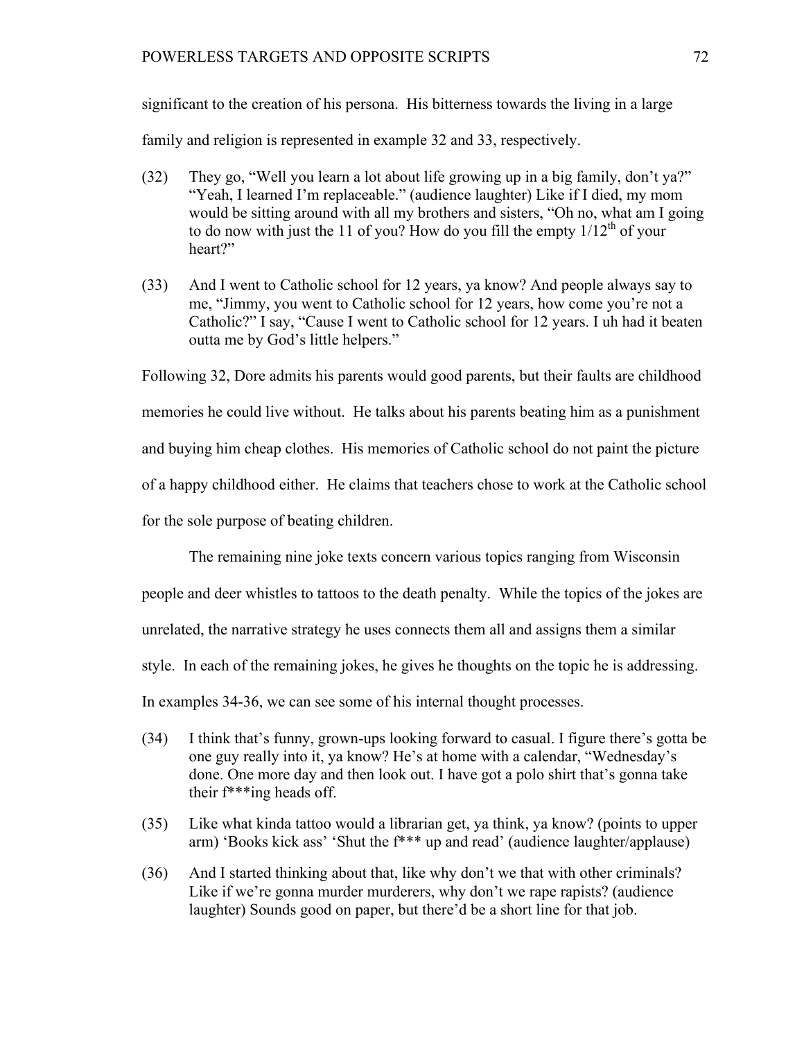significant to the creation of his persona. His bitterness towards the living in a large family and religion is represented in example 32 and 33, respectively.

(32) They go, "Well you learn a lot about life growing up in a big family, don't ya?" "Yeah, I learned I'm replaceable." (audience laughter) Like if I died, my mom would be sitting around with all my brothers and sisters, "Oh no, what am I going to do now with just the 11 of you? How do you fill the empty 1/12th of your heart?"

(33) And I went to Catholic school for 12 years, ya know? And people always say to me, "Jimmy, you went to Catholic school for 12 years, how come you're not a Catholic?" I say, "Cause I went to Catholic school for 12 years. I uh had it beaten outta me by God's little helpers."

Following 32, Dore admits his parents would good parents, but their faults are childhood memories he could live without. He talks about his parents beating him as a punishment and buying him cheap clothes. His memories of Catholic school do not paint the picture of a happy childhood either. He claims that teachers chose to work at the Catholic school for the sole purpose of beating children.

The remaining nine joke texts concern various topics ranging from Wisconsin people and deer whistles to tattoos to the death penalty. While the topics of the jokes are unrelated, the narrative strategy he uses connects them all and assigns them a similar style. In each of the remaining jokes, he gives he thoughts on the topic he is addressing. In examples 34-36, we can see some of his internal thought processes.

(34) I think that's funny, grown-ups looking forward to casual. I figure there's gotta be one guy really into it, ya know? He's at home with a calendar, "Wednesday's done. One more day and then look out. I have got a polo shirt that's gonna take their f***ing heads off.

(35) Like what kinda tattoo would a librarian get, ya think, ya know? (points to upper arm) 'Books kick ass' 'Shut the f*** up and read' (audience laughter/applause)

(36) And I started thinking about that, like why don't we that with other criminals? Like if we're gonna murder murderers, why don't we rape rapists? (audience laughter) Sounds good on paper, but there'd be a short line for that job.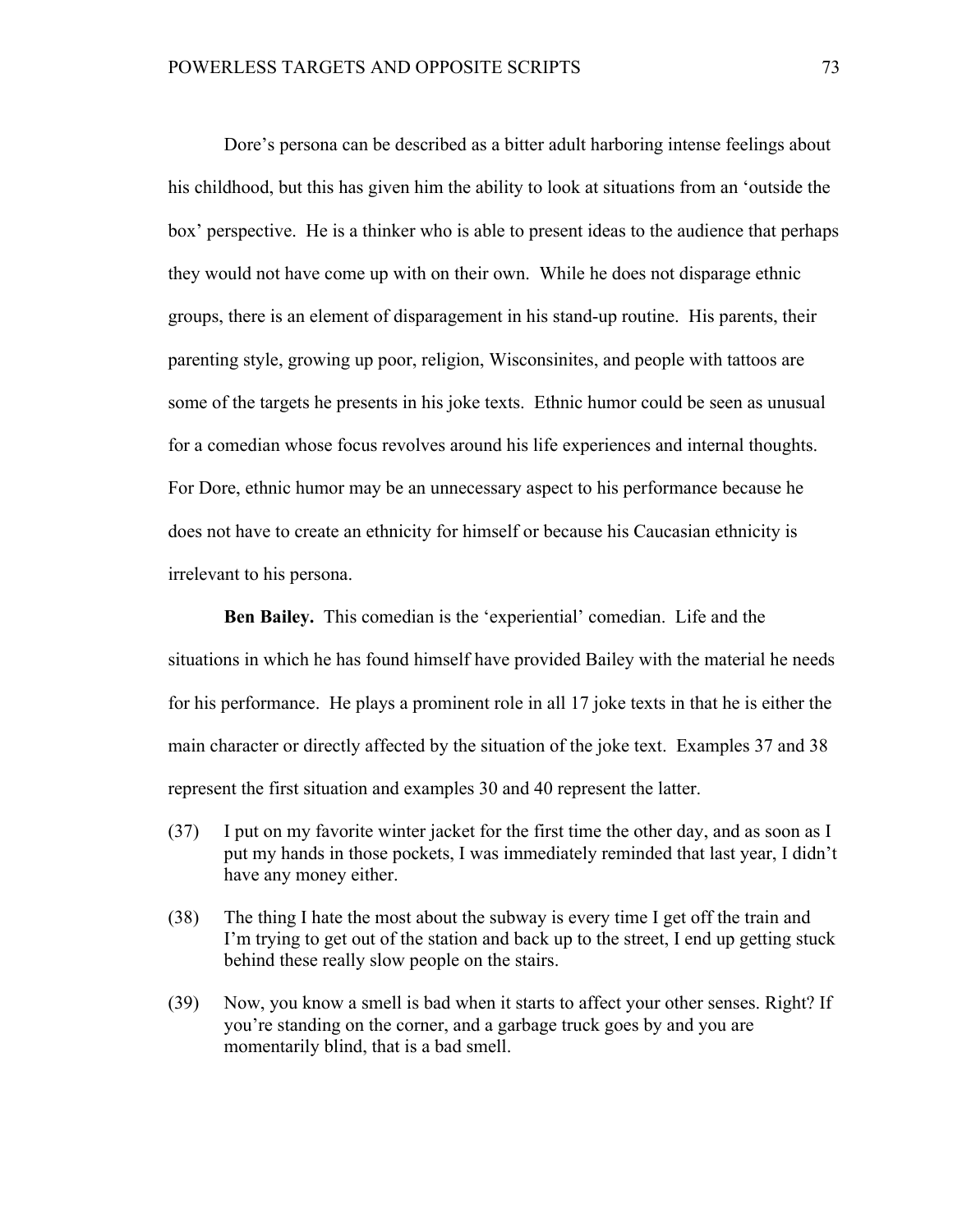Dore's persona can be described as a bitter adult harboring intense feelings about his childhood, but this has given him the ability to look at situations from an 'outside the box' perspective. He is a thinker who is able to present ideas to the audience that perhaps they would not have come up with on their own. While he does not disparage ethnic groups, there is an element of disparagement in his stand-up routine. His parents, their parenting style, growing up poor, religion, Wisconsinites, and people with tattoos are some of the targets he presents in his joke texts. Ethnic humor could be seen as unusual for a comedian whose focus revolves around his life experiences and internal thoughts. For Dore, ethnic humor may be an unnecessary aspect to his performance because he does not have to create an ethnicity for himself or because his Caucasian ethnicity is irrelevant to his persona.

**Ben Bailey.** This comedian is the 'experiential' comedian. Life and the situations in which he has found himself have provided Bailey with the material he needs for his performance. He plays a prominent role in all 17 joke texts in that he is either the main character or directly affected by the situation of the joke text. Examples 37 and 38 represent the first situation and examples 30 and 40 represent the latter.

(37) I put on my favorite winter jacket for the first time the other day, and as soon as I put my hands in those pockets, I was immediately reminded that last year, I didn't have any money either.

(38) The thing I hate the most about the subway is every time I get off the train and I'm trying to get out of the station and back up to the street, I end up getting stuck behind these really slow people on the stairs.

(39) Now, you know a smell is bad when it starts to affect your other senses. Right? If you're standing on the corner, and a garbage truck goes by and you are momentarily blind, that is a bad smell.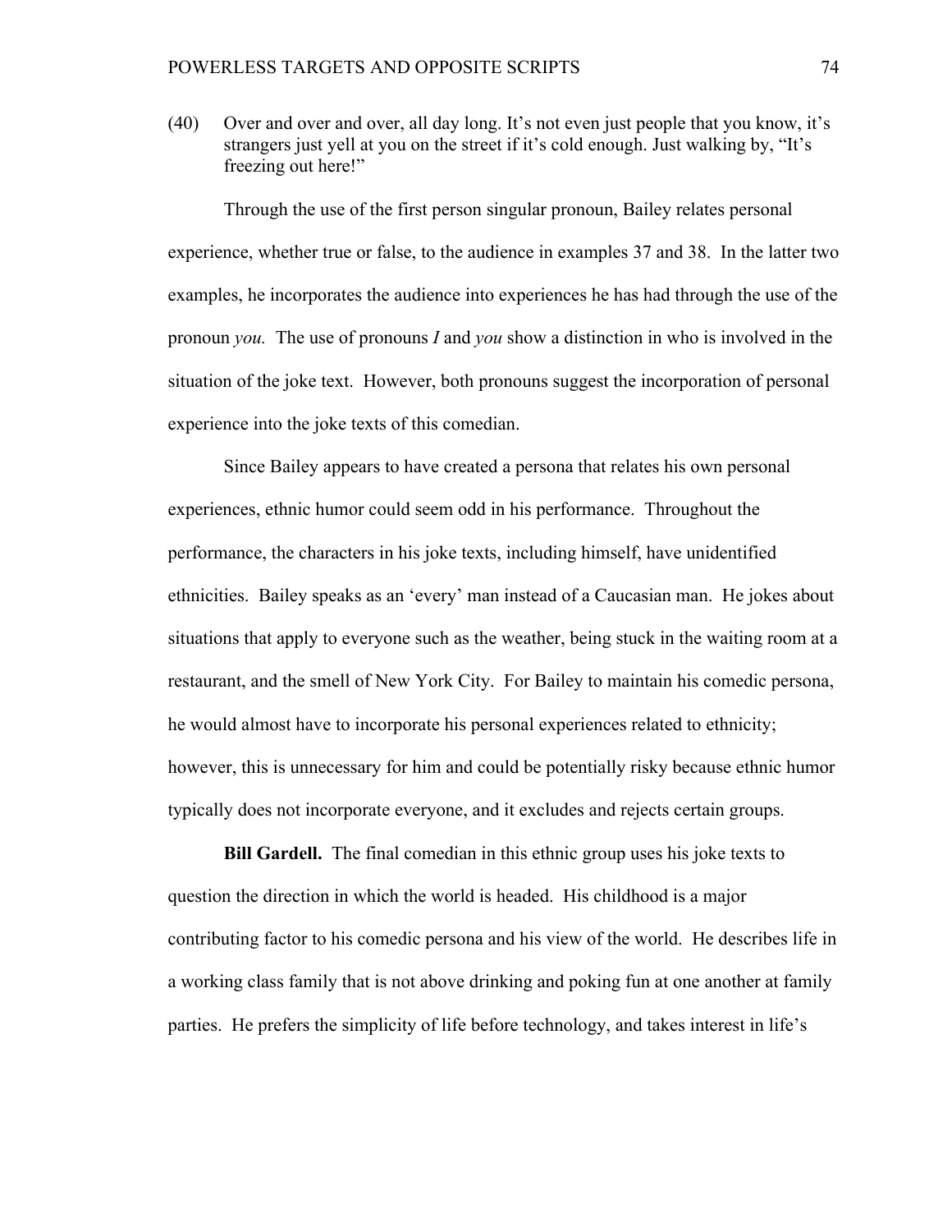(40) Over and over and over, all day long. It's not even just people that you know, it's strangers just yell at you on the street if it's cold enough. Just walking by, "It's freezing out here!"

Through the use of the first person singular pronoun, Bailey relates personal experience, whether true or false, to the audience in examples 37 and 38. In the latter two examples, he incorporates the audience into experiences he has had through the use of the pronoun *you.* The use of pronouns *I* and *you* show a distinction in who is involved in the situation of the joke text. However, both pronouns suggest the incorporation of personal experience into the joke texts of this comedian.

Since Bailey appears to have created a persona that relates his own personal experiences, ethnic humor could seem odd in his performance. Throughout the performance, the characters in his joke texts, including himself, have unidentified ethnicities. Bailey speaks as an 'every' man instead of a Caucasian man. He jokes about situations that apply to everyone such as the weather, being stuck in the waiting room at a restaurant, and the smell of New York City. For Bailey to maintain his comedic persona, he would almost have to incorporate his personal experiences related to ethnicity; however, this is unnecessary for him and could be potentially risky because ethnic humor typically does not incorporate everyone, and it excludes and rejects certain groups.

**Bill Gardell.** The final comedian in this ethnic group uses his joke texts to question the direction in which the world is headed. His childhood is a major contributing factor to his comedic persona and his view of the world. He describes life in a working class family that is not above drinking and poking fun at one another at family parties. He prefers the simplicity of life before technology, and takes interest in life's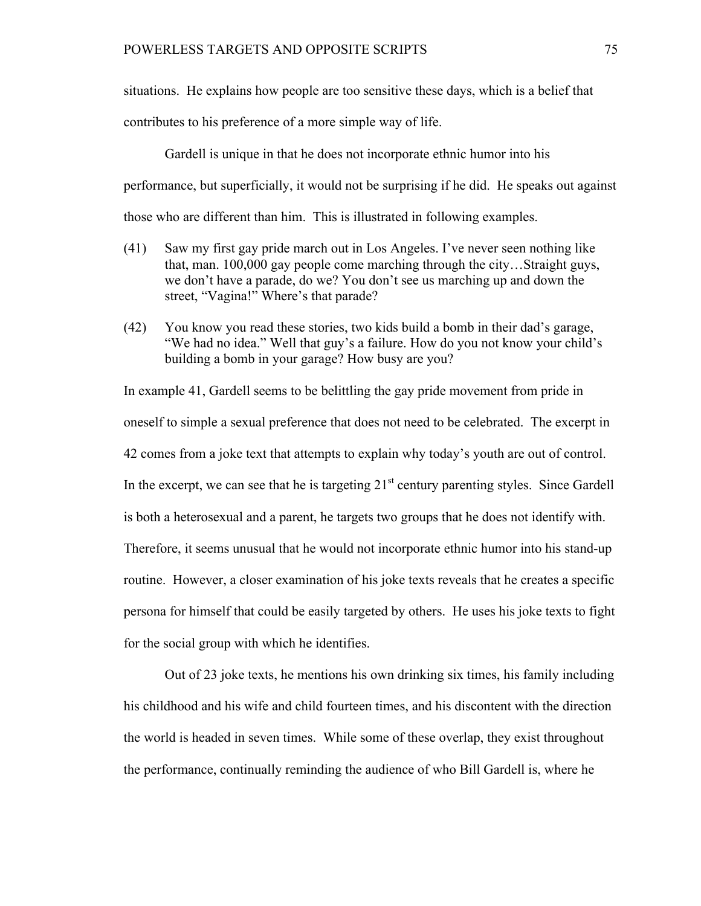situations. He explains how people are too sensitive these days, which is a belief that contributes to his preference of a more simple way of life.

Gardell is unique in that he does not incorporate ethnic humor into his performance, but superficially, it would not be surprising if he did. He speaks out against those who are different than him. This is illustrated in following examples.

(41) Saw my first gay pride march out in Los Angeles. I've never seen nothing like that, man. 100,000 gay people come marching through the city…Straight guys, we don't have a parade, do we? You don't see us marching up and down the street, "Vagina!" Where's that parade?

(42) You know you read these stories, two kids build a bomb in their dad's garage, "We had no idea." Well that guy's a failure. How do you not know your child's building a bomb in your garage? How busy are you?

In example 41, Gardell seems to be belittling the gay pride movement from pride in oneself to simple a sexual preference that does not need to be celebrated. The excerpt in 42 comes from a joke text that attempts to explain why today's youth are out of control. In the excerpt, we can see that he is targeting 21st century parenting styles. Since Gardell is both a heterosexual and a parent, he targets two groups that he does not identify with. Therefore, it seems unusual that he would not incorporate ethnic humor into his stand-up routine. However, a closer examination of his joke texts reveals that he creates a specific persona for himself that could be easily targeted by others. He uses his joke texts to fight for the social group with which he identifies.

Out of 23 joke texts, he mentions his own drinking six times, his family including his childhood and his wife and child fourteen times, and his discontent with the direction the world is headed in seven times. While some of these overlap, they exist throughout the performance, continually reminding the audience of who Bill Gardell is, where he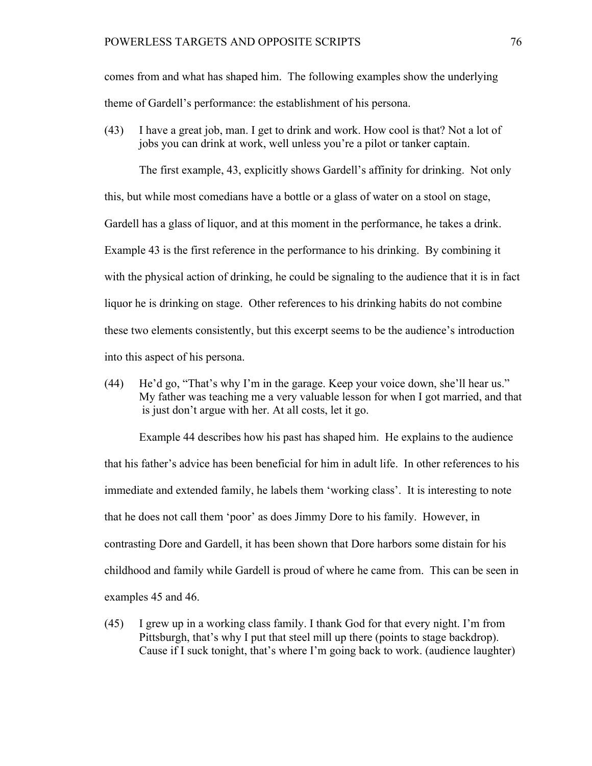comes from and what has shaped him. The following examples show the underlying theme of Gardell's performance: the establishment of his persona.

(43) I have a great job, man. I get to drink and work. How cool is that? Not a lot of jobs you can drink at work, well unless you're a pilot or tanker captain.

The first example, 43, explicitly shows Gardell's affinity for drinking. Not only this, but while most comedians have a bottle or a glass of water on a stool on stage, Gardell has a glass of liquor, and at this moment in the performance, he takes a drink. Example 43 is the first reference in the performance to his drinking. By combining it with the physical action of drinking, he could be signaling to the audience that it is in fact liquor he is drinking on stage. Other references to his drinking habits do not combine these two elements consistently, but this excerpt seems to be the audience's introduction into this aspect of his persona.

(44) He'd go, "That's why I'm in the garage. Keep your voice down, she'll hear us." My father was teaching me a very valuable lesson for when I got married, and that is just don't argue with her. At all costs, let it go.

Example 44 describes how his past has shaped him. He explains to the audience that his father's advice has been beneficial for him in adult life. In other references to his immediate and extended family, he labels them 'working class'. It is interesting to note that he does not call them 'poor' as does Jimmy Dore to his family. However, in contrasting Dore and Gardell, it has been shown that Dore harbors some distain for his childhood and family while Gardell is proud of where he came from. This can be seen in examples 45 and 46.

(45) I grew up in a working class family. I thank God for that every night. I'm from Pittsburgh, that's why I put that steel mill up there (points to stage backdrop). Cause if I suck tonight, that's where I'm going back to work. (audience laughter)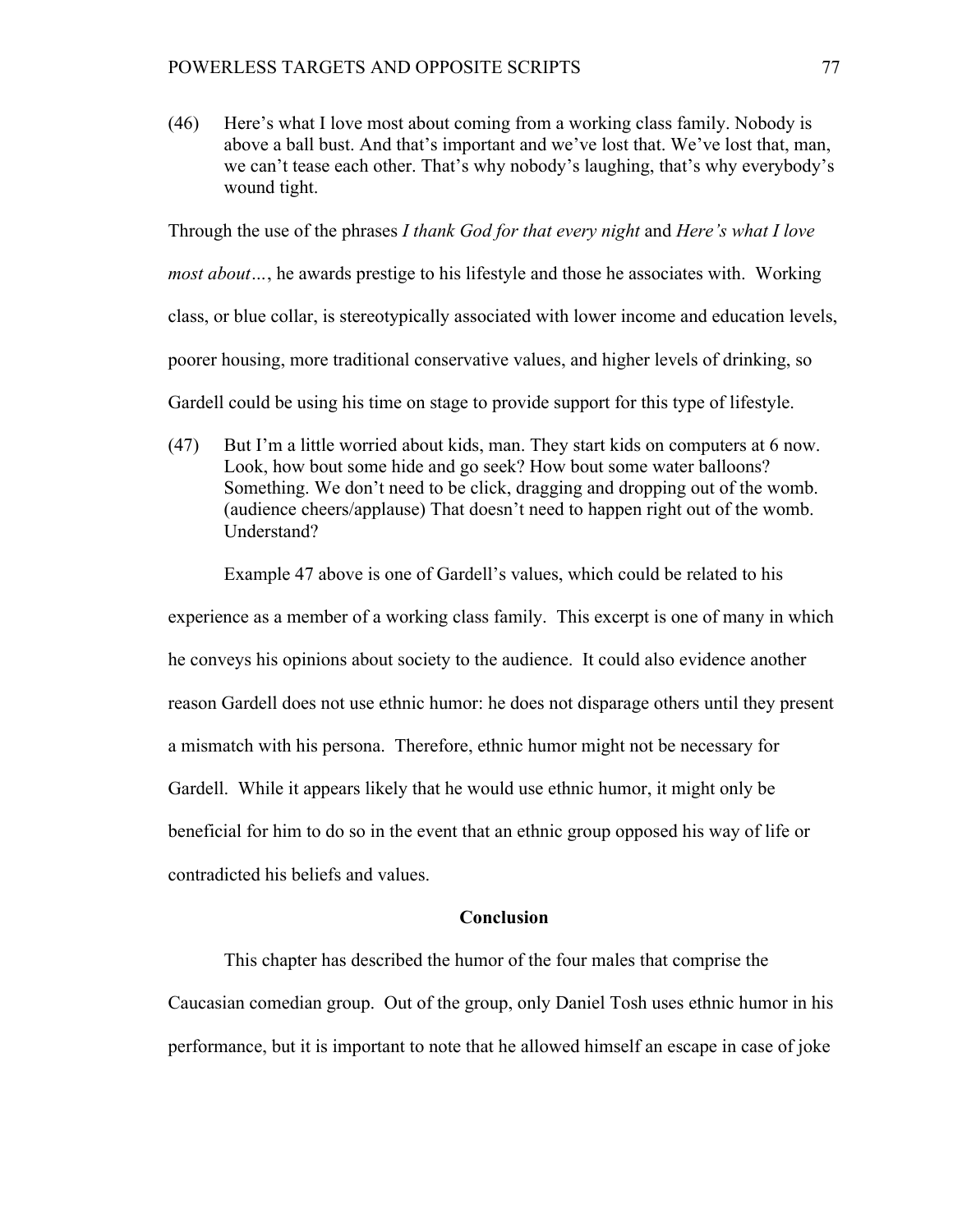(46) Here's what I love most about coming from a working class family. Nobody is above a ball bust. And that's important and we've lost that. We've lost that, man, we can't tease each other. That's why nobody's laughing, that's why everybody's wound tight.

Through the use of the phrases *I thank God for that every night* and *Here's what I love most about…*, he awards prestige to his lifestyle and those he associates with. Working class, or blue collar, is stereotypically associated with lower income and education levels, poorer housing, more traditional conservative values, and higher levels of drinking, so Gardell could be using his time on stage to provide support for this type of lifestyle.

(47) But I'm a little worried about kids, man. They start kids on computers at 6 now. Look, how bout some hide and go seek? How bout some water balloons? Something. We don't need to be click, dragging and dropping out of the womb. (audience cheers/applause) That doesn't need to happen right out of the womb. Understand?

Example 47 above is one of Gardell's values, which could be related to his experience as a member of a working class family. This excerpt is one of many in which he conveys his opinions about society to the audience. It could also evidence another reason Gardell does not use ethnic humor: he does not disparage others until they present a mismatch with his persona. Therefore, ethnic humor might not be necessary for Gardell. While it appears likely that he would use ethnic humor, it might only be beneficial for him to do so in the event that an ethnic group opposed his way of life or contradicted his beliefs and values.

## Conclusion

This chapter has described the humor of the four males that comprise the Caucasian comedian group. Out of the group, only Daniel Tosh uses ethnic humor in his performance, but it is important to note that he allowed himself an escape in case of joke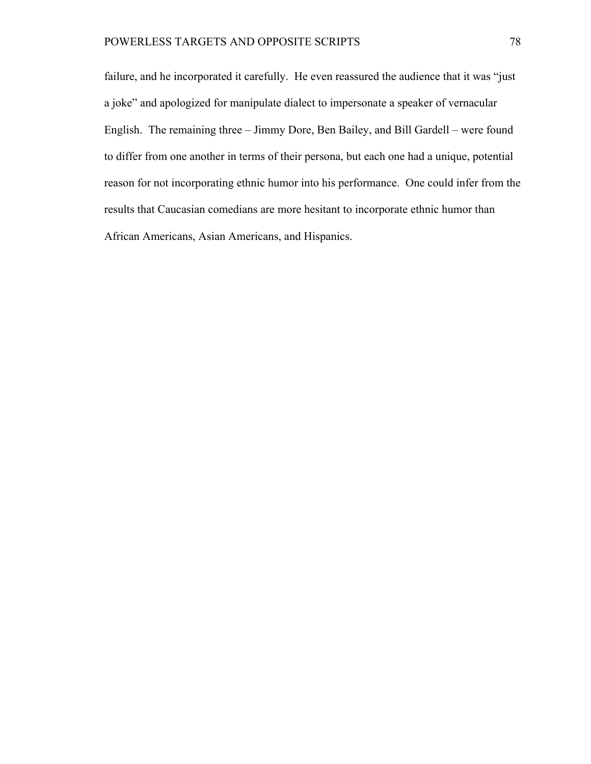failure, and he incorporated it carefully. He even reassured the audience that it was "just a joke" and apologized for manipulate dialect to impersonate a speaker of vernacular English. The remaining three – Jimmy Dore, Ben Bailey, and Bill Gardell – were found to differ from one another in terms of their persona, but each one had a unique, potential reason for not incorporating ethnic humor into his performance. One could infer from the results that Caucasian comedians are more hesitant to incorporate ethnic humor than African Americans, Asian Americans, and Hispanics.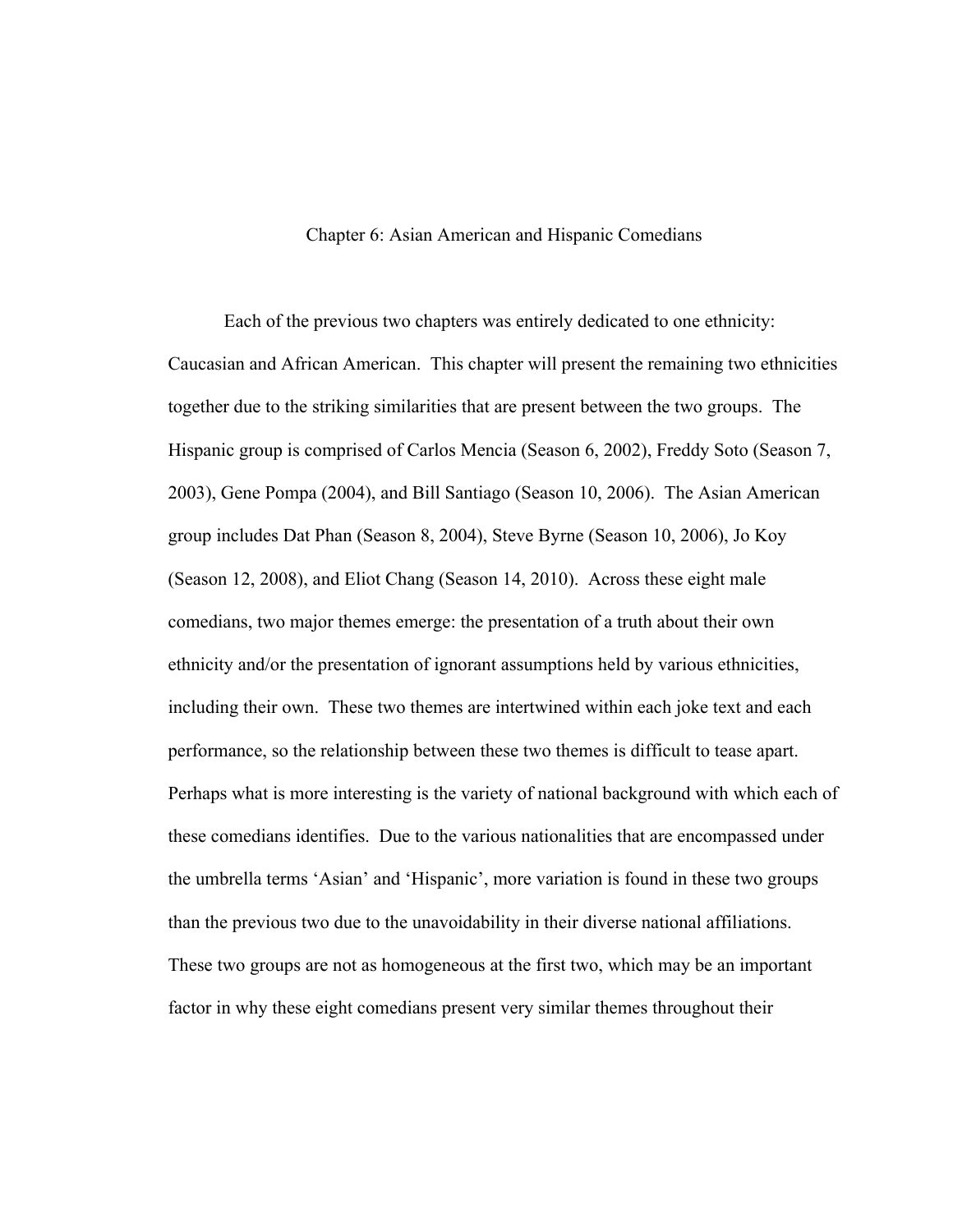# Chapter 6: Asian American and Hispanic Comedians

Each of the previous two chapters was entirely dedicated to one ethnicity: Caucasian and African American. This chapter will present the remaining two ethnicities together due to the striking similarities that are present between the two groups. The Hispanic group is comprised of Carlos Mencia (Season 6, 2002), Freddy Soto (Season 7, 2003), Gene Pompa (2004), and Bill Santiago (Season 10, 2006). The Asian American group includes Dat Phan (Season 8, 2004), Steve Byrne (Season 10, 2006), Jo Koy (Season 12, 2008), and Eliot Chang (Season 14, 2010). Across these eight male comedians, two major themes emerge: the presentation of a truth about their own ethnicity and/or the presentation of ignorant assumptions held by various ethnicities, including their own. These two themes are intertwined within each joke text and each performance, so the relationship between these two themes is difficult to tease apart. Perhaps what is more interesting is the variety of national background with which each of these comedians identifies. Due to the various nationalities that are encompassed under the umbrella terms 'Asian' and 'Hispanic', more variation is found in these two groups than the previous two due to the unavoidability in their diverse national affiliations. These two groups are not as homogeneous at the first two, which may be an important factor in why these eight comedians present very similar themes throughout their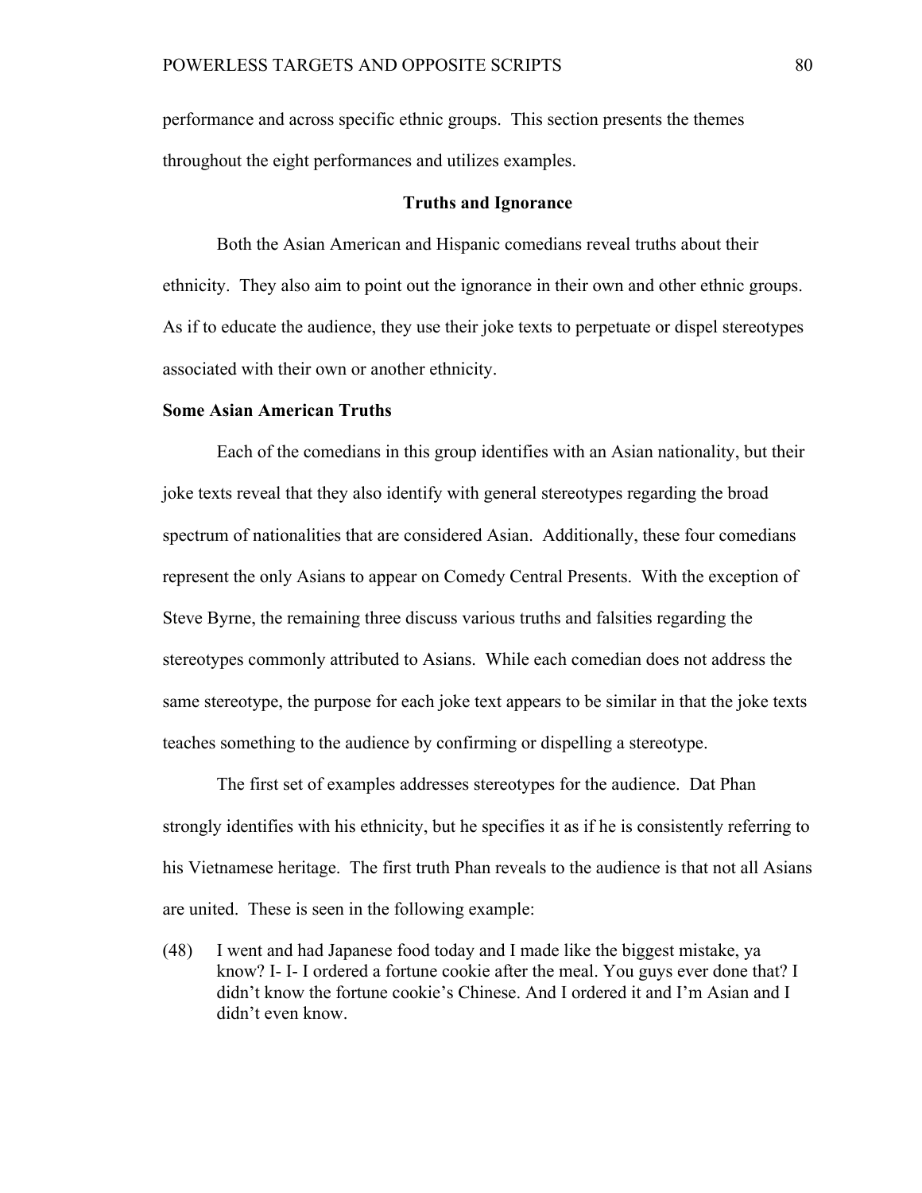performance and across specific ethnic groups. This section presents the themes throughout the eight performances and utilizes examples.

## Truths and Ignorance

Both the Asian American and Hispanic comedians reveal truths about their ethnicity. They also aim to point out the ignorance in their own and other ethnic groups. As if to educate the audience, they use their joke texts to perpetuate or dispel stereotypes associated with their own or another ethnicity.

### Some Asian American Truths

Each of the comedians in this group identifies with an Asian nationality, but their joke texts reveal that they also identify with general stereotypes regarding the broad spectrum of nationalities that are considered Asian. Additionally, these four comedians represent the only Asians to appear on Comedy Central Presents. With the exception of Steve Byrne, the remaining three discuss various truths and falsities regarding the stereotypes commonly attributed to Asians. While each comedian does not address the same stereotype, the purpose for each joke text appears to be similar in that the joke texts teaches something to the audience by confirming or dispelling a stereotype.

The first set of examples addresses stereotypes for the audience. Dat Phan strongly identifies with his ethnicity, but he specifies it as if he is consistently referring to his Vietnamese heritage. The first truth Phan reveals to the audience is that not all Asians are united. These is seen in the following example:

(48) I went and had Japanese food today and I made like the biggest mistake, ya know? I- I- I ordered a fortune cookie after the meal. You guys ever done that? I didn't know the fortune cookie's Chinese. And I ordered it and I'm Asian and I didn't even know.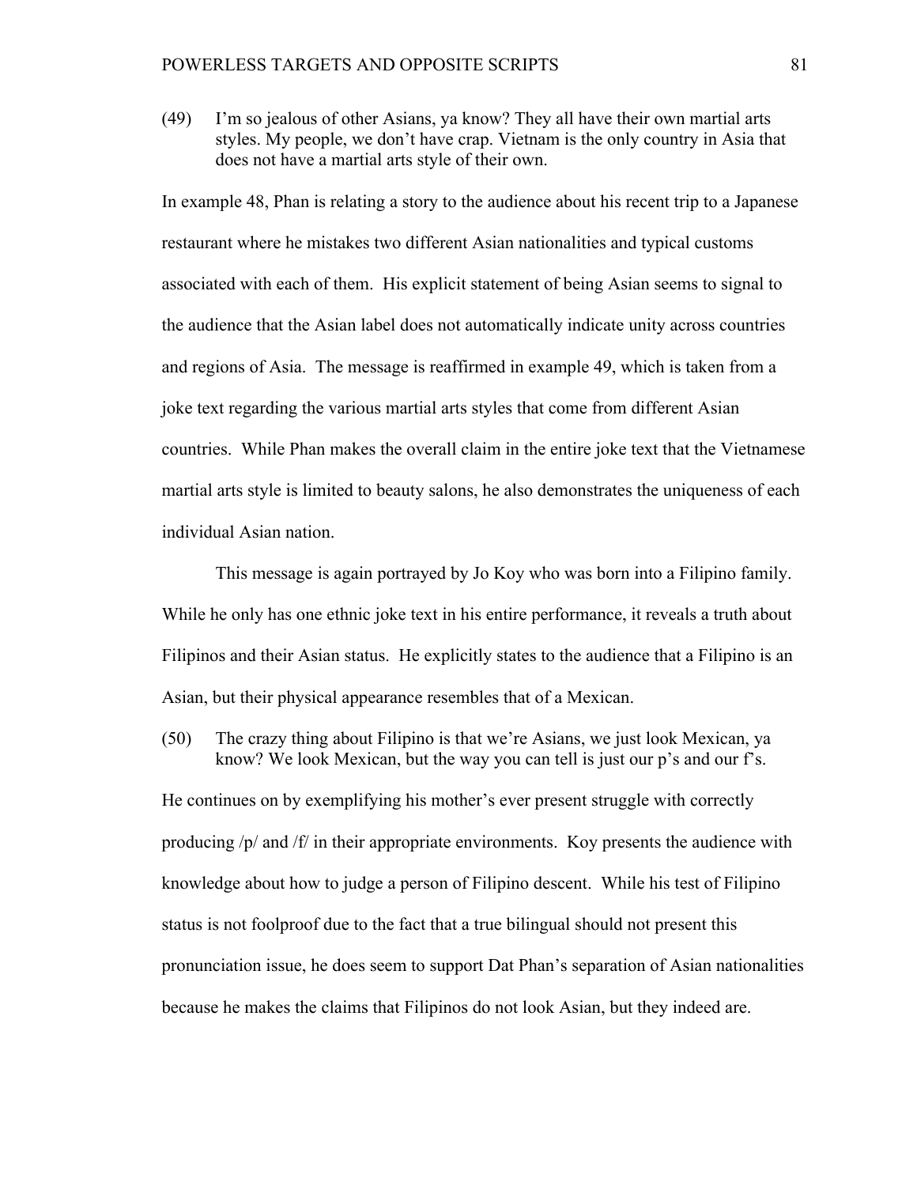(49) I'm so jealous of other Asians, ya know? They all have their own martial arts styles. My people, we don't have crap. Vietnam is the only country in Asia that does not have a martial arts style of their own.

In example 48, Phan is relating a story to the audience about his recent trip to a Japanese restaurant where he mistakes two different Asian nationalities and typical customs associated with each of them. His explicit statement of being Asian seems to signal to the audience that the Asian label does not automatically indicate unity across countries and regions of Asia. The message is reaffirmed in example 49, which is taken from a joke text regarding the various martial arts styles that come from different Asian countries. While Phan makes the overall claim in the entire joke text that the Vietnamese martial arts style is limited to beauty salons, he also demonstrates the uniqueness of each individual Asian nation.

This message is again portrayed by Jo Koy who was born into a Filipino family. While he only has one ethnic joke text in his entire performance, it reveals a truth about Filipinos and their Asian status. He explicitly states to the audience that a Filipino is an Asian, but their physical appearance resembles that of a Mexican.

(50) The crazy thing about Filipino is that we're Asians, we just look Mexican, ya know? We look Mexican, but the way you can tell is just our p's and our f's.

He continues on by exemplifying his mother's ever present struggle with correctly producing /p/ and /f/ in their appropriate environments. Koy presents the audience with knowledge about how to judge a person of Filipino descent. While his test of Filipino status is not foolproof due to the fact that a true bilingual should not present this pronunciation issue, he does seem to support Dat Phan's separation of Asian nationalities because he makes the claims that Filipinos do not look Asian, but they indeed are.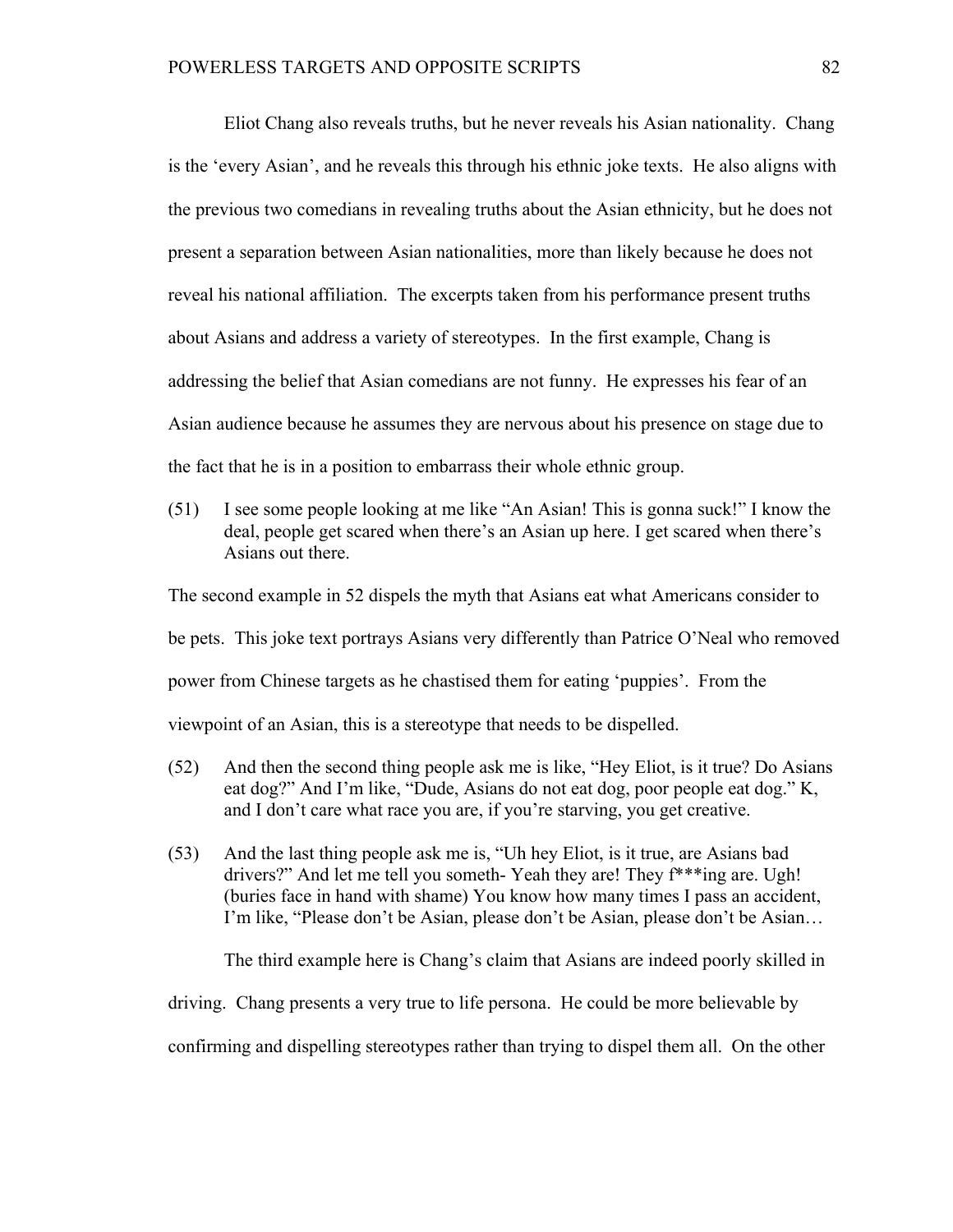Eliot Chang also reveals truths, but he never reveals his Asian nationality. Chang is the 'every Asian', and he reveals this through his ethnic joke texts. He also aligns with the previous two comedians in revealing truths about the Asian ethnicity, but he does not present a separation between Asian nationalities, more than likely because he does not reveal his national affiliation. The excerpts taken from his performance present truths about Asians and address a variety of stereotypes. In the first example, Chang is addressing the belief that Asian comedians are not funny. He expresses his fear of an Asian audience because he assumes they are nervous about his presence on stage due to the fact that he is in a position to embarrass their whole ethnic group.

(51) I see some people looking at me like "An Asian! This is gonna suck!" I know the deal, people get scared when there's an Asian up here. I get scared when there's Asians out there.

The second example in 52 dispels the myth that Asians eat what Americans consider to be pets. This joke text portrays Asians very differently than Patrice O'Neal who removed power from Chinese targets as he chastised them for eating 'puppies'. From the viewpoint of an Asian, this is a stereotype that needs to be dispelled.

(52) And then the second thing people ask me is like, "Hey Eliot, is it true? Do Asians eat dog?" And I'm like, "Dude, Asians do not eat dog, poor people eat dog." K, and I don't care what race you are, if you're starving, you get creative.

(53) And the last thing people ask me is, "Uh hey Eliot, is it true, are Asians bad drivers?" And let me tell you someth- Yeah they are! They f***ing are. Ugh! (buries face in hand with shame) You know how many times I pass an accident, I'm like, "Please don't be Asian, please don't be Asian, please don't be Asian…

The third example here is Chang's claim that Asians are indeed poorly skilled in driving. Chang presents a very true to life persona. He could be more believable by confirming and dispelling stereotypes rather than trying to dispel them all. On the other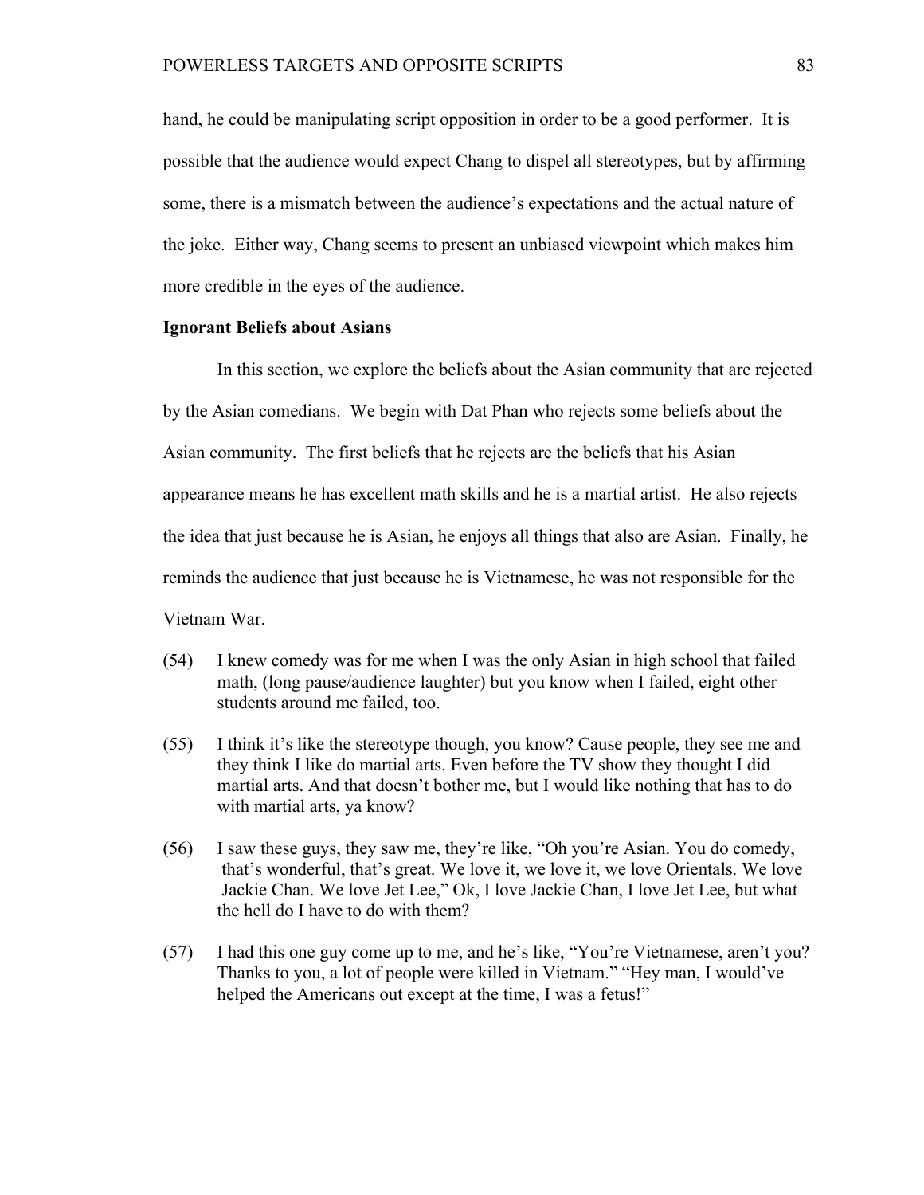hand, he could be manipulating script opposition in order to be a good performer. It is possible that the audience would expect Chang to dispel all stereotypes, but by affirming some, there is a mismatch between the audience's expectations and the actual nature of the joke. Either way, Chang seems to present an unbiased viewpoint which makes him more credible in the eyes of the audience.

**Ignorant Beliefs about Asians**

In this section, we explore the beliefs about the Asian community that are rejected by the Asian comedians. We begin with Dat Phan who rejects some beliefs about the Asian community. The first beliefs that he rejects are the beliefs that his Asian appearance means he has excellent math skills and he is a martial artist. He also rejects the idea that just because he is Asian, he enjoys all things that also are Asian. Finally, he reminds the audience that just because he is Vietnamese, he was not responsible for the Vietnam War.

(54) I knew comedy was for me when I was the only Asian in high school that failed math, (long pause/audience laughter) but you know when I failed, eight other students around me failed, too.

(55) I think it's like the stereotype though, you know? Cause people, they see me and they think I like do martial arts. Even before the TV show they thought I did martial arts. And that doesn't bother me, but I would like nothing that has to do with martial arts, ya know?

(56) I saw these guys, they saw me, they're like, "Oh you're Asian. You do comedy, that's wonderful, that's great. We love it, we love it, we love Orientals. We love Jackie Chan. We love Jet Lee," Ok, I love Jackie Chan, I love Jet Lee, but what the hell do I have to do with them?

(57) I had this one guy come up to me, and he's like, "You're Vietnamese, aren't you? Thanks to you, a lot of people were killed in Vietnam." "Hey man, I would've helped the Americans out except at the time, I was a fetus!"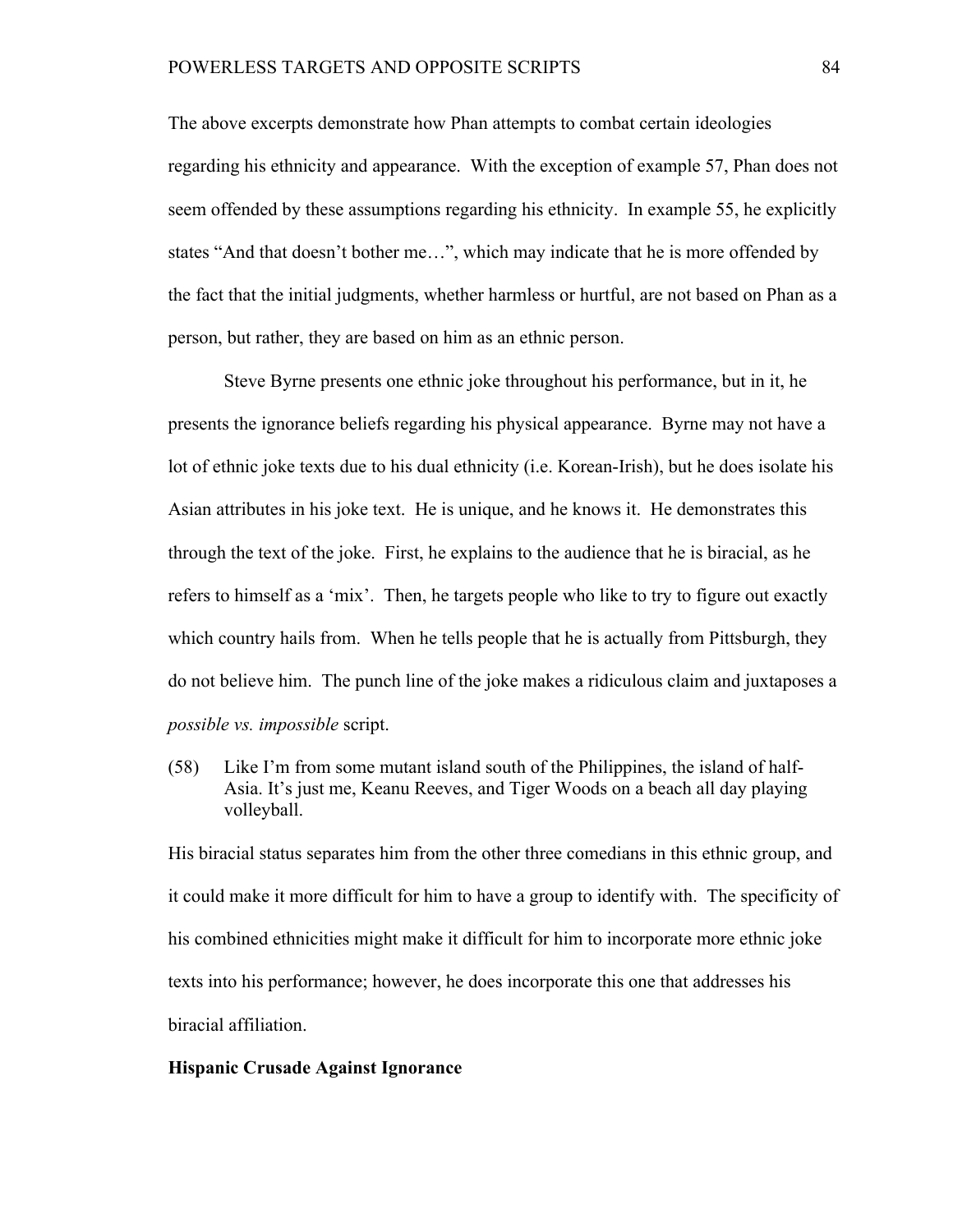The above excerpts demonstrate how Phan attempts to combat certain ideologies regarding his ethnicity and appearance. With the exception of example 57, Phan does not seem offended by these assumptions regarding his ethnicity. In example 55, he explicitly states "And that doesn't bother me…", which may indicate that he is more offended by the fact that the initial judgments, whether harmless or hurtful, are not based on Phan as a person, but rather, they are based on him as an ethnic person.

Steve Byrne presents one ethnic joke throughout his performance, but in it, he presents the ignorance beliefs regarding his physical appearance. Byrne may not have a lot of ethnic joke texts due to his dual ethnicity (i.e. Korean-Irish), but he does isolate his Asian attributes in his joke text. He is unique, and he knows it. He demonstrates this through the text of the joke. First, he explains to the audience that he is biracial, as he refers to himself as a 'mix'. Then, he targets people who like to try to figure out exactly which country hails from. When he tells people that he is actually from Pittsburgh, they do not believe him. The punch line of the joke makes a ridiculous claim and juxtaposes a *possible vs. impossible* script.

(58) Like I'm from some mutant island south of the Philippines, the island of half-Asia. It's just me, Keanu Reeves, and Tiger Woods on a beach all day playing volleyball.

His biracial status separates him from the other three comedians in this ethnic group, and it could make it more difficult for him to have a group to identify with. The specificity of his combined ethnicities might make it difficult for him to incorporate more ethnic joke texts into his performance; however, he does incorporate this one that addresses his biracial affiliation.

**Hispanic Crusade Against Ignorance**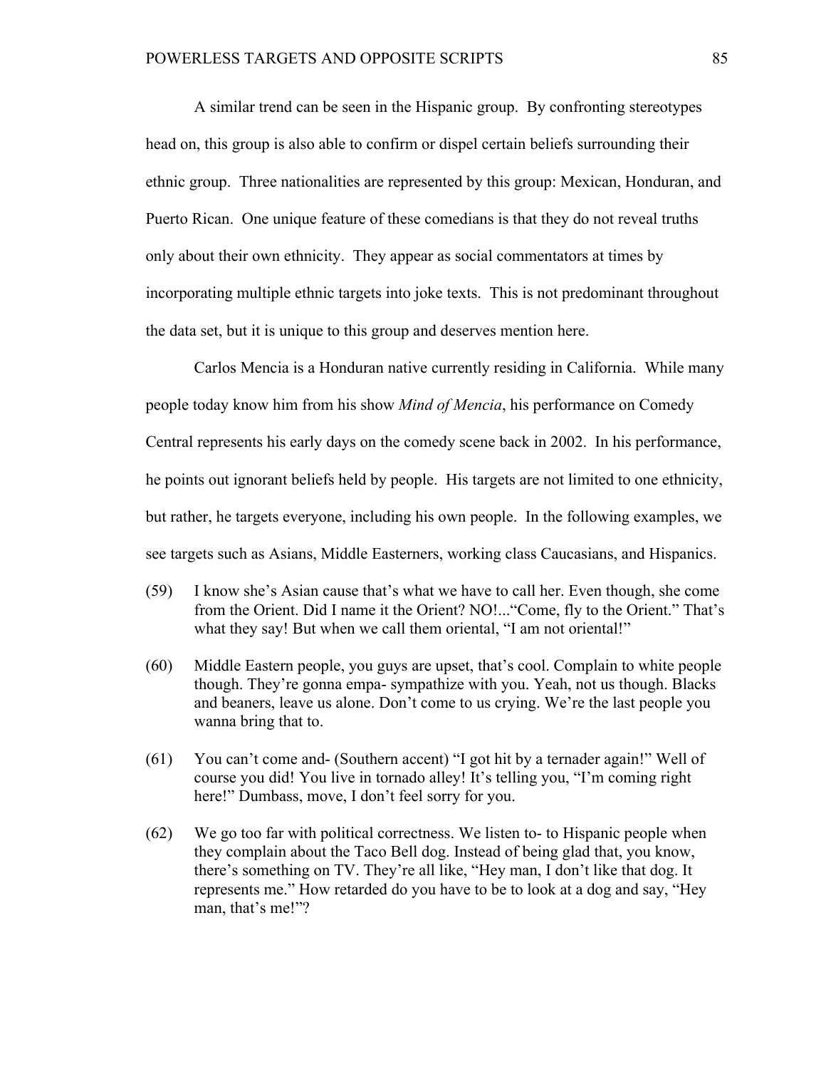A similar trend can be seen in the Hispanic group. By confronting stereotypes head on, this group is also able to confirm or dispel certain beliefs surrounding their ethnic group. Three nationalities are represented by this group: Mexican, Honduran, and Puerto Rican. One unique feature of these comedians is that they do not reveal truths only about their own ethnicity. They appear as social commentators at times by incorporating multiple ethnic targets into joke texts. This is not predominant throughout the data set, but it is unique to this group and deserves mention here.

Carlos Mencia is a Honduran native currently residing in California. While many people today know him from his show *Mind of Mencia*, his performance on Comedy Central represents his early days on the comedy scene back in 2002. In his performance, he points out ignorant beliefs held by people. His targets are not limited to one ethnicity, but rather, he targets everyone, including his own people. In the following examples, we see targets such as Asians, Middle Easterners, working class Caucasians, and Hispanics.

(59) I know she's Asian cause that's what we have to call her. Even though, she come from the Orient. Did I name it the Orient? NO!..."Come, fly to the Orient." That's what they say! But when we call them oriental, "I am not oriental!"

(60) Middle Eastern people, you guys are upset, that's cool. Complain to white people though. They're gonna empa- sympathize with you. Yeah, not us though. Blacks and beaners, leave us alone. Don't come to us crying. We're the last people you wanna bring that to.

(61) You can't come and- (Southern accent) "I got hit by a ternader again!" Well of course you did! You live in tornado alley! It's telling you, "I'm coming right here!" Dumbass, move, I don't feel sorry for you.

(62) We go too far with political correctness. We listen to- to Hispanic people when they complain about the Taco Bell dog. Instead of being glad that, you know, there's something on TV. They're all like, "Hey man, I don't like that dog. It represents me." How retarded do you have to be to look at a dog and say, "Hey man, that's me!"?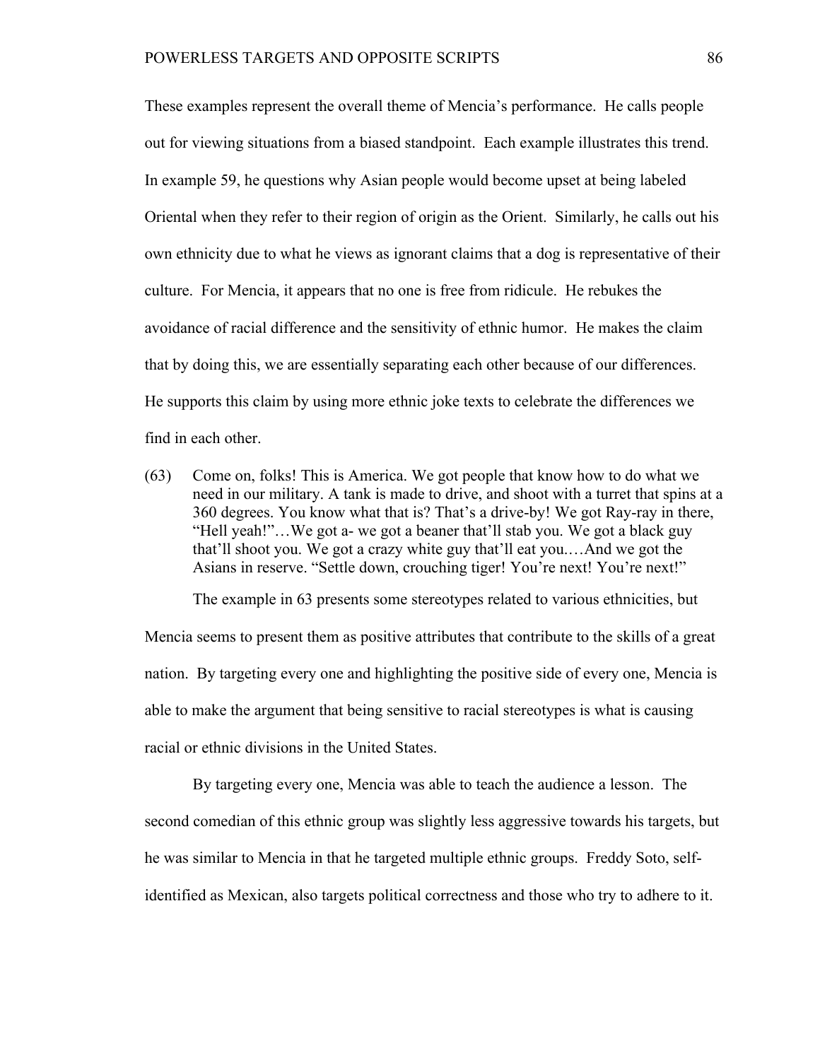These examples represent the overall theme of Mencia's performance. He calls people out for viewing situations from a biased standpoint. Each example illustrates this trend. In example 59, he questions why Asian people would become upset at being labeled Oriental when they refer to their region of origin as the Orient. Similarly, he calls out his own ethnicity due to what he views as ignorant claims that a dog is representative of their culture. For Mencia, it appears that no one is free from ridicule. He rebukes the avoidance of racial difference and the sensitivity of ethnic humor. He makes the claim that by doing this, we are essentially separating each other because of our differences. He supports this claim by using more ethnic joke texts to celebrate the differences we find in each other.

(63) Come on, folks! This is America. We got people that know how to do what we need in our military. A tank is made to drive, and shoot with a turret that spins at a 360 degrees. You know what that is? That's a drive-by! We got Ray-ray in there, "Hell yeah!"…We got a- we got a beaner that'll stab you. We got a black guy that'll shoot you. We got a crazy white guy that'll eat you.…And we got the Asians in reserve. "Settle down, crouching tiger! You're next! You're next!"

The example in 63 presents some stereotypes related to various ethnicities, but Mencia seems to present them as positive attributes that contribute to the skills of a great nation. By targeting every one and highlighting the positive side of every one, Mencia is able to make the argument that being sensitive to racial stereotypes is what is causing racial or ethnic divisions in the United States.

By targeting every one, Mencia was able to teach the audience a lesson. The second comedian of this ethnic group was slightly less aggressive towards his targets, but he was similar to Mencia in that he targeted multiple ethnic groups. Freddy Soto, self-identified as Mexican, also targets political correctness and those who try to adhere to it.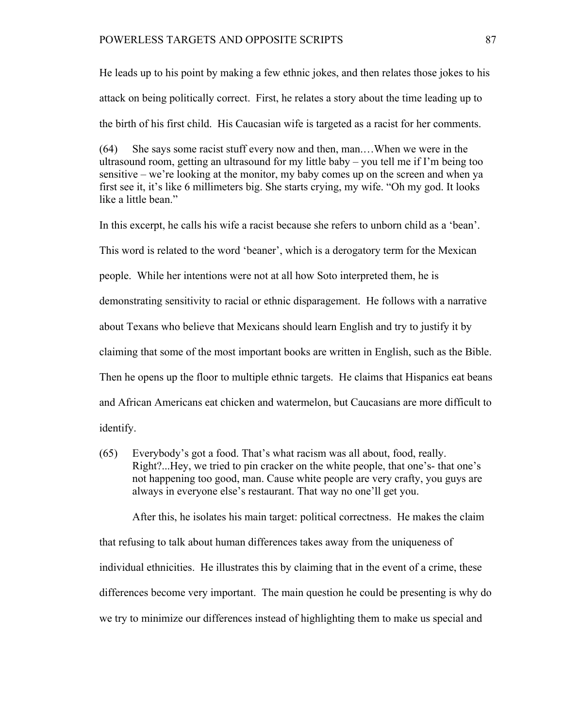He leads up to his point by making a few ethnic jokes, and then relates those jokes to his attack on being politically correct. First, he relates a story about the time leading up to the birth of his first child. His Caucasian wife is targeted as a racist for her comments.

(64) She says some racist stuff every now and then, man.…When we were in the ultrasound room, getting an ultrasound for my little baby – you tell me if I'm being too sensitive – we're looking at the monitor, my baby comes up on the screen and when ya first see it, it's like 6 millimeters big. She starts crying, my wife. "Oh my god. It looks like a little bean."

In this excerpt, he calls his wife a racist because she refers to unborn child as a 'bean'. This word is related to the word 'beaner', which is a derogatory term for the Mexican people. While her intentions were not at all how Soto interpreted them, he is demonstrating sensitivity to racial or ethnic disparagement. He follows with a narrative about Texans who believe that Mexicans should learn English and try to justify it by claiming that some of the most important books are written in English, such as the Bible. Then he opens up the floor to multiple ethnic targets. He claims that Hispanics eat beans and African Americans eat chicken and watermelon, but Caucasians are more difficult to identify.

(65) Everybody's got a food. That's what racism was all about, food, really. Right?...Hey, we tried to pin cracker on the white people, that one's- that one's not happening too good, man. Cause white people are very crafty, you guys are always in everyone else's restaurant. That way no one'll get you.

After this, he isolates his main target: political correctness. He makes the claim that refusing to talk about human differences takes away from the uniqueness of individual ethnicities. He illustrates this by claiming that in the event of a crime, these differences become very important. The main question he could be presenting is why do we try to minimize our differences instead of highlighting them to make us special and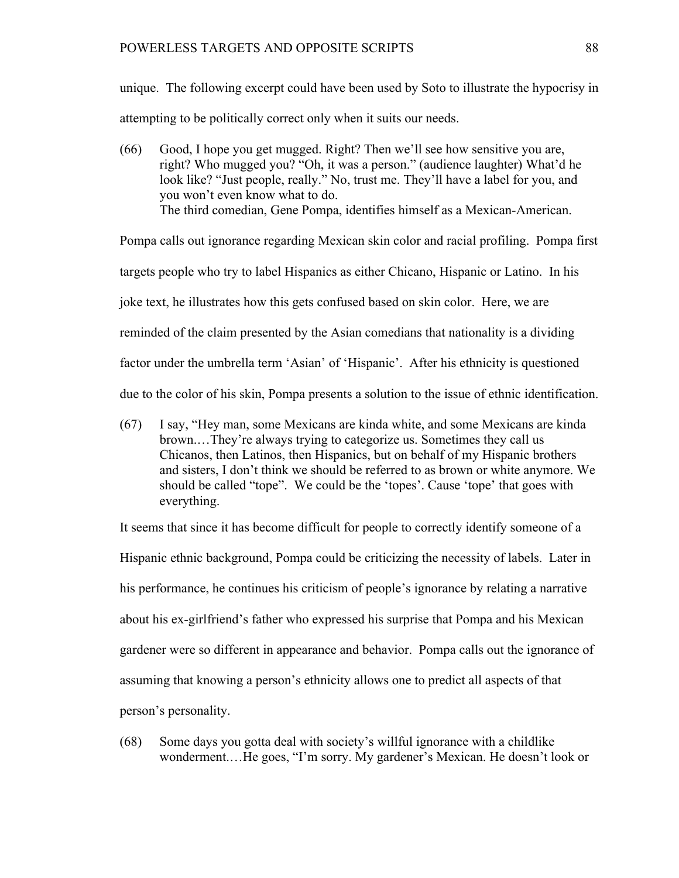unique. The following excerpt could have been used by Soto to illustrate the hypocrisy in attempting to be politically correct only when it suits our needs.

(66) Good, I hope you get mugged. Right? Then we'll see how sensitive you are, right? Who mugged you? "Oh, it was a person." (audience laughter) What'd he look like? "Just people, really." No, trust me. They'll have a label for you, and you won't even know what to do.

The third comedian, Gene Pompa, identifies himself as a Mexican-American. Pompa calls out ignorance regarding Mexican skin color and racial profiling. Pompa first targets people who try to label Hispanics as either Chicano, Hispanic or Latino. In his joke text, he illustrates how this gets confused based on skin color. Here, we are reminded of the claim presented by the Asian comedians that nationality is a dividing factor under the umbrella term 'Asian' of 'Hispanic'. After his ethnicity is questioned due to the color of his skin, Pompa presents a solution to the issue of ethnic identification.

(67) I say, "Hey man, some Mexicans are kinda white, and some Mexicans are kinda brown.…They're always trying to categorize us. Sometimes they call us Chicanos, then Latinos, then Hispanics, but on behalf of my Hispanic brothers and sisters, I don't think we should be referred to as brown or white anymore. We should be called "tope". We could be the 'topes'. Cause 'tope' that goes with everything.

It seems that since it has become difficult for people to correctly identify someone of a Hispanic ethnic background, Pompa could be criticizing the necessity of labels. Later in his performance, he continues his criticism of people's ignorance by relating a narrative about his ex-girlfriend's father who expressed his surprise that Pompa and his Mexican gardener were so different in appearance and behavior. Pompa calls out the ignorance of assuming that knowing a person's ethnicity allows one to predict all aspects of that person's personality.

(68) Some days you gotta deal with society's willful ignorance with a childlike wonderment.…He goes, "I'm sorry. My gardener's Mexican. He doesn't look or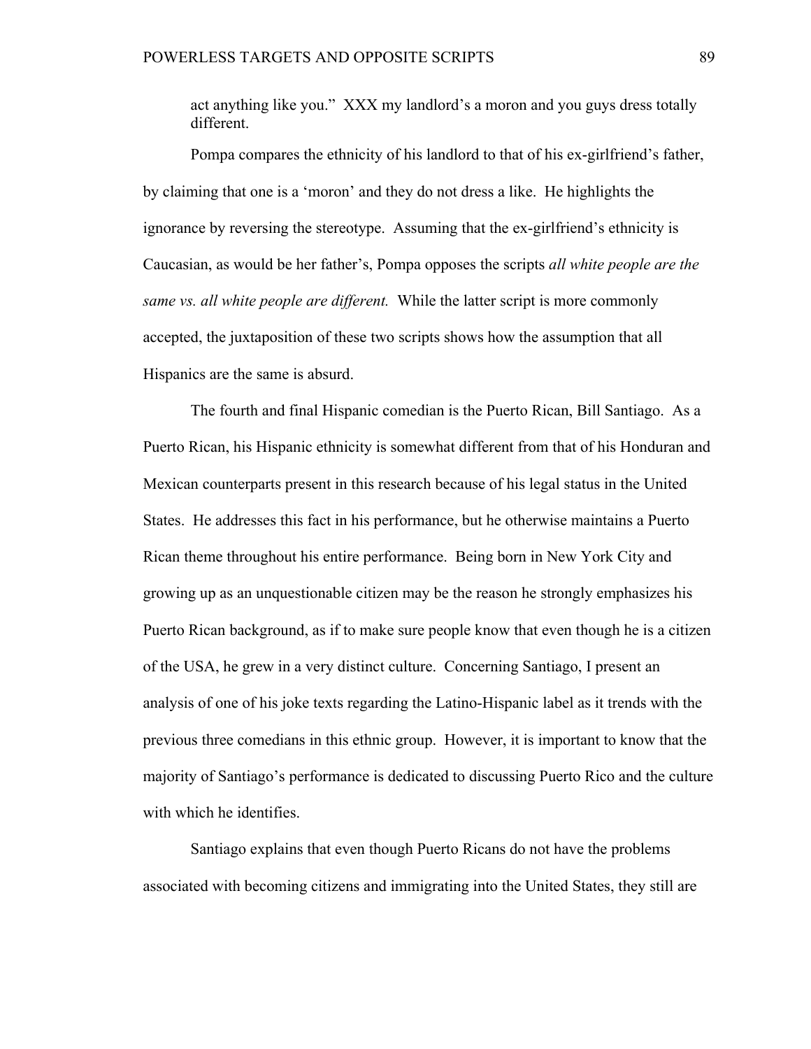> act anything like you." XXX my landlord's a moron and you guys dress totally different.

Pompa compares the ethnicity of his landlord to that of his ex-girlfriend's father, by claiming that one is a 'moron' and they do not dress a like. He highlights the ignorance by reversing the stereotype. Assuming that the ex-girlfriend's ethnicity is Caucasian, as would be her father's, Pompa opposes the scripts *all white people are the same vs. all white people are different.* While the latter script is more commonly accepted, the juxtaposition of these two scripts shows how the assumption that all Hispanics are the same is absurd.

The fourth and final Hispanic comedian is the Puerto Rican, Bill Santiago. As a Puerto Rican, his Hispanic ethnicity is somewhat different from that of his Honduran and Mexican counterparts present in this research because of his legal status in the United States. He addresses this fact in his performance, but he otherwise maintains a Puerto Rican theme throughout his entire performance. Being born in New York City and growing up as an unquestionable citizen may be the reason he strongly emphasizes his Puerto Rican background, as if to make sure people know that even though he is a citizen of the USA, he grew in a very distinct culture. Concerning Santiago, I present an analysis of one of his joke texts regarding the Latino-Hispanic label as it trends with the previous three comedians in this ethnic group. However, it is important to know that the majority of Santiago's performance is dedicated to discussing Puerto Rico and the culture with which he identifies.

Santiago explains that even though Puerto Ricans do not have the problems associated with becoming citizens and immigrating into the United States, they still are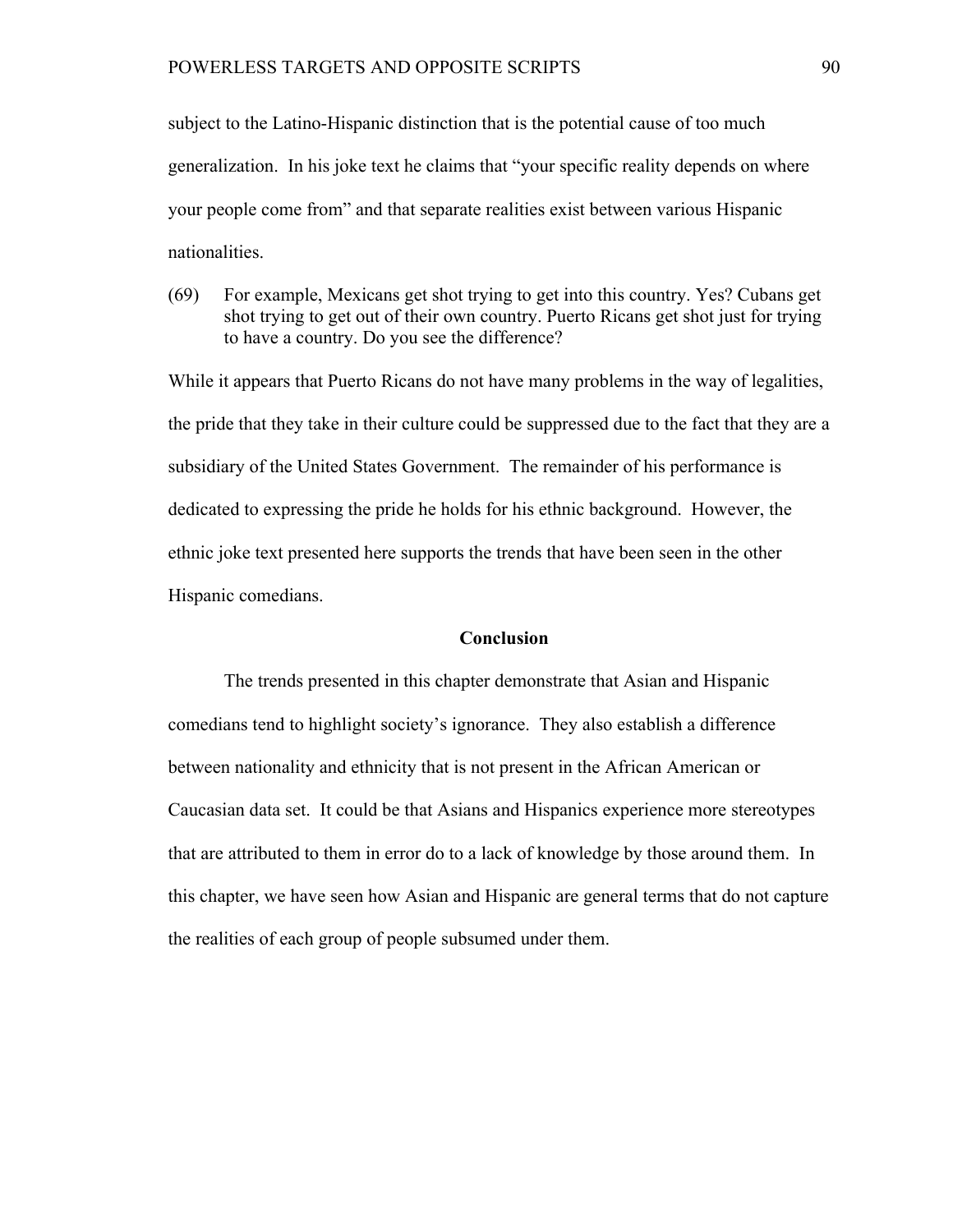subject to the Latino-Hispanic distinction that is the potential cause of too much generalization. In his joke text he claims that "your specific reality depends on where your people come from" and that separate realities exist between various Hispanic nationalities.

(69) For example, Mexicans get shot trying to get into this country. Yes? Cubans get shot trying to get out of their own country. Puerto Ricans get shot just for trying to have a country. Do you see the difference?

While it appears that Puerto Ricans do not have many problems in the way of legalities, the pride that they take in their culture could be suppressed due to the fact that they are a subsidiary of the United States Government. The remainder of his performance is dedicated to expressing the pride he holds for his ethnic background. However, the ethnic joke text presented here supports the trends that have been seen in the other Hispanic comedians.

## Conclusion

The trends presented in this chapter demonstrate that Asian and Hispanic comedians tend to highlight society's ignorance. They also establish a difference between nationality and ethnicity that is not present in the African American or Caucasian data set. It could be that Asians and Hispanics experience more stereotypes that are attributed to them in error do to a lack of knowledge by those around them. In this chapter, we have seen how Asian and Hispanic are general terms that do not capture the realities of each group of people subsumed under them.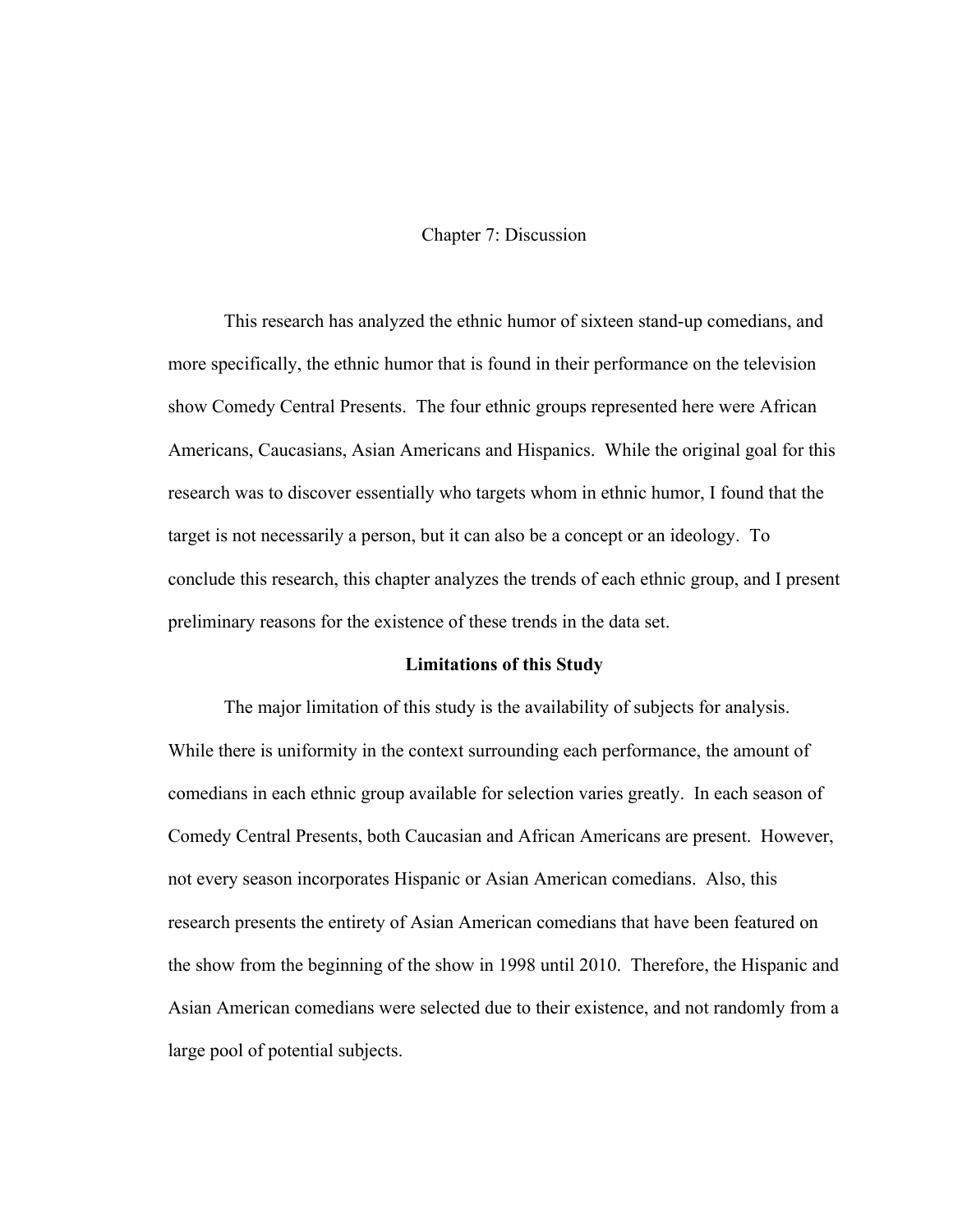# Chapter 7: Discussion

This research has analyzed the ethnic humor of sixteen stand-up comedians, and more specifically, the ethnic humor that is found in their performance on the television show Comedy Central Presents. The four ethnic groups represented here were African Americans, Caucasians, Asian Americans and Hispanics. While the original goal for this research was to discover essentially who targets whom in ethnic humor, I found that the target is not necessarily a person, but it can also be a concept or an ideology. To conclude this research, this chapter analyzes the trends of each ethnic group, and I present preliminary reasons for the existence of these trends in the data set.

## Limitations of this Study

The major limitation of this study is the availability of subjects for analysis. While there is uniformity in the context surrounding each performance, the amount of comedians in each ethnic group available for selection varies greatly. In each season of Comedy Central Presents, both Caucasian and African Americans are present. However, not every season incorporates Hispanic or Asian American comedians. Also, this research presents the entirety of Asian American comedians that have been featured on the show from the beginning of the show in 1998 until 2010. Therefore, the Hispanic and Asian American comedians were selected due to their existence, and not randomly from a large pool of potential subjects.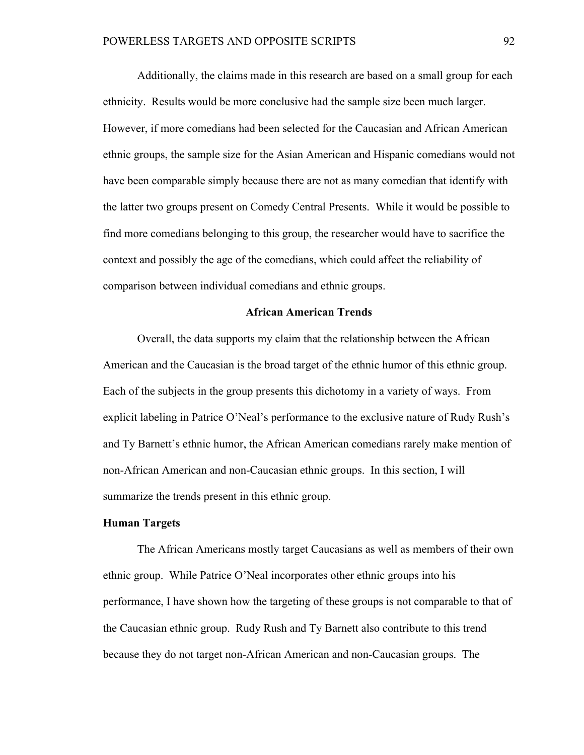Additionally, the claims made in this research are based on a small group for each ethnicity. Results would be more conclusive had the sample size been much larger. However, if more comedians had been selected for the Caucasian and African American ethnic groups, the sample size for the Asian American and Hispanic comedians would not have been comparable simply because there are not as many comedian that identify with the latter two groups present on Comedy Central Presents. While it would be possible to find more comedians belonging to this group, the researcher would have to sacrifice the context and possibly the age of the comedians, which could affect the reliability of comparison between individual comedians and ethnic groups.

## African American Trends

Overall, the data supports my claim that the relationship between the African American and the Caucasian is the broad target of the ethnic humor of this ethnic group. Each of the subjects in the group presents this dichotomy in a variety of ways. From explicit labeling in Patrice O'Neal's performance to the exclusive nature of Rudy Rush's and Ty Barnett's ethnic humor, the African American comedians rarely make mention of non-African American and non-Caucasian ethnic groups. In this section, I will summarize the trends present in this ethnic group.

### Human Targets

The African Americans mostly target Caucasians as well as members of their own ethnic group. While Patrice O'Neal incorporates other ethnic groups into his performance, I have shown how the targeting of these groups is not comparable to that of the Caucasian ethnic group. Rudy Rush and Ty Barnett also contribute to this trend because they do not target non-African American and non-Caucasian groups. The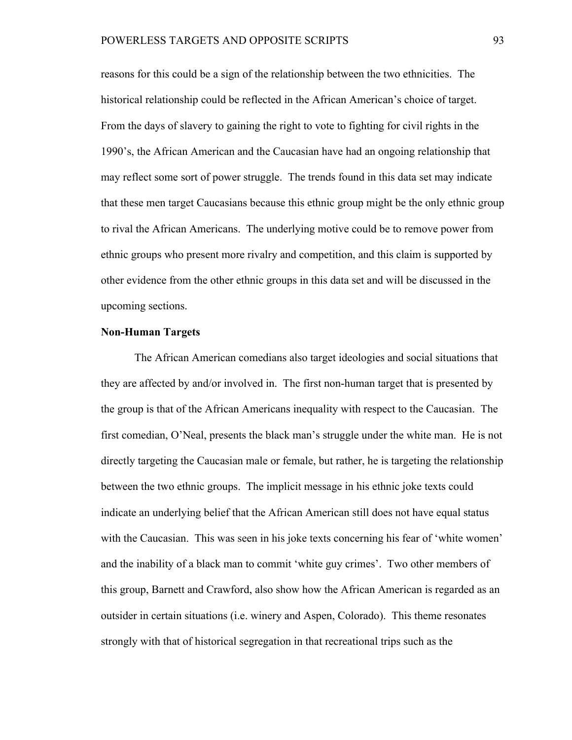reasons for this could be a sign of the relationship between the two ethnicities. The historical relationship could be reflected in the African American's choice of target. From the days of slavery to gaining the right to vote to fighting for civil rights in the 1990's, the African American and the Caucasian have had an ongoing relationship that may reflect some sort of power struggle. The trends found in this data set may indicate that these men target Caucasians because this ethnic group might be the only ethnic group to rival the African Americans. The underlying motive could be to remove power from ethnic groups who present more rivalry and competition, and this claim is supported by other evidence from the other ethnic groups in this data set and will be discussed in the upcoming sections.

**Non-Human Targets**

The African American comedians also target ideologies and social situations that they are affected by and/or involved in. The first non-human target that is presented by the group is that of the African Americans inequality with respect to the Caucasian. The first comedian, O'Neal, presents the black man's struggle under the white man. He is not directly targeting the Caucasian male or female, but rather, he is targeting the relationship between the two ethnic groups. The implicit message in his ethnic joke texts could indicate an underlying belief that the African American still does not have equal status with the Caucasian. This was seen in his joke texts concerning his fear of 'white women' and the inability of a black man to commit 'white guy crimes'. Two other members of this group, Barnett and Crawford, also show how the African American is regarded as an outsider in certain situations (i.e. winery and Aspen, Colorado). This theme resonates strongly with that of historical segregation in that recreational trips such as the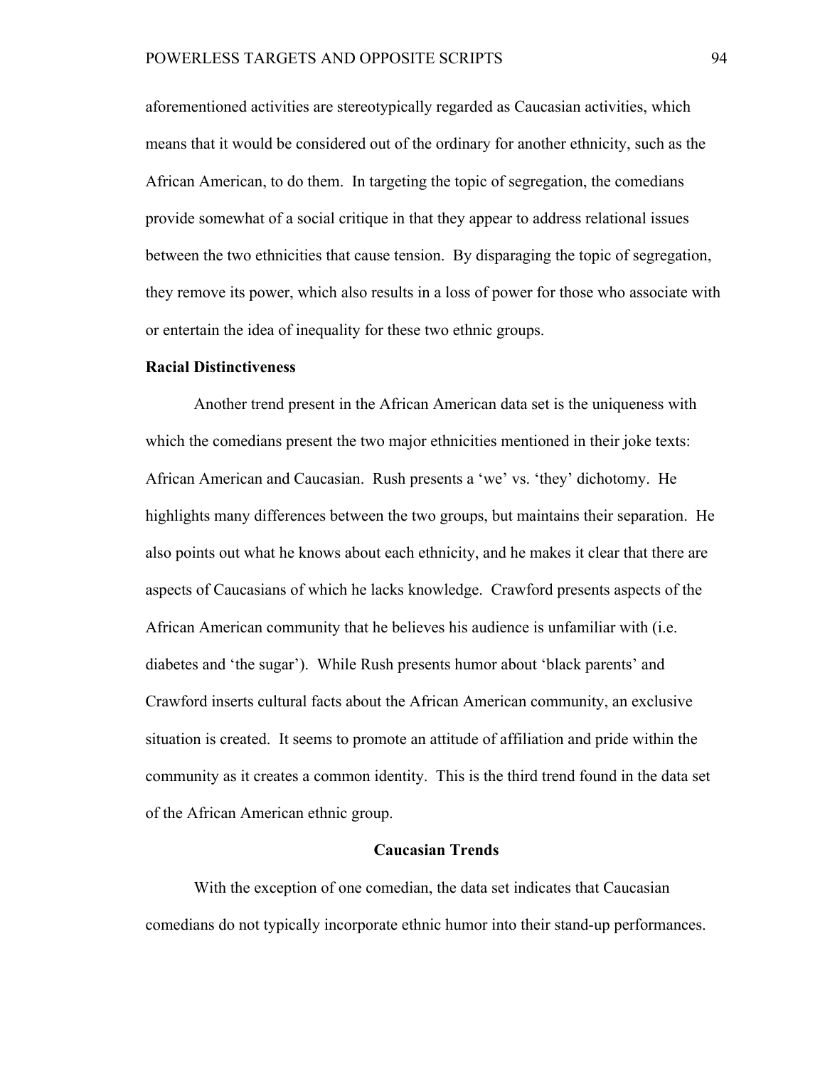aforementioned activities are stereotypically regarded as Caucasian activities, which means that it would be considered out of the ordinary for another ethnicity, such as the African American, to do them. In targeting the topic of segregation, the comedians provide somewhat of a social critique in that they appear to address relational issues between the two ethnicities that cause tension. By disparaging the topic of segregation, they remove its power, which also results in a loss of power for those who associate with or entertain the idea of inequality for these two ethnic groups.

**Racial Distinctiveness**

Another trend present in the African American data set is the uniqueness with which the comedians present the two major ethnicities mentioned in their joke texts: African American and Caucasian. Rush presents a 'we' vs. 'they' dichotomy. He highlights many differences between the two groups, but maintains their separation. He also points out what he knows about each ethnicity, and he makes it clear that there are aspects of Caucasians of which he lacks knowledge. Crawford presents aspects of the African American community that he believes his audience is unfamiliar with (i.e. diabetes and 'the sugar'). While Rush presents humor about 'black parents' and Crawford inserts cultural facts about the African American community, an exclusive situation is created. It seems to promote an attitude of affiliation and pride within the community as it creates a common identity. This is the third trend found in the data set of the African American ethnic group.

## Caucasian Trends

With the exception of one comedian, the data set indicates that Caucasian comedians do not typically incorporate ethnic humor into their stand-up performances.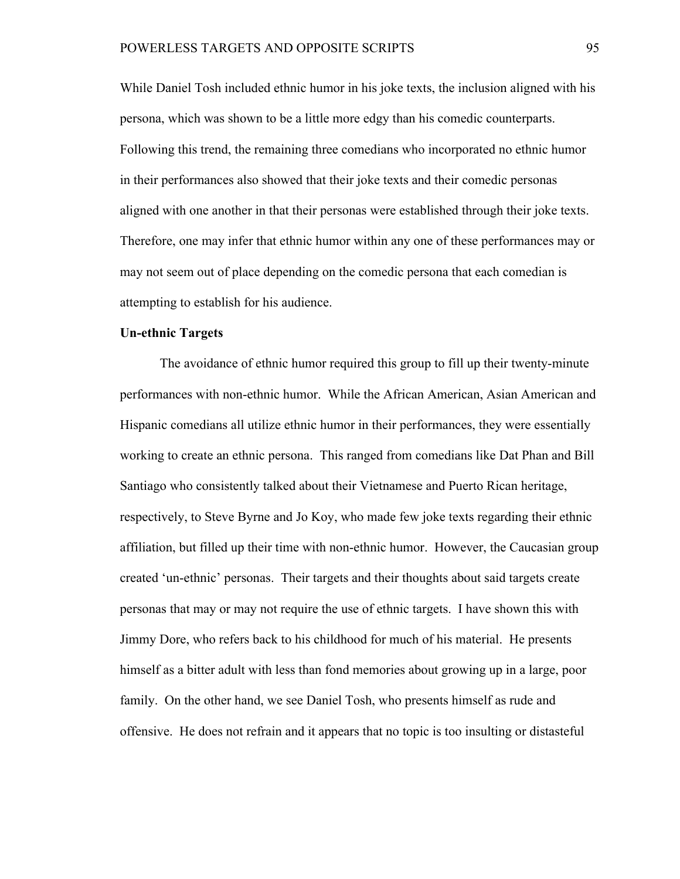While Daniel Tosh included ethnic humor in his joke texts, the inclusion aligned with his persona, which was shown to be a little more edgy than his comedic counterparts. Following this trend, the remaining three comedians who incorporated no ethnic humor in their performances also showed that their joke texts and their comedic personas aligned with one another in that their personas were established through their joke texts. Therefore, one may infer that ethnic humor within any one of these performances may or may not seem out of place depending on the comedic persona that each comedian is attempting to establish for his audience.

**Un-ethnic Targets**

The avoidance of ethnic humor required this group to fill up their twenty-minute performances with non-ethnic humor. While the African American, Asian American and Hispanic comedians all utilize ethnic humor in their performances, they were essentially working to create an ethnic persona. This ranged from comedians like Dat Phan and Bill Santiago who consistently talked about their Vietnamese and Puerto Rican heritage, respectively, to Steve Byrne and Jo Koy, who made few joke texts regarding their ethnic affiliation, but filled up their time with non-ethnic humor. However, the Caucasian group created 'un-ethnic' personas. Their targets and their thoughts about said targets create personas that may or may not require the use of ethnic targets. I have shown this with Jimmy Dore, who refers back to his childhood for much of his material. He presents himself as a bitter adult with less than fond memories about growing up in a large, poor family. On the other hand, we see Daniel Tosh, who presents himself as rude and offensive. He does not refrain and it appears that no topic is too insulting or distasteful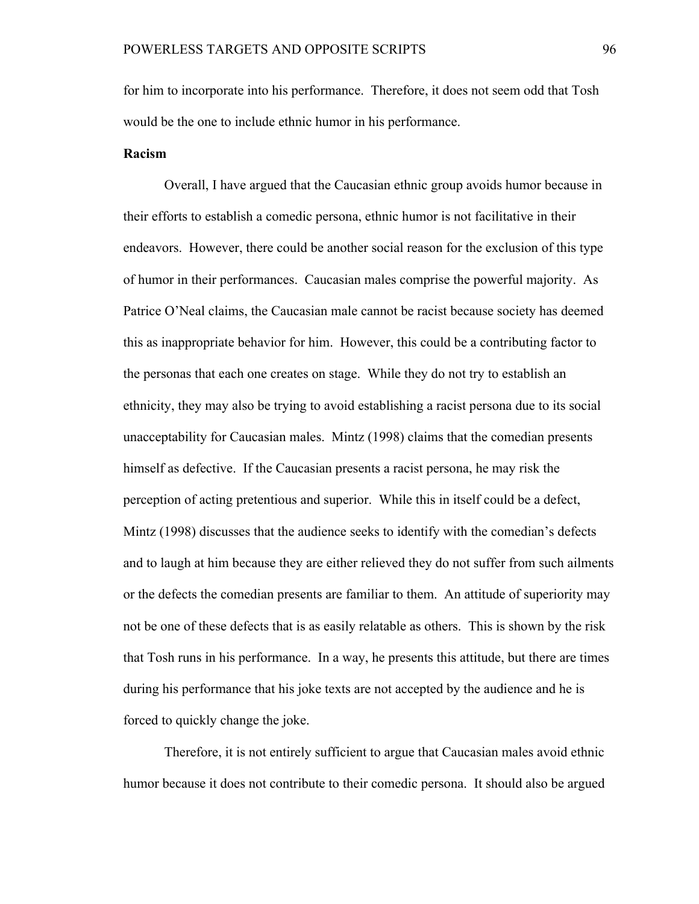for him to incorporate into his performance. Therefore, it does not seem odd that Tosh would be the one to include ethnic humor in his performance.

**Racism**

Overall, I have argued that the Caucasian ethnic group avoids humor because in their efforts to establish a comedic persona, ethnic humor is not facilitative in their endeavors. However, there could be another social reason for the exclusion of this type of humor in their performances. Caucasian males comprise the powerful majority. As Patrice O'Neal claims, the Caucasian male cannot be racist because society has deemed this as inappropriate behavior for him. However, this could be a contributing factor to the personas that each one creates on stage. While they do not try to establish an ethnicity, they may also be trying to avoid establishing a racist persona due to its social unacceptability for Caucasian males. Mintz (1998) claims that the comedian presents himself as defective. If the Caucasian presents a racist persona, he may risk the perception of acting pretentious and superior. While this in itself could be a defect, Mintz (1998) discusses that the audience seeks to identify with the comedian's defects and to laugh at him because they are either relieved they do not suffer from such ailments or the defects the comedian presents are familiar to them. An attitude of superiority may not be one of these defects that is as easily relatable as others. This is shown by the risk that Tosh runs in his performance. In a way, he presents this attitude, but there are times during his performance that his joke texts are not accepted by the audience and he is forced to quickly change the joke.

Therefore, it is not entirely sufficient to argue that Caucasian males avoid ethnic humor because it does not contribute to their comedic persona. It should also be argued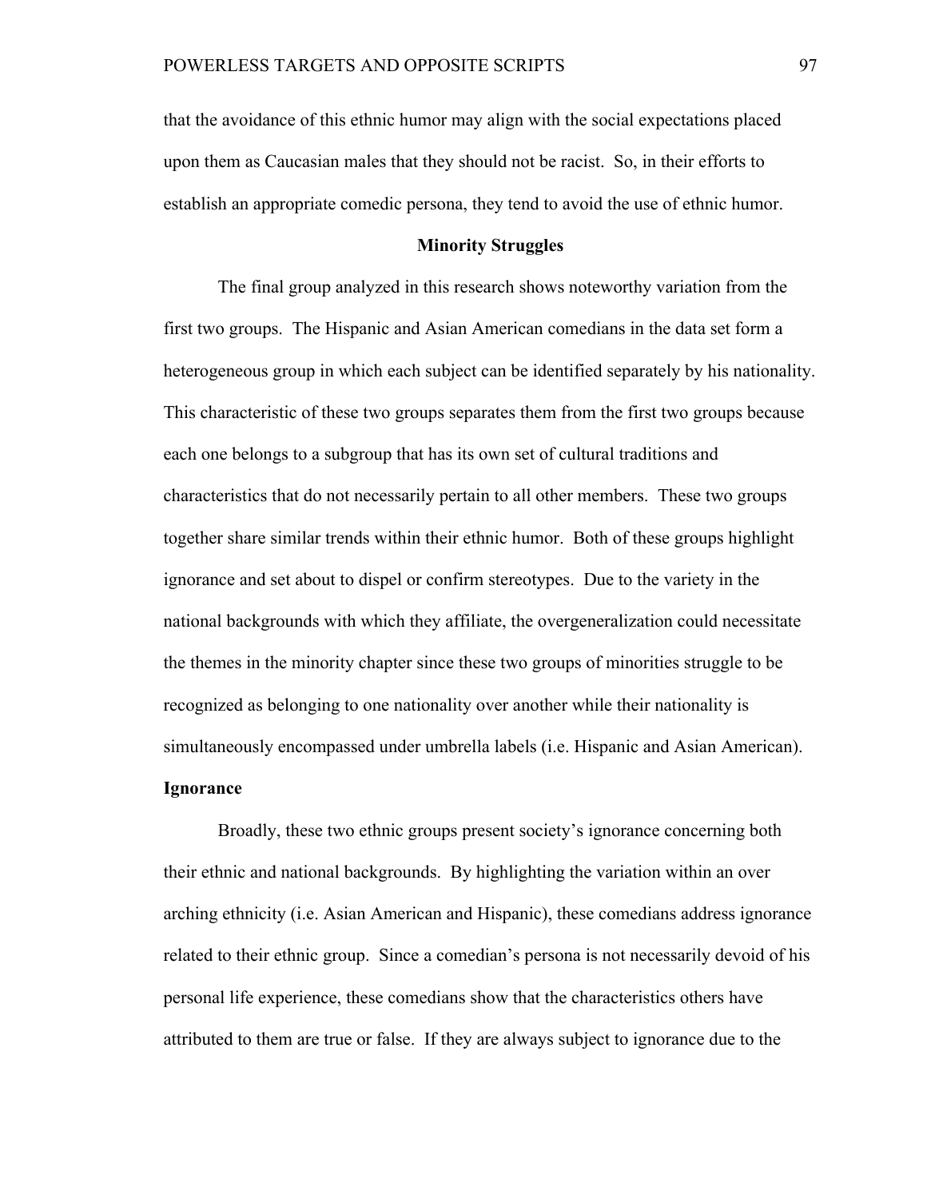that the avoidance of this ethnic humor may align with the social expectations placed upon them as Caucasian males that they should not be racist. So, in their efforts to establish an appropriate comedic persona, they tend to avoid the use of ethnic humor.

## Minority Struggles

The final group analyzed in this research shows noteworthy variation from the first two groups. The Hispanic and Asian American comedians in the data set form a heterogeneous group in which each subject can be identified separately by his nationality. This characteristic of these two groups separates them from the first two groups because each one belongs to a subgroup that has its own set of cultural traditions and characteristics that do not necessarily pertain to all other members. These two groups together share similar trends within their ethnic humor. Both of these groups highlight ignorance and set about to dispel or confirm stereotypes. Due to the variety in the national backgrounds with which they affiliate, the overgeneralization could necessitate the themes in the minority chapter since these two groups of minorities struggle to be recognized as belonging to one nationality over another while their nationality is simultaneously encompassed under umbrella labels (i.e. Hispanic and Asian American).

### Ignorance

Broadly, these two ethnic groups present society's ignorance concerning both their ethnic and national backgrounds. By highlighting the variation within an over arching ethnicity (i.e. Asian American and Hispanic), these comedians address ignorance related to their ethnic group. Since a comedian's persona is not necessarily devoid of his personal life experience, these comedians show that the characteristics others have attributed to them are true or false. If they are always subject to ignorance due to the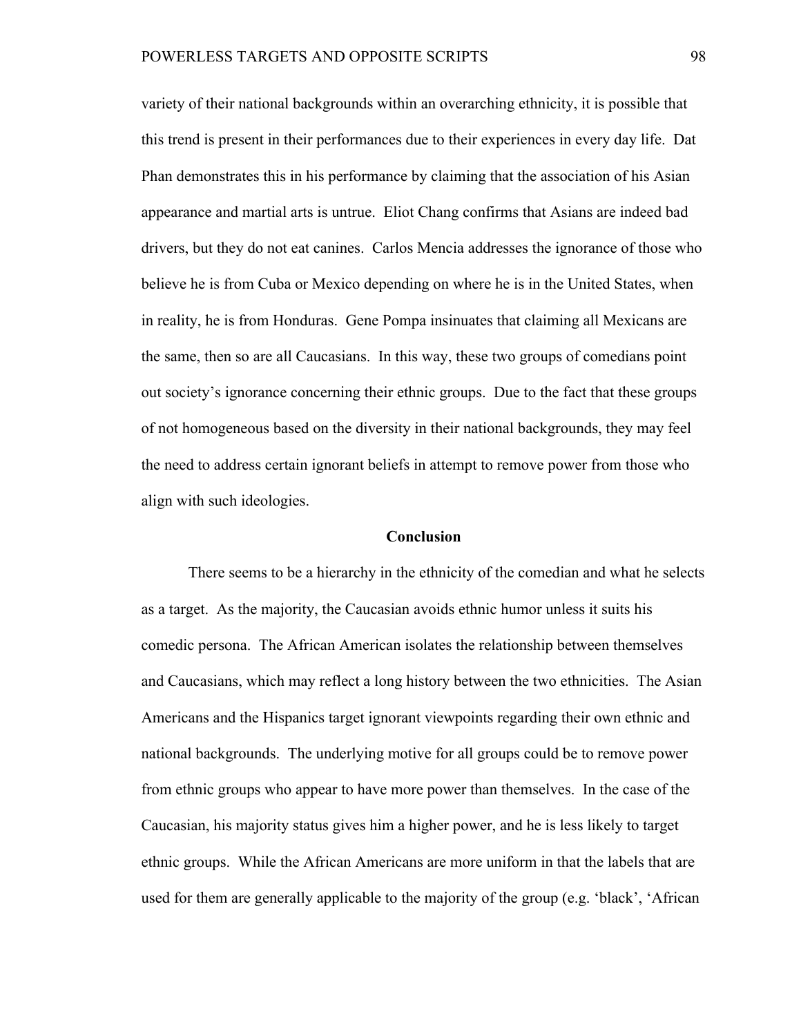variety of their national backgrounds within an overarching ethnicity, it is possible that this trend is present in their performances due to their experiences in every day life. Dat Phan demonstrates this in his performance by claiming that the association of his Asian appearance and martial arts is untrue. Eliot Chang confirms that Asians are indeed bad drivers, but they do not eat canines. Carlos Mencia addresses the ignorance of those who believe he is from Cuba or Mexico depending on where he is in the United States, when in reality, he is from Honduras. Gene Pompa insinuates that claiming all Mexicans are the same, then so are all Caucasians. In this way, these two groups of comedians point out society's ignorance concerning their ethnic groups. Due to the fact that these groups of not homogeneous based on the diversity in their national backgrounds, they may feel the need to address certain ignorant beliefs in attempt to remove power from those who align with such ideologies.

## Conclusion

There seems to be a hierarchy in the ethnicity of the comedian and what he selects as a target. As the majority, the Caucasian avoids ethnic humor unless it suits his comedic persona. The African American isolates the relationship between themselves and Caucasians, which may reflect a long history between the two ethnicities. The Asian Americans and the Hispanics target ignorant viewpoints regarding their own ethnic and national backgrounds. The underlying motive for all groups could be to remove power from ethnic groups who appear to have more power than themselves. In the case of the Caucasian, his majority status gives him a higher power, and he is less likely to target ethnic groups. While the African Americans are more uniform in that the labels that are used for them are generally applicable to the majority of the group (e.g. 'black', 'African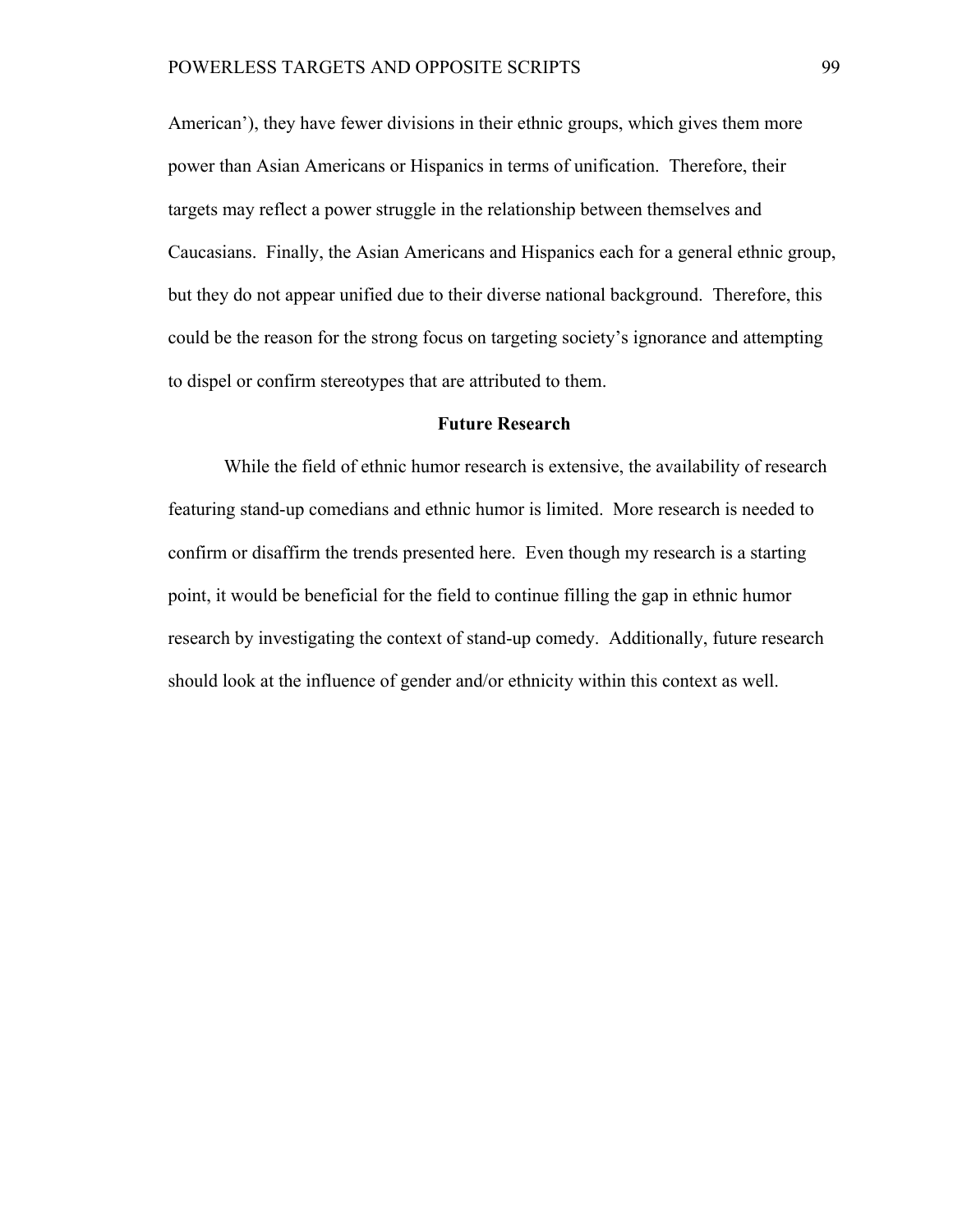American'), they have fewer divisions in their ethnic groups, which gives them more power than Asian Americans or Hispanics in terms of unification. Therefore, their targets may reflect a power struggle in the relationship between themselves and Caucasians. Finally, the Asian Americans and Hispanics each for a general ethnic group, but they do not appear unified due to their diverse national background. Therefore, this could be the reason for the strong focus on targeting society's ignorance and attempting to dispel or confirm stereotypes that are attributed to them.

## Future Research

While the field of ethnic humor research is extensive, the availability of research featuring stand-up comedians and ethnic humor is limited. More research is needed to confirm or disaffirm the trends presented here. Even though my research is a starting point, it would be beneficial for the field to continue filling the gap in ethnic humor research by investigating the context of stand-up comedy. Additionally, future research should look at the influence of gender and/or ethnicity within this context as well.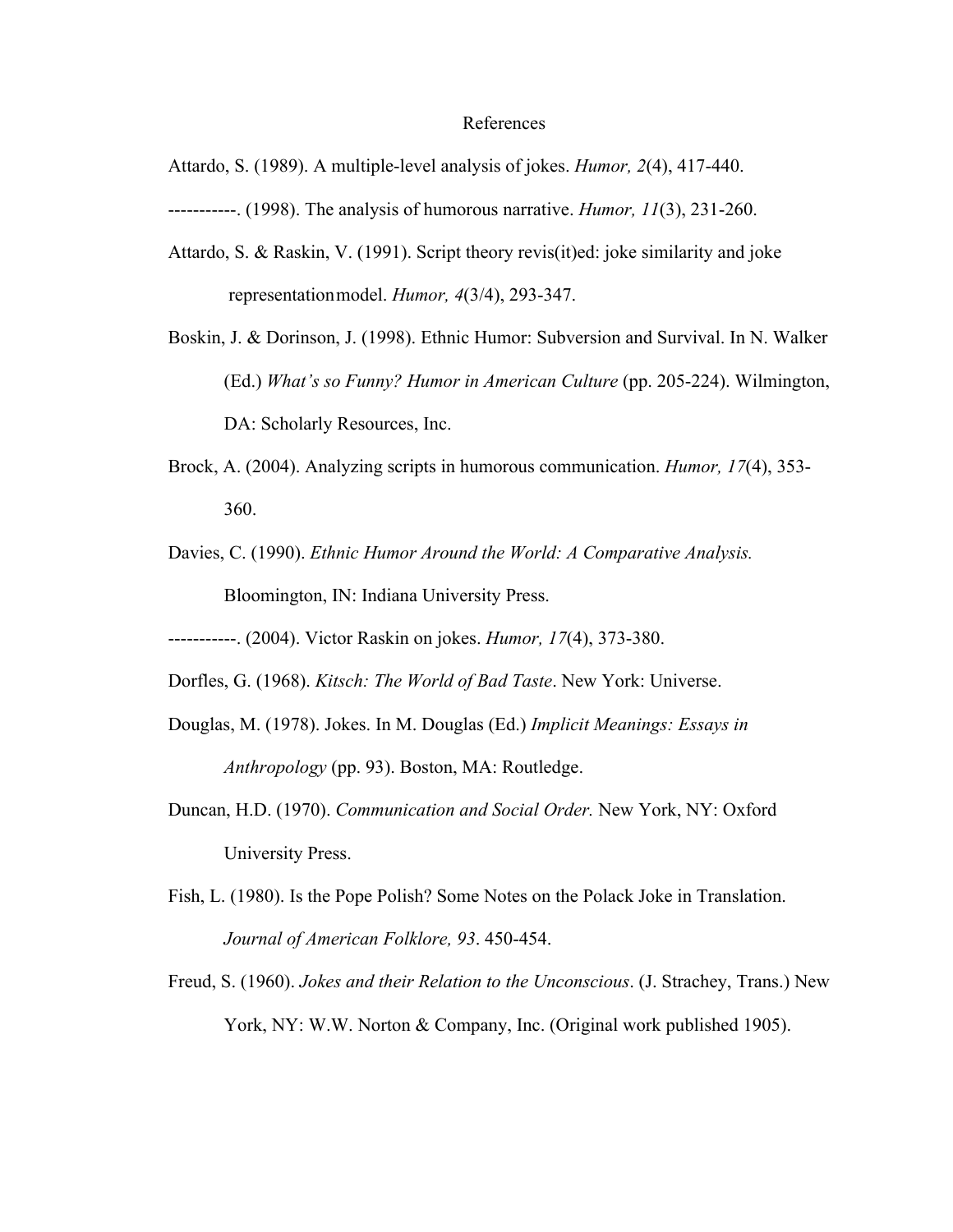# References

Attardo, S. (1989). A multiple-level analysis of jokes. *Humor, 2*(4), 417-440.

-----------. (1998). The analysis of humorous narrative. *Humor, 11*(3), 231-260.

Attardo, S. & Raskin, V. (1991). Script theory revis(it)ed: joke similarity and joke representationmodel. *Humor, 4*(3/4), 293-347.

Boskin, J. & Dorinson, J. (1998). Ethnic Humor: Subversion and Survival. In N. Walker (Ed.) *What's so Funny? Humor in American Culture* (pp. 205-224). Wilmington, DA: Scholarly Resources, Inc.

Brock, A. (2004). Analyzing scripts in humorous communication. *Humor, 17*(4), 353-360.

Davies, C. (1990). *Ethnic Humor Around the World: A Comparative Analysis.* Bloomington, IN: Indiana University Press.

-----------. (2004). Victor Raskin on jokes. *Humor, 17*(4), 373-380.

Dorfles, G. (1968). *Kitsch: The World of Bad Taste*. New York: Universe.

Douglas, M. (1978). Jokes. In M. Douglas (Ed.) *Implicit Meanings: Essays in Anthropology* (pp. 93). Boston, MA: Routledge.

Duncan, H.D. (1970). *Communication and Social Order.* New York, NY: Oxford University Press.

Fish, L. (1980). Is the Pope Polish? Some Notes on the Polack Joke in Translation. *Journal of American Folklore, 93*. 450-454.

Freud, S. (1960). *Jokes and their Relation to the Unconscious*. (J. Strachey, Trans.) New York, NY: W.W. Norton & Company, Inc. (Original work published 1905).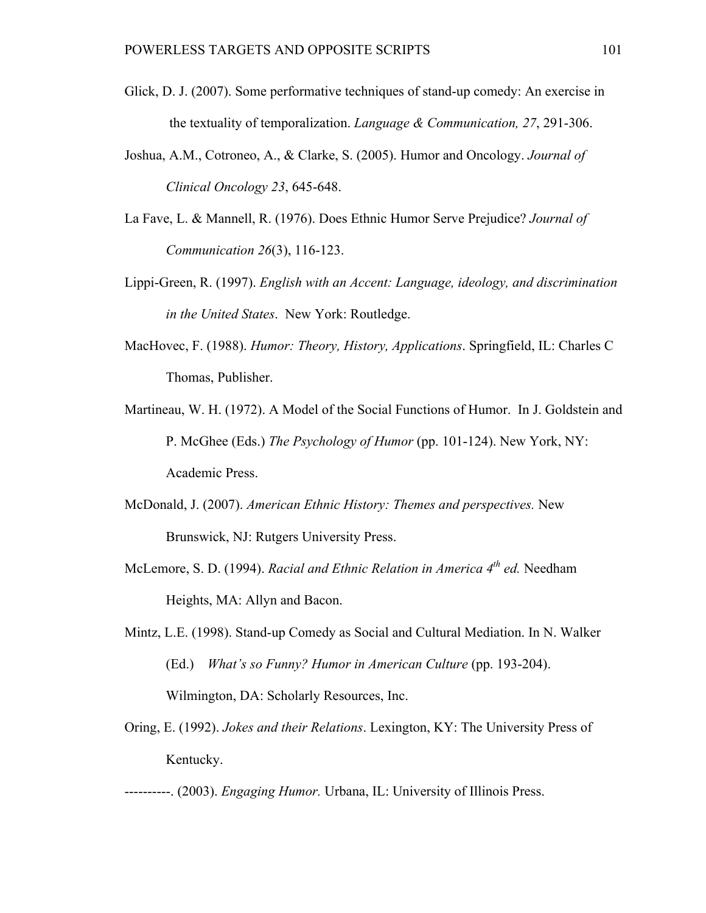Glick, D. J. (2007). Some performative techniques of stand-up comedy: An exercise in the textuality of temporalization. *Language & Communication, 27*, 291-306.

Joshua, A.M., Cotroneo, A., & Clarke, S. (2005). Humor and Oncology. *Journal of Clinical Oncology 23*, 645-648.

La Fave, L. & Mannell, R. (1976). Does Ethnic Humor Serve Prejudice? *Journal of Communication 26*(3), 116-123.

Lippi-Green, R. (1997). *English with an Accent: Language, ideology, and discrimination in the United States*. New York: Routledge.

MacHovec, F. (1988). *Humor: Theory, History, Applications*. Springfield, IL: Charles C Thomas, Publisher.

Martineau, W. H. (1972). A Model of the Social Functions of Humor. In J. Goldstein and P. McGhee (Eds.) *The Psychology of Humor* (pp. 101-124). New York, NY: Academic Press.

McDonald, J. (2007). *American Ethnic History: Themes and perspectives.* New Brunswick, NJ: Rutgers University Press.

McLemore, S. D. (1994). *Racial and Ethnic Relation in America 4th ed.* Needham Heights, MA: Allyn and Bacon.

Mintz, L.E. (1998). Stand-up Comedy as Social and Cultural Mediation. In N. Walker (Ed.) *What's so Funny? Humor in American Culture* (pp. 193-204). Wilmington, DA: Scholarly Resources, Inc.

Oring, E. (1992). *Jokes and their Relations*. Lexington, KY: The University Press of Kentucky.

----------. (2003). *Engaging Humor.* Urbana, IL: University of Illinois Press.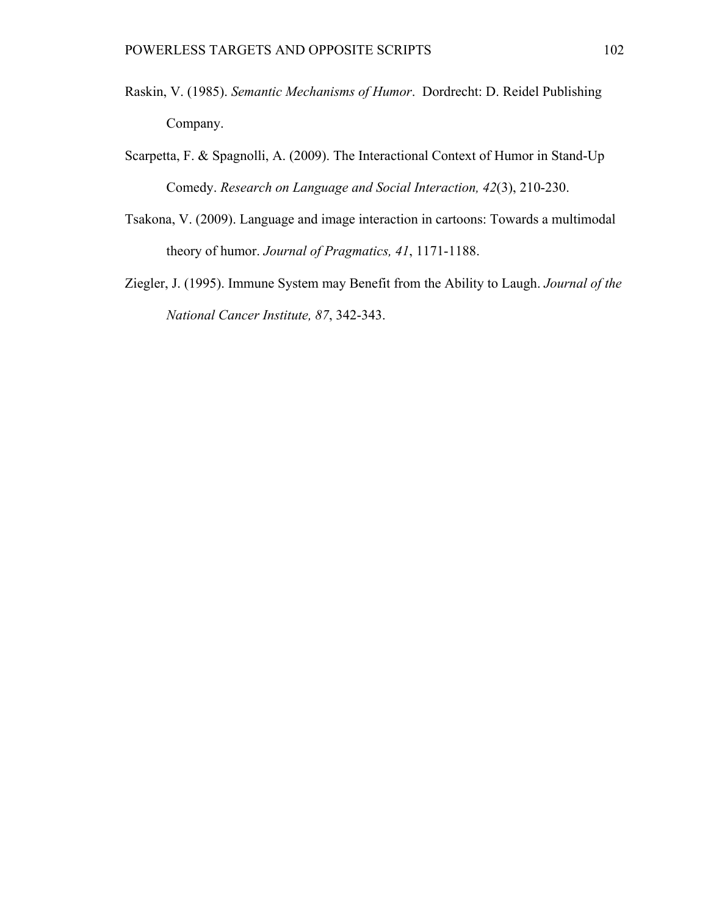Raskin, V. (1985). *Semantic Mechanisms of Humor*. Dordrecht: D. Reidel Publishing Company.

Scarpetta, F. & Spagnolli, A. (2009). The Interactional Context of Humor in Stand-Up Comedy. *Research on Language and Social Interaction, 42*(3), 210-230.

Tsakona, V. (2009). Language and image interaction in cartoons: Towards a multimodal theory of humor. *Journal of Pragmatics, 41*, 1171-1188.

Ziegler, J. (1995). Immune System may Benefit from the Ability to Laugh. *Journal of the National Cancer Institute, 87*, 342-343.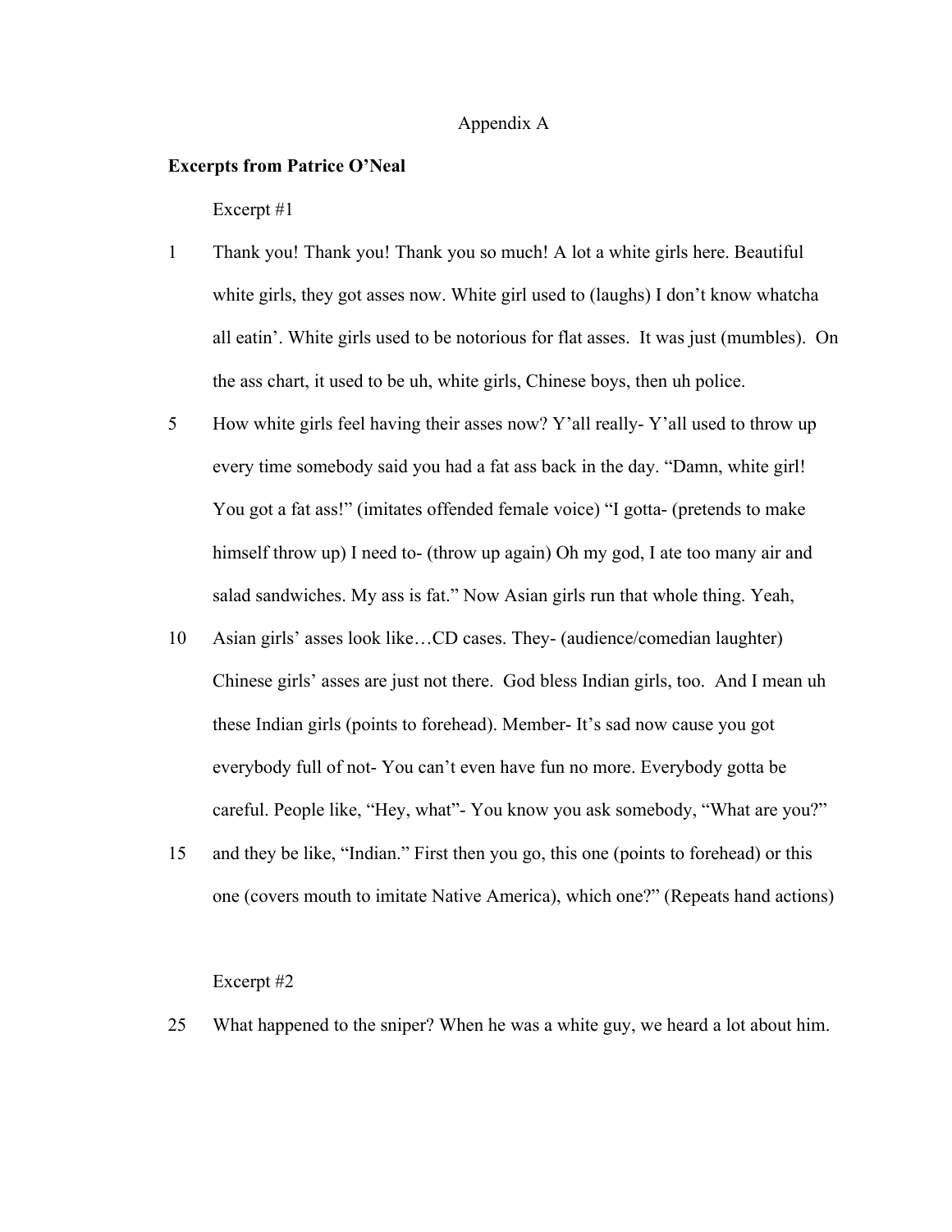Appendix A

**Excerpts from Patrice O'Neal**

Excerpt #1

1 Thank you! Thank you! Thank you so much! A lot a white girls here. Beautiful white girls, they got asses now. White girl used to (laughs) I don't know whatcha all eatin'. White girls used to be notorious for flat asses. It was just (mumbles). On the ass chart, it used to be uh, white girls, Chinese boys, then uh police.

5 How white girls feel having their asses now? Y'all really- Y'all used to throw up every time somebody said you had a fat ass back in the day. "Damn, white girl! You got a fat ass!" (imitates offended female voice) "I gotta- (pretends to make himself throw up) I need to- (throw up again) Oh my god, I ate too many air and salad sandwiches. My ass is fat." Now Asian girls run that whole thing. Yeah,

10 Asian girls' asses look like…CD cases. They- (audience/comedian laughter) Chinese girls' asses are just not there. God bless Indian girls, too. And I mean uh these Indian girls (points to forehead). Member- It's sad now cause you got everybody full of not- You can't even have fun no more. Everybody gotta be careful. People like, "Hey, what"- You know you ask somebody, "What are you?"

15 and they be like, "Indian." First then you go, this one (points to forehead) or this one (covers mouth to imitate Native America), which one?" (Repeats hand actions)

Excerpt #2

25 What happened to the sniper? When he was a white guy, we heard a lot about him.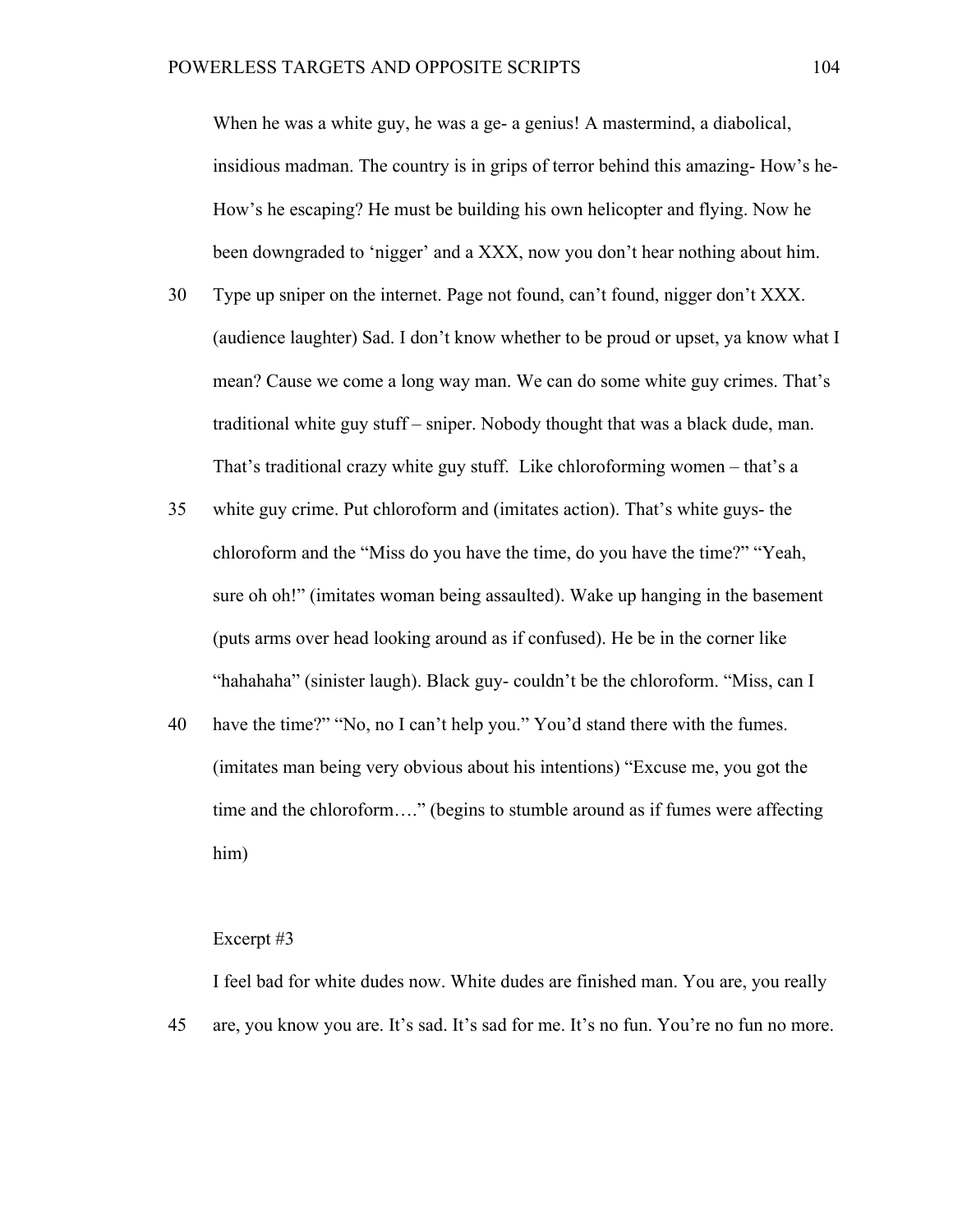When he was a white guy, he was a ge- a genius! A mastermind, a diabolical, insidious madman. The country is in grips of terror behind this amazing- How's he- How's he escaping? He must be building his own helicopter and flying. Now he been downgraded to 'nigger' and a XXX, now you don't hear nothing about him.

30 Type up sniper on the internet. Page not found, can't found, nigger don't XXX. (audience laughter) Sad. I don't know whether to be proud or upset, ya know what I mean? Cause we come a long way man. We can do some white guy crimes. That's traditional white guy stuff – sniper. Nobody thought that was a black dude, man. That's traditional crazy white guy stuff. Like chloroforming women – that's a

35 white guy crime. Put chloroform and (imitates action). That's white guys- the chloroform and the "Miss do you have the time, do you have the time?" "Yeah, sure oh oh!" (imitates woman being assaulted). Wake up hanging in the basement (puts arms over head looking around as if confused). He be in the corner like "hahahaha" (sinister laugh). Black guy- couldn't be the chloroform. "Miss, can I

40 have the time?" "No, no I can't help you." You'd stand there with the fumes. (imitates man being very obvious about his intentions) "Excuse me, you got the time and the chloroform…." (begins to stumble around as if fumes were affecting him)

Excerpt #3

I feel bad for white dudes now. White dudes are finished man. You are, you really

45 are, you know you are. It's sad. It's sad for me. It's no fun. You're no fun no more.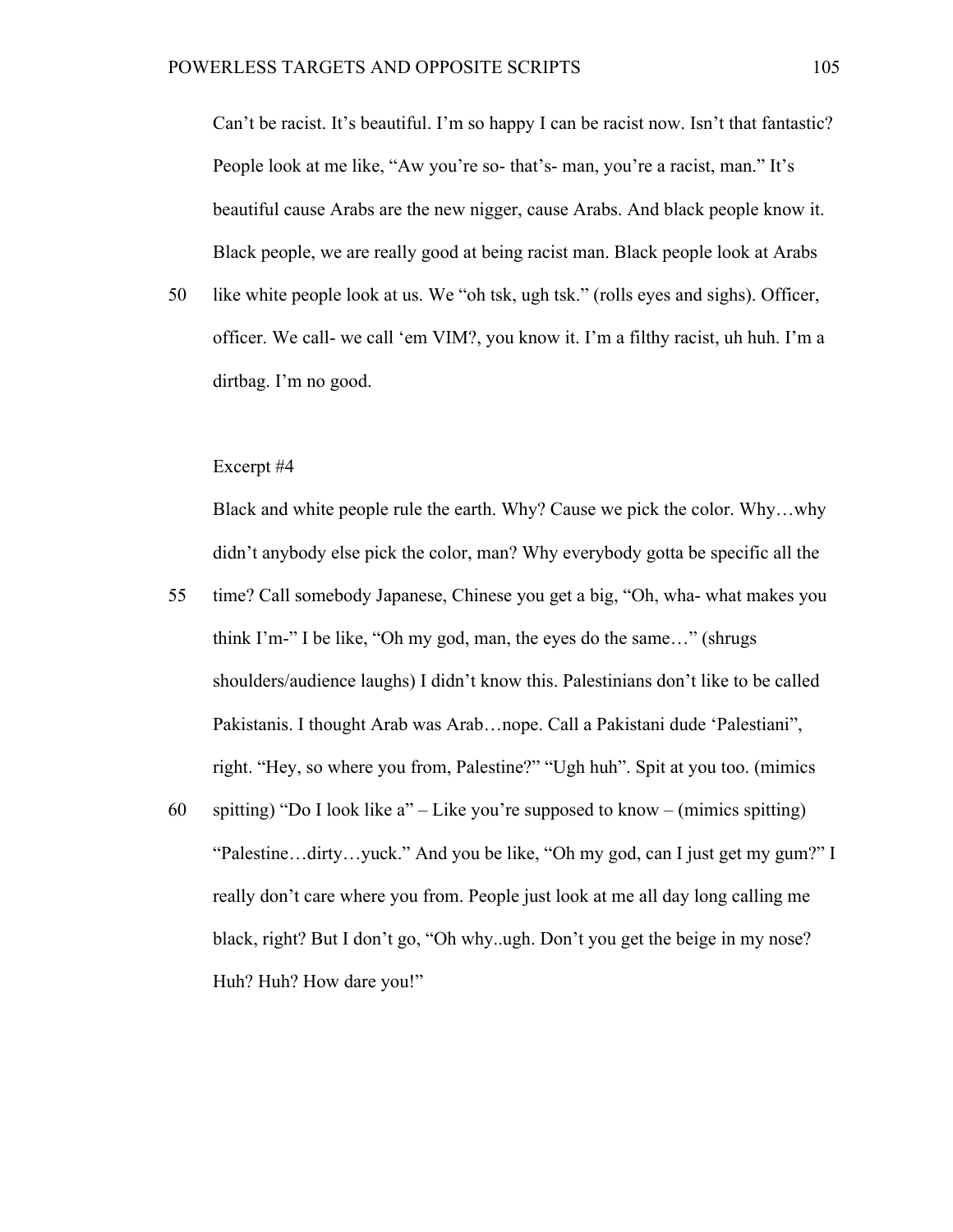Can't be racist. It's beautiful. I'm so happy I can be racist now. Isn't that fantastic? People look at me like, "Aw you're so- that's- man, you're a racist, man." It's beautiful cause Arabs are the new nigger, cause Arabs. And black people know it. Black people, we are really good at being racist man. Black people look at Arabs

50 like white people look at us. We "oh tsk, ugh tsk." (rolls eyes and sighs). Officer, officer. We call- we call 'em VIM?, you know it. I'm a filthy racist, uh huh. I'm a dirtbag. I'm no good.

Excerpt #4

Black and white people rule the earth. Why? Cause we pick the color. Why…why didn't anybody else pick the color, man? Why everybody gotta be specific all the

55 time? Call somebody Japanese, Chinese you get a big, "Oh, wha- what makes you think I'm-" I be like, "Oh my god, man, the eyes do the same…" (shrugs shoulders/audience laughs) I didn't know this. Palestinians don't like to be called Pakistanis. I thought Arab was Arab…nope. Call a Pakistani dude 'Palestiani", right. "Hey, so where you from, Palestine?" "Ugh huh". Spit at you too. (mimics

60 spitting) "Do I look like a" – Like you're supposed to know – (mimics spitting) "Palestine…dirty…yuck." And you be like, "Oh my god, can I just get my gum?" I really don't care where you from. People just look at me all day long calling me black, right? But I don't go, "Oh why..ugh. Don't you get the beige in my nose? Huh? Huh? How dare you!"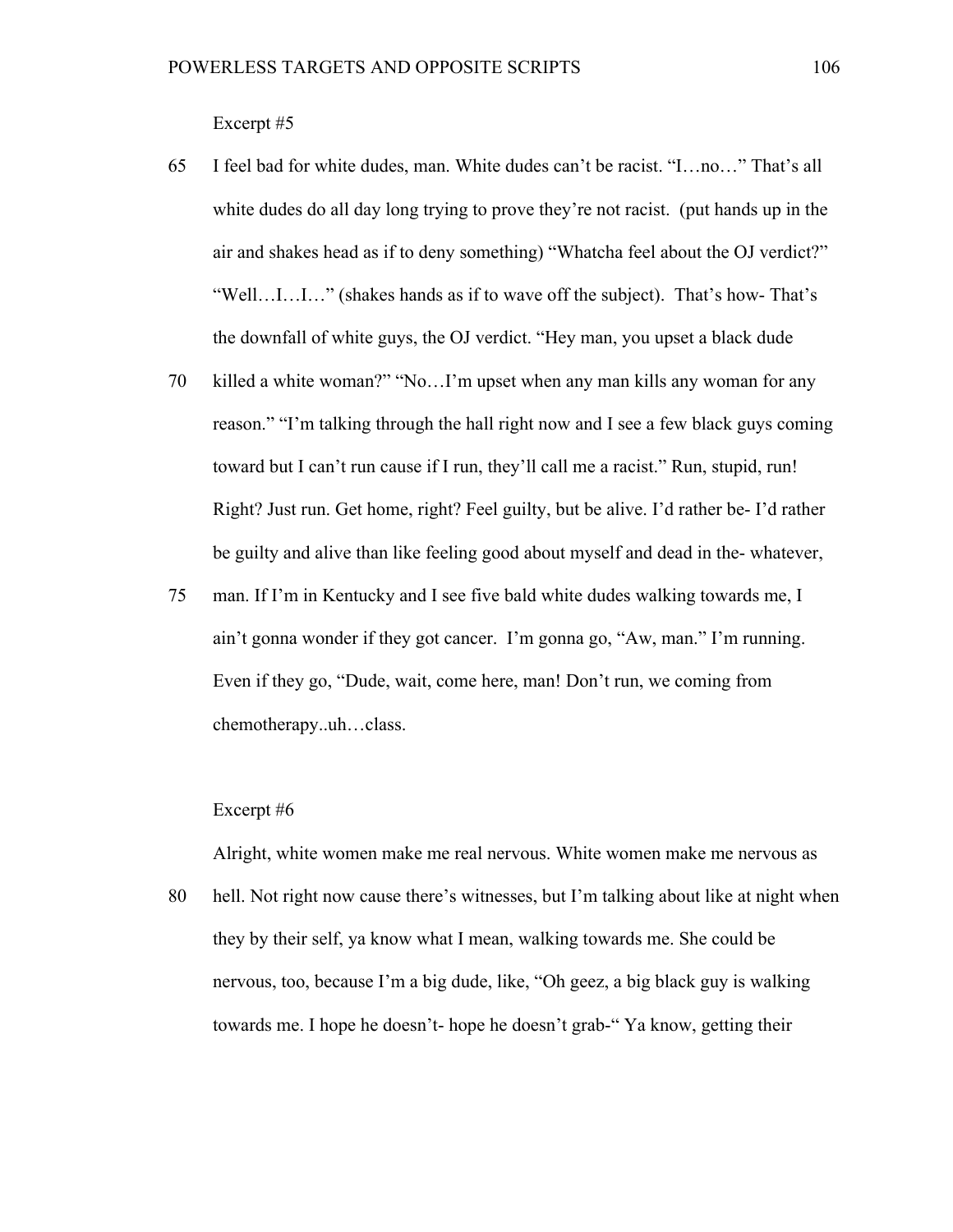Excerpt #5

65 I feel bad for white dudes, man. White dudes can't be racist. "I…no…" That's all white dudes do all day long trying to prove they're not racist. (put hands up in the air and shakes head as if to deny something) "Whatcha feel about the OJ verdict?" "Well…I…I…" (shakes hands as if to wave off the subject). That's how- That's the downfall of white guys, the OJ verdict. "Hey man, you upset a black dude

70 killed a white woman?" "No…I'm upset when any man kills any woman for any reason." "I'm talking through the hall right now and I see a few black guys coming toward but I can't run cause if I run, they'll call me a racist." Run, stupid, run! Right? Just run. Get home, right? Feel guilty, but be alive. I'd rather be- I'd rather be guilty and alive than like feeling good about myself and dead in the- whatever,

75 man. If I'm in Kentucky and I see five bald white dudes walking towards me, I ain't gonna wonder if they got cancer. I'm gonna go, "Aw, man." I'm running. Even if they go, "Dude, wait, come here, man! Don't run, we coming from chemotherapy..uh…class.

Excerpt #6

Alright, white women make me real nervous. White women make me nervous as

80 hell. Not right now cause there's witnesses, but I'm talking about like at night when they by their self, ya know what I mean, walking towards me. She could be nervous, too, because I'm a big dude, like, "Oh geez, a big black guy is walking towards me. I hope he doesn't- hope he doesn't grab-" Ya know, getting their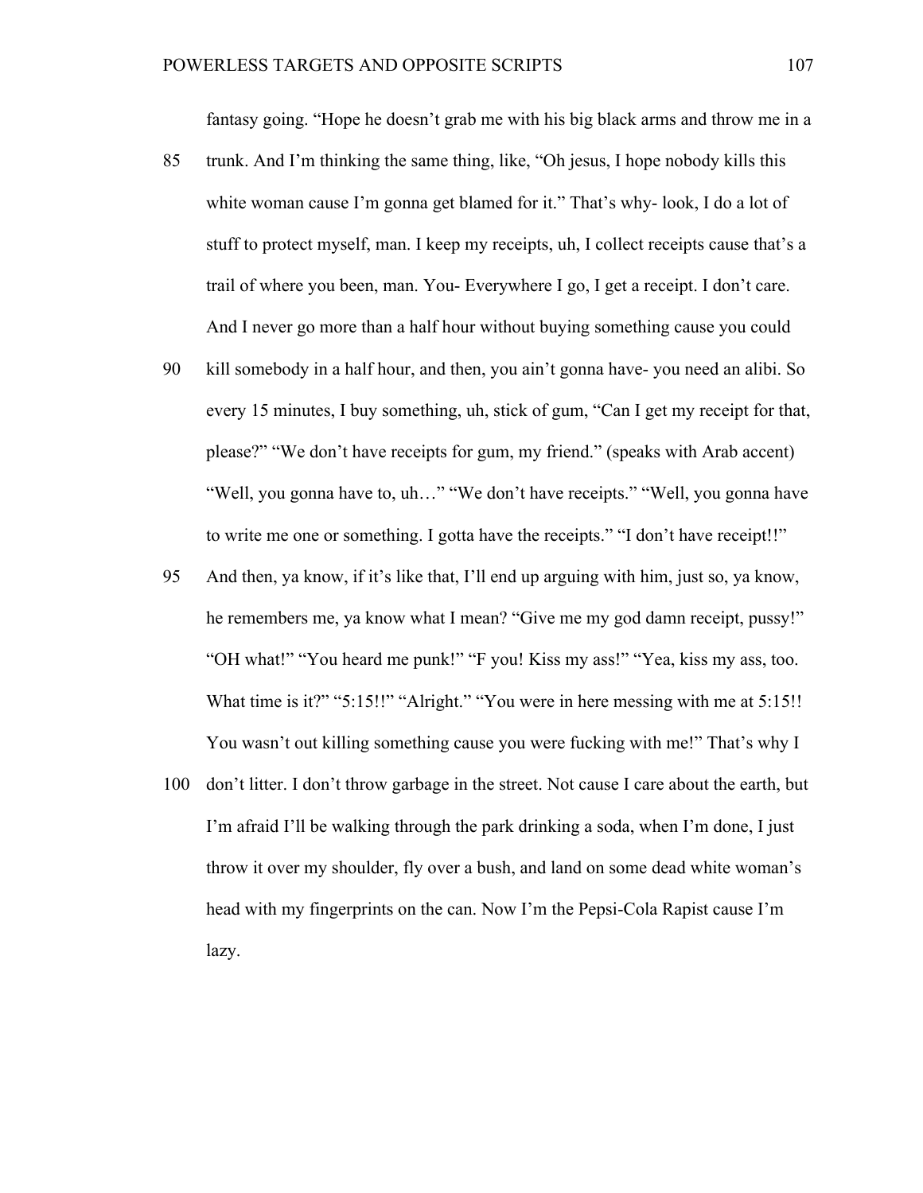fantasy going. "Hope he doesn't grab me with his big black arms and throw me in a

85 trunk. And I'm thinking the same thing, like, "Oh jesus, I hope nobody kills this white woman cause I'm gonna get blamed for it." That's why- look, I do a lot of stuff to protect myself, man. I keep my receipts, uh, I collect receipts cause that's a trail of where you been, man. You- Everywhere I go, I get a receipt. I don't care. And I never go more than a half hour without buying something cause you could

90 kill somebody in a half hour, and then, you ain't gonna have- you need an alibi. So every 15 minutes, I buy something, uh, stick of gum, "Can I get my receipt for that, please?" "We don't have receipts for gum, my friend." (speaks with Arab accent) "Well, you gonna have to, uh…" "We don't have receipts." "Well, you gonna have to write me one or something. I gotta have the receipts." "I don't have receipt!!"

95 And then, ya know, if it's like that, I'll end up arguing with him, just so, ya know, he remembers me, ya know what I mean? "Give me my god damn receipt, pussy!" "OH what!" "You heard me punk!" "F you! Kiss my ass!" "Yea, kiss my ass, too. What time is it?" "5:15!!" "Alright." "You were in here messing with me at 5:15!! You wasn't out killing something cause you were fucking with me!" That's why I

100 don't litter. I don't throw garbage in the street. Not cause I care about the earth, but I'm afraid I'll be walking through the park drinking a soda, when I'm done, I just throw it over my shoulder, fly over a bush, and land on some dead white woman's head with my fingerprints on the can. Now I'm the Pepsi-Cola Rapist cause I'm lazy.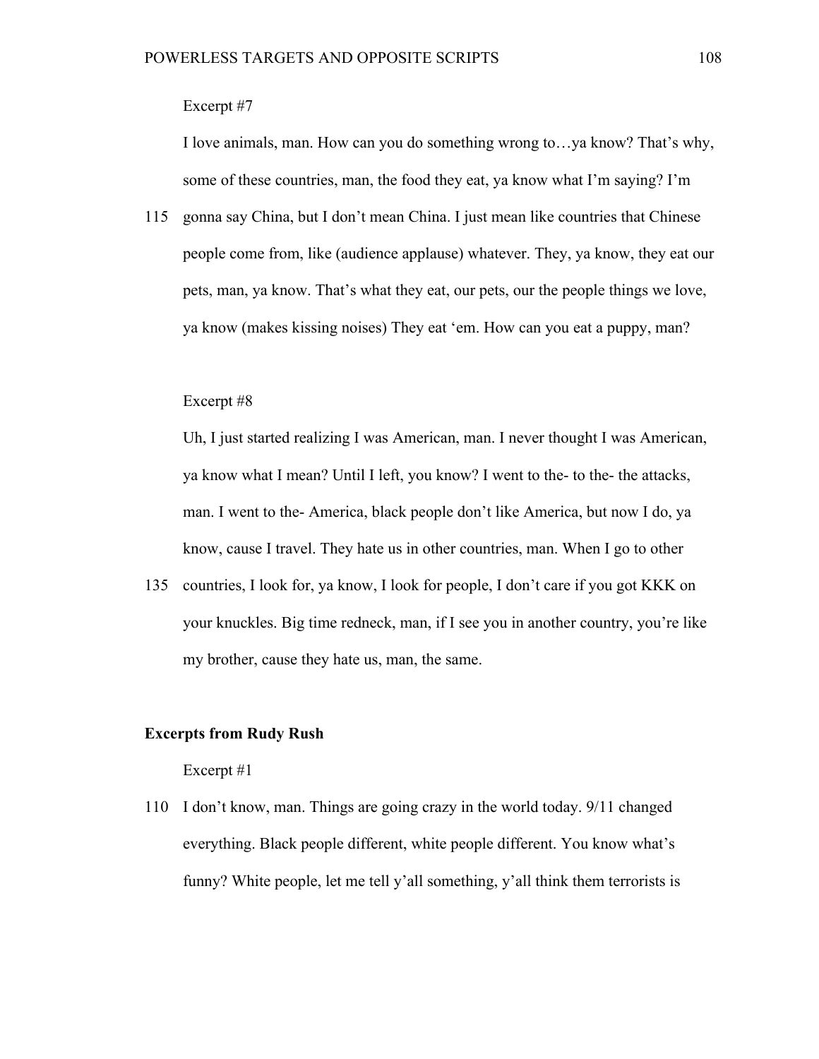Excerpt #7

I love animals, man. How can you do something wrong to…ya know? That's why, some of these countries, man, the food they eat, ya know what I'm saying? I'm

115 gonna say China, but I don't mean China. I just mean like countries that Chinese people come from, like (audience applause) whatever. They, ya know, they eat our pets, man, ya know. That's what they eat, our pets, our the people things we love, ya know (makes kissing noises) They eat 'em. How can you eat a puppy, man?

Excerpt #8

Uh, I just started realizing I was American, man. I never thought I was American, ya know what I mean? Until I left, you know? I went to the- to the- the attacks, man. I went to the- America, black people don't like America, but now I do, ya know, cause I travel. They hate us in other countries, man. When I go to other

135 countries, I look for, ya know, I look for people, I don't care if you got KKK on your knuckles. Big time redneck, man, if I see you in another country, you're like my brother, cause they hate us, man, the same.

**Excerpts from Rudy Rush**

Excerpt #1

110 I don't know, man. Things are going crazy in the world today. 9/11 changed everything. Black people different, white people different. You know what's funny? White people, let me tell y'all something, y'all think them terrorists is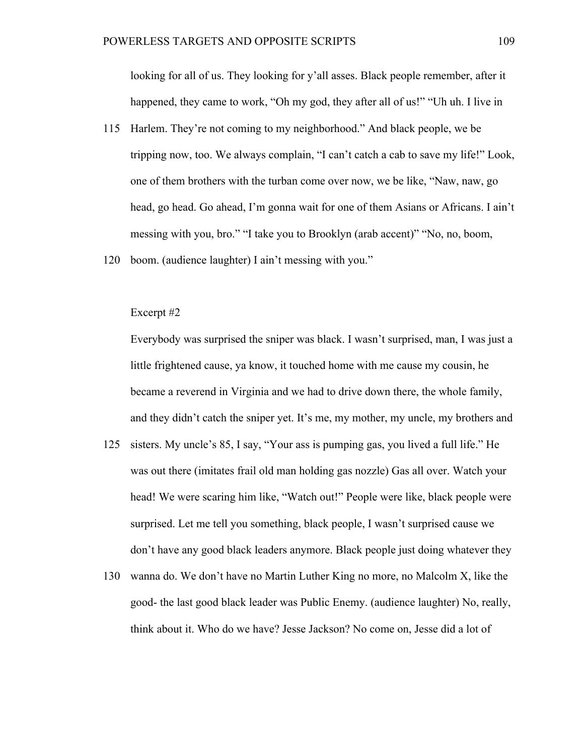looking for all of us. They looking for y'all asses. Black people remember, after it happened, they came to work, "Oh my god, they after all of us!" "Uh uh. I live in

115 Harlem. They're not coming to my neighborhood." And black people, we be tripping now, too. We always complain, "I can't catch a cab to save my life!" Look, one of them brothers with the turban come over now, we be like, "Naw, naw, go head, go head. Go ahead, I'm gonna wait for one of them Asians or Africans. I ain't messing with you, bro." "I take you to Brooklyn (arab accent)" "No, no, boom,

120 boom. (audience laughter) I ain't messing with you."

Excerpt #2

Everybody was surprised the sniper was black. I wasn't surprised, man, I was just a little frightened cause, ya know, it touched home with me cause my cousin, he became a reverend in Virginia and we had to drive down there, the whole family, and they didn't catch the sniper yet. It's me, my mother, my uncle, my brothers and

125 sisters. My uncle's 85, I say, "Your ass is pumping gas, you lived a full life." He was out there (imitates frail old man holding gas nozzle) Gas all over. Watch your head! We were scaring him like, "Watch out!" People were like, black people were surprised. Let me tell you something, black people, I wasn't surprised cause we don't have any good black leaders anymore. Black people just doing whatever they

130 wanna do. We don't have no Martin Luther King no more, no Malcolm X, like the good- the last good black leader was Public Enemy. (audience laughter) No, really, think about it. Who do we have? Jesse Jackson? No come on, Jesse did a lot of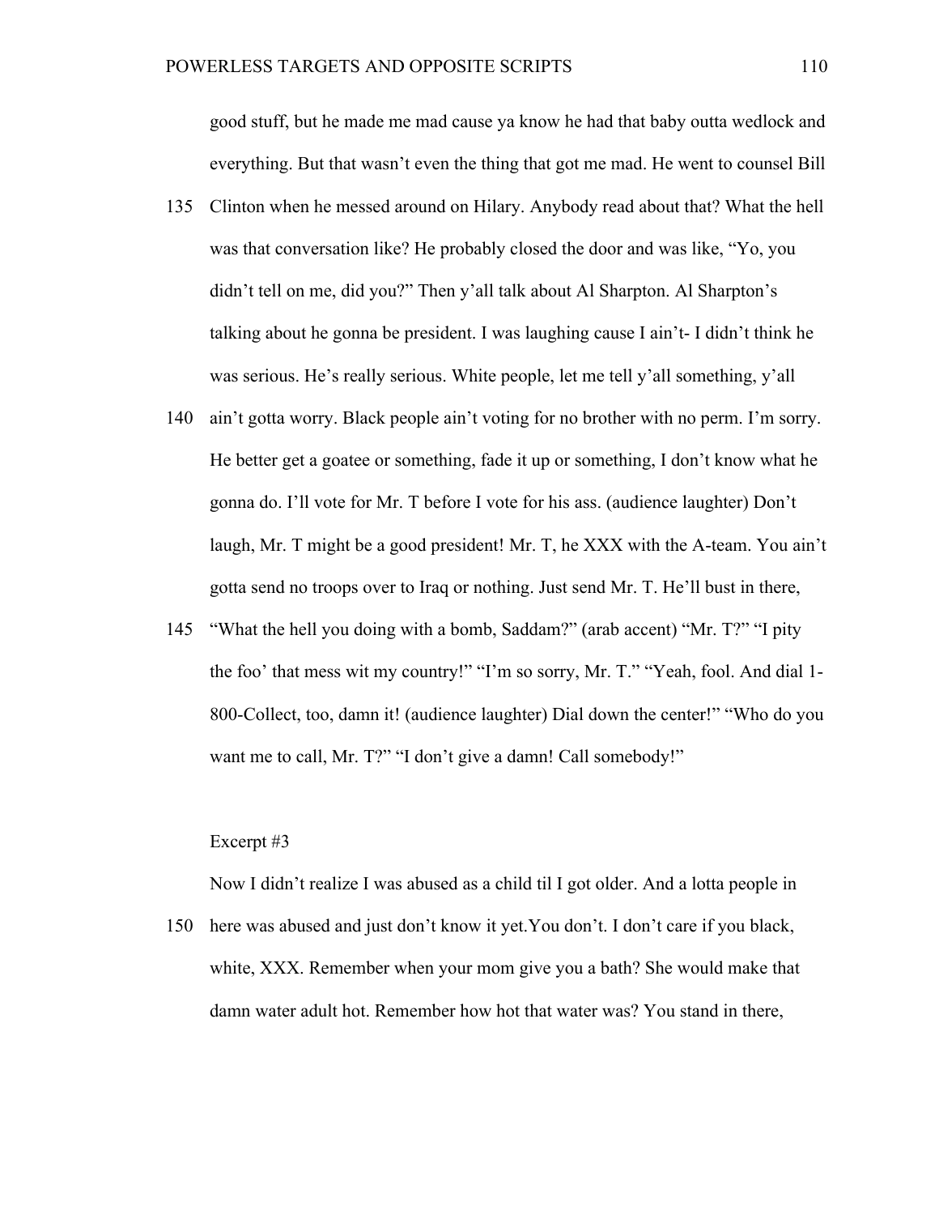good stuff, but he made me mad cause ya know he had that baby outta wedlock and everything. But that wasn't even the thing that got me mad. He went to counsel Bill

135 Clinton when he messed around on Hilary. Anybody read about that? What the hell was that conversation like? He probably closed the door and was like, "Yo, you didn't tell on me, did you?" Then y'all talk about Al Sharpton. Al Sharpton's talking about he gonna be president. I was laughing cause I ain't- I didn't think he was serious. He's really serious. White people, let me tell y'all something, y'all

140 ain't gotta worry. Black people ain't voting for no brother with no perm. I'm sorry. He better get a goatee or something, fade it up or something, I don't know what he gonna do. I'll vote for Mr. T before I vote for his ass. (audience laughter) Don't laugh, Mr. T might be a good president! Mr. T, he XXX with the A-team. You ain't gotta send no troops over to Iraq or nothing. Just send Mr. T. He'll bust in there,

145 "What the hell you doing with a bomb, Saddam?" (arab accent) "Mr. T?" "I pity the foo' that mess wit my country!" "I'm so sorry, Mr. T." "Yeah, fool. And dial 1-800-Collect, too, damn it! (audience laughter) Dial down the center!" "Who do you want me to call, Mr. T?" "I don't give a damn! Call somebody!"

Excerpt #3

Now I didn't realize I was abused as a child til I got older. And a lotta people in

150 here was abused and just don't know it yet.You don't. I don't care if you black, white, XXX. Remember when your mom give you a bath? She would make that damn water adult hot. Remember how hot that water was? You stand in there,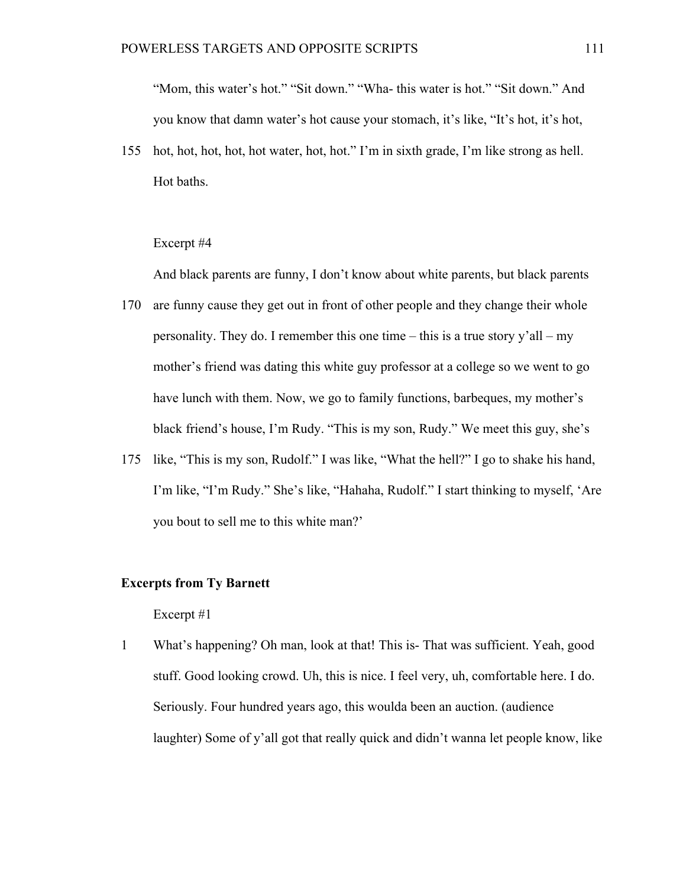"Mom, this water's hot." "Sit down." "Wha- this water is hot." "Sit down." And you know that damn water's hot cause your stomach, it's like, "It's hot, it's hot,

155 hot, hot, hot, hot, hot water, hot, hot." I'm in sixth grade, I'm like strong as hell. Hot baths.

Excerpt #4

And black parents are funny, I don't know about white parents, but black parents

170 are funny cause they get out in front of other people and they change their whole personality. They do. I remember this one time – this is a true story y'all – my mother's friend was dating this white guy professor at a college so we went to go have lunch with them. Now, we go to family functions, barbeques, my mother's black friend's house, I'm Rudy. "This is my son, Rudy." We meet this guy, she's

175 like, "This is my son, Rudolf." I was like, "What the hell?" I go to shake his hand, I'm like, "I'm Rudy." She's like, "Hahaha, Rudolf." I start thinking to myself, 'Are you bout to sell me to this white man?'

**Excerpts from Ty Barnett**

Excerpt #1

1 What's happening? Oh man, look at that! This is- That was sufficient. Yeah, good stuff. Good looking crowd. Uh, this is nice. I feel very, uh, comfortable here. I do. Seriously. Four hundred years ago, this woulda been an auction. (audience laughter) Some of y'all got that really quick and didn't wanna let people know, like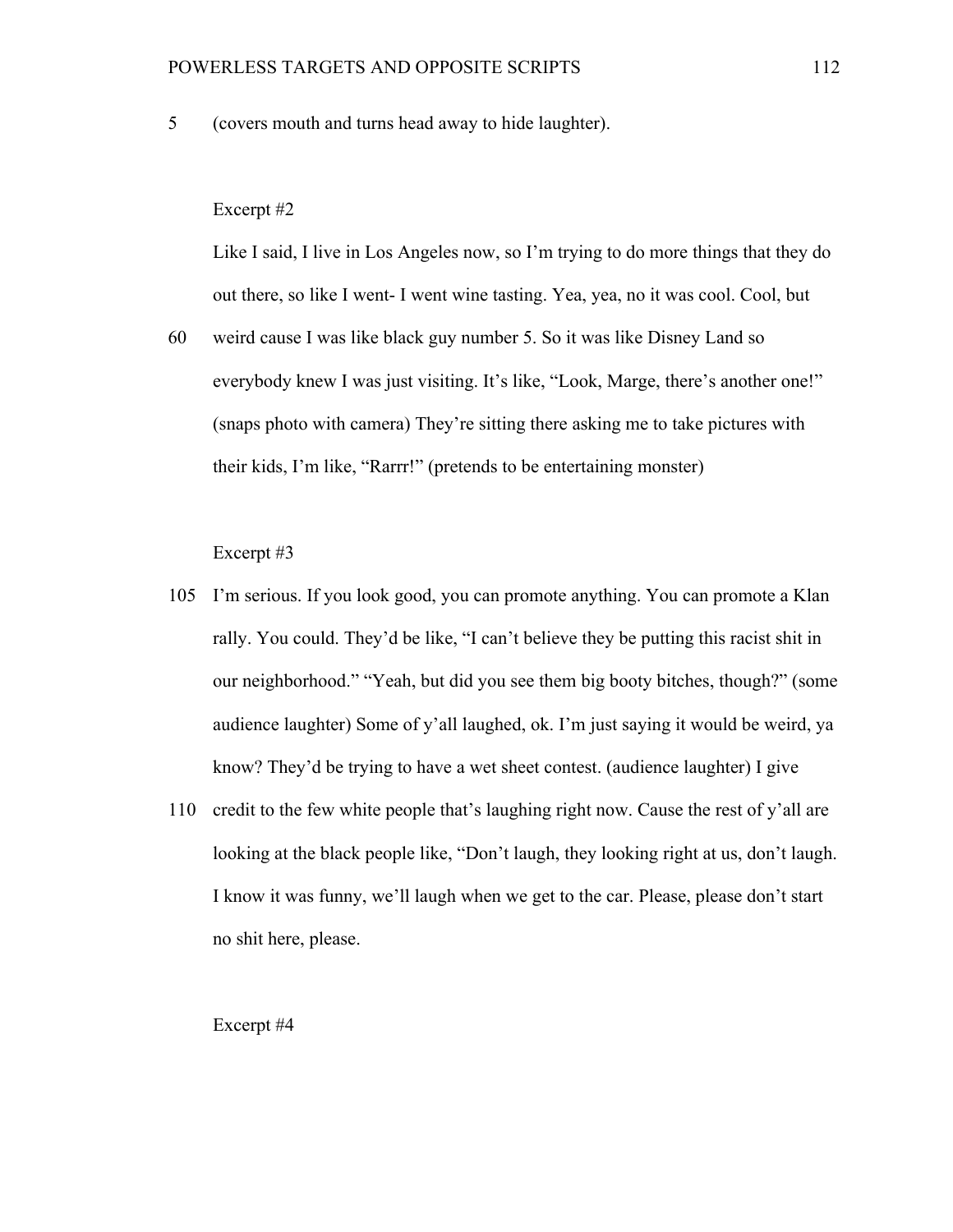5 (covers mouth and turns head away to hide laughter).

Excerpt #2

Like I said, I live in Los Angeles now, so I'm trying to do more things that they do out there, so like I went- I went wine tasting. Yea, yea, no it was cool. Cool, but

60 weird cause I was like black guy number 5. So it was like Disney Land so everybody knew I was just visiting. It's like, "Look, Marge, there's another one!" (snaps photo with camera) They're sitting there asking me to take pictures with their kids, I'm like, "Rarrr!" (pretends to be entertaining monster)

Excerpt #3

105 I'm serious. If you look good, you can promote anything. You can promote a Klan rally. You could. They'd be like, "I can't believe they be putting this racist shit in our neighborhood." "Yeah, but did you see them big booty bitches, though?" (some audience laughter) Some of y'all laughed, ok. I'm just saying it would be weird, ya know? They'd be trying to have a wet sheet contest. (audience laughter) I give

110 credit to the few white people that's laughing right now. Cause the rest of y'all are looking at the black people like, "Don't laugh, they looking right at us, don't laugh. I know it was funny, we'll laugh when we get to the car. Please, please don't start no shit here, please.

Excerpt #4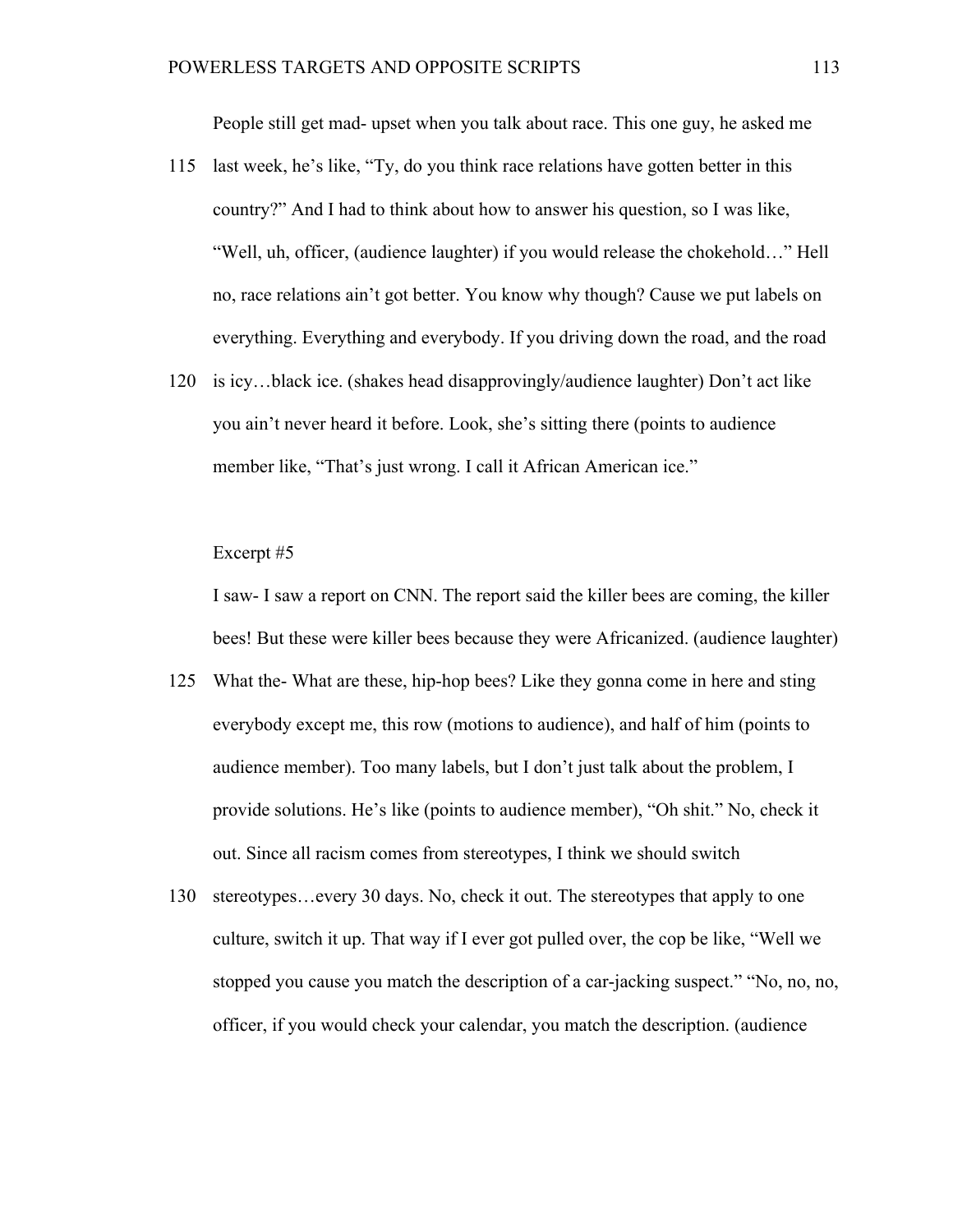People still get mad- upset when you talk about race. This one guy, he asked me last week, he's like, "Ty, do you think race relations have gotten better in this country?" And I had to think about how to answer his question, so I was like, "Well, uh, officer, (audience laughter) if you would release the chokehold…" Hell no, race relations ain't got better. You know why though? Cause we put labels on everything. Everything and everybody. If you driving down the road, and the road is icy…black ice. (shakes head disapprovingly/audience laughter) Don't act like you ain't never heard it before. Look, she's sitting there (points to audience member like, "That's just wrong. I call it African American ice."

Excerpt #5

I saw- I saw a report on CNN. The report said the killer bees are coming, the killer bees! But these were killer bees because they were Africanized. (audience laughter) What the- What are these, hip-hop bees? Like they gonna come in here and sting everybody except me, this row (motions to audience), and half of him (points to audience member). Too many labels, but I don't just talk about the problem, I provide solutions. He's like (points to audience member), "Oh shit." No, check it out. Since all racism comes from stereotypes, I think we should switch stereotypes…every 30 days. No, check it out. The stereotypes that apply to one culture, switch it up. That way if I ever got pulled over, the cop be like, "Well we stopped you cause you match the description of a car-jacking suspect." "No, no, no, officer, if you would check your calendar, you match the description. (audience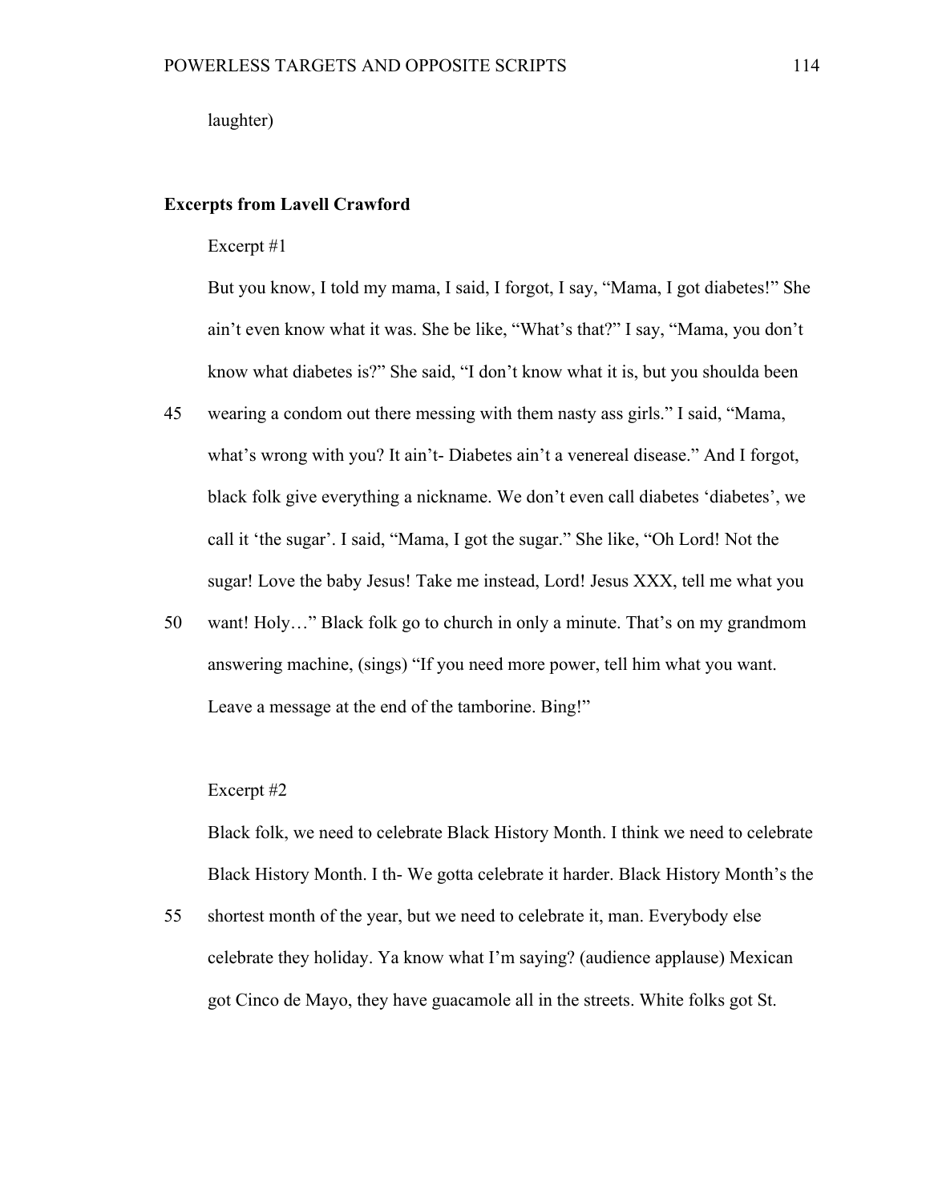laughter)

**Excerpts from Lavell Crawford**

Excerpt #1

But you know, I told my mama, I said, I forgot, I say, "Mama, I got diabetes!" She ain't even know what it was. She be like, "What's that?" I say, "Mama, you don't know what diabetes is?" She said, "I don't know what it is, but you shoulda been

45 wearing a condom out there messing with them nasty ass girls." I said, "Mama, what's wrong with you? It ain't- Diabetes ain't a venereal disease." And I forgot, black folk give everything a nickname. We don't even call diabetes 'diabetes', we call it 'the sugar'. I said, "Mama, I got the sugar." She like, "Oh Lord! Not the sugar! Love the baby Jesus! Take me instead, Lord! Jesus XXX, tell me what you

50 want! Holy…" Black folk go to church in only a minute. That's on my grandmom answering machine, (sings) "If you need more power, tell him what you want. Leave a message at the end of the tamborine. Bing!"

Excerpt #2

Black folk, we need to celebrate Black History Month. I think we need to celebrate Black History Month. I th- We gotta celebrate it harder. Black History Month's the

55 shortest month of the year, but we need to celebrate it, man. Everybody else celebrate they holiday. Ya know what I'm saying? (audience applause) Mexican got Cinco de Mayo, they have guacamole all in the streets. White folks got St.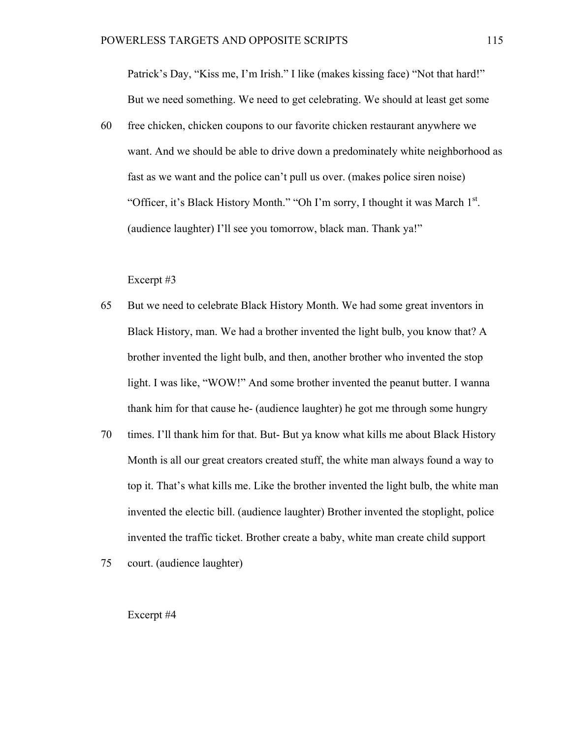Patrick's Day, "Kiss me, I'm Irish." I like (makes kissing face) "Not that hard!" But we need something. We need to get celebrating. We should at least get some

60 free chicken, chicken coupons to our favorite chicken restaurant anywhere we want. And we should be able to drive down a predominately white neighborhood as fast as we want and the police can't pull us over. (makes police siren noise) "Officer, it's Black History Month." "Oh I'm sorry, I thought it was March 1st. (audience laughter) I'll see you tomorrow, black man. Thank ya!"

Excerpt #3

65 But we need to celebrate Black History Month. We had some great inventors in Black History, man. We had a brother invented the light bulb, you know that? A brother invented the light bulb, and then, another brother who invented the stop light. I was like, "WOW!" And some brother invented the peanut butter. I wanna thank him for that cause he- (audience laughter) he got me through some hungry

70 times. I'll thank him for that. But- But ya know what kills me about Black History Month is all our great creators created stuff, the white man always found a way to top it. That's what kills me. Like the brother invented the light bulb, the white man invented the electic bill. (audience laughter) Brother invented the stoplight, police invented the traffic ticket. Brother create a baby, white man create child support

75 court. (audience laughter)

Excerpt #4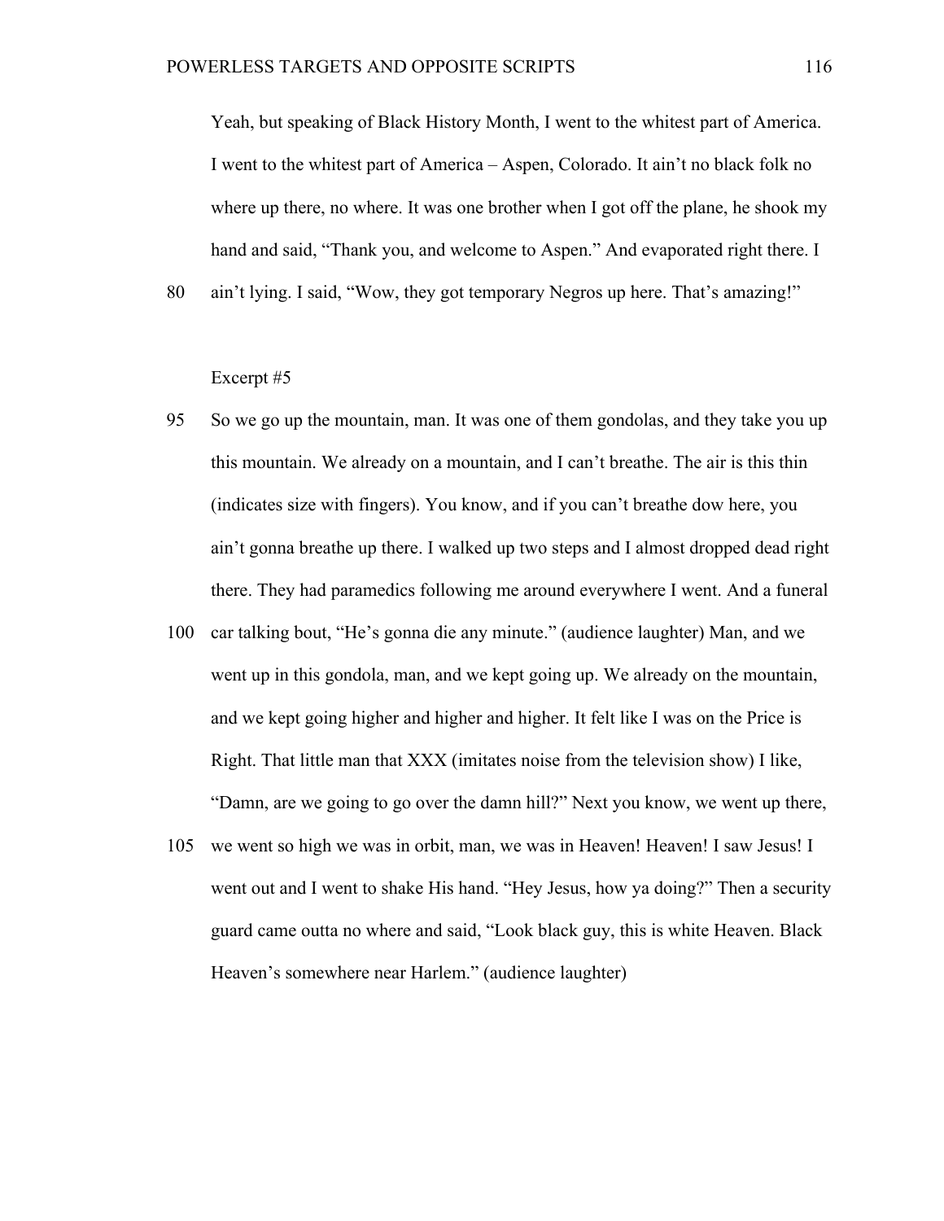Yeah, but speaking of Black History Month, I went to the whitest part of America. I went to the whitest part of America – Aspen, Colorado. It ain't no black folk no where up there, no where. It was one brother when I got off the plane, he shook my hand and said, "Thank you, and welcome to Aspen." And evaporated right there. I

80 ain't lying. I said, "Wow, they got temporary Negros up here. That's amazing!"

Excerpt #5

95 So we go up the mountain, man. It was one of them gondolas, and they take you up this mountain. We already on a mountain, and I can't breathe. The air is this thin (indicates size with fingers). You know, and if you can't breathe dow here, you ain't gonna breathe up there. I walked up two steps and I almost dropped dead right there. They had paramedics following me around everywhere I went. And a funeral

100 car talking bout, "He's gonna die any minute." (audience laughter) Man, and we went up in this gondola, man, and we kept going up. We already on the mountain, and we kept going higher and higher and higher. It felt like I was on the Price is Right. That little man that XXX (imitates noise from the television show) I like, "Damn, are we going to go over the damn hill?" Next you know, we went up there,

105 we went so high we was in orbit, man, we was in Heaven! Heaven! I saw Jesus! I went out and I went to shake His hand. "Hey Jesus, how ya doing?" Then a security guard came outta no where and said, "Look black guy, this is white Heaven. Black Heaven's somewhere near Harlem." (audience laughter)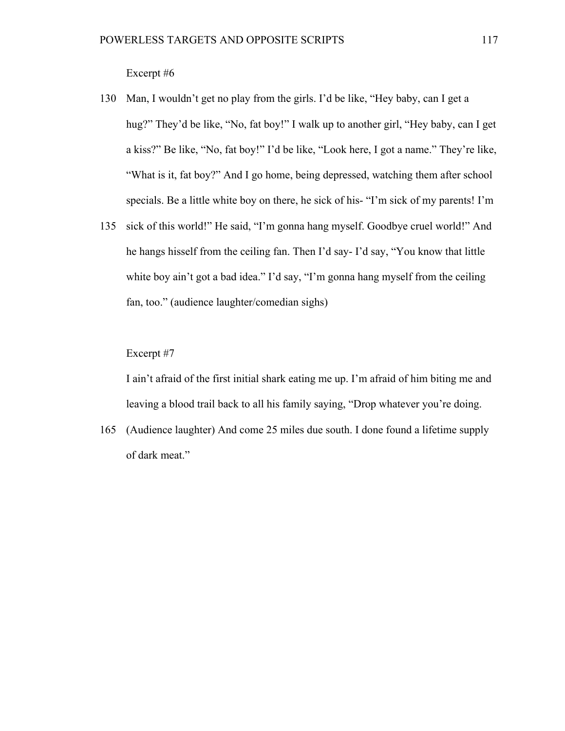Excerpt #6

130 Man, I wouldn't get no play from the girls. I'd be like, "Hey baby, can I get a hug?" They'd be like, "No, fat boy!" I walk up to another girl, "Hey baby, can I get a kiss?" Be like, "No, fat boy!" I'd be like, "Look here, I got a name." They're like, "What is it, fat boy?" And I go home, being depressed, watching them after school specials. Be a little white boy on there, he sick of his- "I'm sick of my parents! I'm

135 sick of this world!" He said, "I'm gonna hang myself. Goodbye cruel world!" And he hangs hisself from the ceiling fan. Then I'd say- I'd say, "You know that little white boy ain't got a bad idea." I'd say, "I'm gonna hang myself from the ceiling fan, too." (audience laughter/comedian sighs)

Excerpt #7

I ain't afraid of the first initial shark eating me up. I'm afraid of him biting me and leaving a blood trail back to all his family saying, "Drop whatever you're doing.

165 (Audience laughter) And come 25 miles due south. I done found a lifetime supply of dark meat."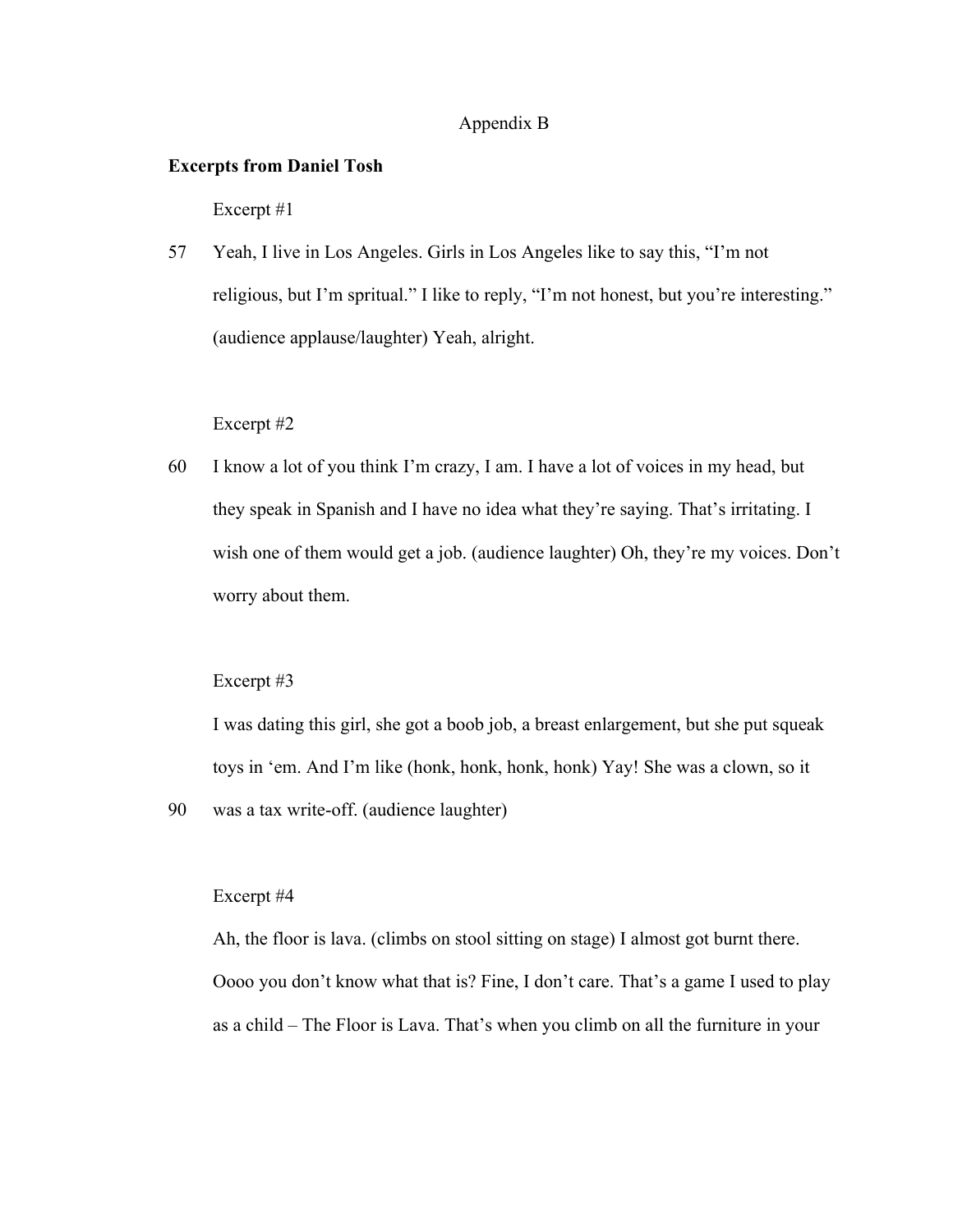Appendix B

**Excerpts from Daniel Tosh**

Excerpt #1

57 Yeah, I live in Los Angeles. Girls in Los Angeles like to say this, "I'm not religious, but I'm spritual." I like to reply, "I'm not honest, but you're interesting." (audience applause/laughter) Yeah, alright.

Excerpt #2

60 I know a lot of you think I'm crazy, I am. I have a lot of voices in my head, but they speak in Spanish and I have no idea what they're saying. That's irritating. I wish one of them would get a job. (audience laughter) Oh, they're my voices. Don't worry about them.

Excerpt #3

I was dating this girl, she got a boob job, a breast enlargement, but she put squeak toys in 'em. And I'm like (honk, honk, honk, honk) Yay! She was a clown, so it

90 was a tax write-off. (audience laughter)

Excerpt #4

Ah, the floor is lava. (climbs on stool sitting on stage) I almost got burnt there. Oooo you don't know what that is? Fine, I don't care. That's a game I used to play as a child – The Floor is Lava. That's when you climb on all the furniture in your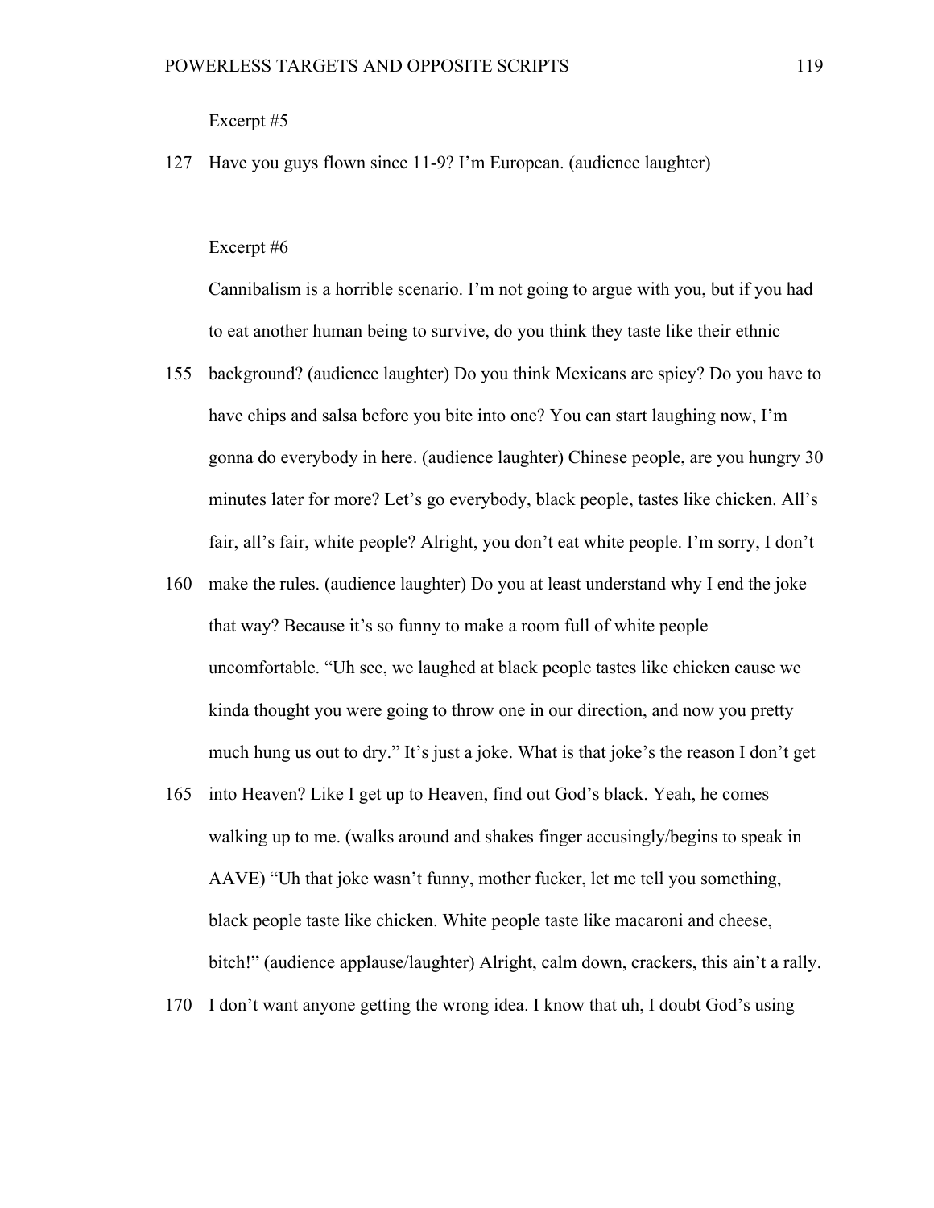Excerpt #5

127 Have you guys flown since 11-9? I'm European. (audience laughter)

Excerpt #6

Cannibalism is a horrible scenario. I'm not going to argue with you, but if you had to eat another human being to survive, do you think they taste like their ethnic

155 background? (audience laughter) Do you think Mexicans are spicy? Do you have to have chips and salsa before you bite into one? You can start laughing now, I'm gonna do everybody in here. (audience laughter) Chinese people, are you hungry 30 minutes later for more? Let's go everybody, black people, tastes like chicken. All's fair, all's fair, white people? Alright, you don't eat white people. I'm sorry, I don't

160 make the rules. (audience laughter) Do you at least understand why I end the joke that way? Because it's so funny to make a room full of white people uncomfortable. "Uh see, we laughed at black people tastes like chicken cause we kinda thought you were going to throw one in our direction, and now you pretty much hung us out to dry." It's just a joke. What is that joke's the reason I don't get

165 into Heaven? Like I get up to Heaven, find out God's black. Yeah, he comes walking up to me. (walks around and shakes finger accusingly/begins to speak in AAVE) "Uh that joke wasn't funny, mother fucker, let me tell you something, black people taste like chicken. White people taste like macaroni and cheese, bitch!" (audience applause/laughter) Alright, calm down, crackers, this ain't a rally.

170 I don't want anyone getting the wrong idea. I know that uh, I doubt God's using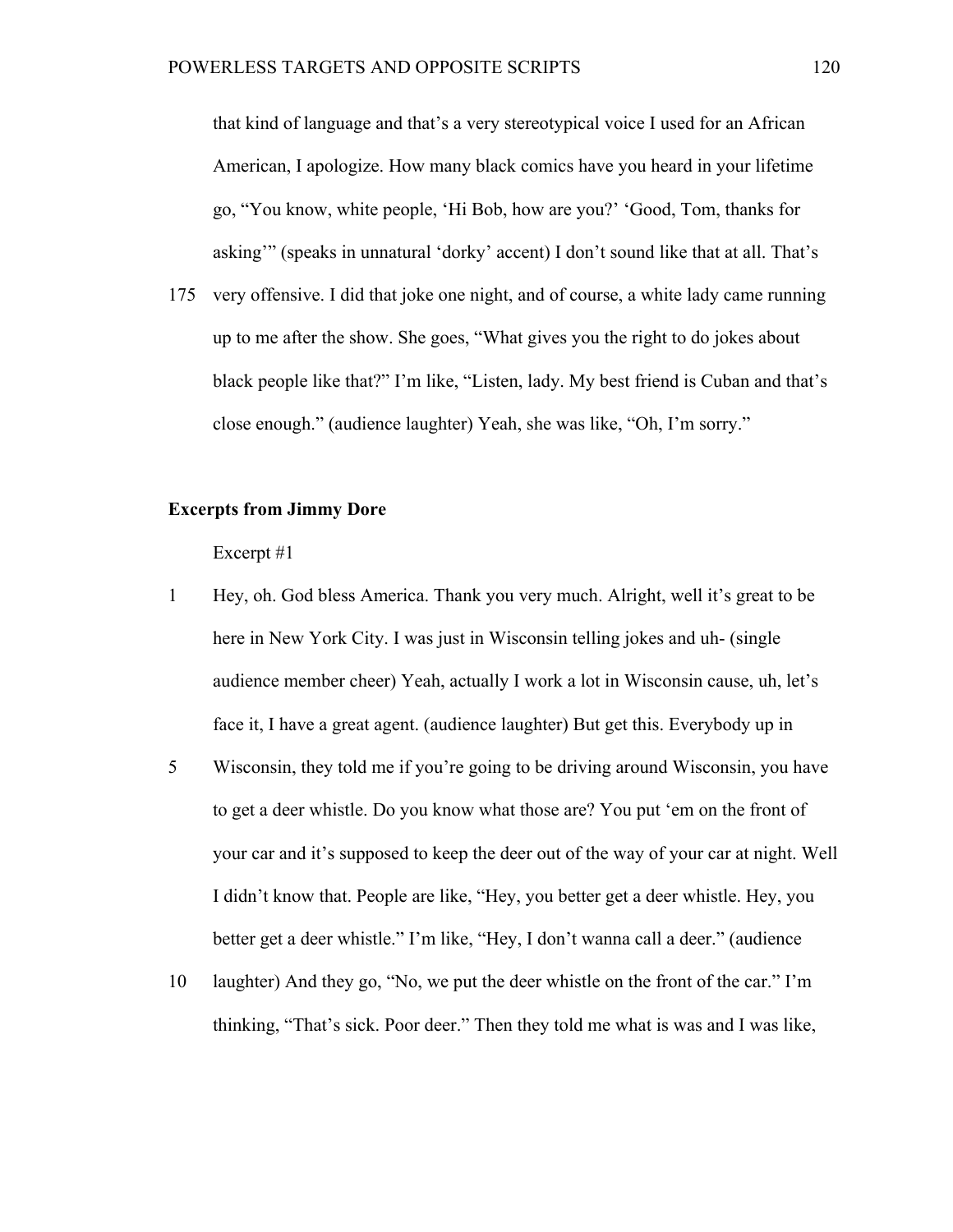that kind of language and that's a very stereotypical voice I used for an African American, I apologize. How many black comics have you heard in your lifetime go, "You know, white people, 'Hi Bob, how are you?' 'Good, Tom, thanks for asking'" (speaks in unnatural 'dorky' accent) I don't sound like that at all. That's

175 very offensive. I did that joke one night, and of course, a white lady came running up to me after the show. She goes, "What gives you the right to do jokes about black people like that?" I'm like, "Listen, lady. My best friend is Cuban and that's close enough." (audience laughter) Yeah, she was like, "Oh, I'm sorry."

**Excerpts from Jimmy Dore**

Excerpt #1

1 Hey, oh. God bless America. Thank you very much. Alright, well it's great to be here in New York City. I was just in Wisconsin telling jokes and uh- (single audience member cheer) Yeah, actually I work a lot in Wisconsin cause, uh, let's face it, I have a great agent. (audience laughter) But get this. Everybody up in

5 Wisconsin, they told me if you're going to be driving around Wisconsin, you have to get a deer whistle. Do you know what those are? You put 'em on the front of your car and it's supposed to keep the deer out of the way of your car at night. Well I didn't know that. People are like, "Hey, you better get a deer whistle. Hey, you better get a deer whistle." I'm like, "Hey, I don't wanna call a deer." (audience

10 laughter) And they go, "No, we put the deer whistle on the front of the car." I'm thinking, "That's sick. Poor deer." Then they told me what is was and I was like,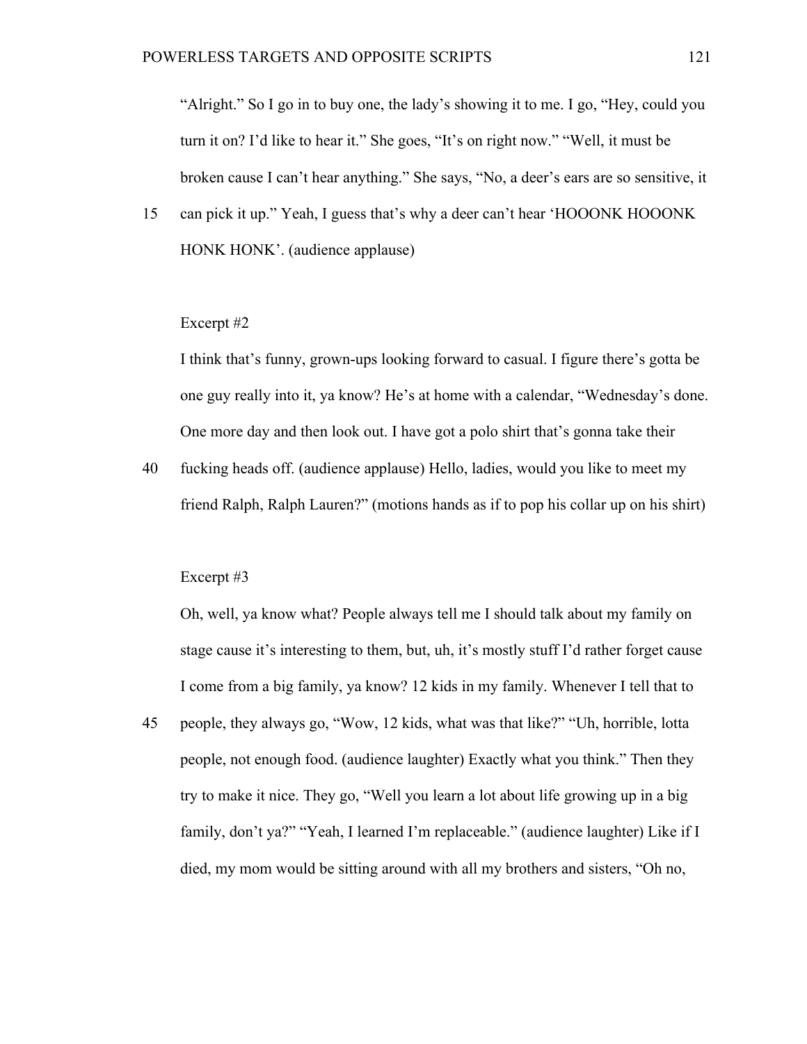"Alright." So I go in to buy one, the lady's showing it to me. I go, "Hey, could you turn it on? I'd like to hear it." She goes, "It's on right now." "Well, it must be broken cause I can't hear anything." She says, "No, a deer's ears are so sensitive, it can pick it up." Yeah, I guess that's why a deer can't hear 'HOOONK HOOONK HONK HONK'. (audience applause)

Excerpt #2

I think that's funny, grown-ups looking forward to casual. I figure there's gotta be one guy really into it, ya know? He's at home with a calendar, "Wednesday's done. One more day and then look out. I have got a polo shirt that's gonna take their fucking heads off. (audience applause) Hello, ladies, would you like to meet my friend Ralph, Ralph Lauren?" (motions hands as if to pop his collar up on his shirt)

Excerpt #3

Oh, well, ya know what? People always tell me I should talk about my family on stage cause it's interesting to them, but, uh, it's mostly stuff I'd rather forget cause I come from a big family, ya know? 12 kids in my family. Whenever I tell that to people, they always go, "Wow, 12 kids, what was that like?" "Uh, horrible, lotta people, not enough food. (audience laughter) Exactly what you think." Then they try to make it nice. They go, "Well you learn a lot about life growing up in a big family, don't ya?" "Yeah, I learned I'm replaceable." (audience laughter) Like if I died, my mom would be sitting around with all my brothers and sisters, "Oh no,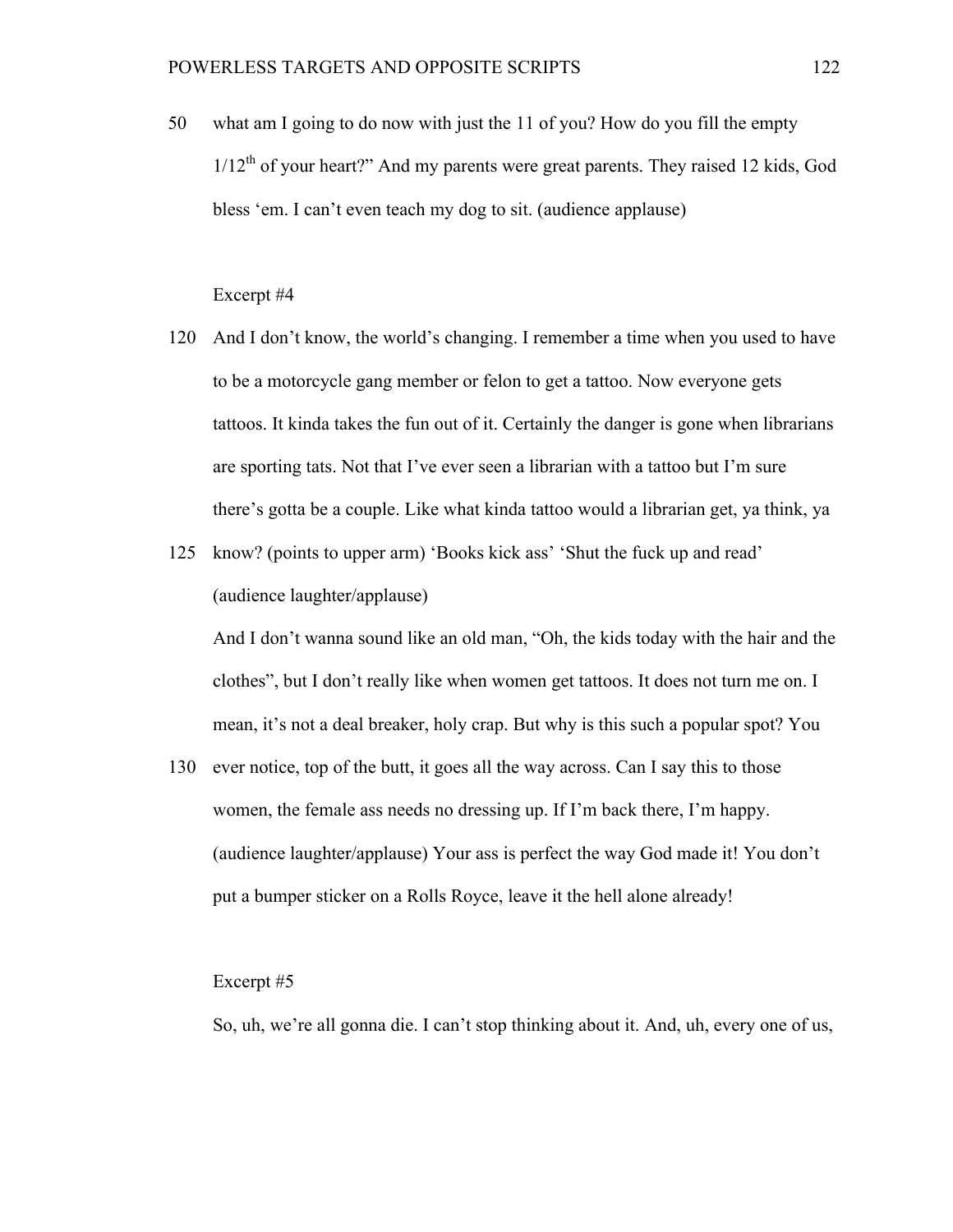50 what am I going to do now with just the 11 of you? How do you fill the empty 1/12th of your heart?" And my parents were great parents. They raised 12 kids, God bless 'em. I can't even teach my dog to sit. (audience applause)

Excerpt #4

120 And I don't know, the world's changing. I remember a time when you used to have to be a motorcycle gang member or felon to get a tattoo. Now everyone gets tattoos. It kinda takes the fun out of it. Certainly the danger is gone when librarians are sporting tats. Not that I've ever seen a librarian with a tattoo but I'm sure there's gotta be a couple. Like what kinda tattoo would a librarian get, ya think, ya

125 know? (points to upper arm) 'Books kick ass' 'Shut the fuck up and read' (audience laughter/applause)

And I don't wanna sound like an old man, "Oh, the kids today with the hair and the clothes", but I don't really like when women get tattoos. It does not turn me on. I mean, it's not a deal breaker, holy crap. But why is this such a popular spot? You

130 ever notice, top of the butt, it goes all the way across. Can I say this to those women, the female ass needs no dressing up. If I'm back there, I'm happy. (audience laughter/applause) Your ass is perfect the way God made it! You don't put a bumper sticker on a Rolls Royce, leave it the hell alone already!

Excerpt #5

So, uh, we're all gonna die. I can't stop thinking about it. And, uh, every one of us,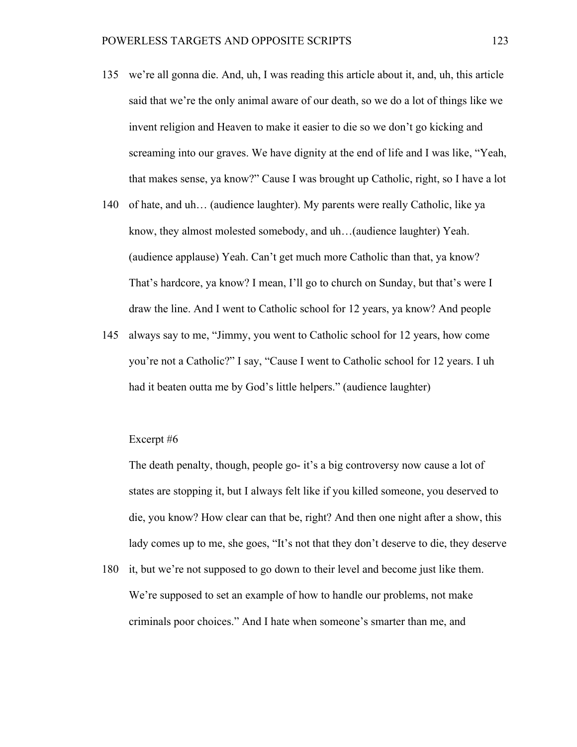135 we're all gonna die. And, uh, I was reading this article about it, and, uh, this article said that we're the only animal aware of our death, so we do a lot of things like we invent religion and Heaven to make it easier to die so we don't go kicking and screaming into our graves. We have dignity at the end of life and I was like, "Yeah, that makes sense, ya know?" Cause I was brought up Catholic, right, so I have a lot

140 of hate, and uh… (audience laughter). My parents were really Catholic, like ya know, they almost molested somebody, and uh…(audience laughter) Yeah. (audience applause) Yeah. Can't get much more Catholic than that, ya know? That's hardcore, ya know? I mean, I'll go to church on Sunday, but that's were I draw the line. And I went to Catholic school for 12 years, ya know? And people

145 always say to me, "Jimmy, you went to Catholic school for 12 years, how come you're not a Catholic?" I say, "Cause I went to Catholic school for 12 years. I uh had it beaten outta me by God's little helpers." (audience laughter)

Excerpt #6

The death penalty, though, people go- it's a big controversy now cause a lot of states are stopping it, but I always felt like if you killed someone, you deserved to die, you know? How clear can that be, right? And then one night after a show, this lady comes up to me, she goes, "It's not that they don't deserve to die, they deserve

180 it, but we're not supposed to go down to their level and become just like them. We're supposed to set an example of how to handle our problems, not make criminals poor choices." And I hate when someone's smarter than me, and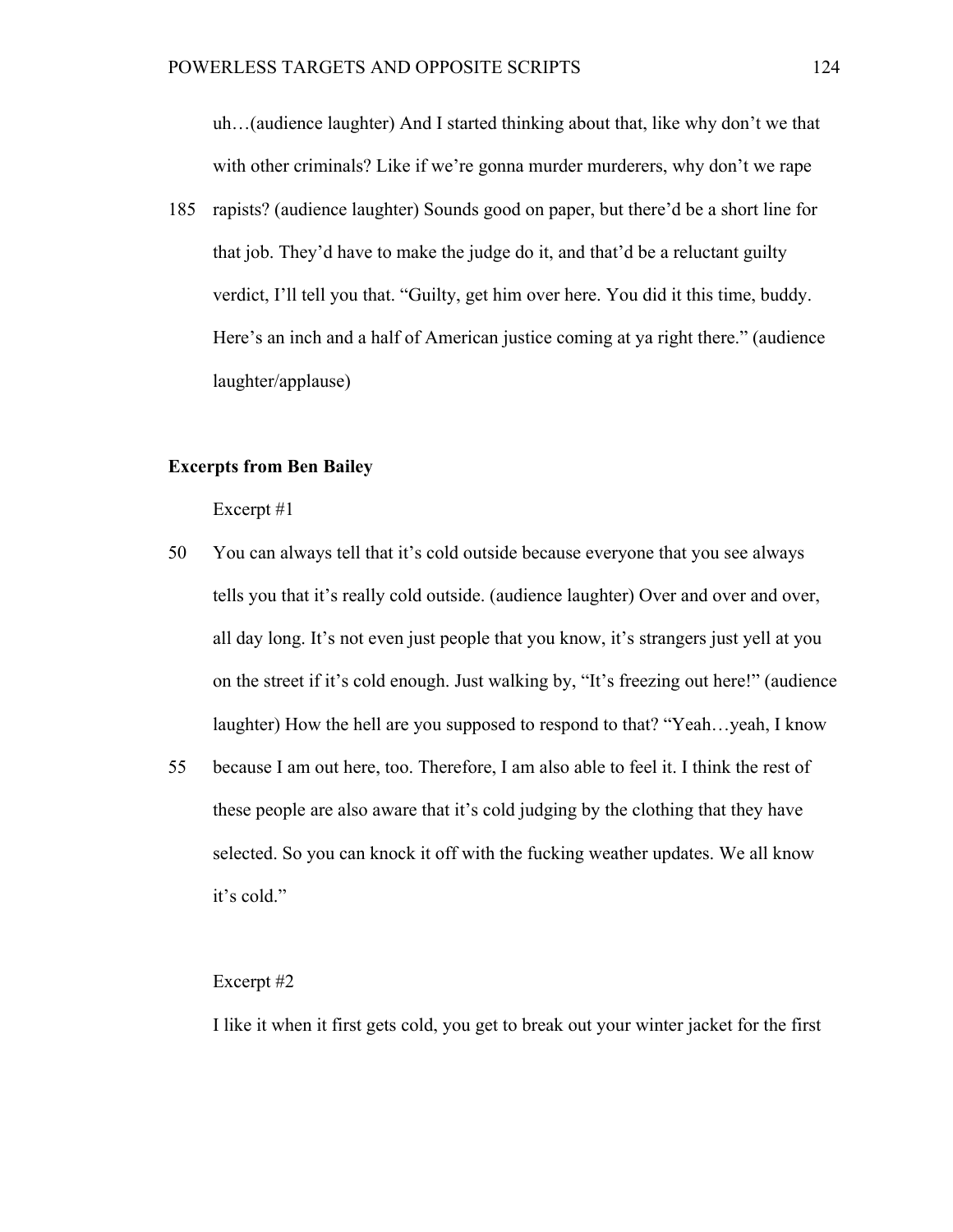uh…(audience laughter) And I started thinking about that, like why don't we that with other criminals? Like if we're gonna murder murderers, why don't we rape

185 rapists? (audience laughter) Sounds good on paper, but there'd be a short line for that job. They'd have to make the judge do it, and that'd be a reluctant guilty verdict, I'll tell you that. "Guilty, get him over here. You did it this time, buddy. Here's an inch and a half of American justice coming at ya right there." (audience laughter/applause)

**Excerpts from Ben Bailey**

Excerpt #1

50 You can always tell that it's cold outside because everyone that you see always tells you that it's really cold outside. (audience laughter) Over and over and over, all day long. It's not even just people that you know, it's strangers just yell at you on the street if it's cold enough. Just walking by, "It's freezing out here!" (audience laughter) How the hell are you supposed to respond to that? "Yeah…yeah, I know

55 because I am out here, too. Therefore, I am also able to feel it. I think the rest of these people are also aware that it's cold judging by the clothing that they have selected. So you can knock it off with the fucking weather updates. We all know it's cold."

Excerpt #2

I like it when it first gets cold, you get to break out your winter jacket for the first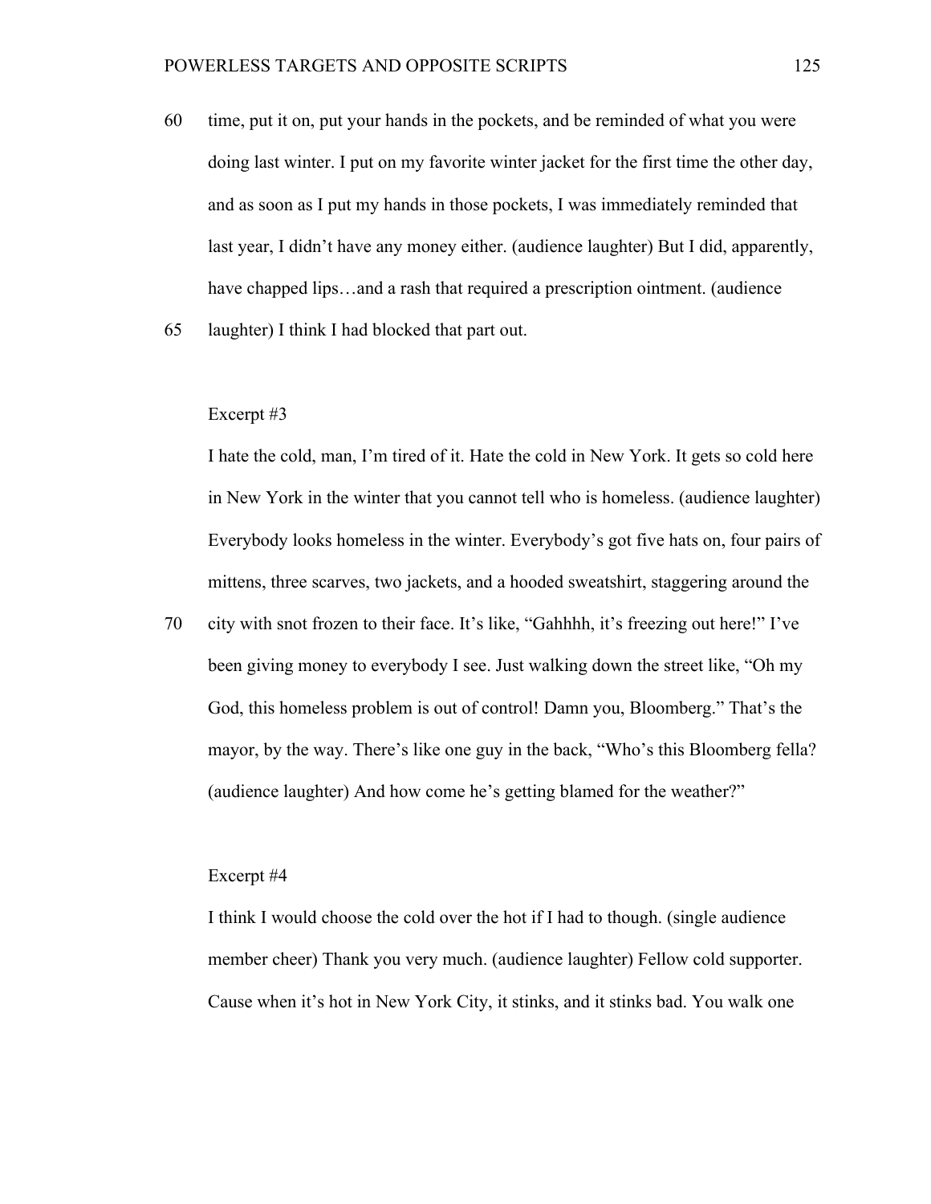time, put it on, put your hands in the pockets, and be reminded of what you were doing last winter. I put on my favorite winter jacket for the first time the other day, and as soon as I put my hands in those pockets, I was immediately reminded that last year, I didn't have any money either. (audience laughter) But I did, apparently, have chapped lips…and a rash that required a prescription ointment. (audience laughter) I think I had blocked that part out.

Excerpt #3

I hate the cold, man, I'm tired of it. Hate the cold in New York. It gets so cold here in New York in the winter that you cannot tell who is homeless. (audience laughter) Everybody looks homeless in the winter. Everybody's got five hats on, four pairs of mittens, three scarves, two jackets, and a hooded sweatshirt, staggering around the city with snot frozen to their face. It's like, "Gahhhh, it's freezing out here!" I've been giving money to everybody I see. Just walking down the street like, "Oh my God, this homeless problem is out of control! Damn you, Bloomberg." That's the mayor, by the way. There's like one guy in the back, "Who's this Bloomberg fella? (audience laughter) And how come he's getting blamed for the weather?"

Excerpt #4

I think I would choose the cold over the hot if I had to though. (single audience member cheer) Thank you very much. (audience laughter) Fellow cold supporter. Cause when it's hot in New York City, it stinks, and it stinks bad. You walk one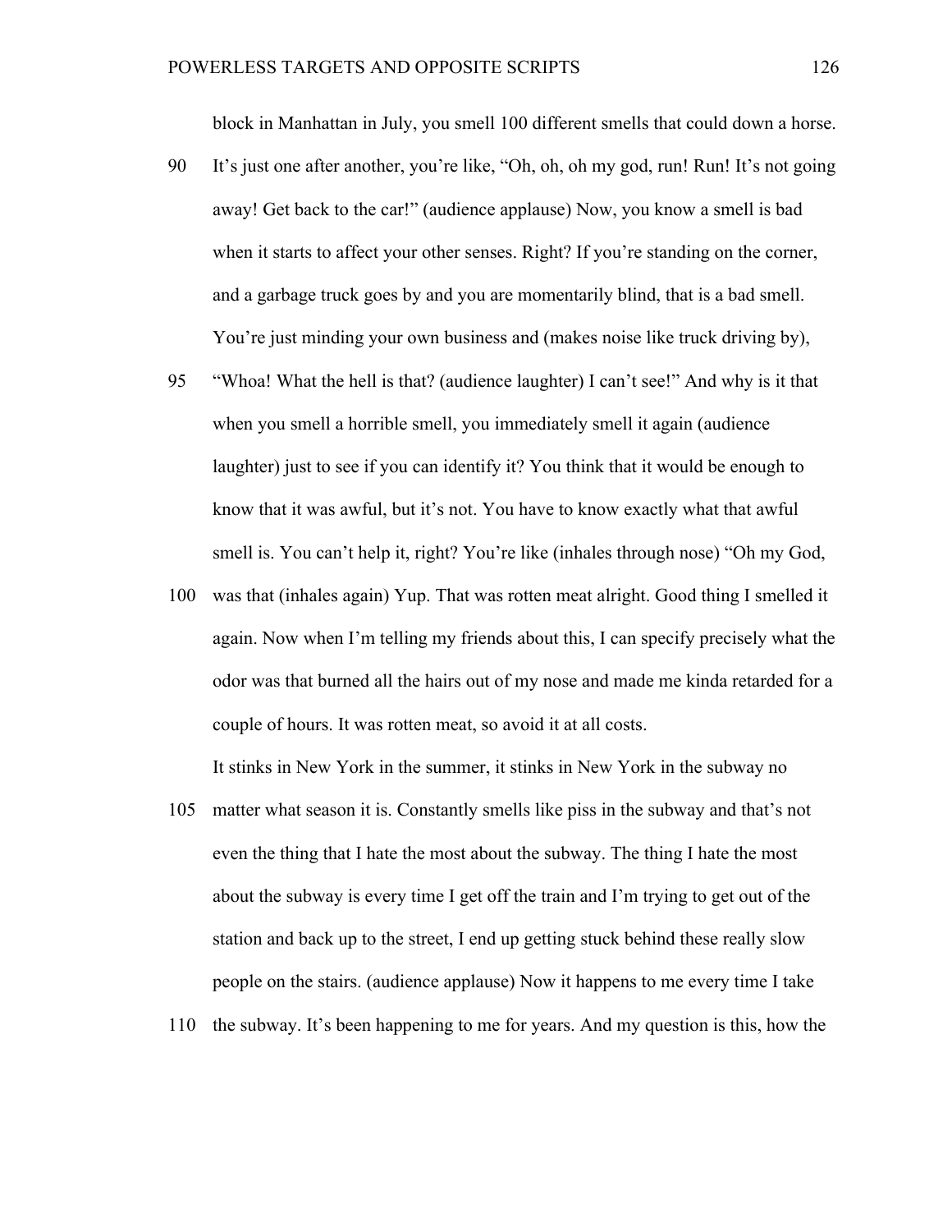block in Manhattan in July, you smell 100 different smells that could down a horse.

90 It's just one after another, you're like, "Oh, oh, oh my god, run! Run! It's not going away! Get back to the car!" (audience applause) Now, you know a smell is bad when it starts to affect your other senses. Right? If you're standing on the corner, and a garbage truck goes by and you are momentarily blind, that is a bad smell. You're just minding your own business and (makes noise like truck driving by),

95 "Whoa! What the hell is that? (audience laughter) I can't see!" And why is it that when you smell a horrible smell, you immediately smell it again (audience laughter) just to see if you can identify it? You think that it would be enough to know that it was awful, but it's not. You have to know exactly what that awful smell is. You can't help it, right? You're like (inhales through nose) "Oh my God,

100 was that (inhales again) Yup. That was rotten meat alright. Good thing I smelled it again. Now when I'm telling my friends about this, I can specify precisely what the odor was that burned all the hairs out of my nose and made me kinda retarded for a couple of hours. It was rotten meat, so avoid it at all costs.

It stinks in New York in the summer, it stinks in New York in the subway no

105 matter what season it is. Constantly smells like piss in the subway and that's not even the thing that I hate the most about the subway. The thing I hate the most about the subway is every time I get off the train and I'm trying to get out of the station and back up to the street, I end up getting stuck behind these really slow people on the stairs. (audience applause) Now it happens to me every time I take

110 the subway. It's been happening to me for years. And my question is this, how the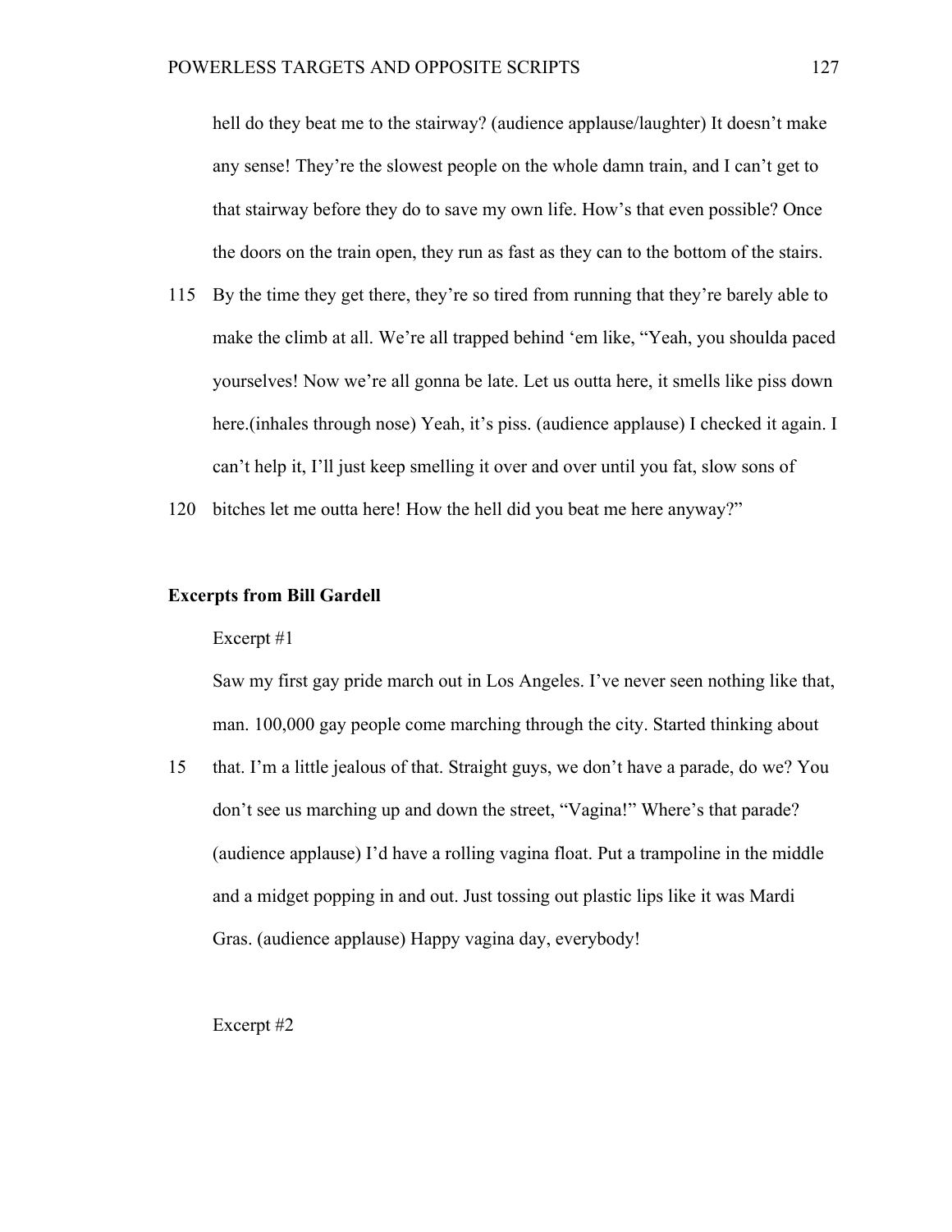hell do they beat me to the stairway? (audience applause/laughter) It doesn't make any sense! They're the slowest people on the whole damn train, and I can't get to that stairway before they do to save my own life. How's that even possible? Once the doors on the train open, they run as fast as they can to the bottom of the stairs.

115 By the time they get there, they're so tired from running that they're barely able to make the climb at all. We're all trapped behind 'em like, "Yeah, you shoulda paced yourselves! Now we're all gonna be late. Let us outta here, it smells like piss down here.(inhales through nose) Yeah, it's piss. (audience applause) I checked it again. I can't help it, I'll just keep smelling it over and over until you fat, slow sons of

120 bitches let me outta here! How the hell did you beat me here anyway?"

**Excerpts from Bill Gardell**

Excerpt #1

Saw my first gay pride march out in Los Angeles. I've never seen nothing like that, man. 100,000 gay people come marching through the city. Started thinking about

15 that. I'm a little jealous of that. Straight guys, we don't have a parade, do we? You don't see us marching up and down the street, "Vagina!" Where's that parade? (audience applause) I'd have a rolling vagina float. Put a trampoline in the middle and a midget popping in and out. Just tossing out plastic lips like it was Mardi Gras. (audience applause) Happy vagina day, everybody!

Excerpt #2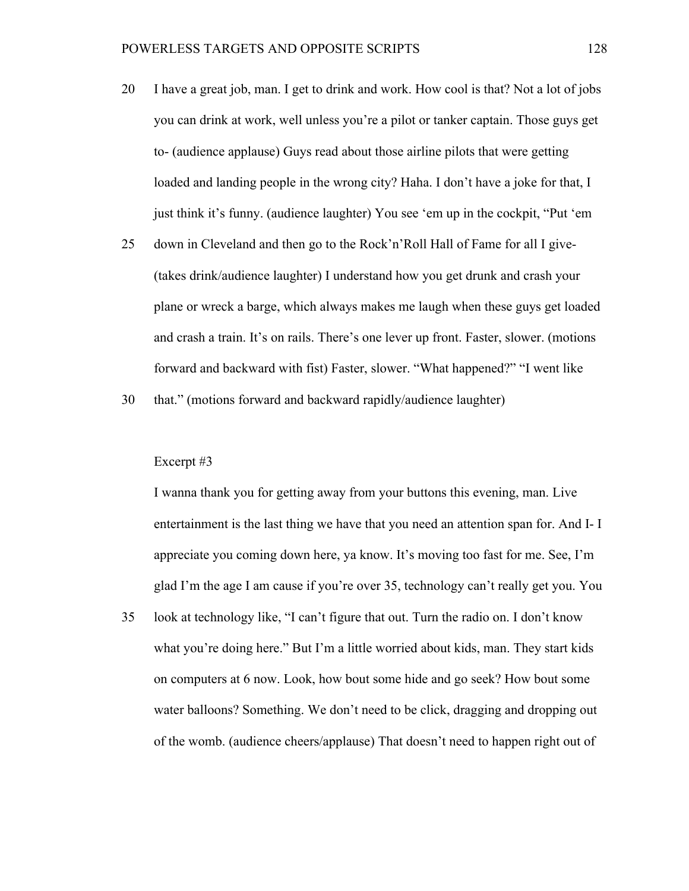20 I have a great job, man. I get to drink and work. How cool is that? Not a lot of jobs you can drink at work, well unless you're a pilot or tanker captain. Those guys get to- (audience applause) Guys read about those airline pilots that were getting loaded and landing people in the wrong city? Haha. I don't have a joke for that, I just think it's funny. (audience laughter) You see 'em up in the cockpit, "Put 'em

25 down in Cleveland and then go to the Rock'n'Roll Hall of Fame for all I give- (takes drink/audience laughter) I understand how you get drunk and crash your plane or wreck a barge, which always makes me laugh when these guys get loaded and crash a train. It's on rails. There's one lever up front. Faster, slower. (motions forward and backward with fist) Faster, slower. "What happened?" "I went like

30 that." (motions forward and backward rapidly/audience laughter)

Excerpt #3

I wanna thank you for getting away from your buttons this evening, man. Live entertainment is the last thing we have that you need an attention span for. And I- I appreciate you coming down here, ya know. It's moving too fast for me. See, I'm glad I'm the age I am cause if you're over 35, technology can't really get you. You

35 look at technology like, "I can't figure that out. Turn the radio on. I don't know what you're doing here." But I'm a little worried about kids, man. They start kids on computers at 6 now. Look, how bout some hide and go seek? How bout some water balloons? Something. We don't need to be click, dragging and dropping out of the womb. (audience cheers/applause) That doesn't need to happen right out of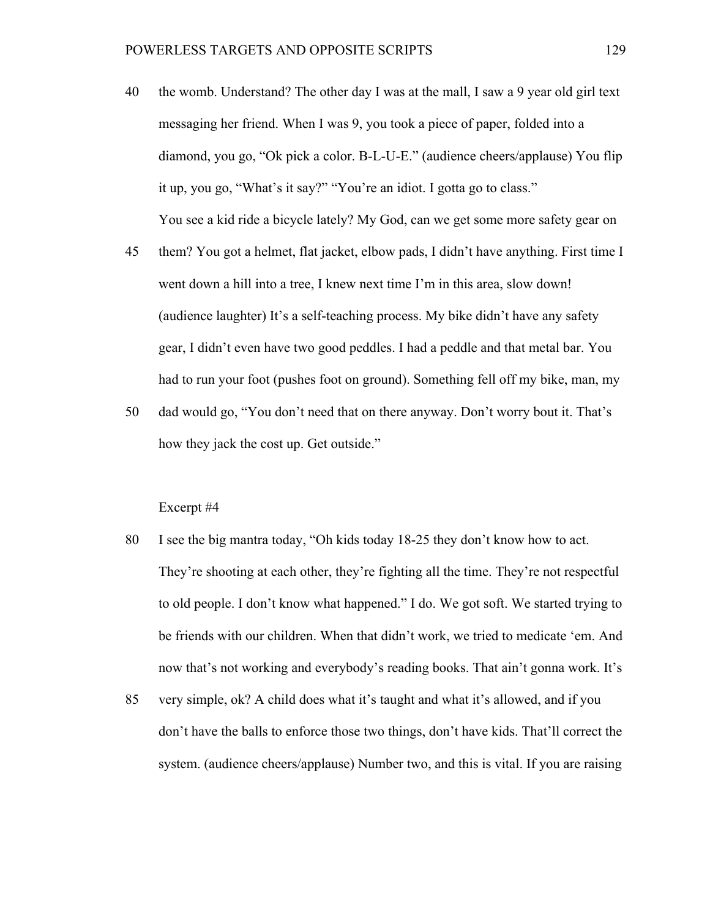40 the womb. Understand? The other day I was at the mall, I saw a 9 year old girl text messaging her friend. When I was 9, you took a piece of paper, folded into a diamond, you go, "Ok pick a color. B-L-U-E." (audience cheers/applause) You flip it up, you go, "What's it say?" "You're an idiot. I gotta go to class."

You see a kid ride a bicycle lately? My God, can we get some more safety gear on

45 them? You got a helmet, flat jacket, elbow pads, I didn't have anything. First time I went down a hill into a tree, I knew next time I'm in this area, slow down! (audience laughter) It's a self-teaching process. My bike didn't have any safety gear, I didn't even have two good peddles. I had a peddle and that metal bar. You had to run your foot (pushes foot on ground). Something fell off my bike, man, my

50 dad would go, "You don't need that on there anyway. Don't worry bout it. That's how they jack the cost up. Get outside."

Excerpt #4

80 I see the big mantra today, "Oh kids today 18-25 they don't know how to act. They're shooting at each other, they're fighting all the time. They're not respectful to old people. I don't know what happened." I do. We got soft. We started trying to be friends with our children. When that didn't work, we tried to medicate 'em. And now that's not working and everybody's reading books. That ain't gonna work. It's

85 very simple, ok? A child does what it's taught and what it's allowed, and if you don't have the balls to enforce those two things, don't have kids. That'll correct the system. (audience cheers/applause) Number two, and this is vital. If you are raising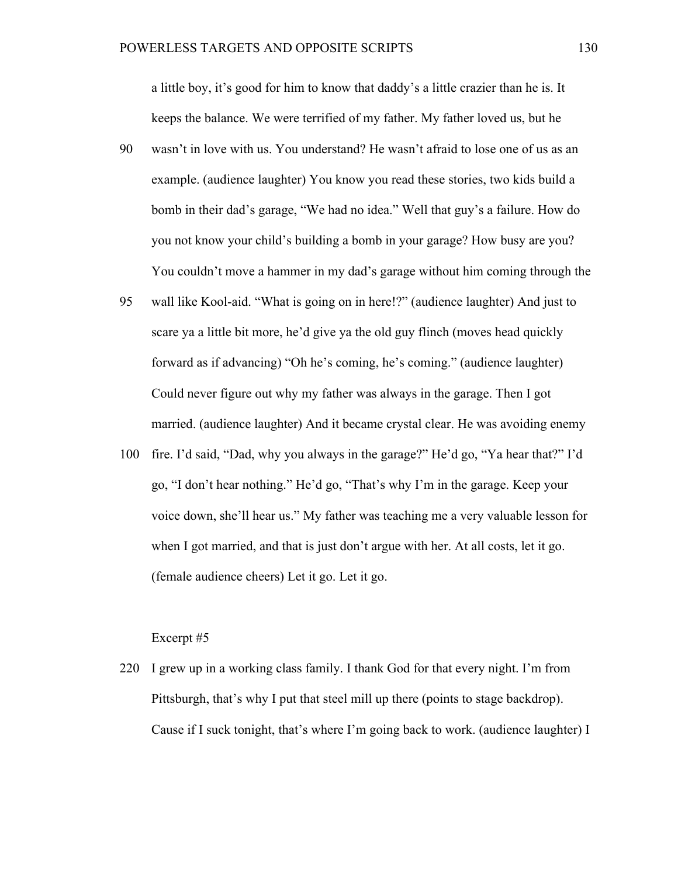a little boy, it's good for him to know that daddy's a little crazier than he is. It keeps the balance. We were terrified of my father. My father loved us, but he

90 wasn't in love with us. You understand? He wasn't afraid to lose one of us as an example. (audience laughter) You know you read these stories, two kids build a bomb in their dad's garage, "We had no idea." Well that guy's a failure. How do you not know your child's building a bomb in your garage? How busy are you? You couldn't move a hammer in my dad's garage without him coming through the

95 wall like Kool-aid. "What is going on in here!?" (audience laughter) And just to scare ya a little bit more, he'd give ya the old guy flinch (moves head quickly forward as if advancing) "Oh he's coming, he's coming." (audience laughter) Could never figure out why my father was always in the garage. Then I got married. (audience laughter) And it became crystal clear. He was avoiding enemy

100 fire. I'd said, "Dad, why you always in the garage?" He'd go, "Ya hear that?" I'd go, "I don't hear nothing." He'd go, "That's why I'm in the garage. Keep your voice down, she'll hear us." My father was teaching me a very valuable lesson for when I got married, and that is just don't argue with her. At all costs, let it go. (female audience cheers) Let it go. Let it go.

Excerpt #5

220 I grew up in a working class family. I thank God for that every night. I'm from Pittsburgh, that's why I put that steel mill up there (points to stage backdrop). Cause if I suck tonight, that's where I'm going back to work. (audience laughter) I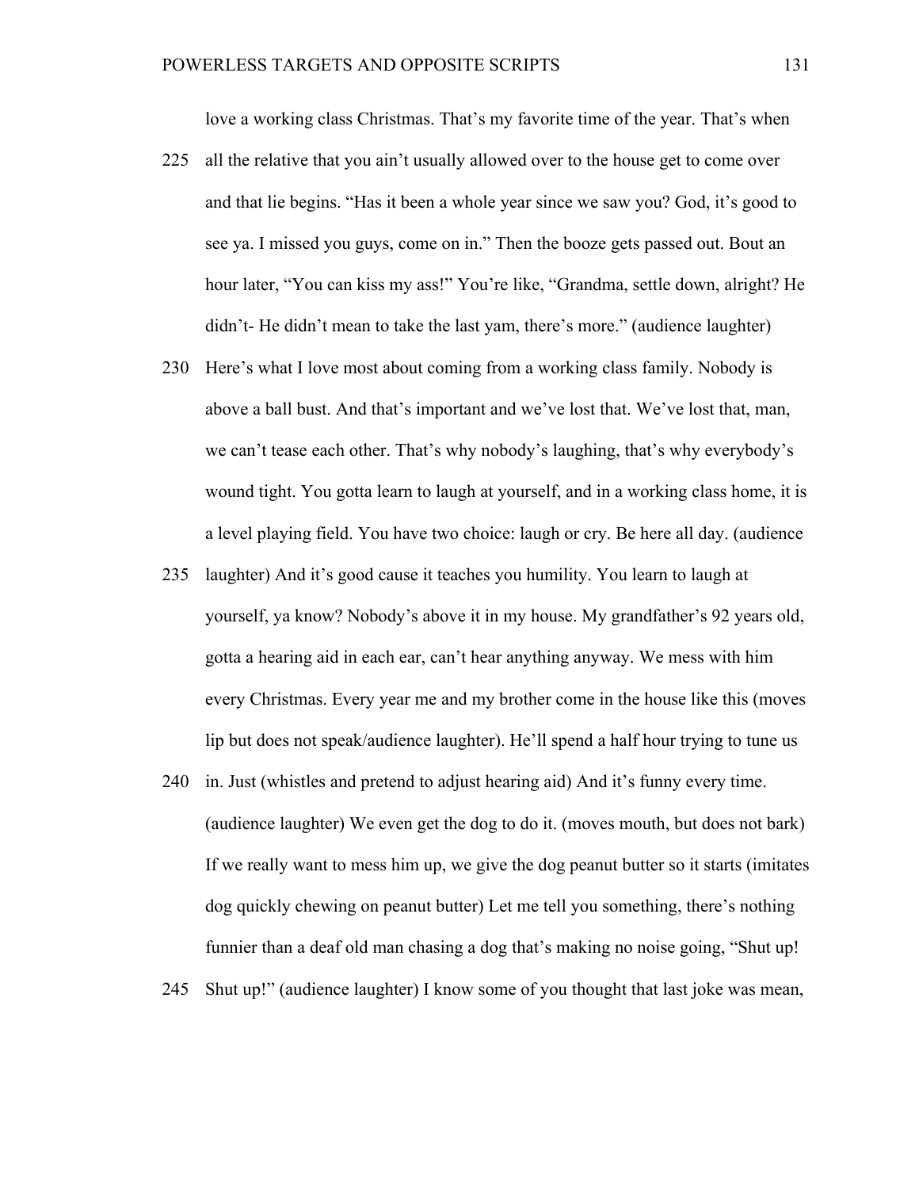love a working class Christmas. That's my favorite time of the year. That's when

225 all the relative that you ain't usually allowed over to the house get to come over and that lie begins. "Has it been a whole year since we saw you? God, it's good to see ya. I missed you guys, come on in." Then the booze gets passed out. Bout an hour later, "You can kiss my ass!" You're like, "Grandma, settle down, alright? He didn't- He didn't mean to take the last yam, there's more." (audience laughter)

230 Here's what I love most about coming from a working class family. Nobody is above a ball bust. And that's important and we've lost that. We've lost that, man, we can't tease each other. That's why nobody's laughing, that's why everybody's wound tight. You gotta learn to laugh at yourself, and in a working class home, it is a level playing field. You have two choice: laugh or cry. Be here all day. (audience

235 laughter) And it's good cause it teaches you humility. You learn to laugh at yourself, ya know? Nobody's above it in my house. My grandfather's 92 years old, gotta a hearing aid in each ear, can't hear anything anyway. We mess with him every Christmas. Every year me and my brother come in the house like this (moves lip but does not speak/audience laughter). He'll spend a half hour trying to tune us

240 in. Just (whistles and pretend to adjust hearing aid) And it's funny every time. (audience laughter) We even get the dog to do it. (moves mouth, but does not bark) If we really want to mess him up, we give the dog peanut butter so it starts (imitates dog quickly chewing on peanut butter) Let me tell you something, there's nothing funnier than a deaf old man chasing a dog that's making no noise going, "Shut up!

245 Shut up!" (audience laughter) I know some of you thought that last joke was mean,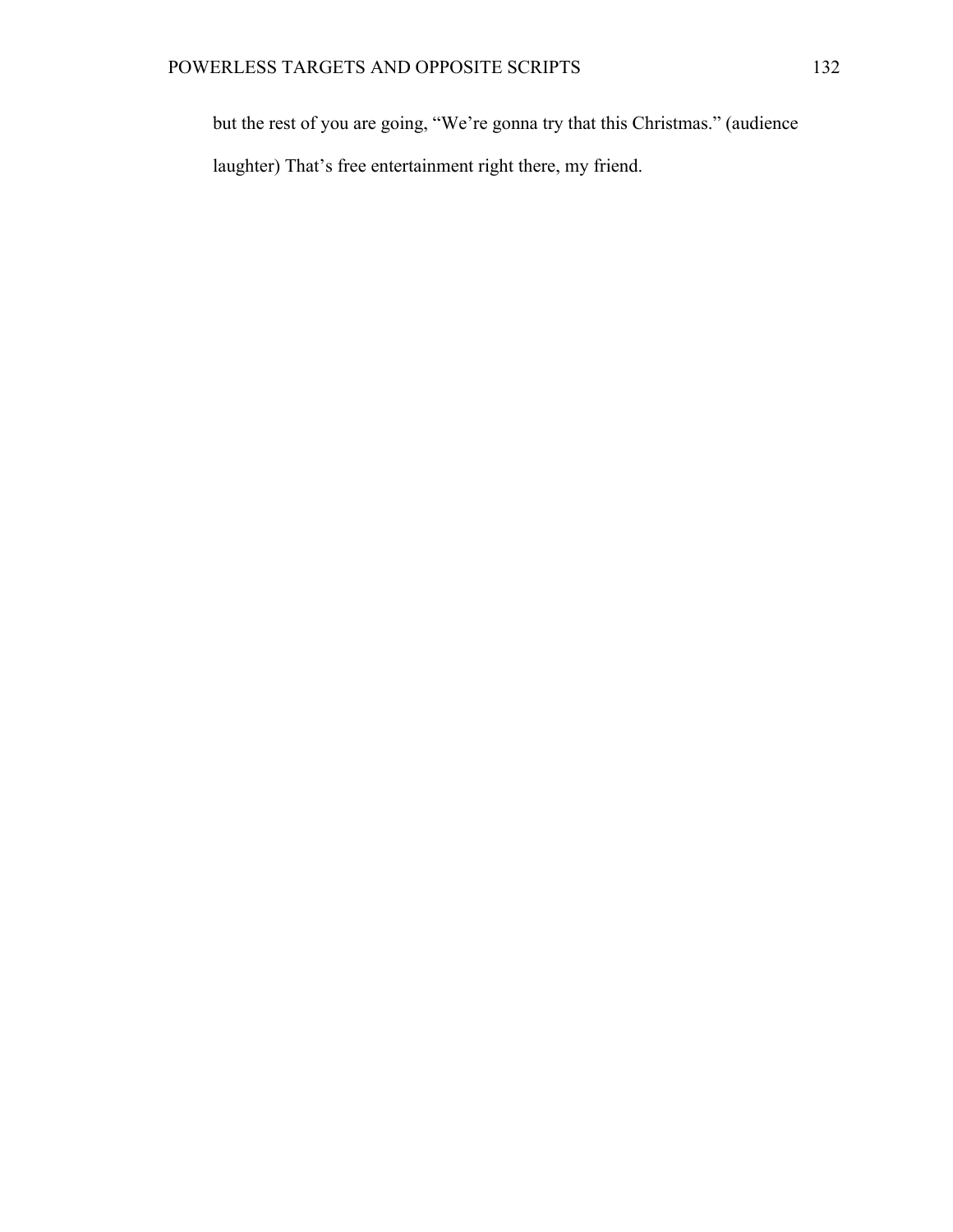but the rest of you are going, “We’re gonna try that this Christmas.” (audience laughter) That’s free entertainment right there, my friend.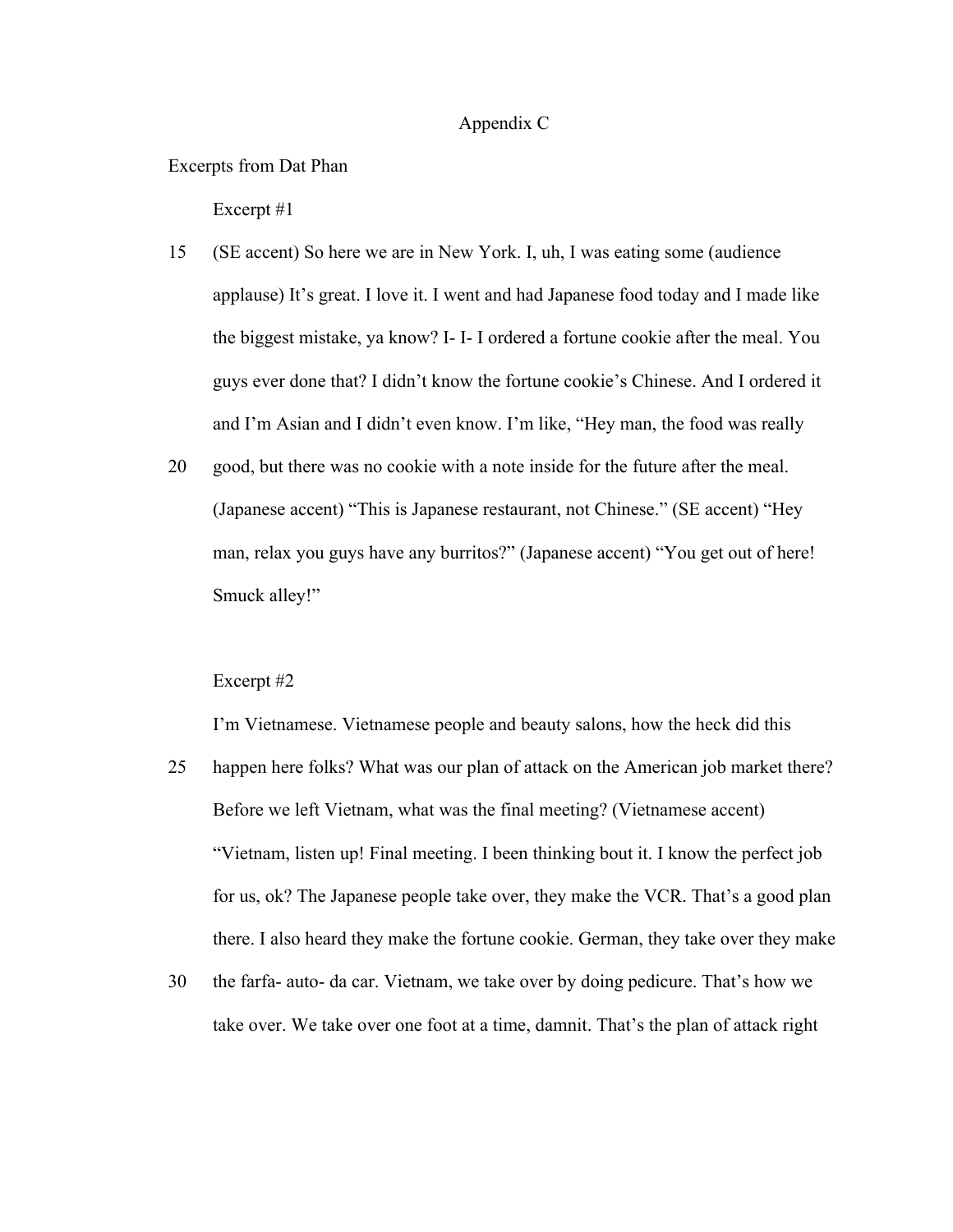Appendix C

Excerpts from Dat Phan

Excerpt #1

15 (SE accent) So here we are in New York. I, uh, I was eating some (audience applause) It's great. I love it. I went and had Japanese food today and I made like the biggest mistake, ya know? I- I- I ordered a fortune cookie after the meal. You guys ever done that? I didn't know the fortune cookie's Chinese. And I ordered it and I'm Asian and I didn't even know. I'm like, "Hey man, the food was really

20 good, but there was no cookie with a note inside for the future after the meal. (Japanese accent) "This is Japanese restaurant, not Chinese." (SE accent) "Hey man, relax you guys have any burritos?" (Japanese accent) "You get out of here! Smuck alley!"

Excerpt #2

I'm Vietnamese. Vietnamese people and beauty salons, how the heck did this

25 happen here folks? What was our plan of attack on the American job market there? Before we left Vietnam, what was the final meeting? (Vietnamese accent) "Vietnam, listen up! Final meeting. I been thinking bout it. I know the perfect job for us, ok? The Japanese people take over, they make the VCR. That's a good plan there. I also heard they make the fortune cookie. German, they take over they make

30 the farfa- auto- da car. Vietnam, we take over by doing pedicure. That's how we take over. We take over one foot at a time, damnit. That's the plan of attack right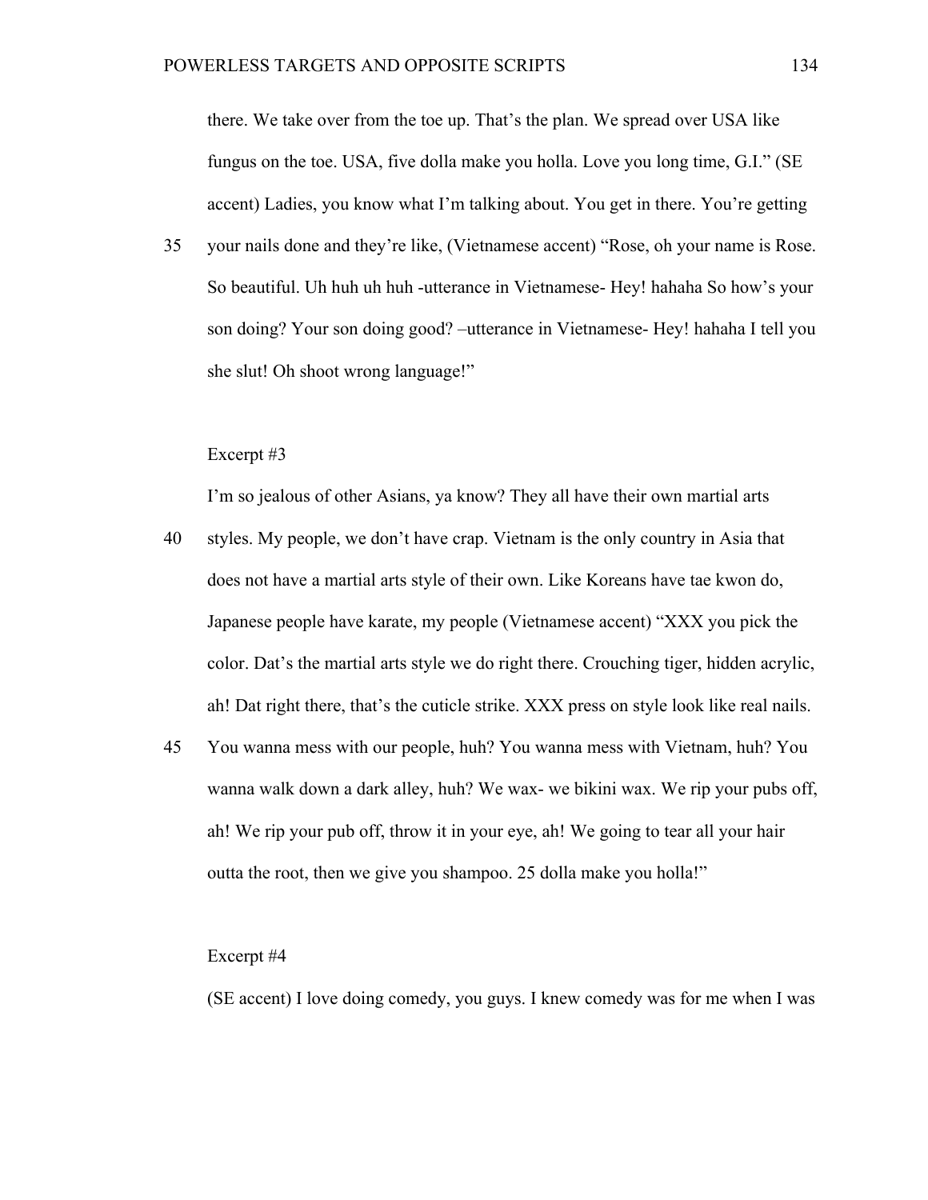there. We take over from the toe up. That's the plan. We spread over USA like fungus on the toe. USA, five dolla make you holla. Love you long time, G.I." (SE accent) Ladies, you know what I'm talking about. You get in there. You're getting your nails done and they're like, (Vietnamese accent) "Rose, oh your name is Rose. So beautiful. Uh huh uh huh -utterance in Vietnamese- Hey! hahaha So how's your son doing? Your son doing good? –utterance in Vietnamese- Hey! hahaha I tell you she slut! Oh shoot wrong language!"

Excerpt #3

I'm so jealous of other Asians, ya know? They all have their own martial arts styles. My people, we don't have crap. Vietnam is the only country in Asia that does not have a martial arts style of their own. Like Koreans have tae kwon do, Japanese people have karate, my people (Vietnamese accent) "XXX you pick the color. Dat's the martial arts style we do right there. Crouching tiger, hidden acrylic, ah! Dat right there, that's the cuticle strike. XXX press on style look like real nails. You wanna mess with our people, huh? You wanna mess with Vietnam, huh? You wanna walk down a dark alley, huh? We wax- we bikini wax. We rip your pubs off, ah! We rip your pub off, throw it in your eye, ah! We going to tear all your hair outta the root, then we give you shampoo. 25 dolla make you holla!"

Excerpt #4

(SE accent) I love doing comedy, you guys. I knew comedy was for me when I was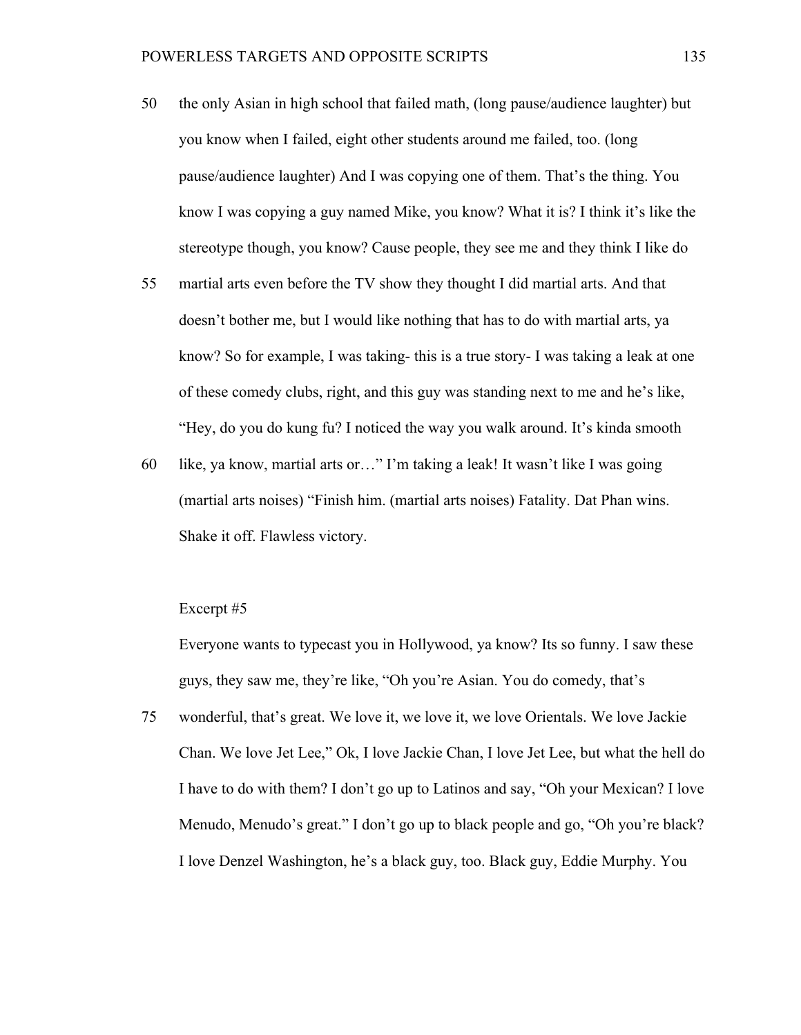50 the only Asian in high school that failed math, (long pause/audience laughter) but you know when I failed, eight other students around me failed, too. (long pause/audience laughter) And I was copying one of them. That's the thing. You know I was copying a guy named Mike, you know? What it is? I think it's like the stereotype though, you know? Cause people, they see me and they think I like do

55 martial arts even before the TV show they thought I did martial arts. And that doesn't bother me, but I would like nothing that has to do with martial arts, ya know? So for example, I was taking- this is a true story- I was taking a leak at one of these comedy clubs, right, and this guy was standing next to me and he's like, "Hey, do you do kung fu? I noticed the way you walk around. It's kinda smooth

60 like, ya know, martial arts or…" I'm taking a leak! It wasn't like I was going (martial arts noises) "Finish him. (martial arts noises) Fatality. Dat Phan wins. Shake it off. Flawless victory.

Excerpt #5

Everyone wants to typecast you in Hollywood, ya know? Its so funny. I saw these guys, they saw me, they're like, "Oh you're Asian. You do comedy, that's

75 wonderful, that's great. We love it, we love it, we love Orientals. We love Jackie Chan. We love Jet Lee," Ok, I love Jackie Chan, I love Jet Lee, but what the hell do I have to do with them? I don't go up to Latinos and say, "Oh your Mexican? I love Menudo, Menudo's great." I don't go up to black people and go, "Oh you're black? I love Denzel Washington, he's a black guy, too. Black guy, Eddie Murphy. You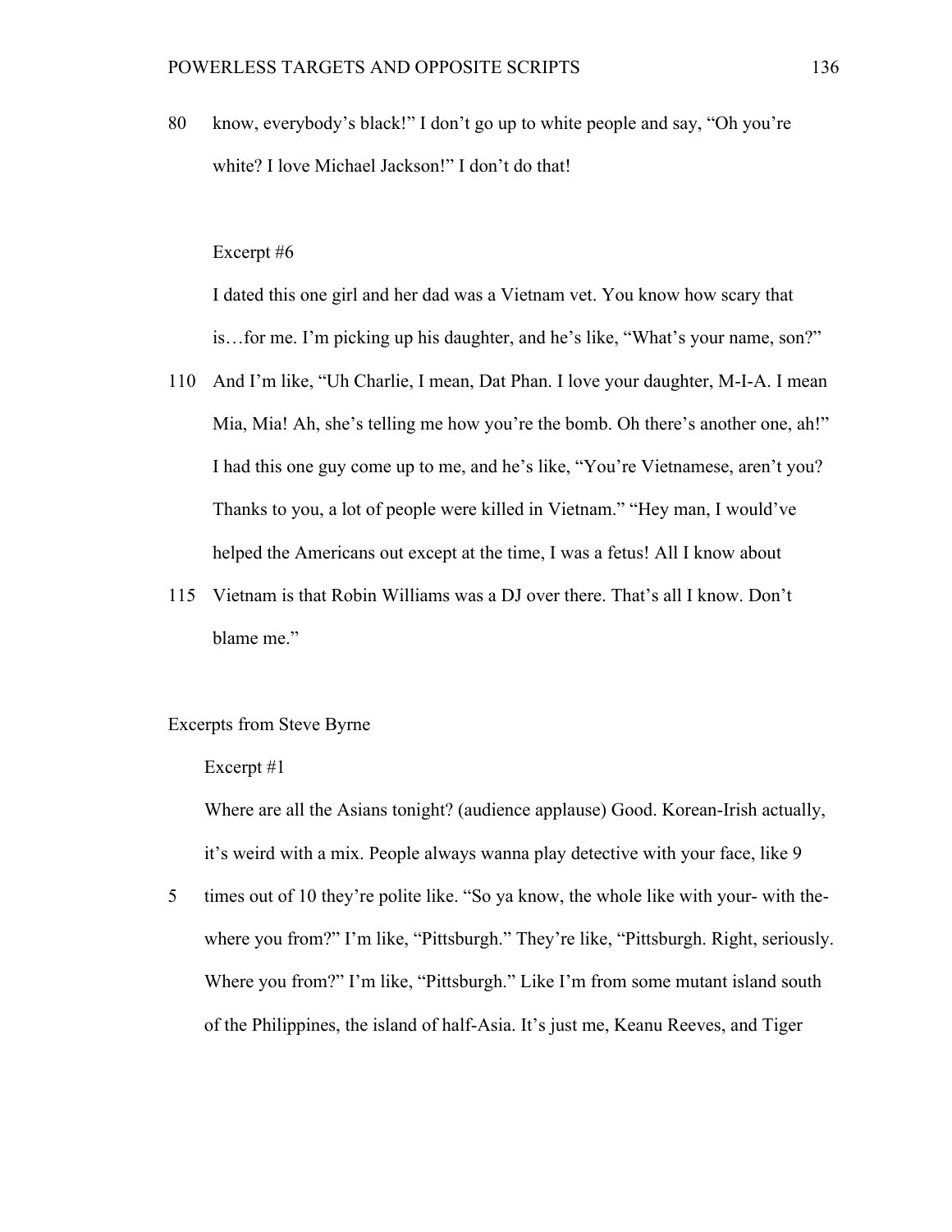80 know, everybody's black!" I don't go up to white people and say, "Oh you're white? I love Michael Jackson!" I don't do that!

Excerpt #6

I dated this one girl and her dad was a Vietnam vet. You know how scary that is…for me. I'm picking up his daughter, and he's like, "What's your name, son?"

110 And I'm like, "Uh Charlie, I mean, Dat Phan. I love your daughter, M-I-A. I mean Mia, Mia! Ah, she's telling me how you're the bomb. Oh there's another one, ah!" I had this one guy come up to me, and he's like, "You're Vietnamese, aren't you? Thanks to you, a lot of people were killed in Vietnam." "Hey man, I would've helped the Americans out except at the time, I was a fetus! All I know about

115 Vietnam is that Robin Williams was a DJ over there. That's all I know. Don't blame me."

Excerpts from Steve Byrne

Excerpt #1

Where are all the Asians tonight? (audience applause) Good. Korean-Irish actually, it's weird with a mix. People always wanna play detective with your face, like 9

5 times out of 10 they're polite like. "So ya know, the whole like with your- with the- where you from?" I'm like, "Pittsburgh." They're like, "Pittsburgh. Right, seriously. Where you from?" I'm like, "Pittsburgh." Like I'm from some mutant island south of the Philippines, the island of half-Asia. It's just me, Keanu Reeves, and Tiger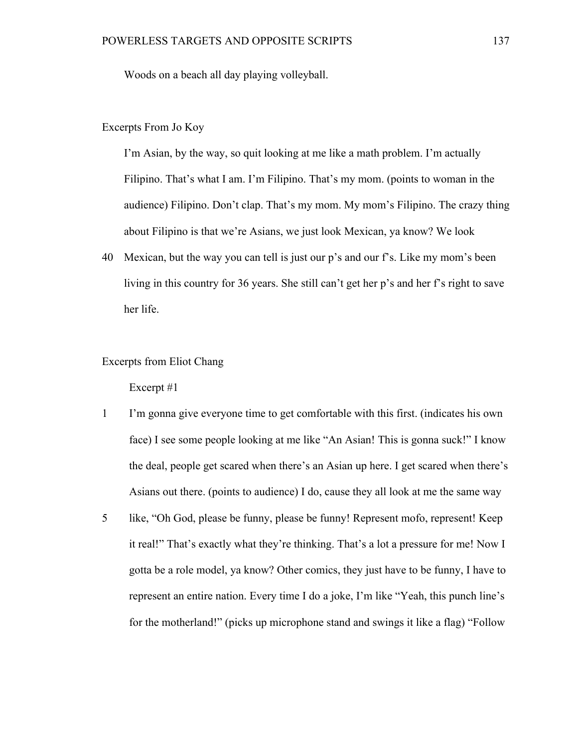Woods on a beach all day playing volleyball.

Excerpts From Jo Koy

I'm Asian, by the way, so quit looking at me like a math problem. I'm actually Filipino. That's what I am. I'm Filipino. That's my mom. (points to woman in the audience) Filipino. Don't clap. That's my mom. My mom's Filipino. The crazy thing about Filipino is that we're Asians, we just look Mexican, ya know? We look

40 Mexican, but the way you can tell is just our p's and our f's. Like my mom's been living in this country for 36 years. She still can't get her p's and her f's right to save her life.

Excerpts from Eliot Chang

Excerpt #1

1 I'm gonna give everyone time to get comfortable with this first. (indicates his own face) I see some people looking at me like "An Asian! This is gonna suck!" I know the deal, people get scared when there's an Asian up here. I get scared when there's Asians out there. (points to audience) I do, cause they all look at me the same way

5 like, "Oh God, please be funny, please be funny! Represent mofo, represent! Keep it real!" That's exactly what they're thinking. That's a lot a pressure for me! Now I gotta be a role model, ya know? Other comics, they just have to be funny, I have to represent an entire nation. Every time I do a joke, I'm like "Yeah, this punch line's for the motherland!" (picks up microphone stand and swings it like a flag) "Follow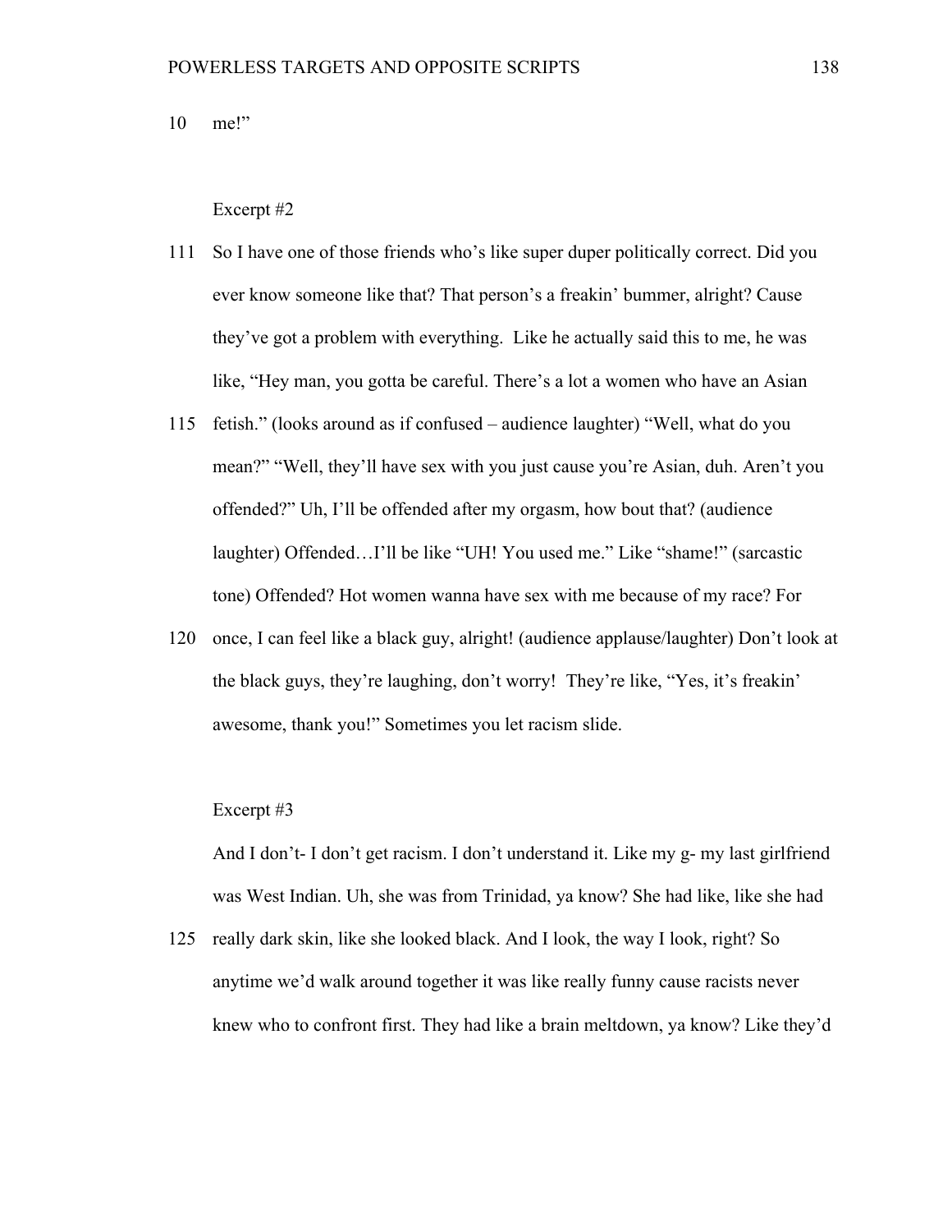10 me!"

Excerpt #2

111 So I have one of those friends who's like super duper politically correct. Did you ever know someone like that? That person's a freakin' bummer, alright? Cause they've got a problem with everything. Like he actually said this to me, he was like, "Hey man, you gotta be careful. There's a lot a women who have an Asian

115 fetish." (looks around as if confused – audience laughter) "Well, what do you mean?" "Well, they'll have sex with you just cause you're Asian, duh. Aren't you offended?" Uh, I'll be offended after my orgasm, how bout that? (audience laughter) Offended…I'll be like "UH! You used me." Like "shame!" (sarcastic tone) Offended? Hot women wanna have sex with me because of my race? For

120 once, I can feel like a black guy, alright! (audience applause/laughter) Don't look at the black guys, they're laughing, don't worry! They're like, "Yes, it's freakin' awesome, thank you!" Sometimes you let racism slide.

Excerpt #3

And I don't- I don't get racism. I don't understand it. Like my g- my last girlfriend was West Indian. Uh, she was from Trinidad, ya know? She had like, like she had

125 really dark skin, like she looked black. And I look, the way I look, right? So anytime we'd walk around together it was like really funny cause racists never knew who to confront first. They had like a brain meltdown, ya know? Like they'd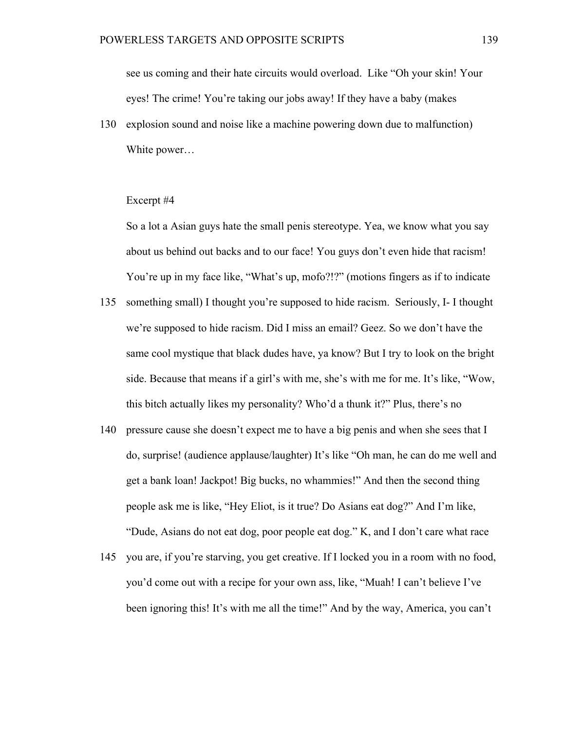see us coming and their hate circuits would overload. Like "Oh your skin! Your eyes! The crime! You're taking our jobs away! If they have a baby (makes

130 explosion sound and noise like a machine powering down due to malfunction) White power…

Excerpt #4

So a lot a Asian guys hate the small penis stereotype. Yea, we know what you say about us behind out backs and to our face! You guys don't even hide that racism! You're up in my face like, "What's up, mofo?!?" (motions fingers as if to indicate

135 something small) I thought you're supposed to hide racism. Seriously, I- I thought we're supposed to hide racism. Did I miss an email? Geez. So we don't have the same cool mystique that black dudes have, ya know? But I try to look on the bright side. Because that means if a girl's with me, she's with me for me. It's like, "Wow, this bitch actually likes my personality? Who'd a thunk it?" Plus, there's no

140 pressure cause she doesn't expect me to have a big penis and when she sees that I do, surprise! (audience applause/laughter) It's like "Oh man, he can do me well and get a bank loan! Jackpot! Big bucks, no whammies!" And then the second thing people ask me is like, "Hey Eliot, is it true? Do Asians eat dog?" And I'm like, "Dude, Asians do not eat dog, poor people eat dog." K, and I don't care what race

145 you are, if you're starving, you get creative. If I locked you in a room with no food, you'd come out with a recipe for your own ass, like, "Muah! I can't believe I've been ignoring this! It's with me all the time!" And by the way, America, you can't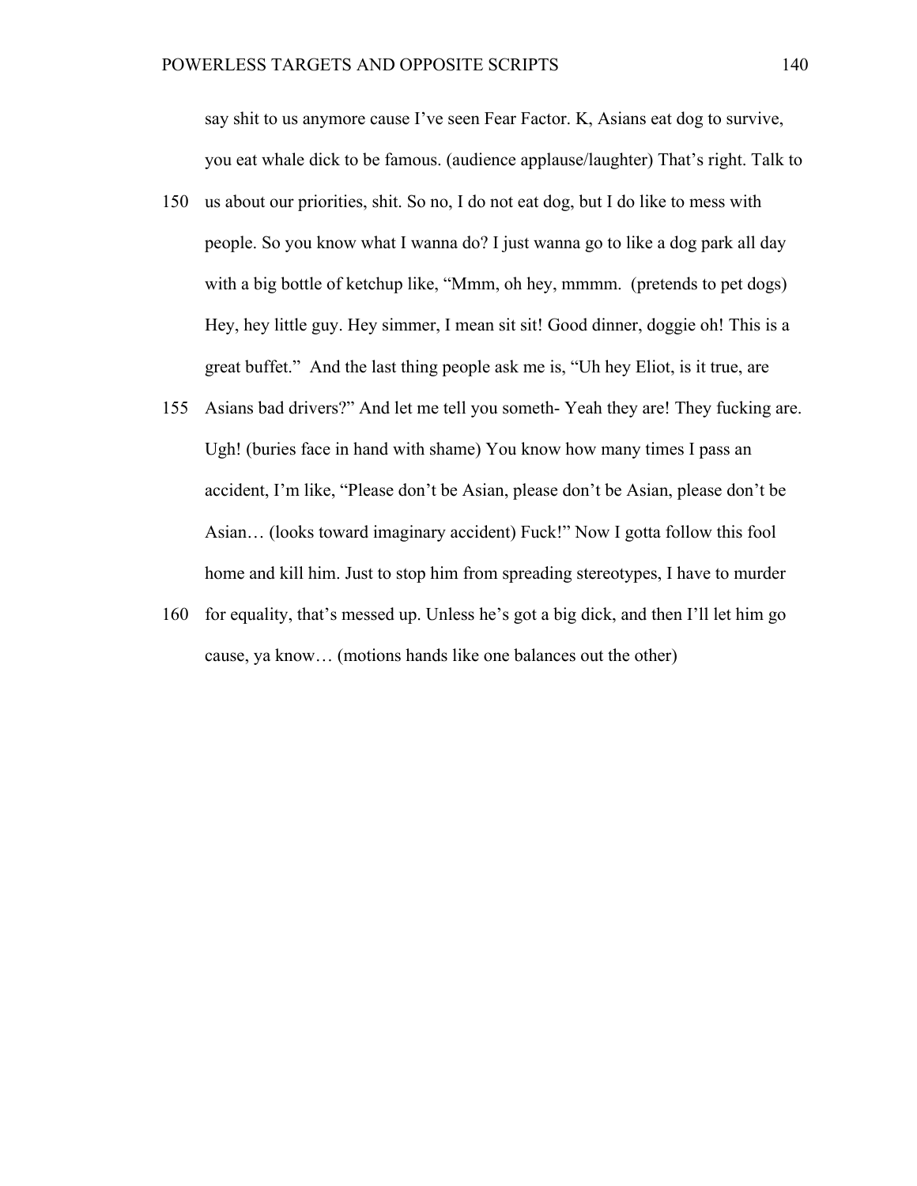say shit to us anymore cause I've seen Fear Factor. K, Asians eat dog to survive, you eat whale dick to be famous. (audience applause/laughter) That's right. Talk to

150 us about our priorities, shit. So no, I do not eat dog, but I do like to mess with people. So you know what I wanna do? I just wanna go to like a dog park all day with a big bottle of ketchup like, "Mmm, oh hey, mmmm. (pretends to pet dogs) Hey, hey little guy. Hey simmer, I mean sit sit! Good dinner, doggie oh! This is a great buffet." And the last thing people ask me is, "Uh hey Eliot, is it true, are

155 Asians bad drivers?" And let me tell you someth- Yeah they are! They fucking are. Ugh! (buries face in hand with shame) You know how many times I pass an accident, I'm like, "Please don't be Asian, please don't be Asian, please don't be Asian… (looks toward imaginary accident) Fuck!" Now I gotta follow this fool home and kill him. Just to stop him from spreading stereotypes, I have to murder

160 for equality, that's messed up. Unless he's got a big dick, and then I'll let him go cause, ya know… (motions hands like one balances out the other)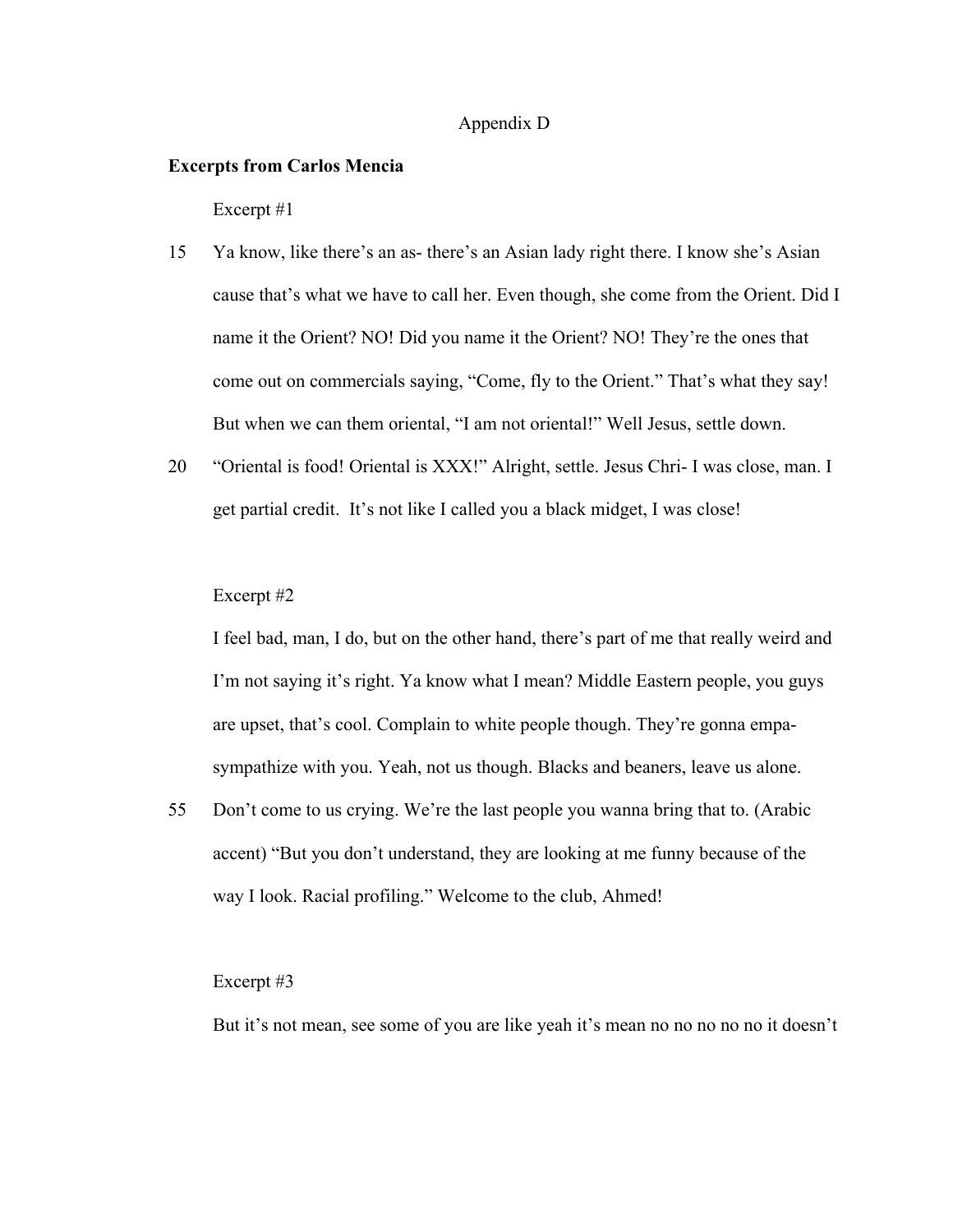Appendix D

**Excerpts from Carlos Mencia**

Excerpt #1

15 Ya know, like there's an as- there's an Asian lady right there. I know she's Asian cause that's what we have to call her. Even though, she come from the Orient. Did I name it the Orient? NO! Did you name it the Orient? NO! They're the ones that come out on commercials saying, "Come, fly to the Orient." That's what they say! But when we can them oriental, "I am not oriental!" Well Jesus, settle down.

20 "Oriental is food! Oriental is XXX!" Alright, settle. Jesus Chri- I was close, man. I get partial credit. It's not like I called you a black midget, I was close!

Excerpt #2

I feel bad, man, I do, but on the other hand, there's part of me that really weird and I'm not saying it's right. Ya know what I mean? Middle Eastern people, you guys are upset, that's cool. Complain to white people though. They're gonna empa- sympathize with you. Yeah, not us though. Blacks and beaners, leave us alone.

55 Don't come to us crying. We're the last people you wanna bring that to. (Arabic accent) "But you don't understand, they are looking at me funny because of the way I look. Racial profiling." Welcome to the club, Ahmed!

Excerpt #3

But it's not mean, see some of you are like yeah it's mean no no no no no it doesn't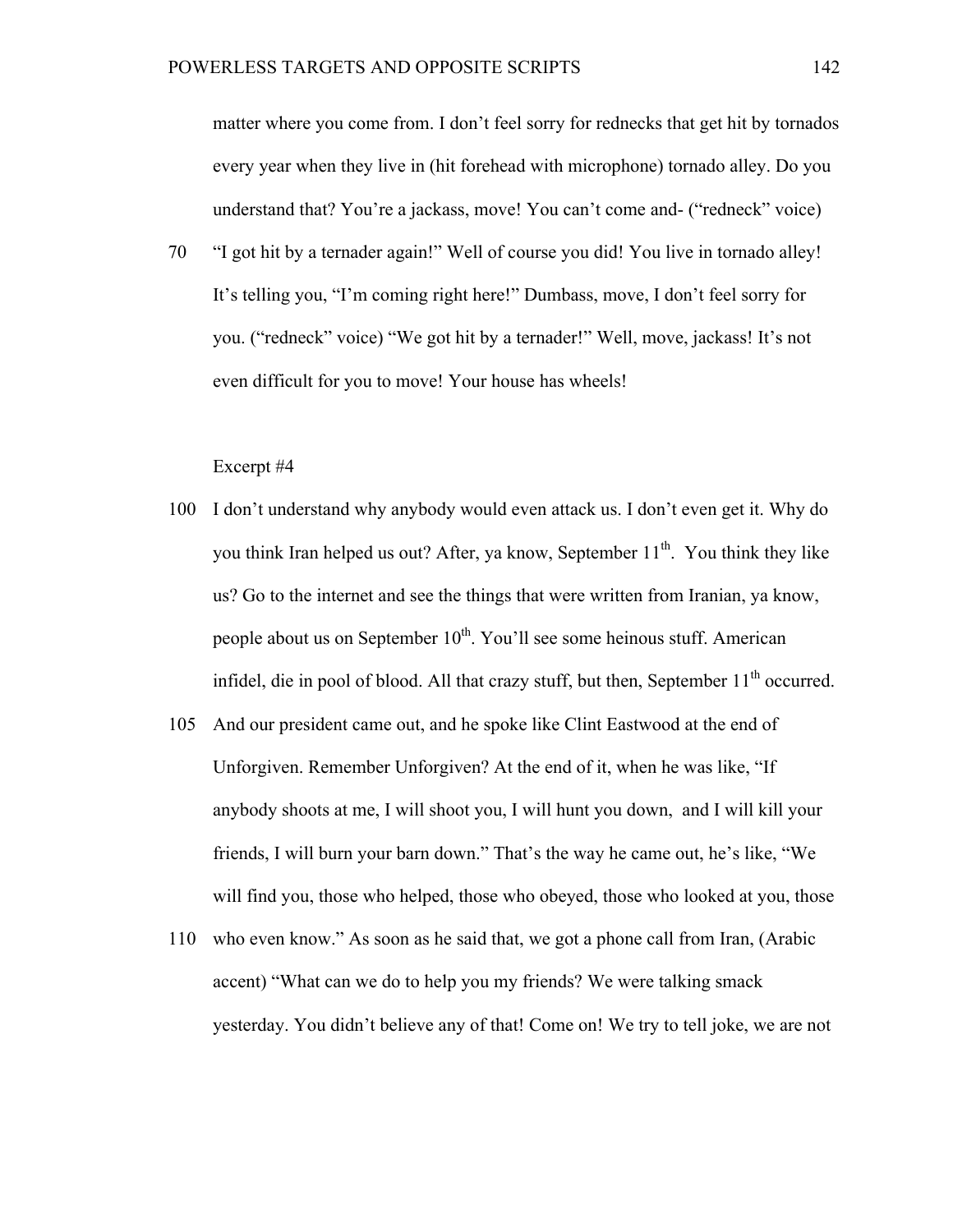matter where you come from. I don't feel sorry for rednecks that get hit by tornados every year when they live in (hit forehead with microphone) tornado alley. Do you understand that? You're a jackass, move! You can't come and- ("redneck" voice)

70 "I got hit by a ternader again!" Well of course you did! You live in tornado alley! It's telling you, "I'm coming right here!" Dumbass, move, I don't feel sorry for you. ("redneck" voice) "We got hit by a ternader!" Well, move, jackass! It's not even difficult for you to move! Your house has wheels!

Excerpt #4

100 I don't understand why anybody would even attack us. I don't even get it. Why do you think Iran helped us out? After, ya know, September 11th. You think they like us? Go to the internet and see the things that were written from Iranian, ya know, people about us on September 10th. You'll see some heinous stuff. American infidel, die in pool of blood. All that crazy stuff, but then, September 11th occurred.

105 And our president came out, and he spoke like Clint Eastwood at the end of Unforgiven. Remember Unforgiven? At the end of it, when he was like, "If anybody shoots at me, I will shoot you, I will hunt you down, and I will kill your friends, I will burn your barn down." That's the way he came out, he's like, "We will find you, those who helped, those who obeyed, those who looked at you, those

110 who even know." As soon as he said that, we got a phone call from Iran, (Arabic accent) "What can we do to help you my friends? We were talking smack yesterday. You didn't believe any of that! Come on! We try to tell joke, we are not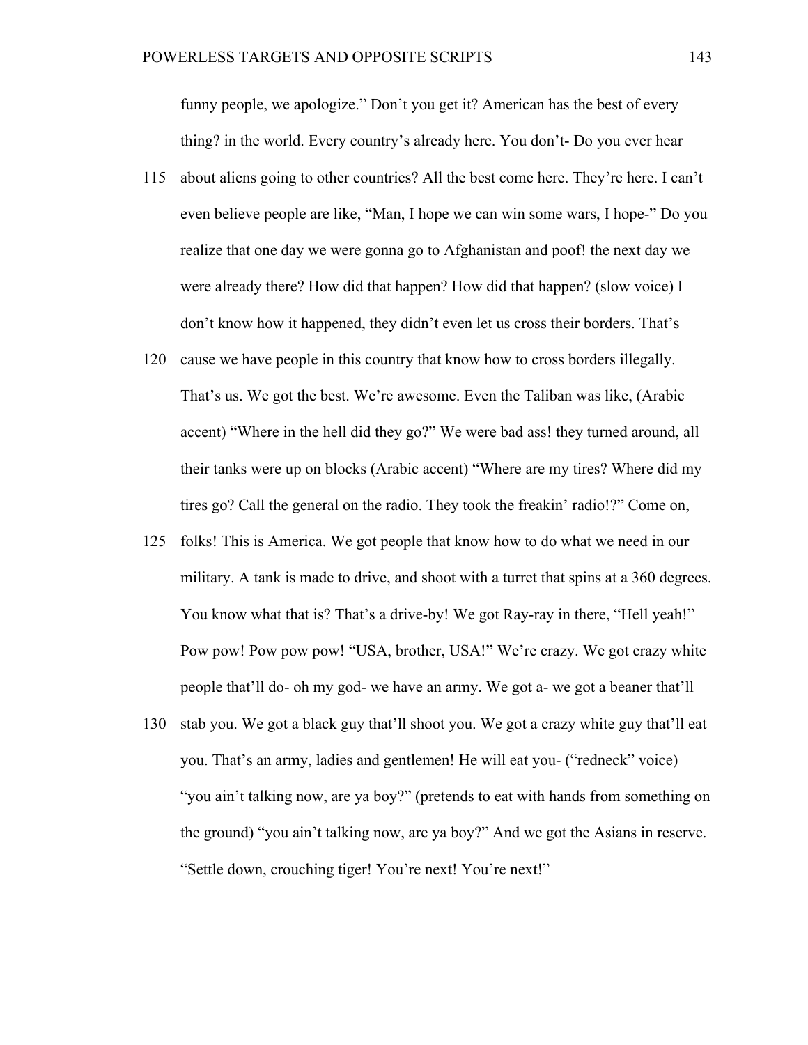funny people, we apologize." Don't you get it? American has the best of every thing? in the world. Every country's already here. You don't- Do you ever hear

115 about aliens going to other countries? All the best come here. They're here. I can't even believe people are like, "Man, I hope we can win some wars, I hope-" Do you realize that one day we were gonna go to Afghanistan and poof! the next day we were already there? How did that happen? How did that happen? (slow voice) I don't know how it happened, they didn't even let us cross their borders. That's

120 cause we have people in this country that know how to cross borders illegally. That's us. We got the best. We're awesome. Even the Taliban was like, (Arabic accent) "Where in the hell did they go?" We were bad ass! they turned around, all their tanks were up on blocks (Arabic accent) "Where are my tires? Where did my tires go? Call the general on the radio. They took the freakin' radio!?" Come on,

125 folks! This is America. We got people that know how to do what we need in our military. A tank is made to drive, and shoot with a turret that spins at a 360 degrees. You know what that is? That's a drive-by! We got Ray-ray in there, "Hell yeah!" Pow pow! Pow pow pow! "USA, brother, USA!" We're crazy. We got crazy white people that'll do- oh my god- we have an army. We got a- we got a beaner that'll

130 stab you. We got a black guy that'll shoot you. We got a crazy white guy that'll eat you. That's an army, ladies and gentlemen! He will eat you- ("redneck" voice) "you ain't talking now, are ya boy?" (pretends to eat with hands from something on the ground) "you ain't talking now, are ya boy?" And we got the Asians in reserve. "Settle down, crouching tiger! You're next! You're next!"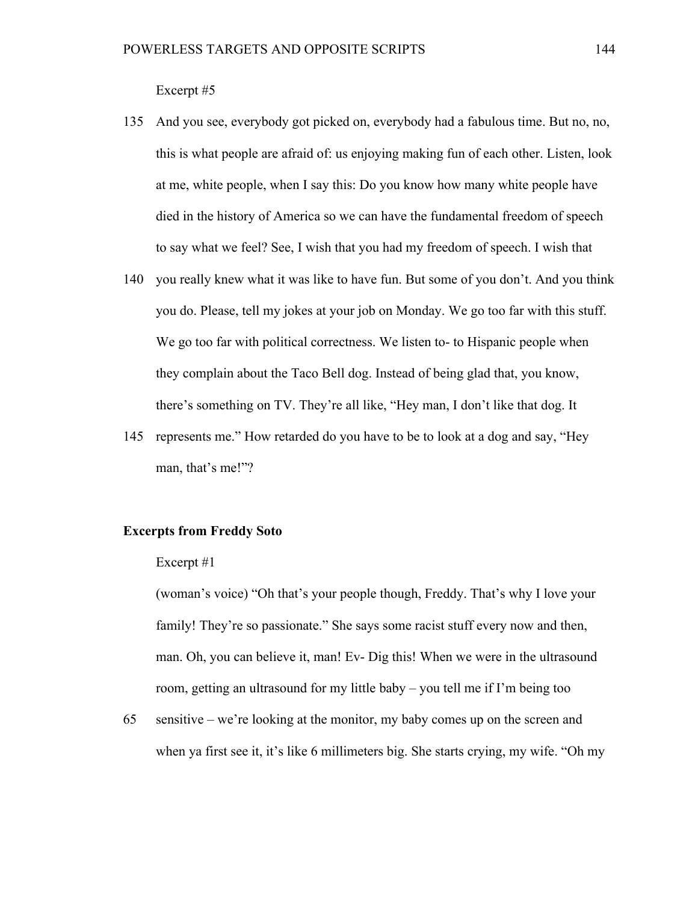Excerpt #5

135 And you see, everybody got picked on, everybody had a fabulous time. But no, no, this is what people are afraid of: us enjoying making fun of each other. Listen, look at me, white people, when I say this: Do you know how many white people have died in the history of America so we can have the fundamental freedom of speech to say what we feel? See, I wish that you had my freedom of speech. I wish that

140 you really knew what it was like to have fun. But some of you don't. And you think you do. Please, tell my jokes at your job on Monday. We go too far with this stuff. We go too far with political correctness. We listen to- to Hispanic people when they complain about the Taco Bell dog. Instead of being glad that, you know, there's something on TV. They're all like, "Hey man, I don't like that dog. It

145 represents me." How retarded do you have to be to look at a dog and say, "Hey man, that's me!"?

**Excerpts from Freddy Soto**

Excerpt #1

(woman's voice) "Oh that's your people though, Freddy. That's why I love your family! They're so passionate." She says some racist stuff every now and then, man. Oh, you can believe it, man! Ev- Dig this! When we were in the ultrasound room, getting an ultrasound for my little baby – you tell me if I'm being too

65 sensitive – we're looking at the monitor, my baby comes up on the screen and when ya first see it, it's like 6 millimeters big. She starts crying, my wife. "Oh my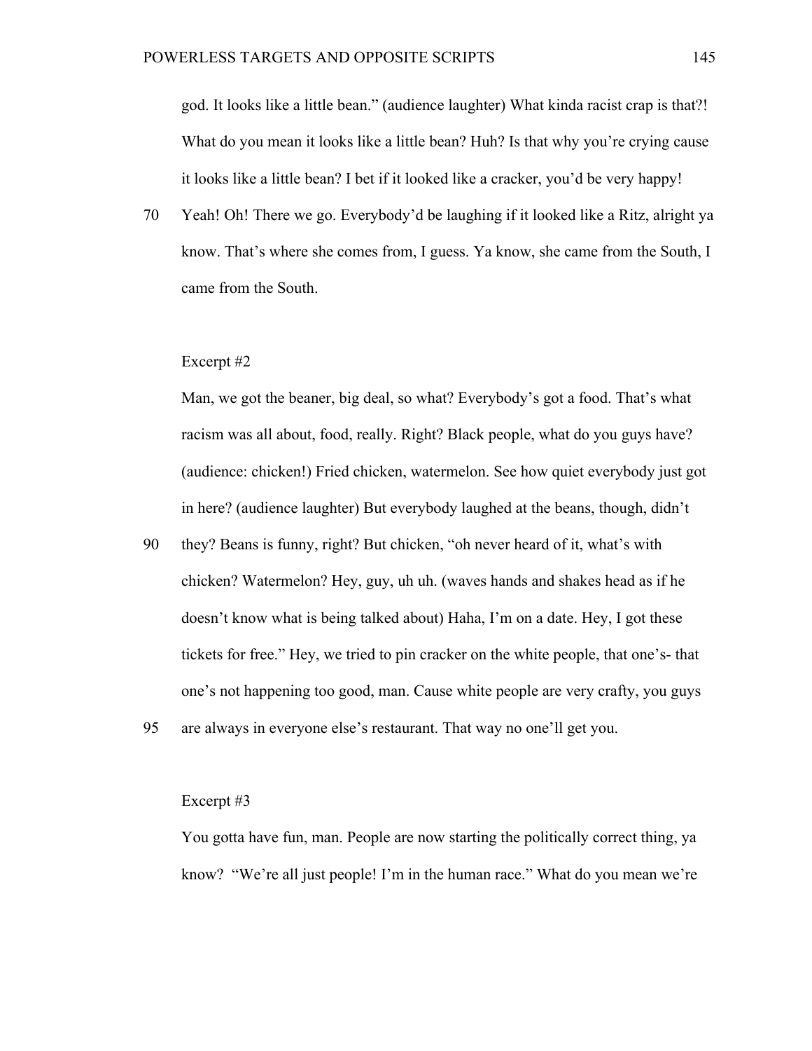god. It looks like a little bean." (audience laughter) What kinda racist crap is that?! What do you mean it looks like a little bean? Huh? Is that why you're crying cause it looks like a little bean? I bet if it looked like a cracker, you'd be very happy!

70 Yeah! Oh! There we go. Everybody'd be laughing if it looked like a Ritz, alright ya know. That's where she comes from, I guess. Ya know, she came from the South, I came from the South.

Excerpt #2

Man, we got the beaner, big deal, so what? Everybody's got a food. That's what racism was all about, food, really. Right? Black people, what do you guys have? (audience: chicken!) Fried chicken, watermelon. See how quiet everybody just got in here? (audience laughter) But everybody laughed at the beans, though, didn't

90 they? Beans is funny, right? But chicken, "oh never heard of it, what's with chicken? Watermelon? Hey, guy, uh uh. (waves hands and shakes head as if he doesn't know what is being talked about) Haha, I'm on a date. Hey, I got these tickets for free." Hey, we tried to pin cracker on the white people, that one's- that one's not happening too good, man. Cause white people are very crafty, you guys

95 are always in everyone else's restaurant. That way no one'll get you.

Excerpt #3

You gotta have fun, man. People are now starting the politically correct thing, ya know? "We're all just people! I'm in the human race." What do you mean we're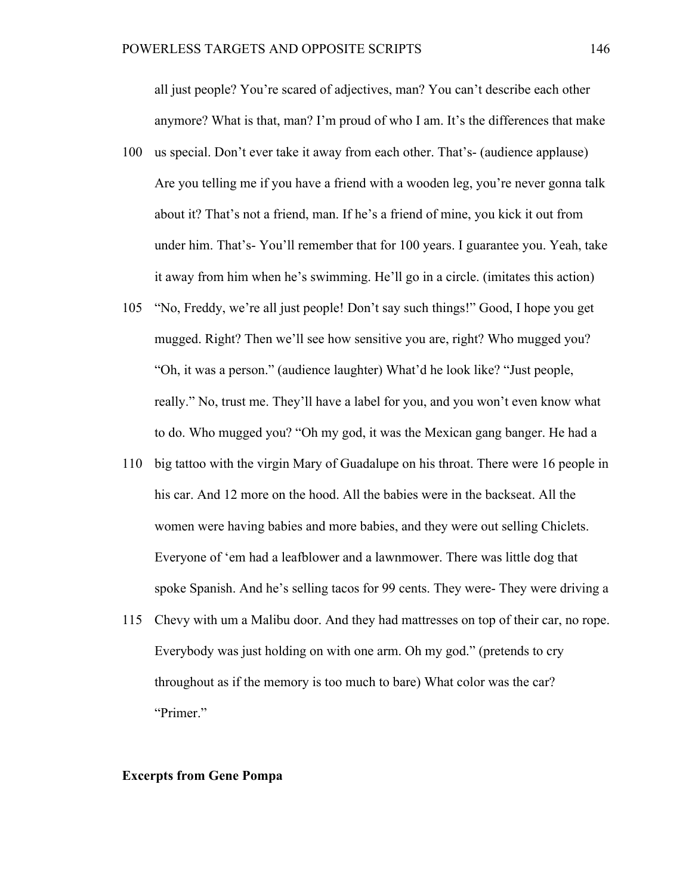all just people? You're scared of adjectives, man? You can't describe each other anymore? What is that, man? I'm proud of who I am. It's the differences that make

100 us special. Don't ever take it away from each other. That's- (audience applause) Are you telling me if you have a friend with a wooden leg, you're never gonna talk about it? That's not a friend, man. If he's a friend of mine, you kick it out from under him. That's- You'll remember that for 100 years. I guarantee you. Yeah, take it away from him when he's swimming. He'll go in a circle. (imitates this action)

105 "No, Freddy, we're all just people! Don't say such things!" Good, I hope you get mugged. Right? Then we'll see how sensitive you are, right? Who mugged you? "Oh, it was a person." (audience laughter) What'd he look like? "Just people, really." No, trust me. They'll have a label for you, and you won't even know what to do. Who mugged you? "Oh my god, it was the Mexican gang banger. He had a

110 big tattoo with the virgin Mary of Guadalupe on his throat. There were 16 people in his car. And 12 more on the hood. All the babies were in the backseat. All the women were having babies and more babies, and they were out selling Chiclets. Everyone of 'em had a leafblower and a lawnmower. There was little dog that spoke Spanish. And he's selling tacos for 99 cents. They were- They were driving a

115 Chevy with um a Malibu door. And they had mattresses on top of their car, no rope. Everybody was just holding on with one arm. Oh my god." (pretends to cry throughout as if the memory is too much to bare) What color was the car? "Primer."

**Excerpts from Gene Pompa**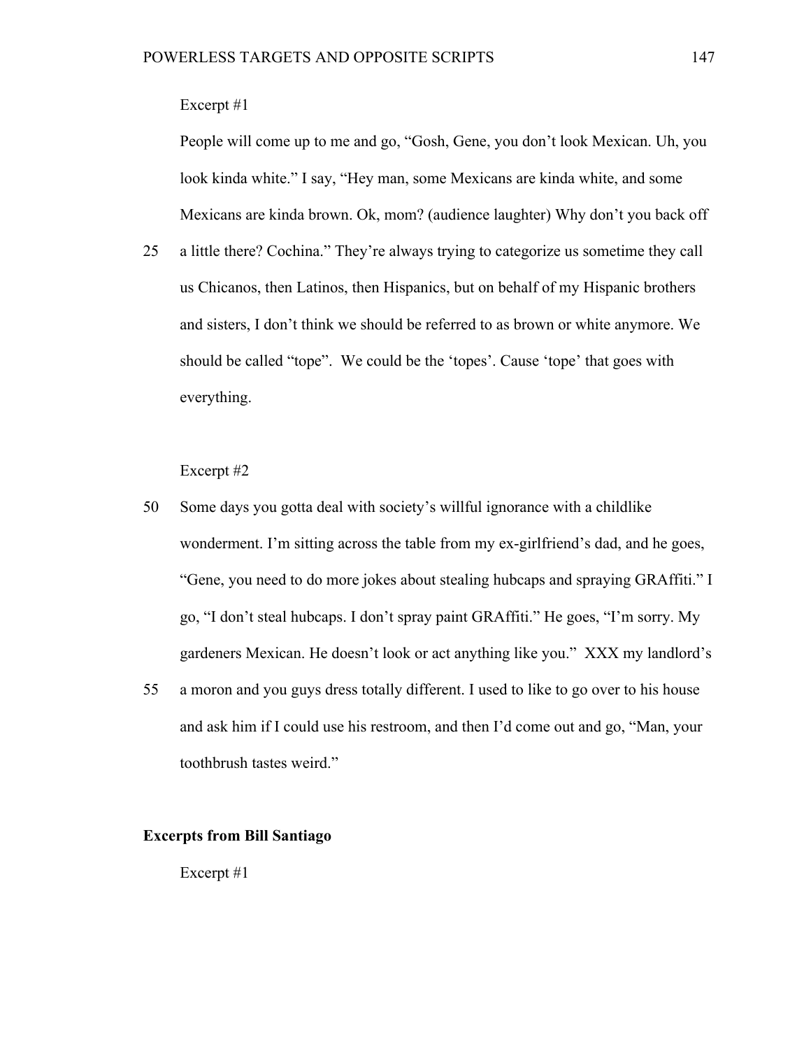Excerpt #1

People will come up to me and go, "Gosh, Gene, you don't look Mexican. Uh, you look kinda white." I say, "Hey man, some Mexicans are kinda white, and some Mexicans are kinda brown. Ok, mom? (audience laughter) Why don't you back off

25 a little there? Cochina." They're always trying to categorize us sometime they call us Chicanos, then Latinos, then Hispanics, but on behalf of my Hispanic brothers and sisters, I don't think we should be referred to as brown or white anymore. We should be called "tope". We could be the 'topes'. Cause 'tope' that goes with everything.

Excerpt #2

50 Some days you gotta deal with society's willful ignorance with a childlike wonderment. I'm sitting across the table from my ex-girlfriend's dad, and he goes, "Gene, you need to do more jokes about stealing hubcaps and spraying GRAffiti." I go, "I don't steal hubcaps. I don't spray paint GRAffiti." He goes, "I'm sorry. My gardeners Mexican. He doesn't look or act anything like you." XXX my landlord's

55 a moron and you guys dress totally different. I used to like to go over to his house and ask him if I could use his restroom, and then I'd come out and go, "Man, your toothbrush tastes weird."

**Excerpts from Bill Santiago**

Excerpt #1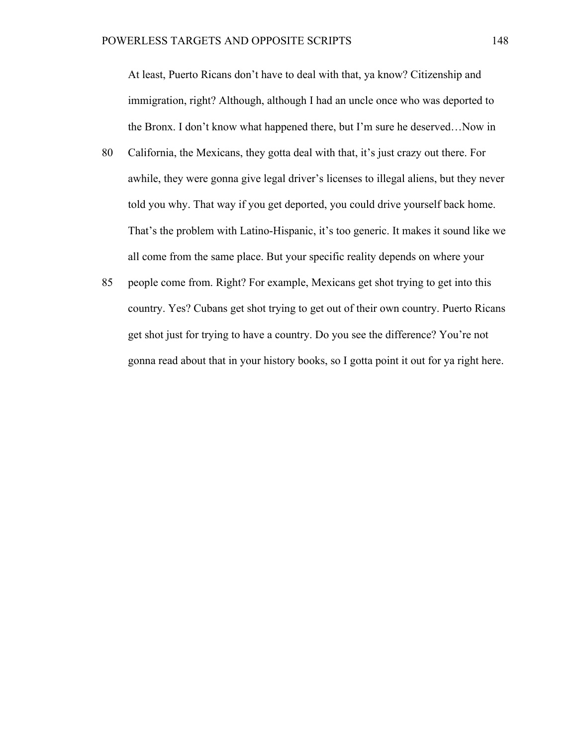At least, Puerto Ricans don't have to deal with that, ya know? Citizenship and immigration, right? Although, although I had an uncle once who was deported to the Bronx. I don't know what happened there, but I'm sure he deserved…Now in

80 California, the Mexicans, they gotta deal with that, it's just crazy out there. For awhile, they were gonna give legal driver's licenses to illegal aliens, but they never told you why. That way if you get deported, you could drive yourself back home. That's the problem with Latino-Hispanic, it's too generic. It makes it sound like we all come from the same place. But your specific reality depends on where your

85 people come from. Right? For example, Mexicans get shot trying to get into this country. Yes? Cubans get shot trying to get out of their own country. Puerto Ricans get shot just for trying to have a country. Do you see the difference? You're not gonna read about that in your history books, so I gotta point it out for ya right here.